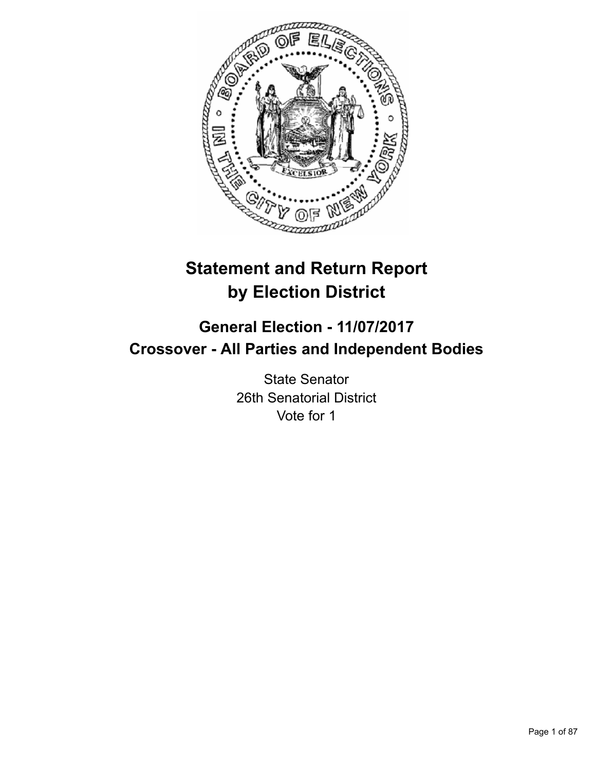# Statement and Return Report by Election District

## General Election - 11/07/2017
## Crossover - All Parties and Independent Bodies

State Senator
26th Senatorial District
Vote for 1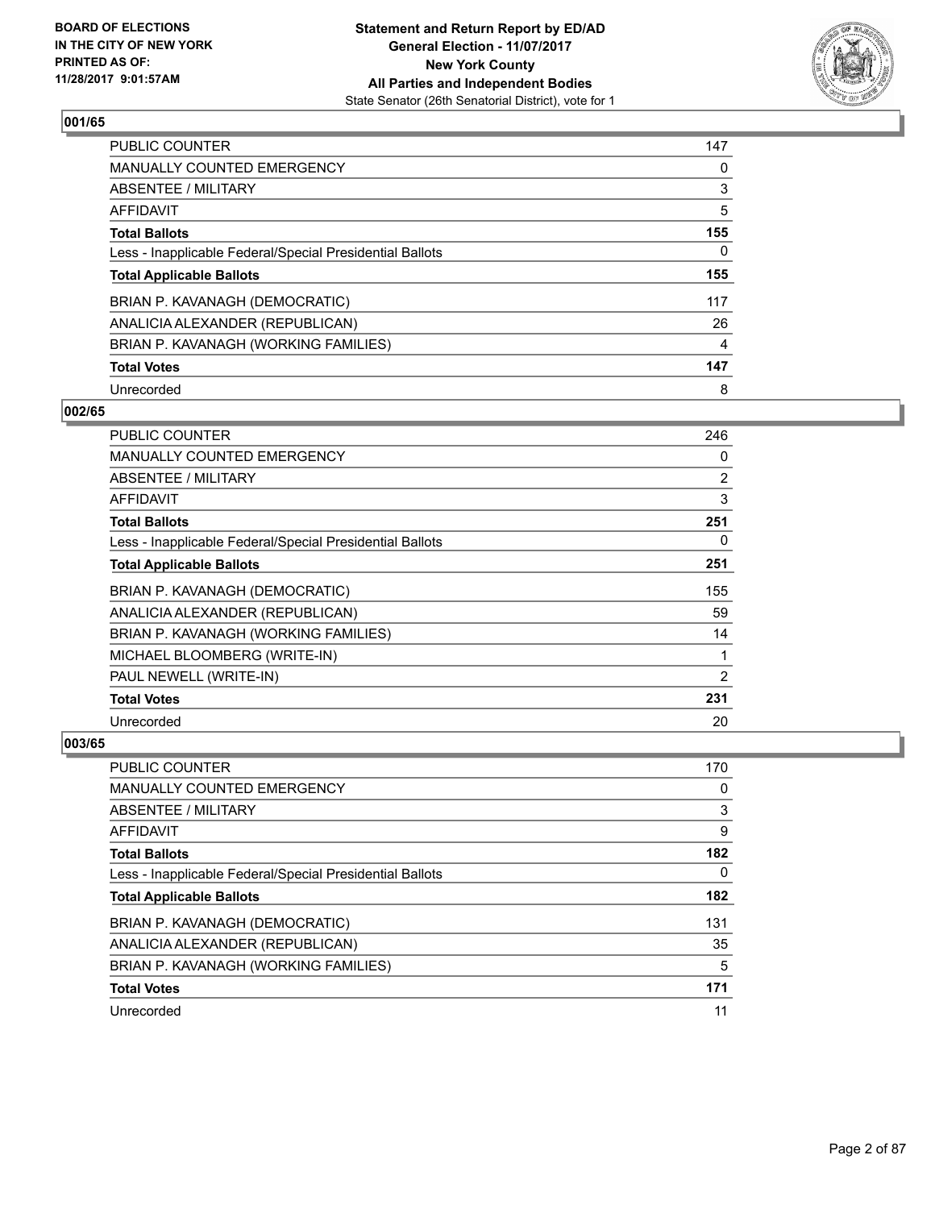## 001/65

| | |
|---|---|
| PUBLIC COUNTER | 147 |
| MANUALLY COUNTED EMERGENCY | 0 |
| ABSENTEE / MILITARY | 3 |
| AFFIDAVIT | 5 |
| **Total Ballots** | **155** |
| Less - Inapplicable Federal/Special Presidential Ballots | 0 |
| **Total Applicable Ballots** | **155** |
| BRIAN P. KAVANAGH (DEMOCRATIC) | 117 |
| ANALICIA ALEXANDER (REPUBLICAN) | 26 |
| BRIAN P. KAVANAGH (WORKING FAMILIES) | 4 |
| **Total Votes** | **147** |
| Unrecorded | 8 |

## 002/65

| | |
|---|---|
| PUBLIC COUNTER | 246 |
| MANUALLY COUNTED EMERGENCY | 0 |
| ABSENTEE / MILITARY | 2 |
| AFFIDAVIT | 3 |
| **Total Ballots** | **251** |
| Less - Inapplicable Federal/Special Presidential Ballots | 0 |
| **Total Applicable Ballots** | **251** |
| BRIAN P. KAVANAGH (DEMOCRATIC) | 155 |
| ANALICIA ALEXANDER (REPUBLICAN) | 59 |
| BRIAN P. KAVANAGH (WORKING FAMILIES) | 14 |
| MICHAEL BLOOMBERG (WRITE-IN) | 1 |
| PAUL NEWELL (WRITE-IN) | 2 |
| **Total Votes** | **231** |
| Unrecorded | 20 |

## 003/65

| | |
|---|---|
| PUBLIC COUNTER | 170 |
| MANUALLY COUNTED EMERGENCY | 0 |
| ABSENTEE / MILITARY | 3 |
| AFFIDAVIT | 9 |
| **Total Ballots** | **182** |
| Less - Inapplicable Federal/Special Presidential Ballots | 0 |
| **Total Applicable Ballots** | **182** |
| BRIAN P. KAVANAGH (DEMOCRATIC) | 131 |
| ANALICIA ALEXANDER (REPUBLICAN) | 35 |
| BRIAN P. KAVANAGH (WORKING FAMILIES) | 5 |
| **Total Votes** | **171** |
| Unrecorded | 11 |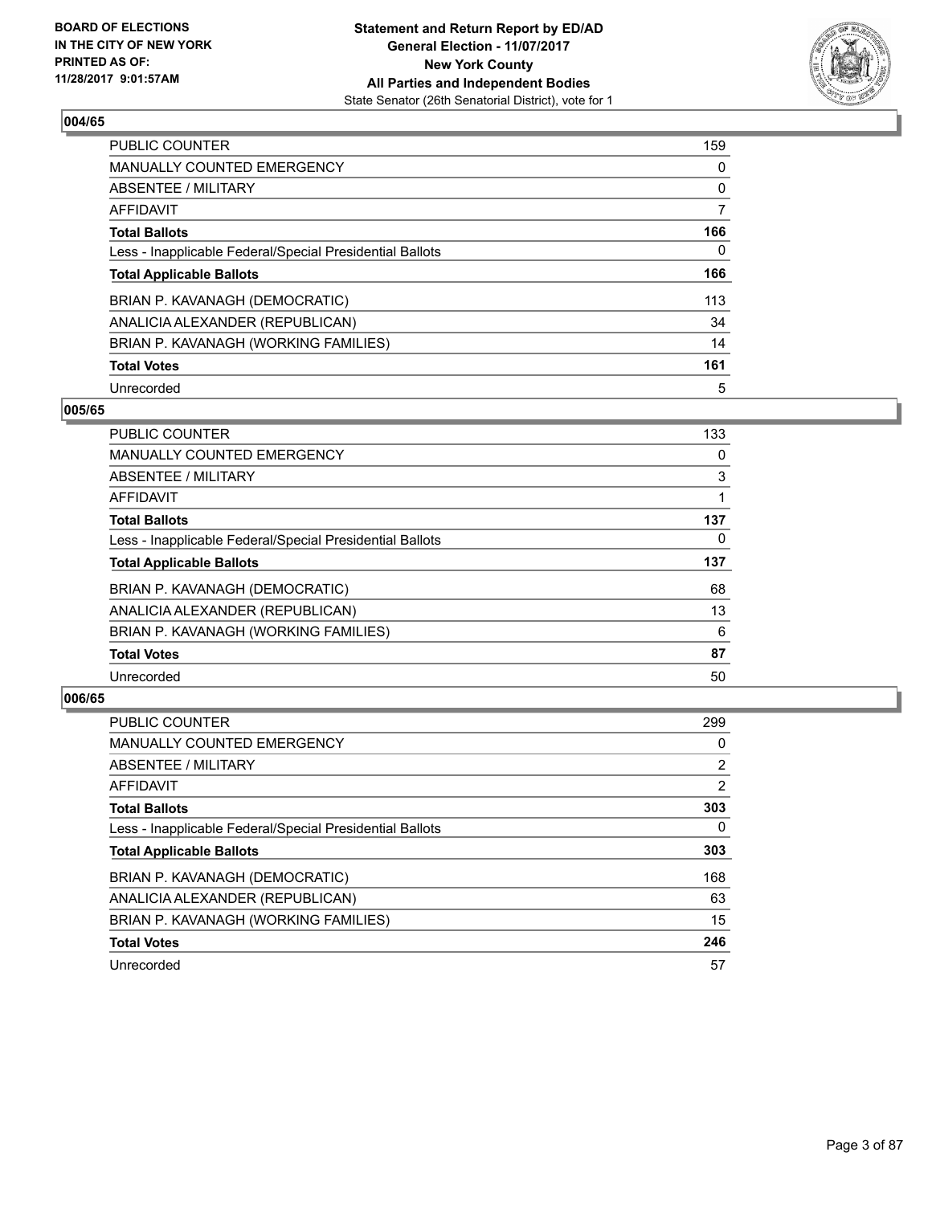**Statement and Return Report by ED/AD**
**General Election - 11/07/2017**
**New York County**
**All Parties and Independent Bodies**
State Senator (26th Senatorial District), vote for 1

BOARD OF ELECTIONS IN THE CITY OF NEW YORK PRINTED AS OF: 11/28/2017 9:01:57AM

### 004/65

| | |
|---|---|
| PUBLIC COUNTER | 159 |
| MANUALLY COUNTED EMERGENCY | 0 |
| ABSENTEE / MILITARY | 0 |
| AFFIDAVIT | 7 |
| **Total Ballots** | **166** |
| Less - Inapplicable Federal/Special Presidential Ballots | 0 |
| **Total Applicable Ballots** | **166** |
| BRIAN P. KAVANAGH (DEMOCRATIC) | 113 |
| ANALICIA ALEXANDER (REPUBLICAN) | 34 |
| BRIAN P. KAVANAGH (WORKING FAMILIES) | 14 |
| **Total Votes** | **161** |
| Unrecorded | 5 |

### 005/65

| | |
|---|---|
| PUBLIC COUNTER | 133 |
| MANUALLY COUNTED EMERGENCY | 0 |
| ABSENTEE / MILITARY | 3 |
| AFFIDAVIT | 1 |
| **Total Ballots** | **137** |
| Less - Inapplicable Federal/Special Presidential Ballots | 0 |
| **Total Applicable Ballots** | **137** |
| BRIAN P. KAVANAGH (DEMOCRATIC) | 68 |
| ANALICIA ALEXANDER (REPUBLICAN) | 13 |
| BRIAN P. KAVANAGH (WORKING FAMILIES) | 6 |
| **Total Votes** | **87** |
| Unrecorded | 50 |

### 006/65

| | |
|---|---|
| PUBLIC COUNTER | 299 |
| MANUALLY COUNTED EMERGENCY | 0 |
| ABSENTEE / MILITARY | 2 |
| AFFIDAVIT | 2 |
| **Total Ballots** | **303** |
| Less - Inapplicable Federal/Special Presidential Ballots | 0 |
| **Total Applicable Ballots** | **303** |
| BRIAN P. KAVANAGH (DEMOCRATIC) | 168 |
| ANALICIA ALEXANDER (REPUBLICAN) | 63 |
| BRIAN P. KAVANAGH (WORKING FAMILIES) | 15 |
| **Total Votes** | **246** |
| Unrecorded | 57 |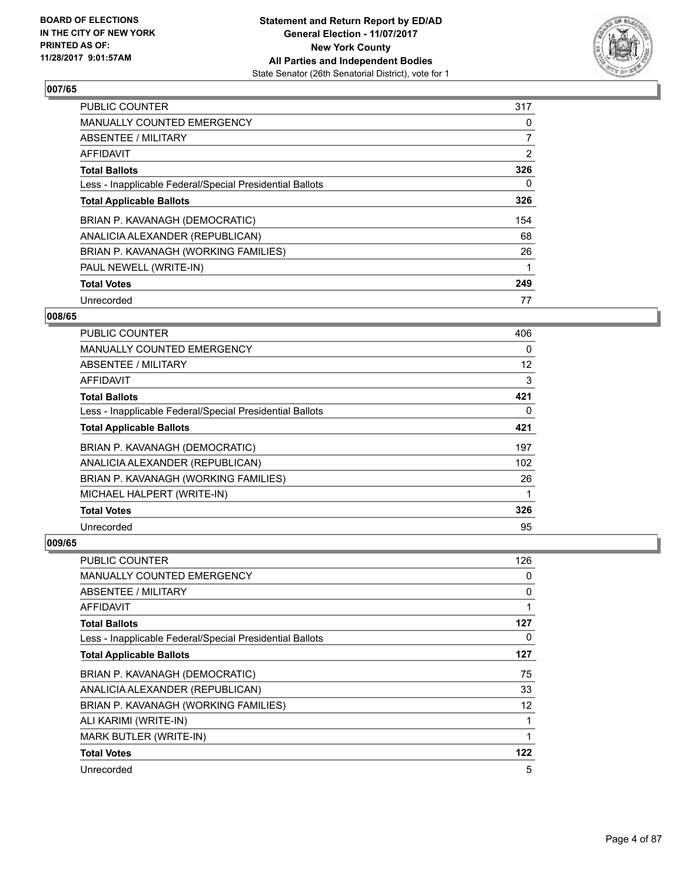**BOARD OF ELECTIONS IN THE CITY OF NEW YORK PRINTED AS OF: 11/28/2017 9:01:57AM**

**Statement and Return Report by ED/AD General Election - 11/07/2017 New York County All Parties and Independent Bodies**
State Senator (26th Senatorial District), vote for 1

### 007/65

| | |
|---|---|
| PUBLIC COUNTER | 317 |
| MANUALLY COUNTED EMERGENCY | 0 |
| ABSENTEE / MILITARY | 7 |
| AFFIDAVIT | 2 |
| **Total Ballots** | **326** |
| Less - Inapplicable Federal/Special Presidential Ballots | 0 |
| **Total Applicable Ballots** | **326** |
| BRIAN P. KAVANAGH (DEMOCRATIC) | 154 |
| ANALICIA ALEXANDER (REPUBLICAN) | 68 |
| BRIAN P. KAVANAGH (WORKING FAMILIES) | 26 |
| PAUL NEWELL (WRITE-IN) | 1 |
| **Total Votes** | **249** |
| Unrecorded | 77 |

### 008/65

| | |
|---|---|
| PUBLIC COUNTER | 406 |
| MANUALLY COUNTED EMERGENCY | 0 |
| ABSENTEE / MILITARY | 12 |
| AFFIDAVIT | 3 |
| **Total Ballots** | **421** |
| Less - Inapplicable Federal/Special Presidential Ballots | 0 |
| **Total Applicable Ballots** | **421** |
| BRIAN P. KAVANAGH (DEMOCRATIC) | 197 |
| ANALICIA ALEXANDER (REPUBLICAN) | 102 |
| BRIAN P. KAVANAGH (WORKING FAMILIES) | 26 |
| MICHAEL HALPERT (WRITE-IN) | 1 |
| **Total Votes** | **326** |
| Unrecorded | 95 |

### 009/65

| | |
|---|---|
| PUBLIC COUNTER | 126 |
| MANUALLY COUNTED EMERGENCY | 0 |
| ABSENTEE / MILITARY | 0 |
| AFFIDAVIT | 1 |
| **Total Ballots** | **127** |
| Less - Inapplicable Federal/Special Presidential Ballots | 0 |
| **Total Applicable Ballots** | **127** |
| BRIAN P. KAVANAGH (DEMOCRATIC) | 75 |
| ANALICIA ALEXANDER (REPUBLICAN) | 33 |
| BRIAN P. KAVANAGH (WORKING FAMILIES) | 12 |
| ALI KARIMI (WRITE-IN) | 1 |
| MARK BUTLER (WRITE-IN) | 1 |
| **Total Votes** | **122** |
| Unrecorded | 5 |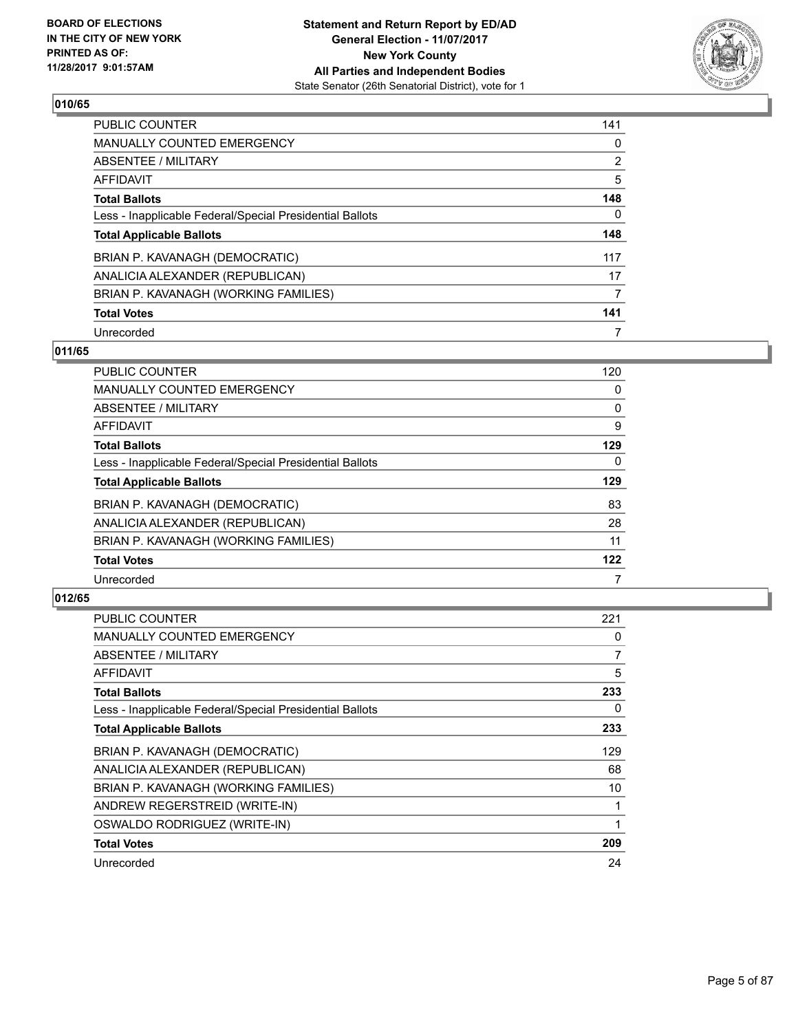## 010/65

| | |
|---|---|
| PUBLIC COUNTER | 141 |
| MANUALLY COUNTED EMERGENCY | 0 |
| ABSENTEE / MILITARY | 2 |
| AFFIDAVIT | 5 |
| **Total Ballots** | **148** |
| Less - Inapplicable Federal/Special Presidential Ballots | 0 |
| **Total Applicable Ballots** | **148** |
| BRIAN P. KAVANAGH (DEMOCRATIC) | 117 |
| ANALICIA ALEXANDER (REPUBLICAN) | 17 |
| BRIAN P. KAVANAGH (WORKING FAMILIES) | 7 |
| **Total Votes** | **141** |
| Unrecorded | 7 |

## 011/65

| | |
|---|---|
| PUBLIC COUNTER | 120 |
| MANUALLY COUNTED EMERGENCY | 0 |
| ABSENTEE / MILITARY | 0 |
| AFFIDAVIT | 9 |
| **Total Ballots** | **129** |
| Less - Inapplicable Federal/Special Presidential Ballots | 0 |
| **Total Applicable Ballots** | **129** |
| BRIAN P. KAVANAGH (DEMOCRATIC) | 83 |
| ANALICIA ALEXANDER (REPUBLICAN) | 28 |
| BRIAN P. KAVANAGH (WORKING FAMILIES) | 11 |
| **Total Votes** | **122** |
| Unrecorded | 7 |

## 012/65

| | |
|---|---|
| PUBLIC COUNTER | 221 |
| MANUALLY COUNTED EMERGENCY | 0 |
| ABSENTEE / MILITARY | 7 |
| AFFIDAVIT | 5 |
| **Total Ballots** | **233** |
| Less - Inapplicable Federal/Special Presidential Ballots | 0 |
| **Total Applicable Ballots** | **233** |
| BRIAN P. KAVANAGH (DEMOCRATIC) | 129 |
| ANALICIA ALEXANDER (REPUBLICAN) | 68 |
| BRIAN P. KAVANAGH (WORKING FAMILIES) | 10 |
| ANDREW REGERSTREID (WRITE-IN) | 1 |
| OSWALDO RODRIGUEZ (WRITE-IN) | 1 |
| **Total Votes** | **209** |
| Unrecorded | 24 |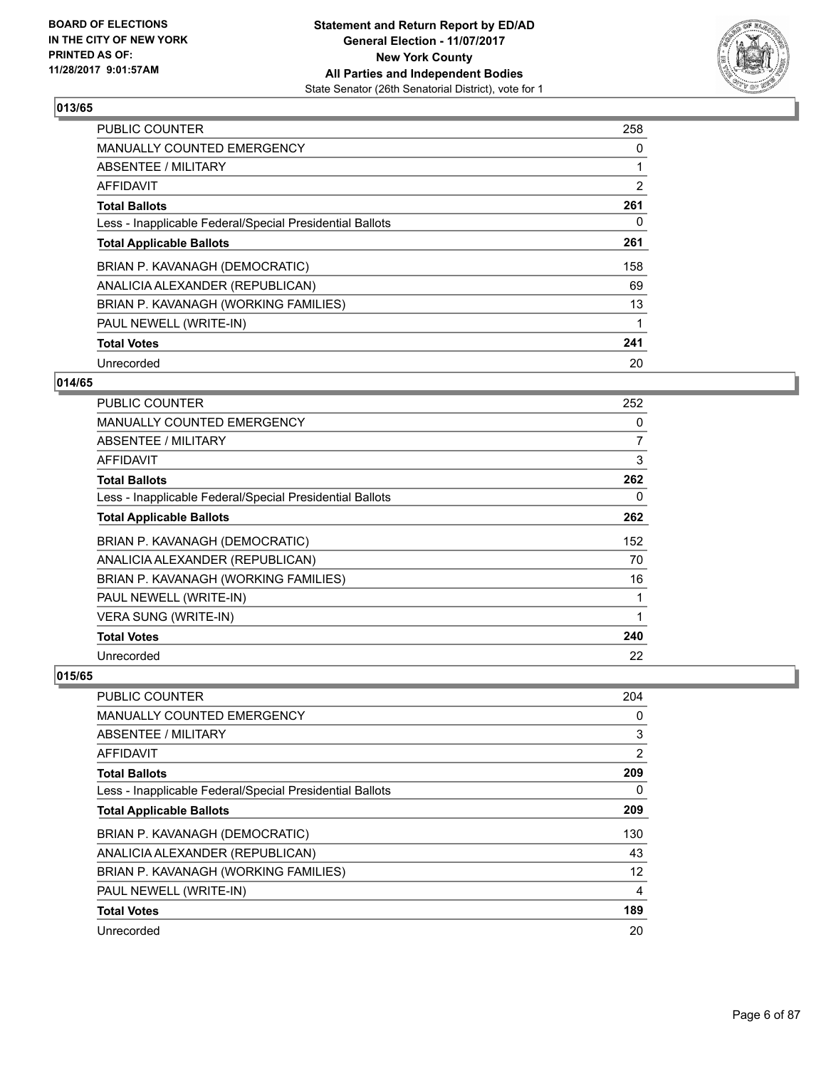### 013/65

| | |
|---|---|
| PUBLIC COUNTER | 258 |
| MANUALLY COUNTED EMERGENCY | 0 |
| ABSENTEE / MILITARY | 1 |
| AFFIDAVIT | 2 |
| **Total Ballots** | **261** |
| Less - Inapplicable Federal/Special Presidential Ballots | 0 |
| **Total Applicable Ballots** | **261** |
| BRIAN P. KAVANAGH (DEMOCRATIC) | 158 |
| ANALICIA ALEXANDER (REPUBLICAN) | 69 |
| BRIAN P. KAVANAGH (WORKING FAMILIES) | 13 |
| PAUL NEWELL (WRITE-IN) | 1 |
| **Total Votes** | **241** |
| Unrecorded | 20 |

### 014/65

| | |
|---|---|
| PUBLIC COUNTER | 252 |
| MANUALLY COUNTED EMERGENCY | 0 |
| ABSENTEE / MILITARY | 7 |
| AFFIDAVIT | 3 |
| **Total Ballots** | **262** |
| Less - Inapplicable Federal/Special Presidential Ballots | 0 |
| **Total Applicable Ballots** | **262** |
| BRIAN P. KAVANAGH (DEMOCRATIC) | 152 |
| ANALICIA ALEXANDER (REPUBLICAN) | 70 |
| BRIAN P. KAVANAGH (WORKING FAMILIES) | 16 |
| PAUL NEWELL (WRITE-IN) | 1 |
| VERA SUNG (WRITE-IN) | 1 |
| **Total Votes** | **240** |
| Unrecorded | 22 |

### 015/65

| | |
|---|---|
| PUBLIC COUNTER | 204 |
| MANUALLY COUNTED EMERGENCY | 0 |
| ABSENTEE / MILITARY | 3 |
| AFFIDAVIT | 2 |
| **Total Ballots** | **209** |
| Less - Inapplicable Federal/Special Presidential Ballots | 0 |
| **Total Applicable Ballots** | **209** |
| BRIAN P. KAVANAGH (DEMOCRATIC) | 130 |
| ANALICIA ALEXANDER (REPUBLICAN) | 43 |
| BRIAN P. KAVANAGH (WORKING FAMILIES) | 12 |
| PAUL NEWELL (WRITE-IN) | 4 |
| **Total Votes** | **189** |
| Unrecorded | 20 |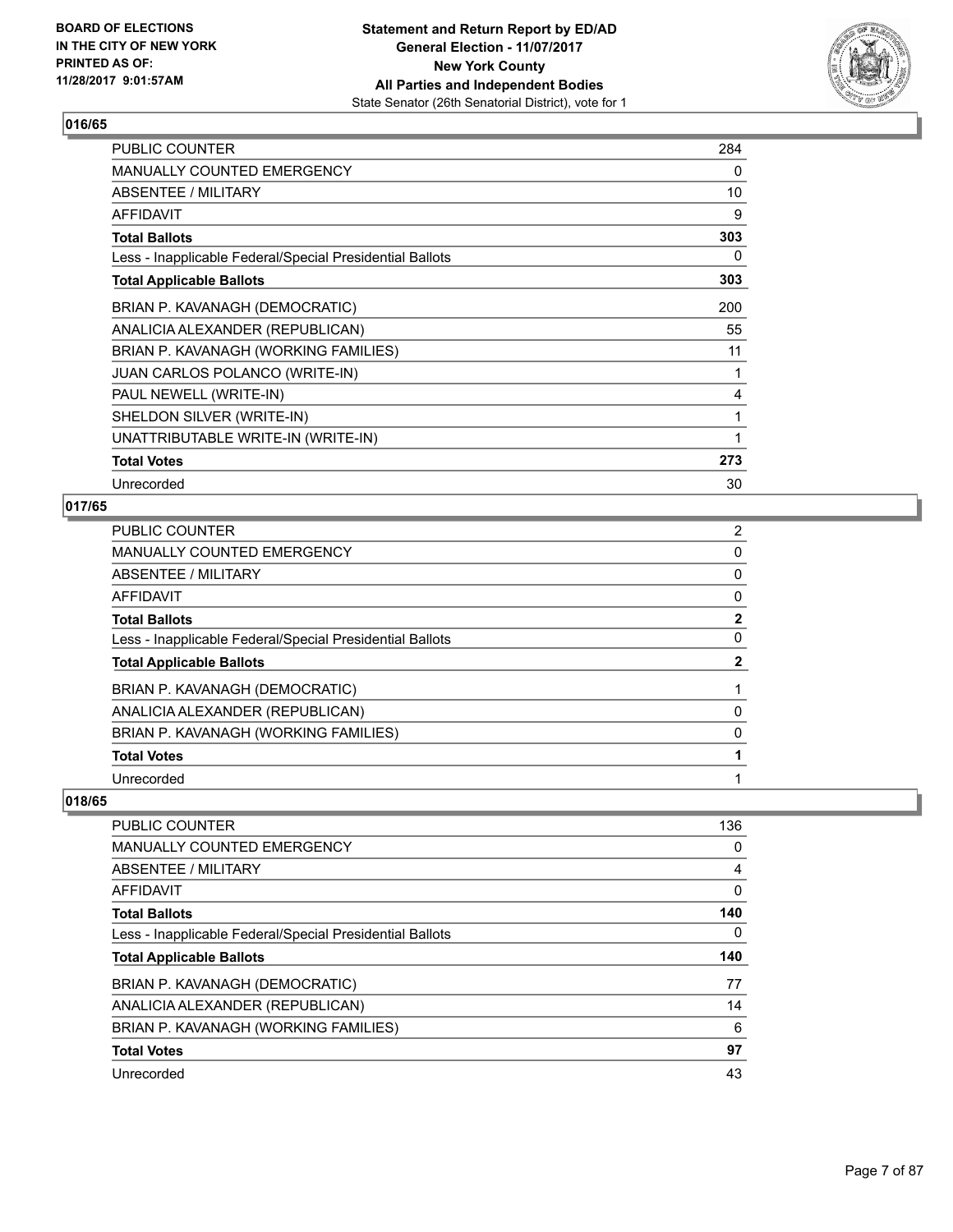**BOARD OF ELECTIONS IN THE CITY OF NEW YORK PRINTED AS OF: 11/28/2017 9:01:57AM**

**Statement and Return Report by ED/AD General Election - 11/07/2017 New York County All Parties and Independent Bodies**
State Senator (26th Senatorial District), vote for 1

## 016/65

| | |
|---|---|
| PUBLIC COUNTER | 284 |
| MANUALLY COUNTED EMERGENCY | 0 |
| ABSENTEE / MILITARY | 10 |
| AFFIDAVIT | 9 |
| **Total Ballots** | **303** |
| Less - Inapplicable Federal/Special Presidential Ballots | 0 |
| **Total Applicable Ballots** | **303** |
| BRIAN P. KAVANAGH (DEMOCRATIC) | 200 |
| ANALICIA ALEXANDER (REPUBLICAN) | 55 |
| BRIAN P. KAVANAGH (WORKING FAMILIES) | 11 |
| JUAN CARLOS POLANCO (WRITE-IN) | 1 |
| PAUL NEWELL (WRITE-IN) | 4 |
| SHELDON SILVER (WRITE-IN) | 1 |
| UNATTRIBUTABLE WRITE-IN (WRITE-IN) | 1 |
| **Total Votes** | **273** |
| Unrecorded | 30 |

## 017/65

| | |
|---|---|
| PUBLIC COUNTER | 2 |
| MANUALLY COUNTED EMERGENCY | 0 |
| ABSENTEE / MILITARY | 0 |
| AFFIDAVIT | 0 |
| **Total Ballots** | **2** |
| Less - Inapplicable Federal/Special Presidential Ballots | 0 |
| **Total Applicable Ballots** | **2** |
| BRIAN P. KAVANAGH (DEMOCRATIC) | 1 |
| ANALICIA ALEXANDER (REPUBLICAN) | 0 |
| BRIAN P. KAVANAGH (WORKING FAMILIES) | 0 |
| **Total Votes** | **1** |
| Unrecorded | 1 |

## 018/65

| | |
|---|---|
| PUBLIC COUNTER | 136 |
| MANUALLY COUNTED EMERGENCY | 0 |
| ABSENTEE / MILITARY | 4 |
| AFFIDAVIT | 0 |
| **Total Ballots** | **140** |
| Less - Inapplicable Federal/Special Presidential Ballots | 0 |
| **Total Applicable Ballots** | **140** |
| BRIAN P. KAVANAGH (DEMOCRATIC) | 77 |
| ANALICIA ALEXANDER (REPUBLICAN) | 14 |
| BRIAN P. KAVANAGH (WORKING FAMILIES) | 6 |
| **Total Votes** | **97** |
| Unrecorded | 43 |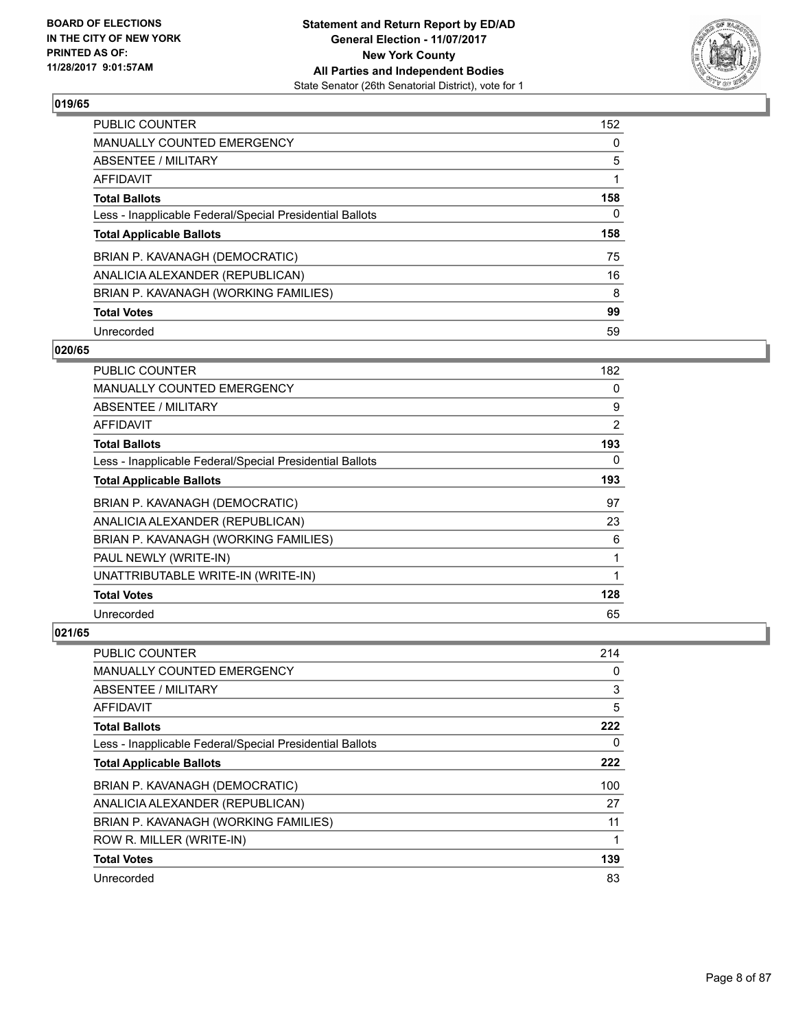## 019/65

| | |
|---|---|
| PUBLIC COUNTER | 152 |
| MANUALLY COUNTED EMERGENCY | 0 |
| ABSENTEE / MILITARY | 5 |
| AFFIDAVIT | 1 |
| **Total Ballots** | **158** |
| Less - Inapplicable Federal/Special Presidential Ballots | 0 |
| **Total Applicable Ballots** | **158** |
| BRIAN P. KAVANAGH (DEMOCRATIC) | 75 |
| ANALICIA ALEXANDER (REPUBLICAN) | 16 |
| BRIAN P. KAVANAGH (WORKING FAMILIES) | 8 |
| **Total Votes** | **99** |
| Unrecorded | 59 |

## 020/65

| | |
|---|---|
| PUBLIC COUNTER | 182 |
| MANUALLY COUNTED EMERGENCY | 0 |
| ABSENTEE / MILITARY | 9 |
| AFFIDAVIT | 2 |
| **Total Ballots** | **193** |
| Less - Inapplicable Federal/Special Presidential Ballots | 0 |
| **Total Applicable Ballots** | **193** |
| BRIAN P. KAVANAGH (DEMOCRATIC) | 97 |
| ANALICIA ALEXANDER (REPUBLICAN) | 23 |
| BRIAN P. KAVANAGH (WORKING FAMILIES) | 6 |
| PAUL NEWLY (WRITE-IN) | 1 |
| UNATTRIBUTABLE WRITE-IN (WRITE-IN) | 1 |
| **Total Votes** | **128** |
| Unrecorded | 65 |

## 021/65

| | |
|---|---|
| PUBLIC COUNTER | 214 |
| MANUALLY COUNTED EMERGENCY | 0 |
| ABSENTEE / MILITARY | 3 |
| AFFIDAVIT | 5 |
| **Total Ballots** | **222** |
| Less - Inapplicable Federal/Special Presidential Ballots | 0 |
| **Total Applicable Ballots** | **222** |
| BRIAN P. KAVANAGH (DEMOCRATIC) | 100 |
| ANALICIA ALEXANDER (REPUBLICAN) | 27 |
| BRIAN P. KAVANAGH (WORKING FAMILIES) | 11 |
| ROW R. MILLER (WRITE-IN) | 1 |
| **Total Votes** | **139** |
| Unrecorded | 83 |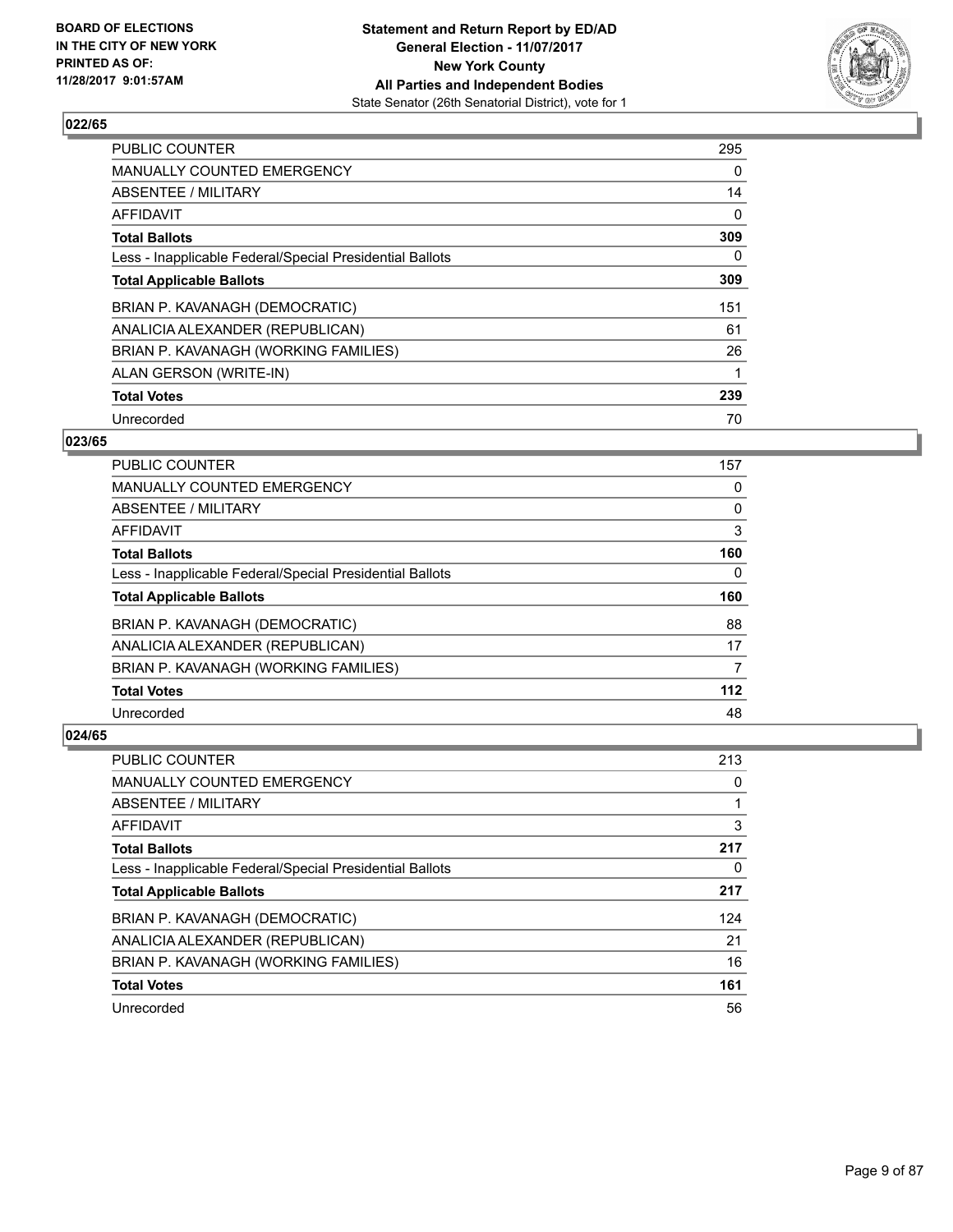## 022/65

| | |
|---|---|
| PUBLIC COUNTER | 295 |
| MANUALLY COUNTED EMERGENCY | 0 |
| ABSENTEE / MILITARY | 14 |
| AFFIDAVIT | 0 |
| **Total Ballots** | **309** |
| Less - Inapplicable Federal/Special Presidential Ballots | 0 |
| **Total Applicable Ballots** | **309** |
| BRIAN P. KAVANAGH (DEMOCRATIC) | 151 |
| ANALICIA ALEXANDER (REPUBLICAN) | 61 |
| BRIAN P. KAVANAGH (WORKING FAMILIES) | 26 |
| ALAN GERSON (WRITE-IN) | 1 |
| **Total Votes** | **239** |
| Unrecorded | 70 |

## 023/65

| | |
|---|---|
| PUBLIC COUNTER | 157 |
| MANUALLY COUNTED EMERGENCY | 0 |
| ABSENTEE / MILITARY | 0 |
| AFFIDAVIT | 3 |
| **Total Ballots** | **160** |
| Less - Inapplicable Federal/Special Presidential Ballots | 0 |
| **Total Applicable Ballots** | **160** |
| BRIAN P. KAVANAGH (DEMOCRATIC) | 88 |
| ANALICIA ALEXANDER (REPUBLICAN) | 17 |
| BRIAN P. KAVANAGH (WORKING FAMILIES) | 7 |
| **Total Votes** | **112** |
| Unrecorded | 48 |

## 024/65

| | |
|---|---|
| PUBLIC COUNTER | 213 |
| MANUALLY COUNTED EMERGENCY | 0 |
| ABSENTEE / MILITARY | 1 |
| AFFIDAVIT | 3 |
| **Total Ballots** | **217** |
| Less - Inapplicable Federal/Special Presidential Ballots | 0 |
| **Total Applicable Ballots** | **217** |
| BRIAN P. KAVANAGH (DEMOCRATIC) | 124 |
| ANALICIA ALEXANDER (REPUBLICAN) | 21 |
| BRIAN P. KAVANAGH (WORKING FAMILIES) | 16 |
| **Total Votes** | **161** |
| Unrecorded | 56 |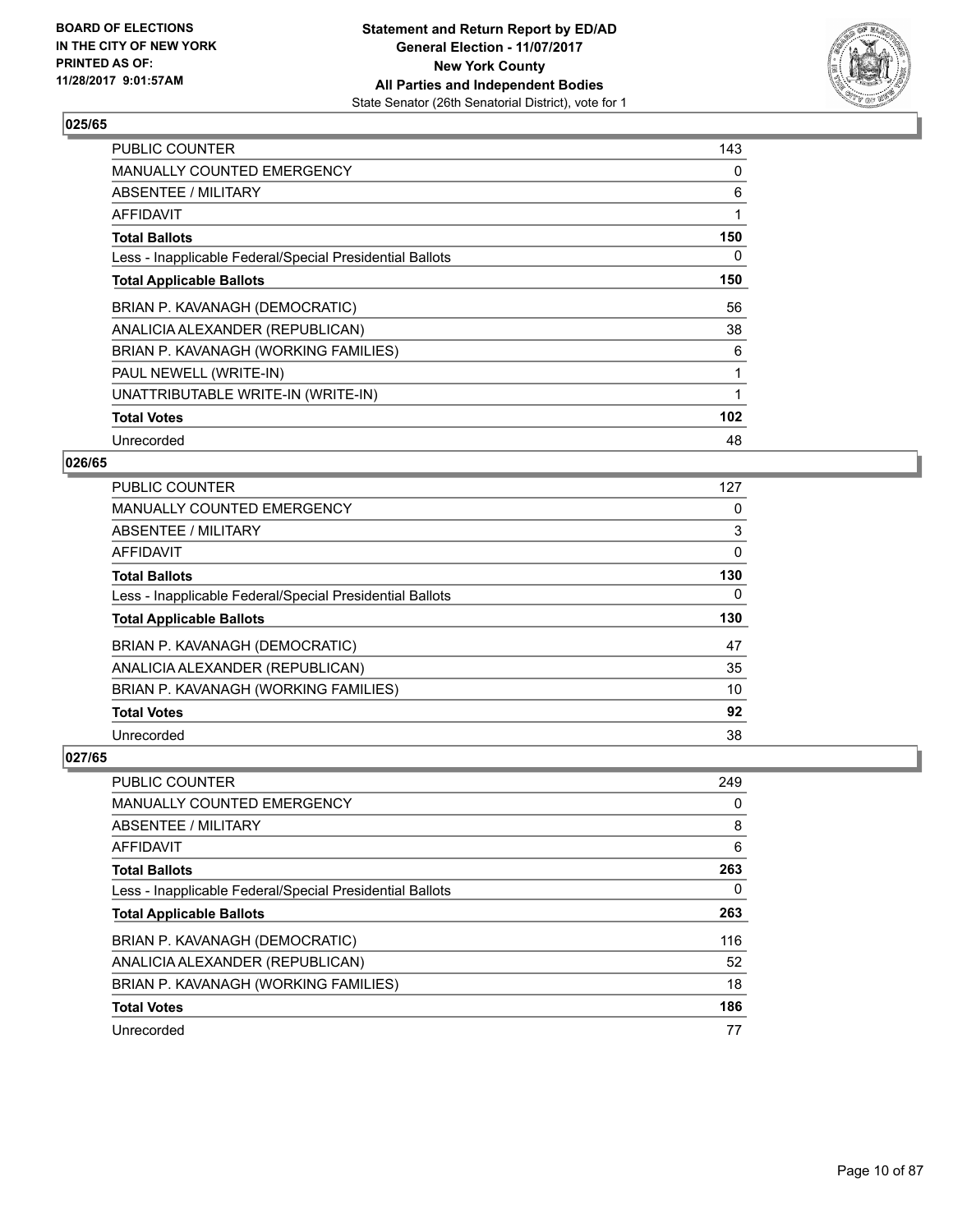## 025/65

| | |
|---|---|
| PUBLIC COUNTER | 143 |
| MANUALLY COUNTED EMERGENCY | 0 |
| ABSENTEE / MILITARY | 6 |
| AFFIDAVIT | 1 |
| **Total Ballots** | **150** |
| Less - Inapplicable Federal/Special Presidential Ballots | 0 |
| **Total Applicable Ballots** | **150** |
| BRIAN P. KAVANAGH (DEMOCRATIC) | 56 |
| ANALICIA ALEXANDER (REPUBLICAN) | 38 |
| BRIAN P. KAVANAGH (WORKING FAMILIES) | 6 |
| PAUL NEWELL (WRITE-IN) | 1 |
| UNATTRIBUTABLE WRITE-IN (WRITE-IN) | 1 |
| **Total Votes** | **102** |
| Unrecorded | 48 |

## 026/65

| | |
|---|---|
| PUBLIC COUNTER | 127 |
| MANUALLY COUNTED EMERGENCY | 0 |
| ABSENTEE / MILITARY | 3 |
| AFFIDAVIT | 0 |
| **Total Ballots** | **130** |
| Less - Inapplicable Federal/Special Presidential Ballots | 0 |
| **Total Applicable Ballots** | **130** |
| BRIAN P. KAVANAGH (DEMOCRATIC) | 47 |
| ANALICIA ALEXANDER (REPUBLICAN) | 35 |
| BRIAN P. KAVANAGH (WORKING FAMILIES) | 10 |
| **Total Votes** | **92** |
| Unrecorded | 38 |

## 027/65

| | |
|---|---|
| PUBLIC COUNTER | 249 |
| MANUALLY COUNTED EMERGENCY | 0 |
| ABSENTEE / MILITARY | 8 |
| AFFIDAVIT | 6 |
| **Total Ballots** | **263** |
| Less - Inapplicable Federal/Special Presidential Ballots | 0 |
| **Total Applicable Ballots** | **263** |
| BRIAN P. KAVANAGH (DEMOCRATIC) | 116 |
| ANALICIA ALEXANDER (REPUBLICAN) | 52 |
| BRIAN P. KAVANAGH (WORKING FAMILIES) | 18 |
| **Total Votes** | **186** |
| Unrecorded | 77 |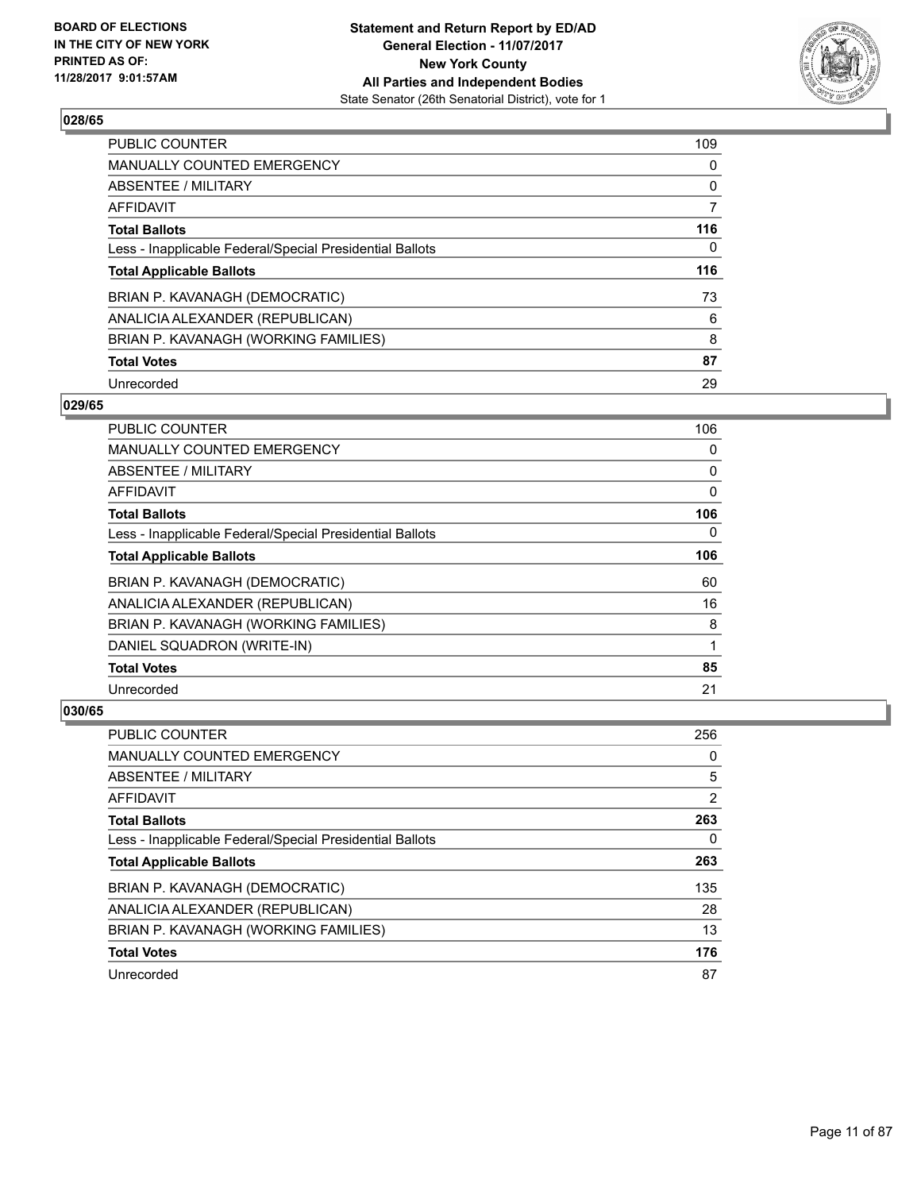## 028/65

| | |
|---|---|
| PUBLIC COUNTER | 109 |
| MANUALLY COUNTED EMERGENCY | 0 |
| ABSENTEE / MILITARY | 0 |
| AFFIDAVIT | 7 |
| **Total Ballots** | **116** |
| Less - Inapplicable Federal/Special Presidential Ballots | 0 |
| **Total Applicable Ballots** | **116** |
| BRIAN P. KAVANAGH (DEMOCRATIC) | 73 |
| ANALICIA ALEXANDER (REPUBLICAN) | 6 |
| BRIAN P. KAVANAGH (WORKING FAMILIES) | 8 |
| **Total Votes** | **87** |
| Unrecorded | 29 |

## 029/65

| | |
|---|---|
| PUBLIC COUNTER | 106 |
| MANUALLY COUNTED EMERGENCY | 0 |
| ABSENTEE / MILITARY | 0 |
| AFFIDAVIT | 0 |
| **Total Ballots** | **106** |
| Less - Inapplicable Federal/Special Presidential Ballots | 0 |
| **Total Applicable Ballots** | **106** |
| BRIAN P. KAVANAGH (DEMOCRATIC) | 60 |
| ANALICIA ALEXANDER (REPUBLICAN) | 16 |
| BRIAN P. KAVANAGH (WORKING FAMILIES) | 8 |
| DANIEL SQUADRON (WRITE-IN) | 1 |
| **Total Votes** | **85** |
| Unrecorded | 21 |

## 030/65

| | |
|---|---|
| PUBLIC COUNTER | 256 |
| MANUALLY COUNTED EMERGENCY | 0 |
| ABSENTEE / MILITARY | 5 |
| AFFIDAVIT | 2 |
| **Total Ballots** | **263** |
| Less - Inapplicable Federal/Special Presidential Ballots | 0 |
| **Total Applicable Ballots** | **263** |
| BRIAN P. KAVANAGH (DEMOCRATIC) | 135 |
| ANALICIA ALEXANDER (REPUBLICAN) | 28 |
| BRIAN P. KAVANAGH (WORKING FAMILIES) | 13 |
| **Total Votes** | **176** |
| Unrecorded | 87 |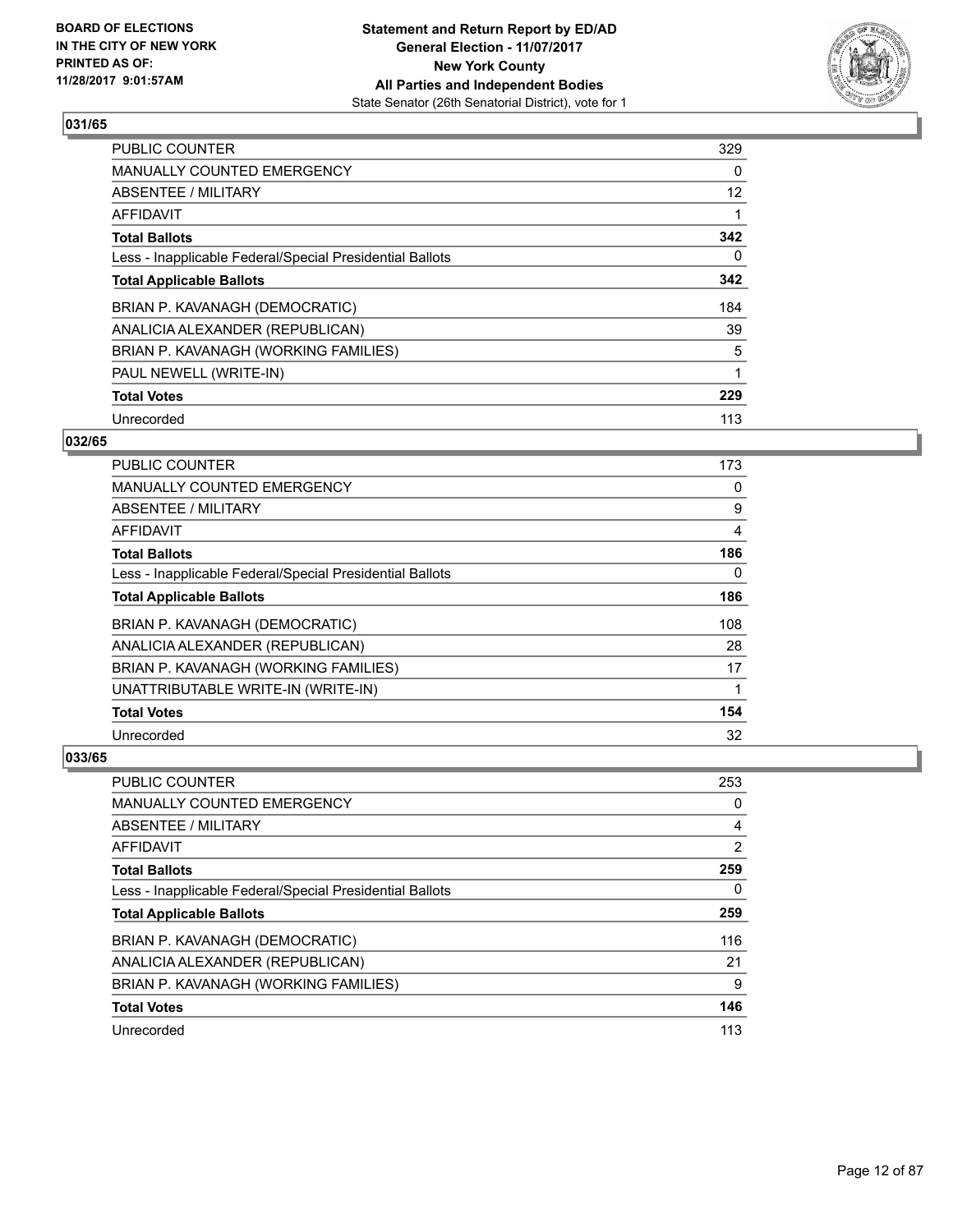### 031/65

| | |
|---|---|
| PUBLIC COUNTER | 329 |
| MANUALLY COUNTED EMERGENCY | 0 |
| ABSENTEE / MILITARY | 12 |
| AFFIDAVIT | 1 |
| **Total Ballots** | **342** |
| Less - Inapplicable Federal/Special Presidential Ballots | 0 |
| **Total Applicable Ballots** | **342** |
| BRIAN P. KAVANAGH (DEMOCRATIC) | 184 |
| ANALICIA ALEXANDER (REPUBLICAN) | 39 |
| BRIAN P. KAVANAGH (WORKING FAMILIES) | 5 |
| PAUL NEWELL (WRITE-IN) | 1 |
| **Total Votes** | **229** |
| Unrecorded | 113 |

### 032/65

| | |
|---|---|
| PUBLIC COUNTER | 173 |
| MANUALLY COUNTED EMERGENCY | 0 |
| ABSENTEE / MILITARY | 9 |
| AFFIDAVIT | 4 |
| **Total Ballots** | **186** |
| Less - Inapplicable Federal/Special Presidential Ballots | 0 |
| **Total Applicable Ballots** | **186** |
| BRIAN P. KAVANAGH (DEMOCRATIC) | 108 |
| ANALICIA ALEXANDER (REPUBLICAN) | 28 |
| BRIAN P. KAVANAGH (WORKING FAMILIES) | 17 |
| UNATTRIBUTABLE WRITE-IN (WRITE-IN) | 1 |
| **Total Votes** | **154** |
| Unrecorded | 32 |

### 033/65

| | |
|---|---|
| PUBLIC COUNTER | 253 |
| MANUALLY COUNTED EMERGENCY | 0 |
| ABSENTEE / MILITARY | 4 |
| AFFIDAVIT | 2 |
| **Total Ballots** | **259** |
| Less - Inapplicable Federal/Special Presidential Ballots | 0 |
| **Total Applicable Ballots** | **259** |
| BRIAN P. KAVANAGH (DEMOCRATIC) | 116 |
| ANALICIA ALEXANDER (REPUBLICAN) | 21 |
| BRIAN P. KAVANAGH (WORKING FAMILIES) | 9 |
| **Total Votes** | **146** |
| Unrecorded | 113 |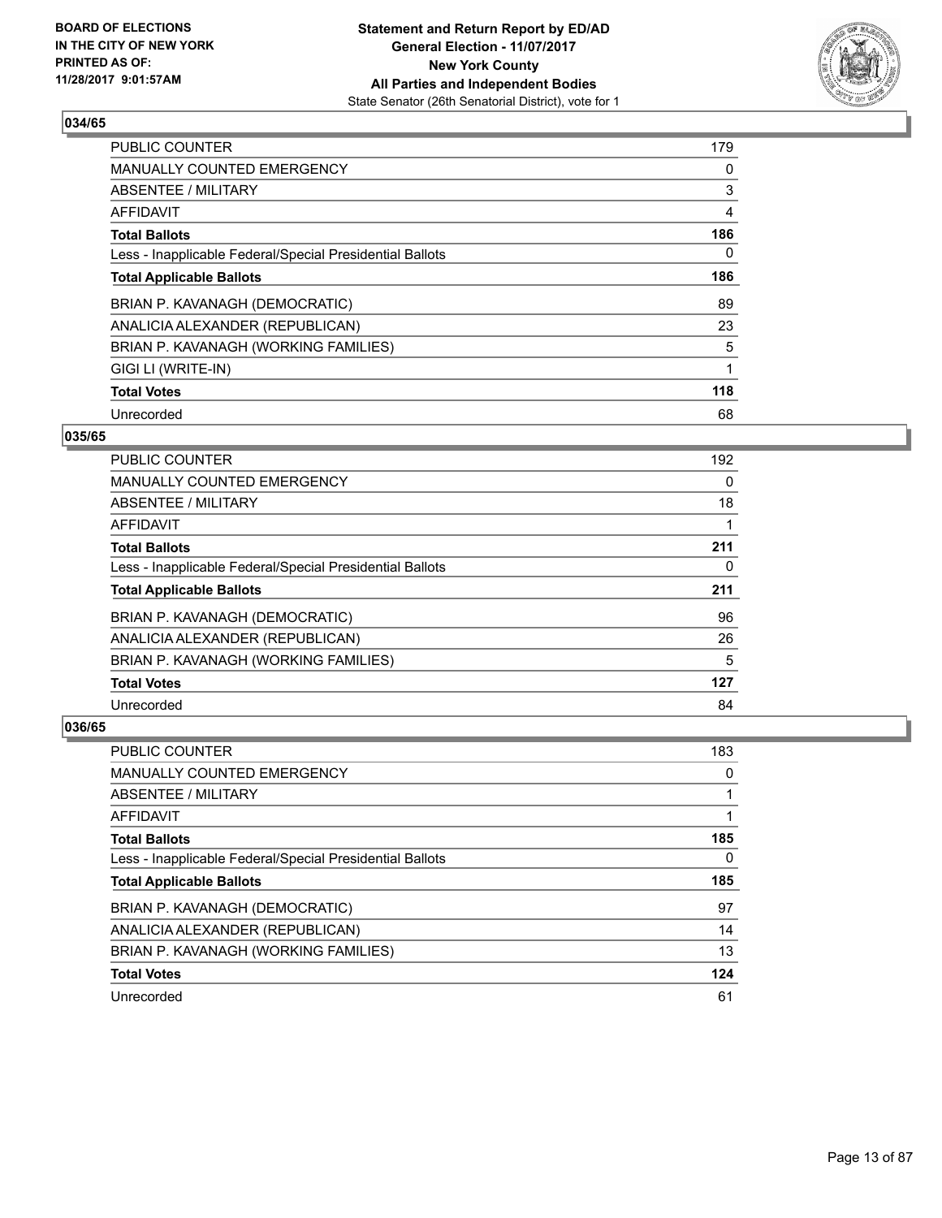BOARD OF ELECTIONS
IN THE CITY OF NEW YORK
PRINTED AS OF:
11/28/2017 9:01:57AM

**Statement and Return Report by ED/AD**
**General Election - 11/07/2017**
**New York County**
**All Parties and Independent Bodies**
State Senator (26th Senatorial District), vote for 1

### 034/65

| | |
|---|---|
| PUBLIC COUNTER | 179 |
| MANUALLY COUNTED EMERGENCY | 0 |
| ABSENTEE / MILITARY | 3 |
| AFFIDAVIT | 4 |
| **Total Ballots** | **186** |
| Less - Inapplicable Federal/Special Presidential Ballots | 0 |
| **Total Applicable Ballots** | **186** |
| BRIAN P. KAVANAGH (DEMOCRATIC) | 89 |
| ANALICIA ALEXANDER (REPUBLICAN) | 23 |
| BRIAN P. KAVANAGH (WORKING FAMILIES) | 5 |
| GIGI LI (WRITE-IN) | 1 |
| **Total Votes** | **118** |
| Unrecorded | 68 |

### 035/65

| | |
|---|---|
| PUBLIC COUNTER | 192 |
| MANUALLY COUNTED EMERGENCY | 0 |
| ABSENTEE / MILITARY | 18 |
| AFFIDAVIT | 1 |
| **Total Ballots** | **211** |
| Less - Inapplicable Federal/Special Presidential Ballots | 0 |
| **Total Applicable Ballots** | **211** |
| BRIAN P. KAVANAGH (DEMOCRATIC) | 96 |
| ANALICIA ALEXANDER (REPUBLICAN) | 26 |
| BRIAN P. KAVANAGH (WORKING FAMILIES) | 5 |
| **Total Votes** | **127** |
| Unrecorded | 84 |

### 036/65

| | |
|---|---|
| PUBLIC COUNTER | 183 |
| MANUALLY COUNTED EMERGENCY | 0 |
| ABSENTEE / MILITARY | 1 |
| AFFIDAVIT | 1 |
| **Total Ballots** | **185** |
| Less - Inapplicable Federal/Special Presidential Ballots | 0 |
| **Total Applicable Ballots** | **185** |
| BRIAN P. KAVANAGH (DEMOCRATIC) | 97 |
| ANALICIA ALEXANDER (REPUBLICAN) | 14 |
| BRIAN P. KAVANAGH (WORKING FAMILIES) | 13 |
| **Total Votes** | **124** |
| Unrecorded | 61 |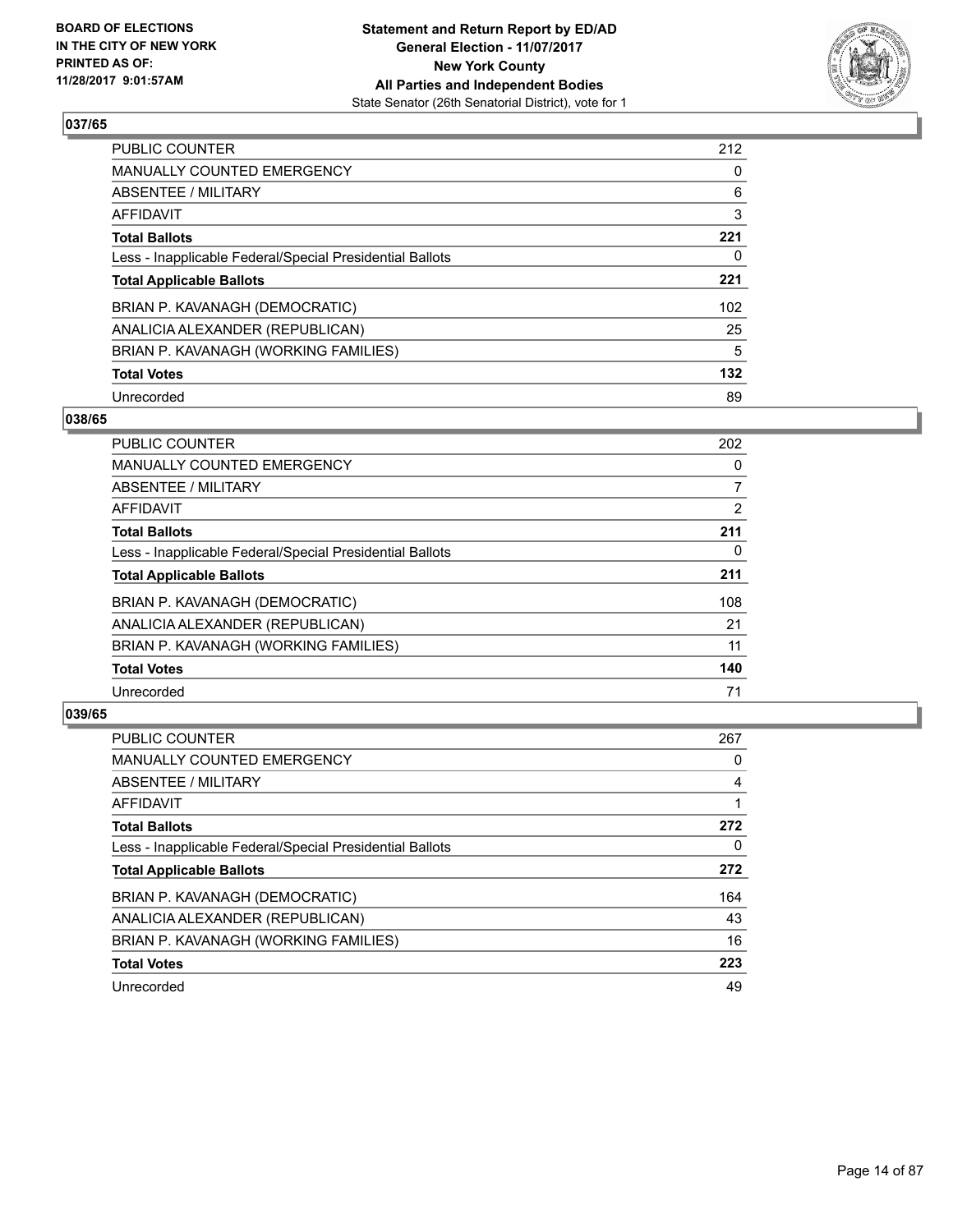**BOARD OF ELECTIONS IN THE CITY OF NEW YORK PRINTED AS OF: 11/28/2017 9:01:57AM**

**Statement and Return Report by ED/AD**
**General Election - 11/07/2017**
**New York County**
**All Parties and Independent Bodies**
State Senator (26th Senatorial District), vote for 1

### 037/65

| | |
|---|---|
| PUBLIC COUNTER | 212 |
| MANUALLY COUNTED EMERGENCY | 0 |
| ABSENTEE / MILITARY | 6 |
| AFFIDAVIT | 3 |
| **Total Ballots** | **221** |
| Less - Inapplicable Federal/Special Presidential Ballots | 0 |
| **Total Applicable Ballots** | **221** |
| BRIAN P. KAVANAGH (DEMOCRATIC) | 102 |
| ANALICIA ALEXANDER (REPUBLICAN) | 25 |
| BRIAN P. KAVANAGH (WORKING FAMILIES) | 5 |
| **Total Votes** | **132** |
| Unrecorded | 89 |

### 038/65

| | |
|---|---|
| PUBLIC COUNTER | 202 |
| MANUALLY COUNTED EMERGENCY | 0 |
| ABSENTEE / MILITARY | 7 |
| AFFIDAVIT | 2 |
| **Total Ballots** | **211** |
| Less - Inapplicable Federal/Special Presidential Ballots | 0 |
| **Total Applicable Ballots** | **211** |
| BRIAN P. KAVANAGH (DEMOCRATIC) | 108 |
| ANALICIA ALEXANDER (REPUBLICAN) | 21 |
| BRIAN P. KAVANAGH (WORKING FAMILIES) | 11 |
| **Total Votes** | **140** |
| Unrecorded | 71 |

### 039/65

| | |
|---|---|
| PUBLIC COUNTER | 267 |
| MANUALLY COUNTED EMERGENCY | 0 |
| ABSENTEE / MILITARY | 4 |
| AFFIDAVIT | 1 |
| **Total Ballots** | **272** |
| Less - Inapplicable Federal/Special Presidential Ballots | 0 |
| **Total Applicable Ballots** | **272** |
| BRIAN P. KAVANAGH (DEMOCRATIC) | 164 |
| ANALICIA ALEXANDER (REPUBLICAN) | 43 |
| BRIAN P. KAVANAGH (WORKING FAMILIES) | 16 |
| **Total Votes** | **223** |
| Unrecorded | 49 |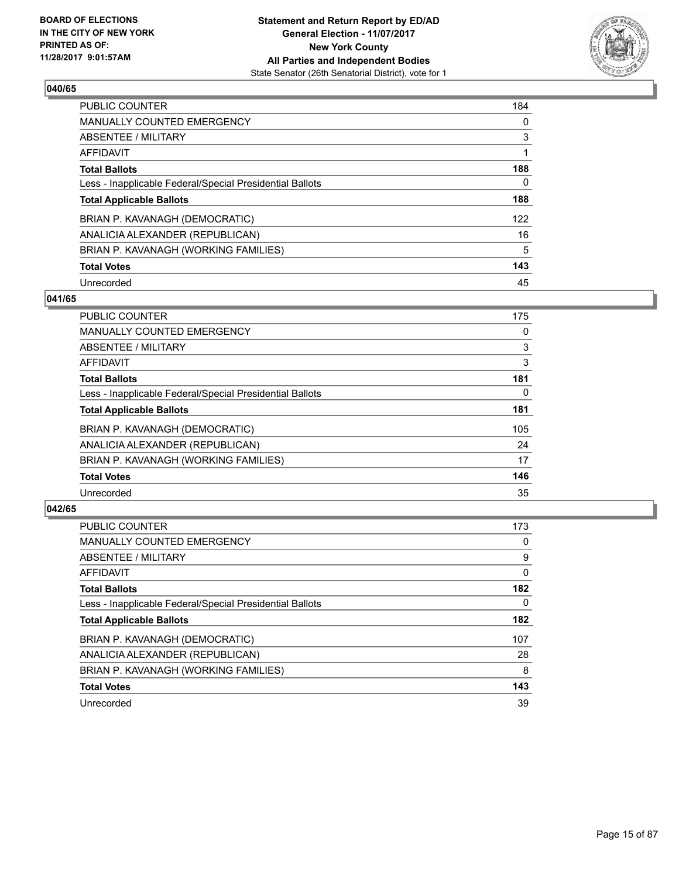## 040/65

| | |
|---|---|
| PUBLIC COUNTER | 184 |
| MANUALLY COUNTED EMERGENCY | 0 |
| ABSENTEE / MILITARY | 3 |
| AFFIDAVIT | 1 |
| **Total Ballots** | **188** |
| Less - Inapplicable Federal/Special Presidential Ballots | 0 |
| **Total Applicable Ballots** | **188** |
| BRIAN P. KAVANAGH (DEMOCRATIC) | 122 |
| ANALICIA ALEXANDER (REPUBLICAN) | 16 |
| BRIAN P. KAVANAGH (WORKING FAMILIES) | 5 |
| **Total Votes** | **143** |
| Unrecorded | 45 |

## 041/65

| | |
|---|---|
| PUBLIC COUNTER | 175 |
| MANUALLY COUNTED EMERGENCY | 0 |
| ABSENTEE / MILITARY | 3 |
| AFFIDAVIT | 3 |
| **Total Ballots** | **181** |
| Less - Inapplicable Federal/Special Presidential Ballots | 0 |
| **Total Applicable Ballots** | **181** |
| BRIAN P. KAVANAGH (DEMOCRATIC) | 105 |
| ANALICIA ALEXANDER (REPUBLICAN) | 24 |
| BRIAN P. KAVANAGH (WORKING FAMILIES) | 17 |
| **Total Votes** | **146** |
| Unrecorded | 35 |

## 042/65

| | |
|---|---|
| PUBLIC COUNTER | 173 |
| MANUALLY COUNTED EMERGENCY | 0 |
| ABSENTEE / MILITARY | 9 |
| AFFIDAVIT | 0 |
| **Total Ballots** | **182** |
| Less - Inapplicable Federal/Special Presidential Ballots | 0 |
| **Total Applicable Ballots** | **182** |
| BRIAN P. KAVANAGH (DEMOCRATIC) | 107 |
| ANALICIA ALEXANDER (REPUBLICAN) | 28 |
| BRIAN P. KAVANAGH (WORKING FAMILIES) | 8 |
| **Total Votes** | **143** |
| Unrecorded | 39 |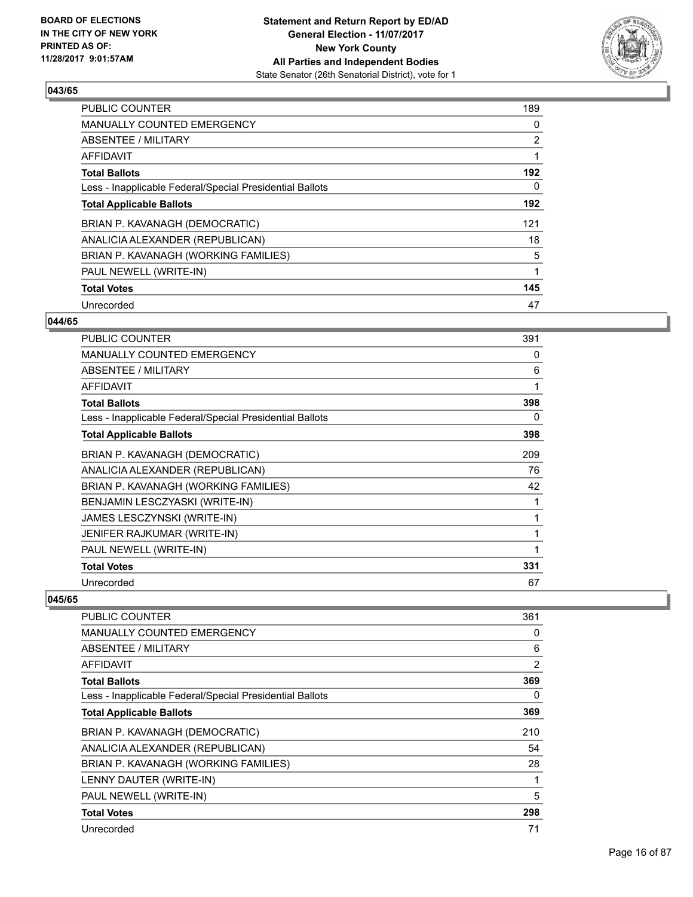### 043/65

| | |
|---|---|
| PUBLIC COUNTER | 189 |
| MANUALLY COUNTED EMERGENCY | 0 |
| ABSENTEE / MILITARY | 2 |
| AFFIDAVIT | 1 |
| **Total Ballots** | **192** |
| Less - Inapplicable Federal/Special Presidential Ballots | 0 |
| **Total Applicable Ballots** | **192** |
| BRIAN P. KAVANAGH (DEMOCRATIC) | 121 |
| ANALICIA ALEXANDER (REPUBLICAN) | 18 |
| BRIAN P. KAVANAGH (WORKING FAMILIES) | 5 |
| PAUL NEWELL (WRITE-IN) | 1 |
| **Total Votes** | **145** |
| Unrecorded | 47 |

### 044/65

| | |
|---|---|
| PUBLIC COUNTER | 391 |
| MANUALLY COUNTED EMERGENCY | 0 |
| ABSENTEE / MILITARY | 6 |
| AFFIDAVIT | 1 |
| **Total Ballots** | **398** |
| Less - Inapplicable Federal/Special Presidential Ballots | 0 |
| **Total Applicable Ballots** | **398** |
| BRIAN P. KAVANAGH (DEMOCRATIC) | 209 |
| ANALICIA ALEXANDER (REPUBLICAN) | 76 |
| BRIAN P. KAVANAGH (WORKING FAMILIES) | 42 |
| BENJAMIN LESCZYASKI (WRITE-IN) | 1 |
| JAMES LESCZYNSKI (WRITE-IN) | 1 |
| JENIFER RAJKUMAR (WRITE-IN) | 1 |
| PAUL NEWELL (WRITE-IN) | 1 |
| **Total Votes** | **331** |
| Unrecorded | 67 |

### 045/65

| | |
|---|---|
| PUBLIC COUNTER | 361 |
| MANUALLY COUNTED EMERGENCY | 0 |
| ABSENTEE / MILITARY | 6 |
| AFFIDAVIT | 2 |
| **Total Ballots** | **369** |
| Less - Inapplicable Federal/Special Presidential Ballots | 0 |
| **Total Applicable Ballots** | **369** |
| BRIAN P. KAVANAGH (DEMOCRATIC) | 210 |
| ANALICIA ALEXANDER (REPUBLICAN) | 54 |
| BRIAN P. KAVANAGH (WORKING FAMILIES) | 28 |
| LENNY DAUTER (WRITE-IN) | 1 |
| PAUL NEWELL (WRITE-IN) | 5 |
| **Total Votes** | **298** |
| Unrecorded | 71 |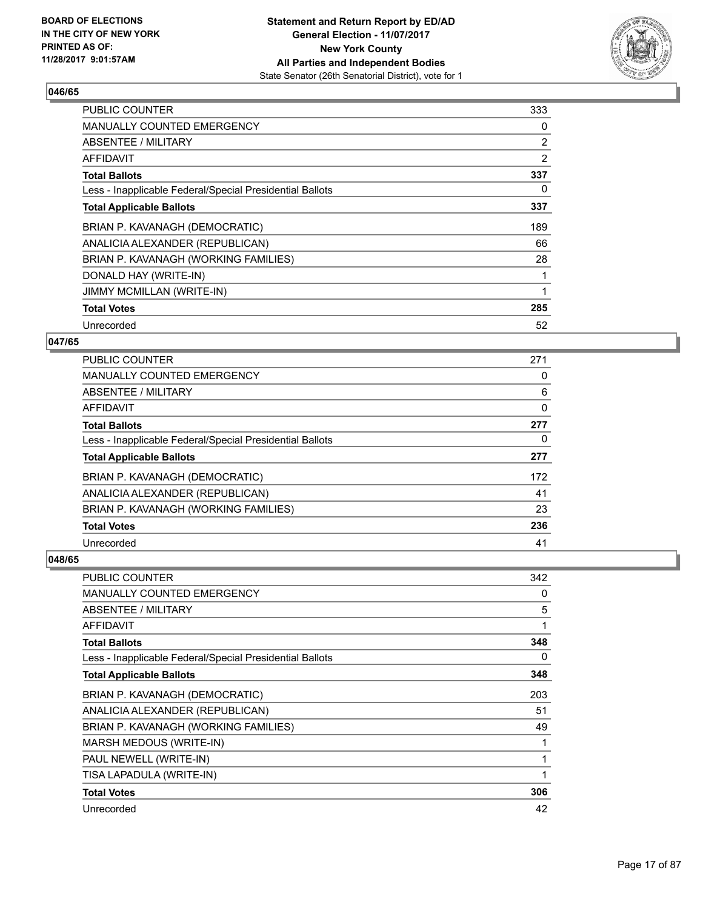BOARD OF ELECTIONS
IN THE CITY OF NEW YORK
PRINTED AS OF:
11/28/2017 9:01:57AM

**Statement and Return Report by ED/AD**
**General Election - 11/07/2017**
**New York County**
**All Parties and Independent Bodies**
State Senator (26th Senatorial District), vote for 1

### 046/65

| | |
|---|---|
| PUBLIC COUNTER | 333 |
| MANUALLY COUNTED EMERGENCY | 0 |
| ABSENTEE / MILITARY | 2 |
| AFFIDAVIT | 2 |
| **Total Ballots** | **337** |
| Less - Inapplicable Federal/Special Presidential Ballots | 0 |
| **Total Applicable Ballots** | **337** |
| BRIAN P. KAVANAGH (DEMOCRATIC) | 189 |
| ANALICIA ALEXANDER (REPUBLICAN) | 66 |
| BRIAN P. KAVANAGH (WORKING FAMILIES) | 28 |
| DONALD HAY (WRITE-IN) | 1 |
| JIMMY MCMILLAN (WRITE-IN) | 1 |
| **Total Votes** | **285** |
| Unrecorded | 52 |

### 047/65

| | |
|---|---|
| PUBLIC COUNTER | 271 |
| MANUALLY COUNTED EMERGENCY | 0 |
| ABSENTEE / MILITARY | 6 |
| AFFIDAVIT | 0 |
| **Total Ballots** | **277** |
| Less - Inapplicable Federal/Special Presidential Ballots | 0 |
| **Total Applicable Ballots** | **277** |
| BRIAN P. KAVANAGH (DEMOCRATIC) | 172 |
| ANALICIA ALEXANDER (REPUBLICAN) | 41 |
| BRIAN P. KAVANAGH (WORKING FAMILIES) | 23 |
| **Total Votes** | **236** |
| Unrecorded | 41 |

### 048/65

| | |
|---|---|
| PUBLIC COUNTER | 342 |
| MANUALLY COUNTED EMERGENCY | 0 |
| ABSENTEE / MILITARY | 5 |
| AFFIDAVIT | 1 |
| **Total Ballots** | **348** |
| Less - Inapplicable Federal/Special Presidential Ballots | 0 |
| **Total Applicable Ballots** | **348** |
| BRIAN P. KAVANAGH (DEMOCRATIC) | 203 |
| ANALICIA ALEXANDER (REPUBLICAN) | 51 |
| BRIAN P. KAVANAGH (WORKING FAMILIES) | 49 |
| MARSH MEDOUS (WRITE-IN) | 1 |
| PAUL NEWELL (WRITE-IN) | 1 |
| TISA LAPADULA (WRITE-IN) | 1 |
| **Total Votes** | **306** |
| Unrecorded | 42 |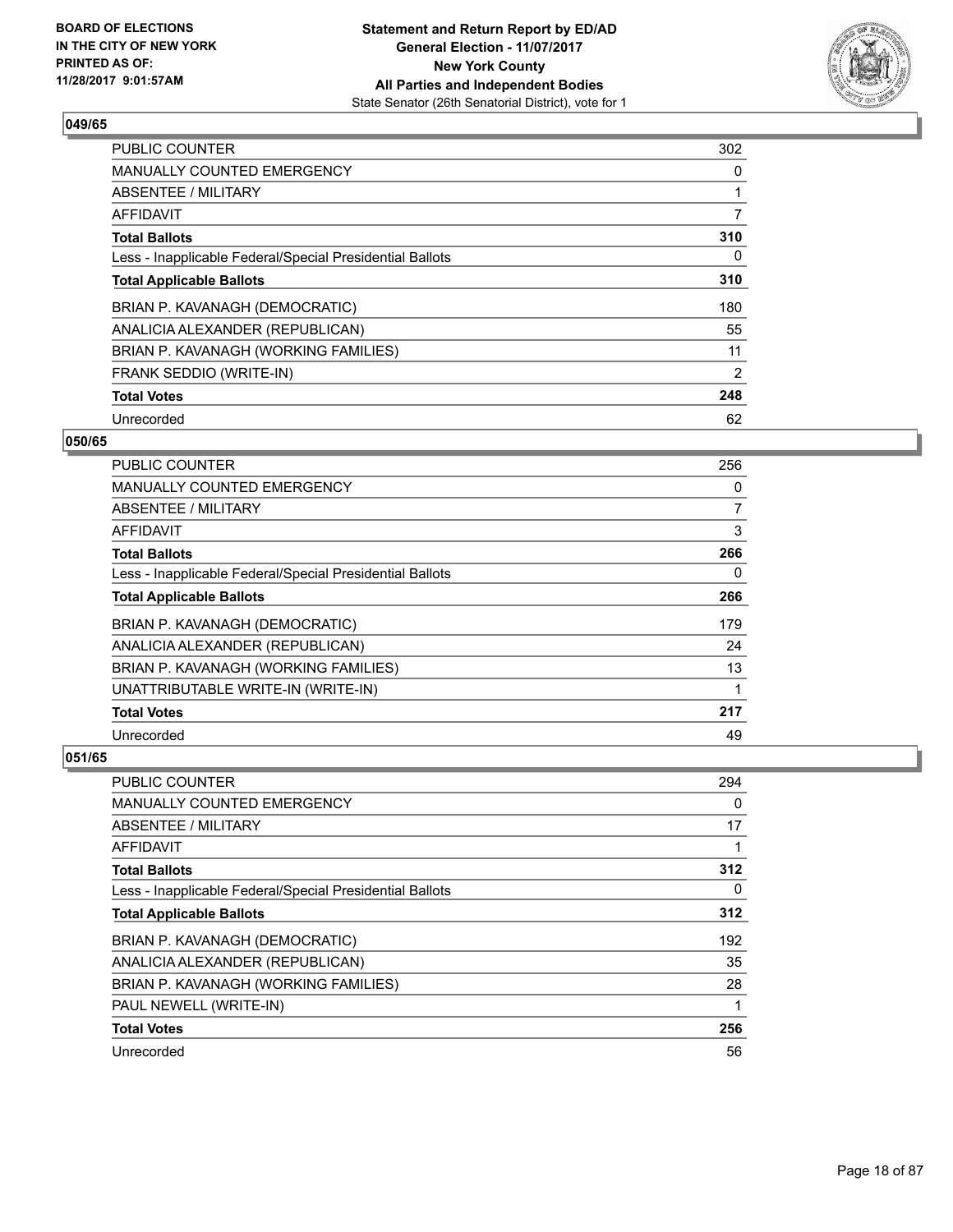**BOARD OF ELECTIONS IN THE CITY OF NEW YORK PRINTED AS OF: 11/28/2017 9:01:57AM**

**Statement and Return Report by ED/AD**
**General Election - 11/07/2017**
**New York County**
**All Parties and Independent Bodies**
State Senator (26th Senatorial District), vote for 1

### 049/65

| | |
|---|---|
| PUBLIC COUNTER | 302 |
| MANUALLY COUNTED EMERGENCY | 0 |
| ABSENTEE / MILITARY | 1 |
| AFFIDAVIT | 7 |
| **Total Ballots** | **310** |
| Less - Inapplicable Federal/Special Presidential Ballots | 0 |
| **Total Applicable Ballots** | **310** |
| BRIAN P. KAVANAGH (DEMOCRATIC) | 180 |
| ANALICIA ALEXANDER (REPUBLICAN) | 55 |
| BRIAN P. KAVANAGH (WORKING FAMILIES) | 11 |
| FRANK SEDDIO (WRITE-IN) | 2 |
| **Total Votes** | **248** |
| Unrecorded | 62 |

### 050/65

| | |
|---|---|
| PUBLIC COUNTER | 256 |
| MANUALLY COUNTED EMERGENCY | 0 |
| ABSENTEE / MILITARY | 7 |
| AFFIDAVIT | 3 |
| **Total Ballots** | **266** |
| Less - Inapplicable Federal/Special Presidential Ballots | 0 |
| **Total Applicable Ballots** | **266** |
| BRIAN P. KAVANAGH (DEMOCRATIC) | 179 |
| ANALICIA ALEXANDER (REPUBLICAN) | 24 |
| BRIAN P. KAVANAGH (WORKING FAMILIES) | 13 |
| UNATTRIBUTABLE WRITE-IN (WRITE-IN) | 1 |
| **Total Votes** | **217** |
| Unrecorded | 49 |

### 051/65

| | |
|---|---|
| PUBLIC COUNTER | 294 |
| MANUALLY COUNTED EMERGENCY | 0 |
| ABSENTEE / MILITARY | 17 |
| AFFIDAVIT | 1 |
| **Total Ballots** | **312** |
| Less - Inapplicable Federal/Special Presidential Ballots | 0 |
| **Total Applicable Ballots** | **312** |
| BRIAN P. KAVANAGH (DEMOCRATIC) | 192 |
| ANALICIA ALEXANDER (REPUBLICAN) | 35 |
| BRIAN P. KAVANAGH (WORKING FAMILIES) | 28 |
| PAUL NEWELL (WRITE-IN) | 1 |
| **Total Votes** | **256** |
| Unrecorded | 56 |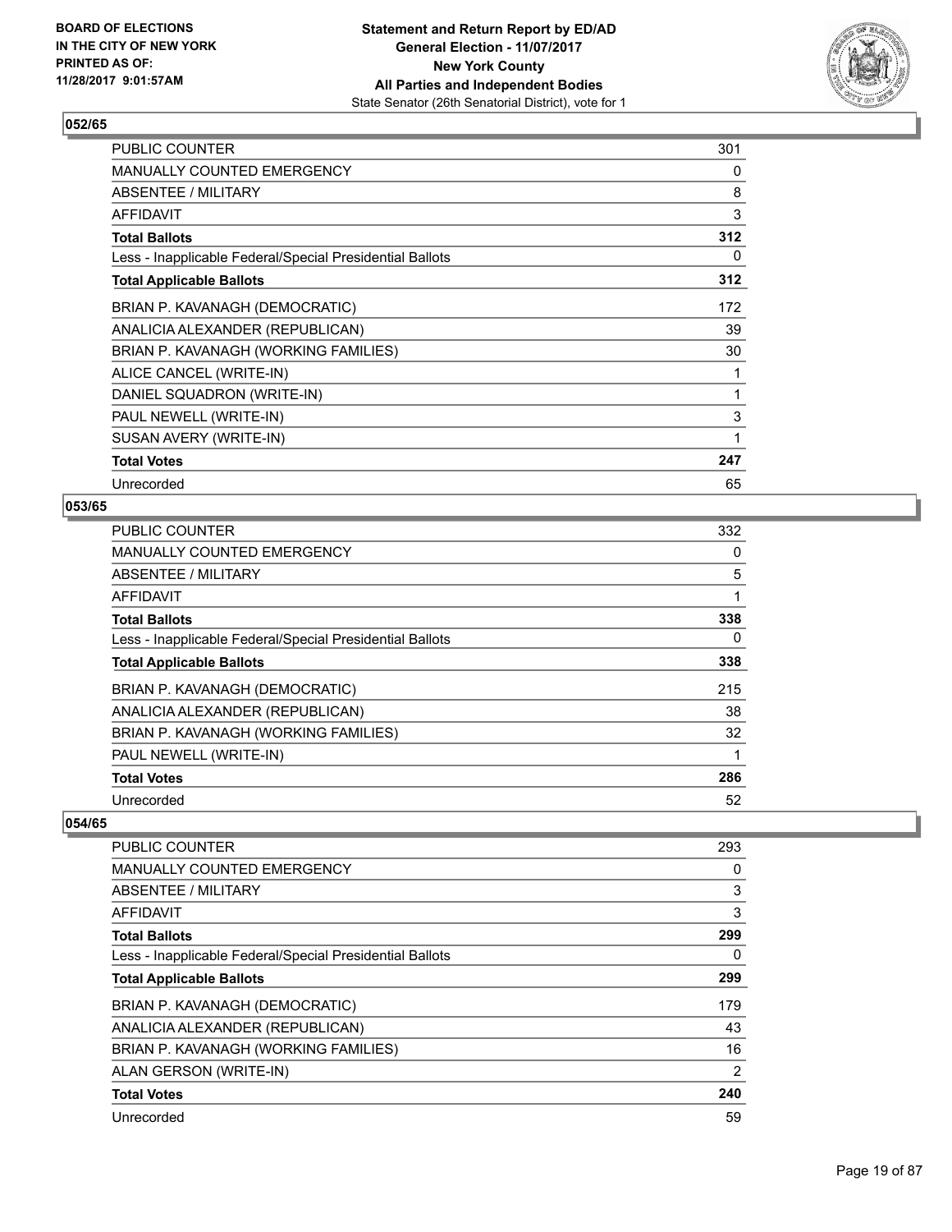### 052/65

| | |
|---|---|
| PUBLIC COUNTER | 301 |
| MANUALLY COUNTED EMERGENCY | 0 |
| ABSENTEE / MILITARY | 8 |
| AFFIDAVIT | 3 |
| **Total Ballots** | **312** |
| Less - Inapplicable Federal/Special Presidential Ballots | 0 |
| **Total Applicable Ballots** | **312** |
| BRIAN P. KAVANAGH (DEMOCRATIC) | 172 |
| ANALICIA ALEXANDER (REPUBLICAN) | 39 |
| BRIAN P. KAVANAGH (WORKING FAMILIES) | 30 |
| ALICE CANCEL (WRITE-IN) | 1 |
| DANIEL SQUADRON (WRITE-IN) | 1 |
| PAUL NEWELL (WRITE-IN) | 3 |
| SUSAN AVERY (WRITE-IN) | 1 |
| **Total Votes** | **247** |
| Unrecorded | 65 |

### 053/65

| | |
|---|---|
| PUBLIC COUNTER | 332 |
| MANUALLY COUNTED EMERGENCY | 0 |
| ABSENTEE / MILITARY | 5 |
| AFFIDAVIT | 1 |
| **Total Ballots** | **338** |
| Less - Inapplicable Federal/Special Presidential Ballots | 0 |
| **Total Applicable Ballots** | **338** |
| BRIAN P. KAVANAGH (DEMOCRATIC) | 215 |
| ANALICIA ALEXANDER (REPUBLICAN) | 38 |
| BRIAN P. KAVANAGH (WORKING FAMILIES) | 32 |
| PAUL NEWELL (WRITE-IN) | 1 |
| **Total Votes** | **286** |
| Unrecorded | 52 |

### 054/65

| | |
|---|---|
| PUBLIC COUNTER | 293 |
| MANUALLY COUNTED EMERGENCY | 0 |
| ABSENTEE / MILITARY | 3 |
| AFFIDAVIT | 3 |
| **Total Ballots** | **299** |
| Less - Inapplicable Federal/Special Presidential Ballots | 0 |
| **Total Applicable Ballots** | **299** |
| BRIAN P. KAVANAGH (DEMOCRATIC) | 179 |
| ANALICIA ALEXANDER (REPUBLICAN) | 43 |
| BRIAN P. KAVANAGH (WORKING FAMILIES) | 16 |
| ALAN GERSON (WRITE-IN) | 2 |
| **Total Votes** | **240** |
| Unrecorded | 59 |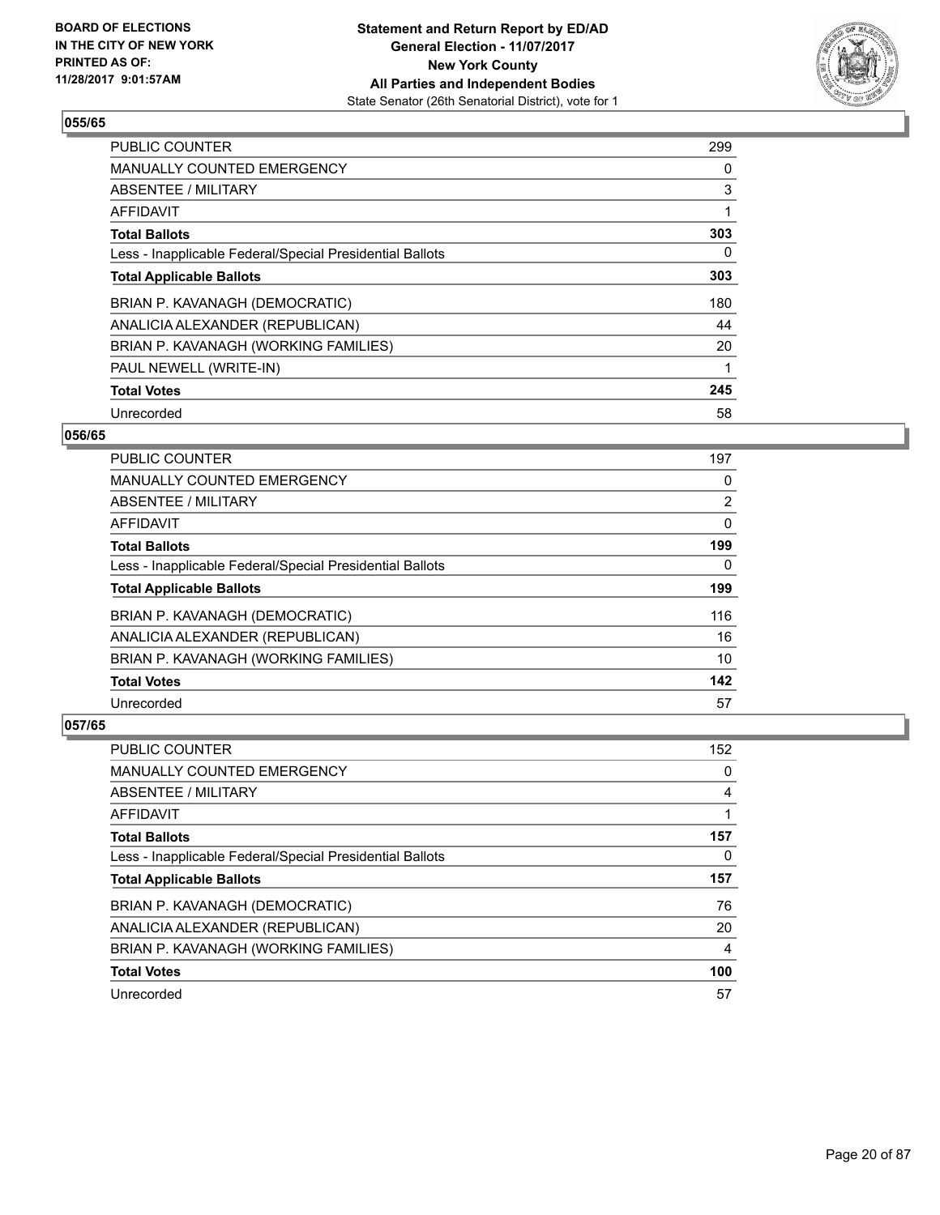BOARD OF ELECTIONS
IN THE CITY OF NEW YORK
PRINTED AS OF:
11/28/2017 9:01:57AM

**Statement and Return Report by ED/AD**
**General Election - 11/07/2017**
**New York County**
**All Parties and Independent Bodies**
State Senator (26th Senatorial District), vote for 1

### 055/65

| | |
|---|---|
| PUBLIC COUNTER | 299 |
| MANUALLY COUNTED EMERGENCY | 0 |
| ABSENTEE / MILITARY | 3 |
| AFFIDAVIT | 1 |
| **Total Ballots** | **303** |
| Less - Inapplicable Federal/Special Presidential Ballots | 0 |
| **Total Applicable Ballots** | **303** |
| BRIAN P. KAVANAGH (DEMOCRATIC) | 180 |
| ANALICIA ALEXANDER (REPUBLICAN) | 44 |
| BRIAN P. KAVANAGH (WORKING FAMILIES) | 20 |
| PAUL NEWELL (WRITE-IN) | 1 |
| **Total Votes** | **245** |
| Unrecorded | 58 |

### 056/65

| | |
|---|---|
| PUBLIC COUNTER | 197 |
| MANUALLY COUNTED EMERGENCY | 0 |
| ABSENTEE / MILITARY | 2 |
| AFFIDAVIT | 0 |
| **Total Ballots** | **199** |
| Less - Inapplicable Federal/Special Presidential Ballots | 0 |
| **Total Applicable Ballots** | **199** |
| BRIAN P. KAVANAGH (DEMOCRATIC) | 116 |
| ANALICIA ALEXANDER (REPUBLICAN) | 16 |
| BRIAN P. KAVANAGH (WORKING FAMILIES) | 10 |
| **Total Votes** | **142** |
| Unrecorded | 57 |

### 057/65

| | |
|---|---|
| PUBLIC COUNTER | 152 |
| MANUALLY COUNTED EMERGENCY | 0 |
| ABSENTEE / MILITARY | 4 |
| AFFIDAVIT | 1 |
| **Total Ballots** | **157** |
| Less - Inapplicable Federal/Special Presidential Ballots | 0 |
| **Total Applicable Ballots** | **157** |
| BRIAN P. KAVANAGH (DEMOCRATIC) | 76 |
| ANALICIA ALEXANDER (REPUBLICAN) | 20 |
| BRIAN P. KAVANAGH (WORKING FAMILIES) | 4 |
| **Total Votes** | **100** |
| Unrecorded | 57 |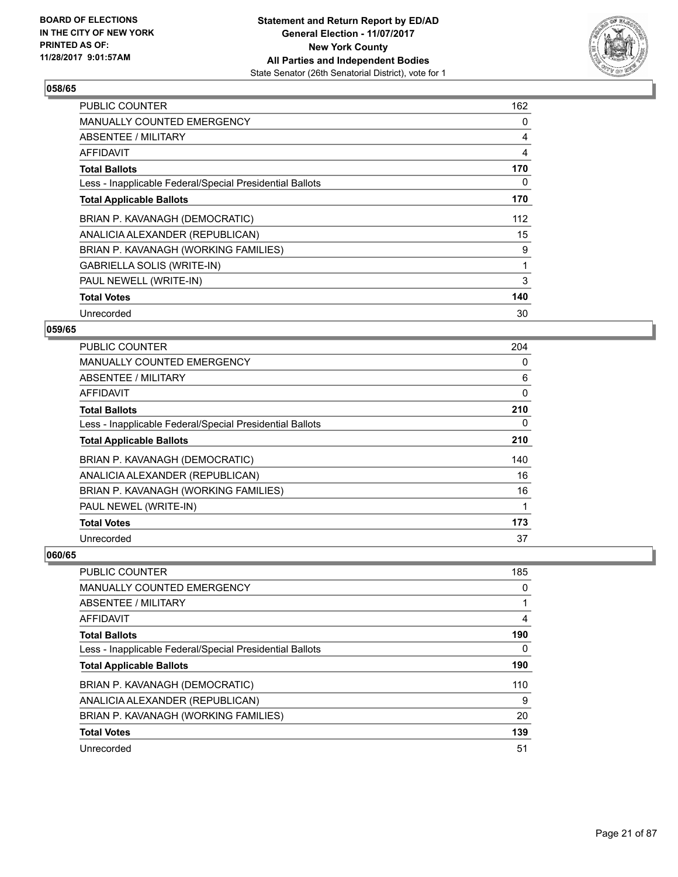## 058/65

| | |
|---|---|
| PUBLIC COUNTER | 162 |
| MANUALLY COUNTED EMERGENCY | 0 |
| ABSENTEE / MILITARY | 4 |
| AFFIDAVIT | 4 |
| **Total Ballots** | **170** |
| Less - Inapplicable Federal/Special Presidential Ballots | 0 |
| **Total Applicable Ballots** | **170** |
| BRIAN P. KAVANAGH (DEMOCRATIC) | 112 |
| ANALICIA ALEXANDER (REPUBLICAN) | 15 |
| BRIAN P. KAVANAGH (WORKING FAMILIES) | 9 |
| GABRIELLA SOLIS (WRITE-IN) | 1 |
| PAUL NEWELL (WRITE-IN) | 3 |
| **Total Votes** | **140** |
| Unrecorded | 30 |

## 059/65

| | |
|---|---|
| PUBLIC COUNTER | 204 |
| MANUALLY COUNTED EMERGENCY | 0 |
| ABSENTEE / MILITARY | 6 |
| AFFIDAVIT | 0 |
| **Total Ballots** | **210** |
| Less - Inapplicable Federal/Special Presidential Ballots | 0 |
| **Total Applicable Ballots** | **210** |
| BRIAN P. KAVANAGH (DEMOCRATIC) | 140 |
| ANALICIA ALEXANDER (REPUBLICAN) | 16 |
| BRIAN P. KAVANAGH (WORKING FAMILIES) | 16 |
| PAUL NEWEL (WRITE-IN) | 1 |
| **Total Votes** | **173** |
| Unrecorded | 37 |

## 060/65

| | |
|---|---|
| PUBLIC COUNTER | 185 |
| MANUALLY COUNTED EMERGENCY | 0 |
| ABSENTEE / MILITARY | 1 |
| AFFIDAVIT | 4 |
| **Total Ballots** | **190** |
| Less - Inapplicable Federal/Special Presidential Ballots | 0 |
| **Total Applicable Ballots** | **190** |
| BRIAN P. KAVANAGH (DEMOCRATIC) | 110 |
| ANALICIA ALEXANDER (REPUBLICAN) | 9 |
| BRIAN P. KAVANAGH (WORKING FAMILIES) | 20 |
| **Total Votes** | **139** |
| Unrecorded | 51 |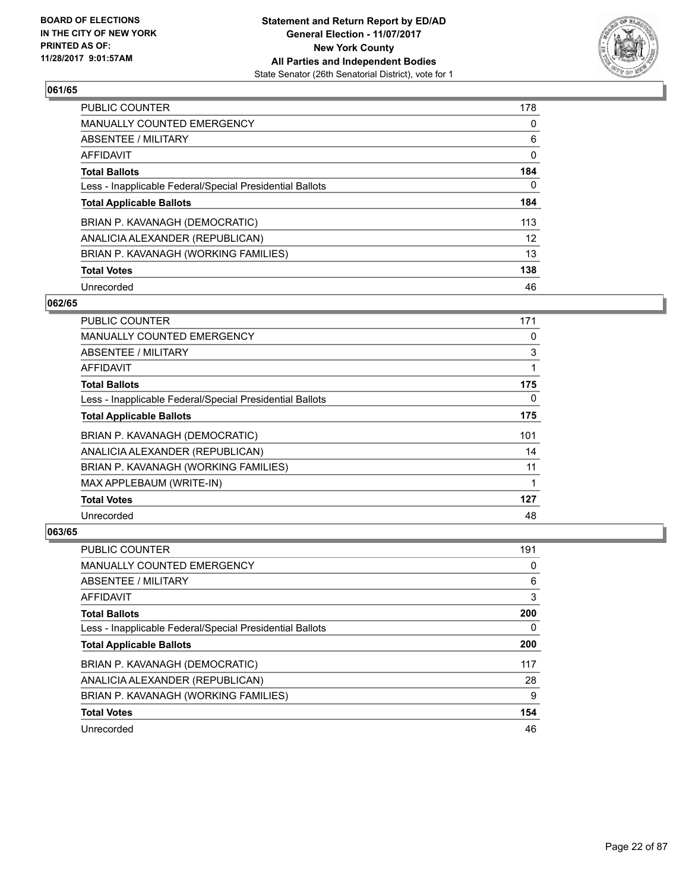**BOARD OF ELECTIONS IN THE CITY OF NEW YORK PRINTED AS OF: 11/28/2017 9:01:57AM**

**Statement and Return Report by ED/AD General Election - 11/07/2017 New York County All Parties and Independent Bodies**
State Senator (26th Senatorial District), vote for 1

### 061/65

| | |
|---|---|
| PUBLIC COUNTER | 178 |
| MANUALLY COUNTED EMERGENCY | 0 |
| ABSENTEE / MILITARY | 6 |
| AFFIDAVIT | 0 |
| **Total Ballots** | **184** |
| Less - Inapplicable Federal/Special Presidential Ballots | 0 |
| **Total Applicable Ballots** | **184** |
| BRIAN P. KAVANAGH (DEMOCRATIC) | 113 |
| ANALICIA ALEXANDER (REPUBLICAN) | 12 |
| BRIAN P. KAVANAGH (WORKING FAMILIES) | 13 |
| **Total Votes** | **138** |
| Unrecorded | 46 |

### 062/65

| | |
|---|---|
| PUBLIC COUNTER | 171 |
| MANUALLY COUNTED EMERGENCY | 0 |
| ABSENTEE / MILITARY | 3 |
| AFFIDAVIT | 1 |
| **Total Ballots** | **175** |
| Less - Inapplicable Federal/Special Presidential Ballots | 0 |
| **Total Applicable Ballots** | **175** |
| BRIAN P. KAVANAGH (DEMOCRATIC) | 101 |
| ANALICIA ALEXANDER (REPUBLICAN) | 14 |
| BRIAN P. KAVANAGH (WORKING FAMILIES) | 11 |
| MAX APPLEBAUM (WRITE-IN) | 1 |
| **Total Votes** | **127** |
| Unrecorded | 48 |

### 063/65

| | |
|---|---|
| PUBLIC COUNTER | 191 |
| MANUALLY COUNTED EMERGENCY | 0 |
| ABSENTEE / MILITARY | 6 |
| AFFIDAVIT | 3 |
| **Total Ballots** | **200** |
| Less - Inapplicable Federal/Special Presidential Ballots | 0 |
| **Total Applicable Ballots** | **200** |
| BRIAN P. KAVANAGH (DEMOCRATIC) | 117 |
| ANALICIA ALEXANDER (REPUBLICAN) | 28 |
| BRIAN P. KAVANAGH (WORKING FAMILIES) | 9 |
| **Total Votes** | **154** |
| Unrecorded | 46 |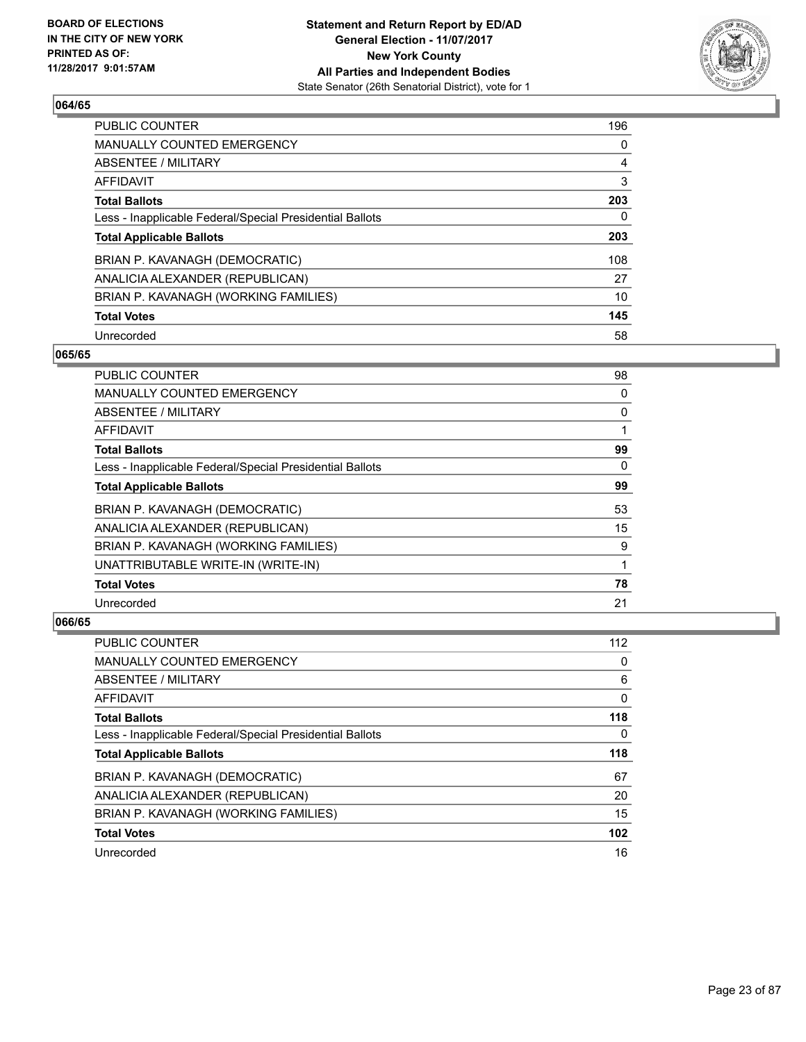### 064/65

| | |
|---|---|
| PUBLIC COUNTER | 196 |
| MANUALLY COUNTED EMERGENCY | 0 |
| ABSENTEE / MILITARY | 4 |
| AFFIDAVIT | 3 |
| **Total Ballots** | **203** |
| Less - Inapplicable Federal/Special Presidential Ballots | 0 |
| **Total Applicable Ballots** | **203** |
| BRIAN P. KAVANAGH (DEMOCRATIC) | 108 |
| ANALICIA ALEXANDER (REPUBLICAN) | 27 |
| BRIAN P. KAVANAGH (WORKING FAMILIES) | 10 |
| **Total Votes** | **145** |
| Unrecorded | 58 |

### 065/65

| | |
|---|---|
| PUBLIC COUNTER | 98 |
| MANUALLY COUNTED EMERGENCY | 0 |
| ABSENTEE / MILITARY | 0 |
| AFFIDAVIT | 1 |
| **Total Ballots** | **99** |
| Less - Inapplicable Federal/Special Presidential Ballots | 0 |
| **Total Applicable Ballots** | **99** |
| BRIAN P. KAVANAGH (DEMOCRATIC) | 53 |
| ANALICIA ALEXANDER (REPUBLICAN) | 15 |
| BRIAN P. KAVANAGH (WORKING FAMILIES) | 9 |
| UNATTRIBUTABLE WRITE-IN (WRITE-IN) | 1 |
| **Total Votes** | **78** |
| Unrecorded | 21 |

### 066/65

| | |
|---|---|
| PUBLIC COUNTER | 112 |
| MANUALLY COUNTED EMERGENCY | 0 |
| ABSENTEE / MILITARY | 6 |
| AFFIDAVIT | 0 |
| **Total Ballots** | **118** |
| Less - Inapplicable Federal/Special Presidential Ballots | 0 |
| **Total Applicable Ballots** | **118** |
| BRIAN P. KAVANAGH (DEMOCRATIC) | 67 |
| ANALICIA ALEXANDER (REPUBLICAN) | 20 |
| BRIAN P. KAVANAGH (WORKING FAMILIES) | 15 |
| **Total Votes** | **102** |
| Unrecorded | 16 |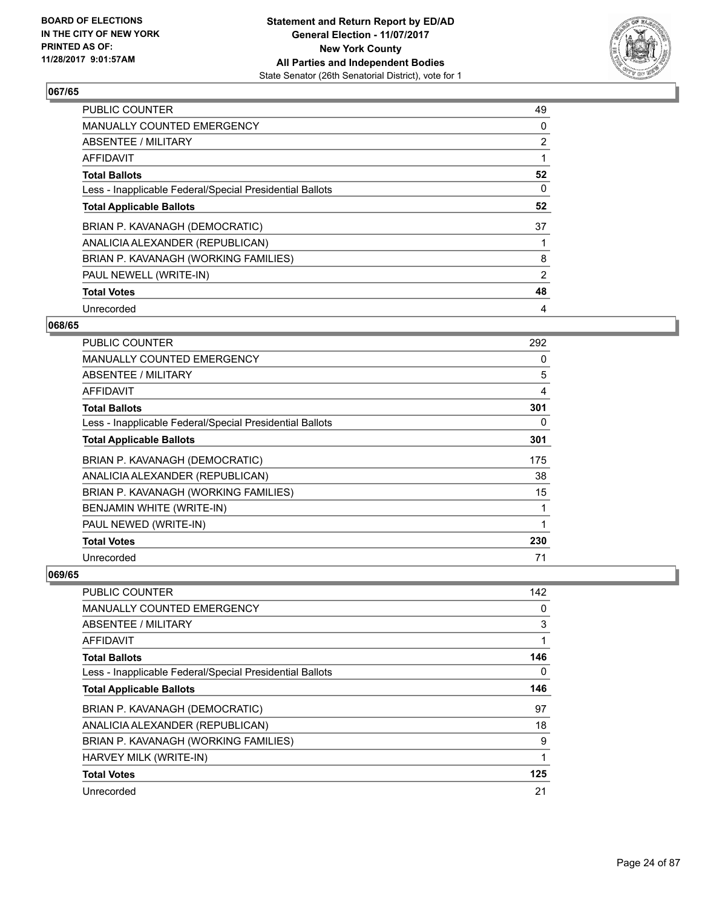**BOARD OF ELECTIONS IN THE CITY OF NEW YORK PRINTED AS OF: 11/28/2017 9:01:57AM**

**Statement and Return Report by ED/AD**
**General Election - 11/07/2017**
**New York County**
**All Parties and Independent Bodies**
State Senator (26th Senatorial District), vote for 1

### 067/65

| | |
|---|---|
| PUBLIC COUNTER | 49 |
| MANUALLY COUNTED EMERGENCY | 0 |
| ABSENTEE / MILITARY | 2 |
| AFFIDAVIT | 1 |
| **Total Ballots** | **52** |
| Less - Inapplicable Federal/Special Presidential Ballots | 0 |
| **Total Applicable Ballots** | **52** |
| BRIAN P. KAVANAGH (DEMOCRATIC) | 37 |
| ANALICIA ALEXANDER (REPUBLICAN) | 1 |
| BRIAN P. KAVANAGH (WORKING FAMILIES) | 8 |
| PAUL NEWELL (WRITE-IN) | 2 |
| **Total Votes** | **48** |
| Unrecorded | 4 |

### 068/65

| | |
|---|---|
| PUBLIC COUNTER | 292 |
| MANUALLY COUNTED EMERGENCY | 0 |
| ABSENTEE / MILITARY | 5 |
| AFFIDAVIT | 4 |
| **Total Ballots** | **301** |
| Less - Inapplicable Federal/Special Presidential Ballots | 0 |
| **Total Applicable Ballots** | **301** |
| BRIAN P. KAVANAGH (DEMOCRATIC) | 175 |
| ANALICIA ALEXANDER (REPUBLICAN) | 38 |
| BRIAN P. KAVANAGH (WORKING FAMILIES) | 15 |
| BENJAMIN WHITE (WRITE-IN) | 1 |
| PAUL NEWED (WRITE-IN) | 1 |
| **Total Votes** | **230** |
| Unrecorded | 71 |

### 069/65

| | |
|---|---|
| PUBLIC COUNTER | 142 |
| MANUALLY COUNTED EMERGENCY | 0 |
| ABSENTEE / MILITARY | 3 |
| AFFIDAVIT | 1 |
| **Total Ballots** | **146** |
| Less - Inapplicable Federal/Special Presidential Ballots | 0 |
| **Total Applicable Ballots** | **146** |
| BRIAN P. KAVANAGH (DEMOCRATIC) | 97 |
| ANALICIA ALEXANDER (REPUBLICAN) | 18 |
| BRIAN P. KAVANAGH (WORKING FAMILIES) | 9 |
| HARVEY MILK (WRITE-IN) | 1 |
| **Total Votes** | **125** |
| Unrecorded | 21 |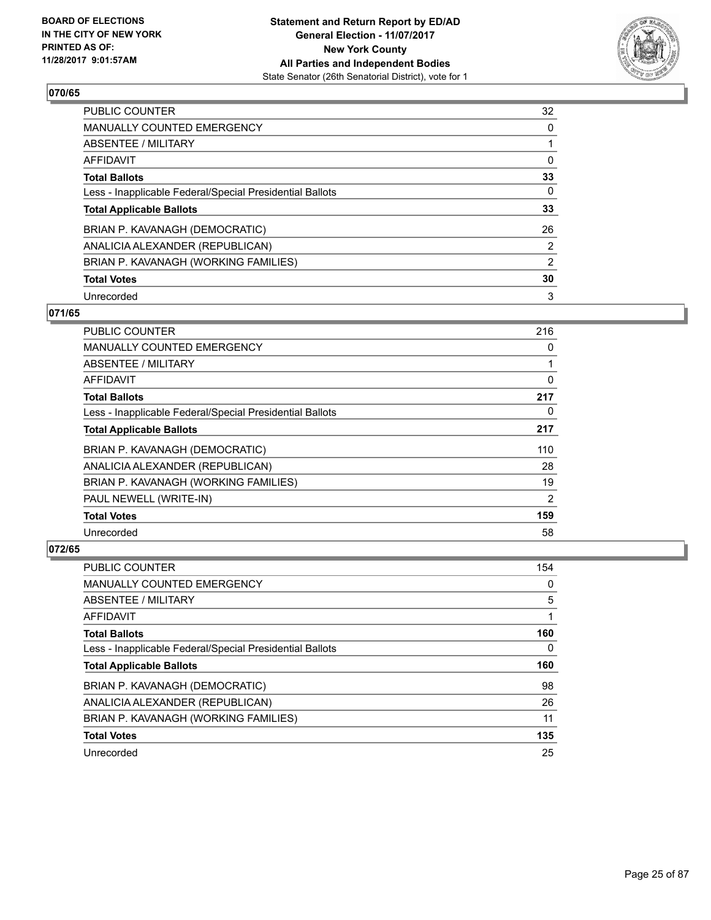BOARD OF ELECTIONS
IN THE CITY OF NEW YORK
PRINTED AS OF:
11/28/2017 9:01:57AM

**Statement and Return Report by ED/AD**
**General Election - 11/07/2017**
**New York County**
**All Parties and Independent Bodies**
State Senator (26th Senatorial District), vote for 1

### 070/65

| | |
|---|---|
| PUBLIC COUNTER | 32 |
| MANUALLY COUNTED EMERGENCY | 0 |
| ABSENTEE / MILITARY | 1 |
| AFFIDAVIT | 0 |
| **Total Ballots** | **33** |
| Less - Inapplicable Federal/Special Presidential Ballots | 0 |
| **Total Applicable Ballots** | **33** |
| BRIAN P. KAVANAGH (DEMOCRATIC) | 26 |
| ANALICIA ALEXANDER (REPUBLICAN) | 2 |
| BRIAN P. KAVANAGH (WORKING FAMILIES) | 2 |
| **Total Votes** | **30** |
| Unrecorded | 3 |

### 071/65

| | |
|---|---|
| PUBLIC COUNTER | 216 |
| MANUALLY COUNTED EMERGENCY | 0 |
| ABSENTEE / MILITARY | 1 |
| AFFIDAVIT | 0 |
| **Total Ballots** | **217** |
| Less - Inapplicable Federal/Special Presidential Ballots | 0 |
| **Total Applicable Ballots** | **217** |
| BRIAN P. KAVANAGH (DEMOCRATIC) | 110 |
| ANALICIA ALEXANDER (REPUBLICAN) | 28 |
| BRIAN P. KAVANAGH (WORKING FAMILIES) | 19 |
| PAUL NEWELL (WRITE-IN) | 2 |
| **Total Votes** | **159** |
| Unrecorded | 58 |

### 072/65

| | |
|---|---|
| PUBLIC COUNTER | 154 |
| MANUALLY COUNTED EMERGENCY | 0 |
| ABSENTEE / MILITARY | 5 |
| AFFIDAVIT | 1 |
| **Total Ballots** | **160** |
| Less - Inapplicable Federal/Special Presidential Ballots | 0 |
| **Total Applicable Ballots** | **160** |
| BRIAN P. KAVANAGH (DEMOCRATIC) | 98 |
| ANALICIA ALEXANDER (REPUBLICAN) | 26 |
| BRIAN P. KAVANAGH (WORKING FAMILIES) | 11 |
| **Total Votes** | **135** |
| Unrecorded | 25 |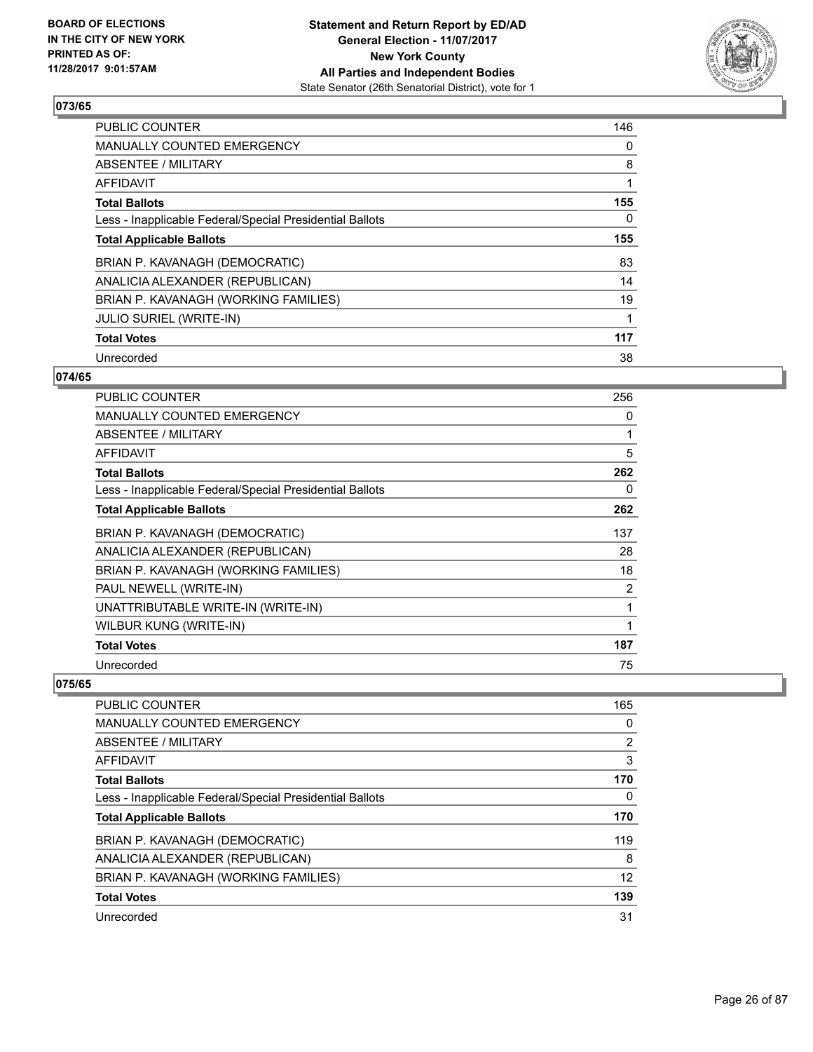BOARD OF ELECTIONS
IN THE CITY OF NEW YORK
PRINTED AS OF:
11/28/2017 9:01:57AM

**Statement and Return Report by ED/AD**
**General Election - 11/07/2017**
**New York County**
**All Parties and Independent Bodies**
State Senator (26th Senatorial District), vote for 1

## 073/65

| | |
|---|---|
| PUBLIC COUNTER | 146 |
| MANUALLY COUNTED EMERGENCY | 0 |
| ABSENTEE / MILITARY | 8 |
| AFFIDAVIT | 1 |
| **Total Ballots** | **155** |
| Less - Inapplicable Federal/Special Presidential Ballots | 0 |
| **Total Applicable Ballots** | **155** |
| BRIAN P. KAVANAGH (DEMOCRATIC) | 83 |
| ANALICIA ALEXANDER (REPUBLICAN) | 14 |
| BRIAN P. KAVANAGH (WORKING FAMILIES) | 19 |
| JULIO SURIEL (WRITE-IN) | 1 |
| **Total Votes** | **117** |
| Unrecorded | 38 |

## 074/65

| | |
|---|---|
| PUBLIC COUNTER | 256 |
| MANUALLY COUNTED EMERGENCY | 0 |
| ABSENTEE / MILITARY | 1 |
| AFFIDAVIT | 5 |
| **Total Ballots** | **262** |
| Less - Inapplicable Federal/Special Presidential Ballots | 0 |
| **Total Applicable Ballots** | **262** |
| BRIAN P. KAVANAGH (DEMOCRATIC) | 137 |
| ANALICIA ALEXANDER (REPUBLICAN) | 28 |
| BRIAN P. KAVANAGH (WORKING FAMILIES) | 18 |
| PAUL NEWELL (WRITE-IN) | 2 |
| UNATTRIBUTABLE WRITE-IN (WRITE-IN) | 1 |
| WILBUR KUNG (WRITE-IN) | 1 |
| **Total Votes** | **187** |
| Unrecorded | 75 |

## 075/65

| | |
|---|---|
| PUBLIC COUNTER | 165 |
| MANUALLY COUNTED EMERGENCY | 0 |
| ABSENTEE / MILITARY | 2 |
| AFFIDAVIT | 3 |
| **Total Ballots** | **170** |
| Less - Inapplicable Federal/Special Presidential Ballots | 0 |
| **Total Applicable Ballots** | **170** |
| BRIAN P. KAVANAGH (DEMOCRATIC) | 119 |
| ANALICIA ALEXANDER (REPUBLICAN) | 8 |
| BRIAN P. KAVANAGH (WORKING FAMILIES) | 12 |
| **Total Votes** | **139** |
| Unrecorded | 31 |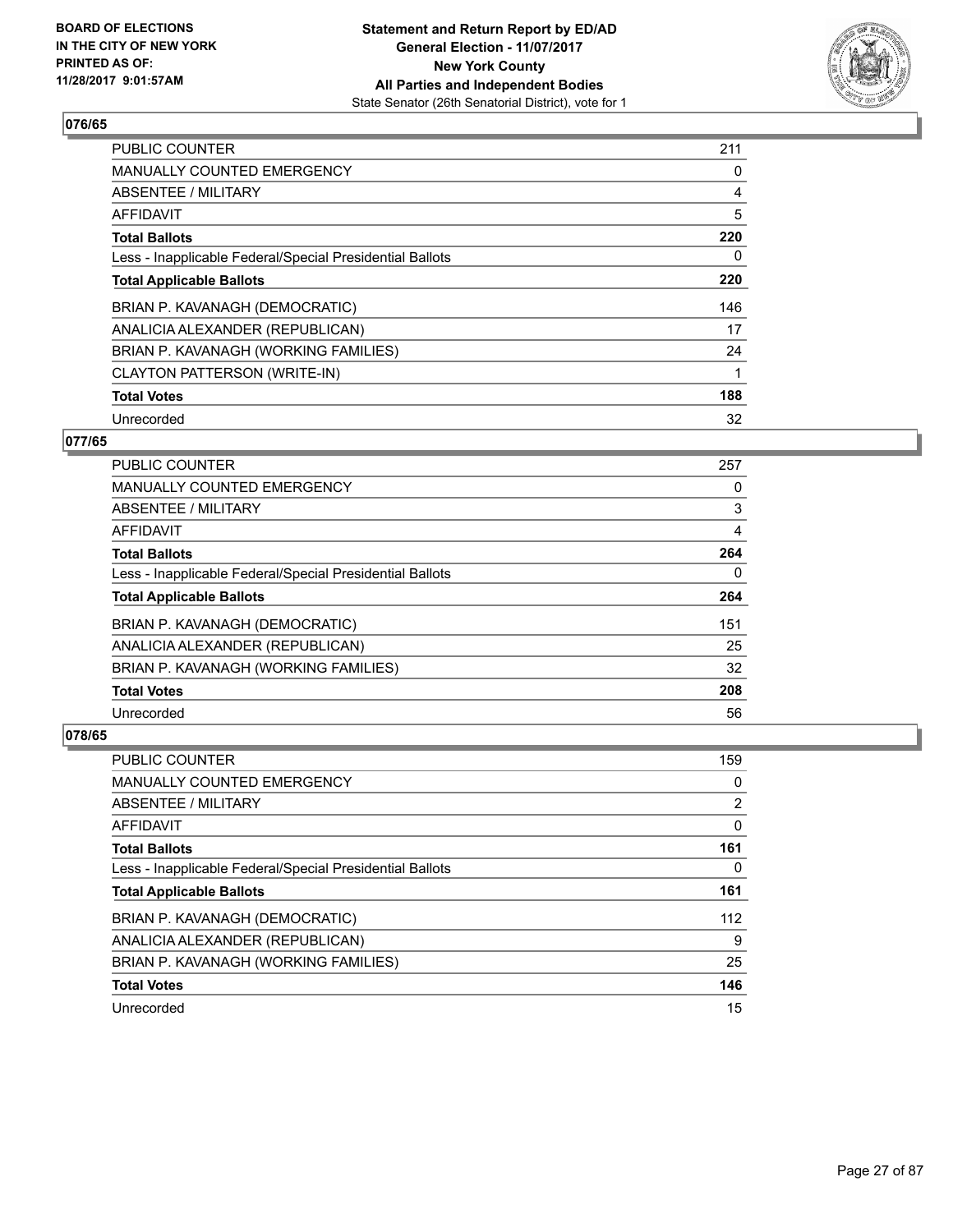BOARD OF ELECTIONS
IN THE CITY OF NEW YORK
PRINTED AS OF:
11/28/2017 9:01:57AM

**Statement and Return Report by ED/AD**
**General Election - 11/07/2017**
**New York County**
**All Parties and Independent Bodies**
State Senator (26th Senatorial District), vote for 1

### 076/65

| | |
|---|---|
| PUBLIC COUNTER | 211 |
| MANUALLY COUNTED EMERGENCY | 0 |
| ABSENTEE / MILITARY | 4 |
| AFFIDAVIT | 5 |
| **Total Ballots** | **220** |
| Less - Inapplicable Federal/Special Presidential Ballots | 0 |
| **Total Applicable Ballots** | **220** |
| BRIAN P. KAVANAGH (DEMOCRATIC) | 146 |
| ANALICIA ALEXANDER (REPUBLICAN) | 17 |
| BRIAN P. KAVANAGH (WORKING FAMILIES) | 24 |
| CLAYTON PATTERSON (WRITE-IN) | 1 |
| **Total Votes** | **188** |
| Unrecorded | 32 |

### 077/65

| | |
|---|---|
| PUBLIC COUNTER | 257 |
| MANUALLY COUNTED EMERGENCY | 0 |
| ABSENTEE / MILITARY | 3 |
| AFFIDAVIT | 4 |
| **Total Ballots** | **264** |
| Less - Inapplicable Federal/Special Presidential Ballots | 0 |
| **Total Applicable Ballots** | **264** |
| BRIAN P. KAVANAGH (DEMOCRATIC) | 151 |
| ANALICIA ALEXANDER (REPUBLICAN) | 25 |
| BRIAN P. KAVANAGH (WORKING FAMILIES) | 32 |
| **Total Votes** | **208** |
| Unrecorded | 56 |

### 078/65

| | |
|---|---|
| PUBLIC COUNTER | 159 |
| MANUALLY COUNTED EMERGENCY | 0 |
| ABSENTEE / MILITARY | 2 |
| AFFIDAVIT | 0 |
| **Total Ballots** | **161** |
| Less - Inapplicable Federal/Special Presidential Ballots | 0 |
| **Total Applicable Ballots** | **161** |
| BRIAN P. KAVANAGH (DEMOCRATIC) | 112 |
| ANALICIA ALEXANDER (REPUBLICAN) | 9 |
| BRIAN P. KAVANAGH (WORKING FAMILIES) | 25 |
| **Total Votes** | **146** |
| Unrecorded | 15 |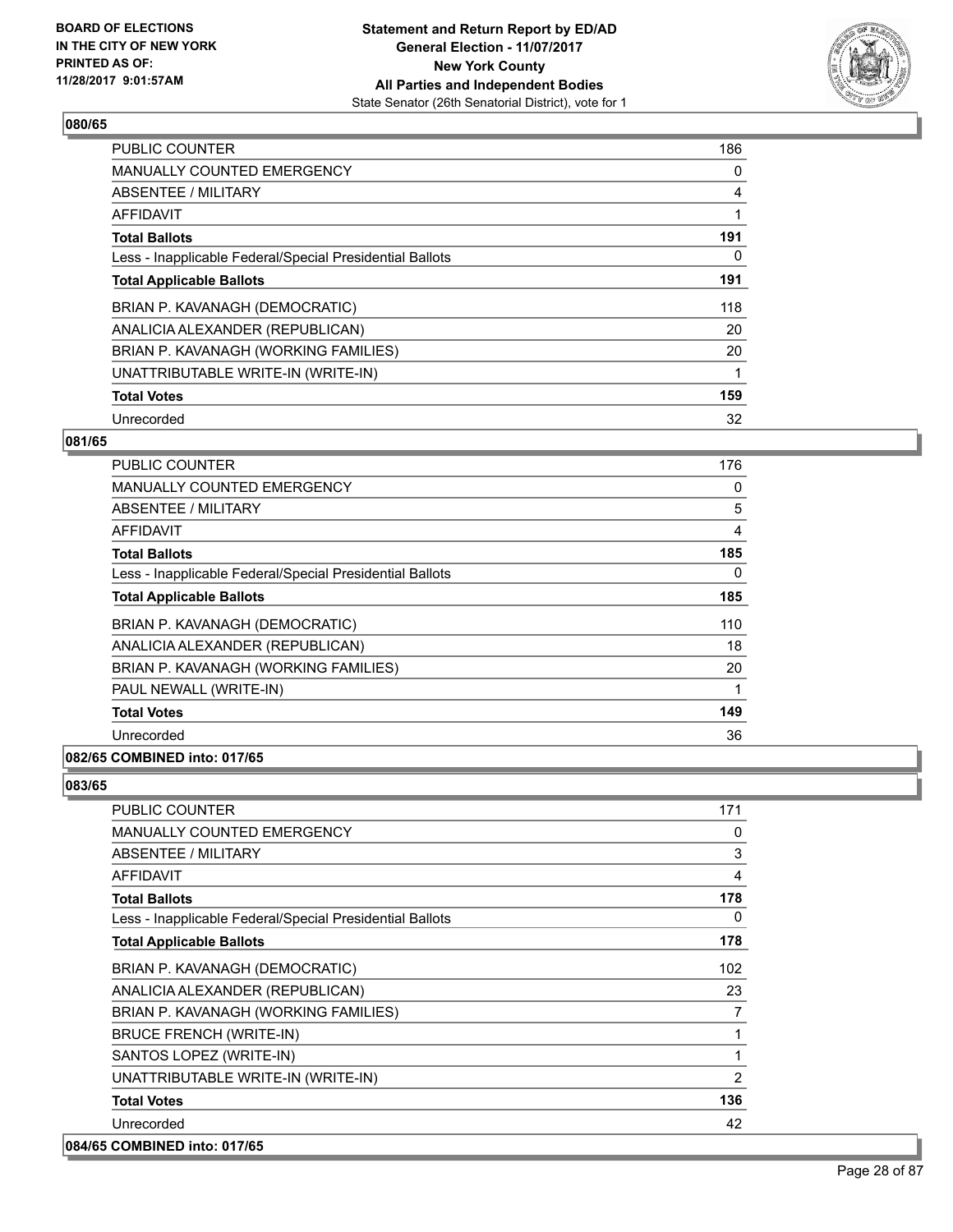**Statement and Return Report by ED/AD**
**General Election - 11/07/2017**
**New York County**
**All Parties and Independent Bodies**
State Senator (26th Senatorial District), vote for 1

BOARD OF ELECTIONS
IN THE CITY OF NEW YORK
PRINTED AS OF:
11/28/2017 9:01:57AM

**080/65**

| | |
|---|---|
| PUBLIC COUNTER | 186 |
| MANUALLY COUNTED EMERGENCY | 0 |
| ABSENTEE / MILITARY | 4 |
| AFFIDAVIT | 1 |
| **Total Ballots** | **191** |
| Less - Inapplicable Federal/Special Presidential Ballots | 0 |
| **Total Applicable Ballots** | **191** |
| BRIAN P. KAVANAGH (DEMOCRATIC) | 118 |
| ANALICIA ALEXANDER (REPUBLICAN) | 20 |
| BRIAN P. KAVANAGH (WORKING FAMILIES) | 20 |
| UNATTRIBUTABLE WRITE-IN (WRITE-IN) | 1 |
| **Total Votes** | **159** |
| Unrecorded | 32 |

**081/65**

| | |
|---|---|
| PUBLIC COUNTER | 176 |
| MANUALLY COUNTED EMERGENCY | 0 |
| ABSENTEE / MILITARY | 5 |
| AFFIDAVIT | 4 |
| **Total Ballots** | **185** |
| Less - Inapplicable Federal/Special Presidential Ballots | 0 |
| **Total Applicable Ballots** | **185** |
| BRIAN P. KAVANAGH (DEMOCRATIC) | 110 |
| ANALICIA ALEXANDER (REPUBLICAN) | 18 |
| BRIAN P. KAVANAGH (WORKING FAMILIES) | 20 |
| PAUL NEWALL (WRITE-IN) | 1 |
| **Total Votes** | **149** |
| Unrecorded | 36 |

**082/65 COMBINED into: 017/65**

**083/65**

| | |
|---|---|
| PUBLIC COUNTER | 171 |
| MANUALLY COUNTED EMERGENCY | 0 |
| ABSENTEE / MILITARY | 3 |
| AFFIDAVIT | 4 |
| **Total Ballots** | **178** |
| Less - Inapplicable Federal/Special Presidential Ballots | 0 |
| **Total Applicable Ballots** | **178** |
| BRIAN P. KAVANAGH (DEMOCRATIC) | 102 |
| ANALICIA ALEXANDER (REPUBLICAN) | 23 |
| BRIAN P. KAVANAGH (WORKING FAMILIES) | 7 |
| BRUCE FRENCH (WRITE-IN) | 1 |
| SANTOS LOPEZ (WRITE-IN) | 1 |
| UNATTRIBUTABLE WRITE-IN (WRITE-IN) | 2 |
| **Total Votes** | **136** |
| Unrecorded | 42 |

**084/65 COMBINED into: 017/65**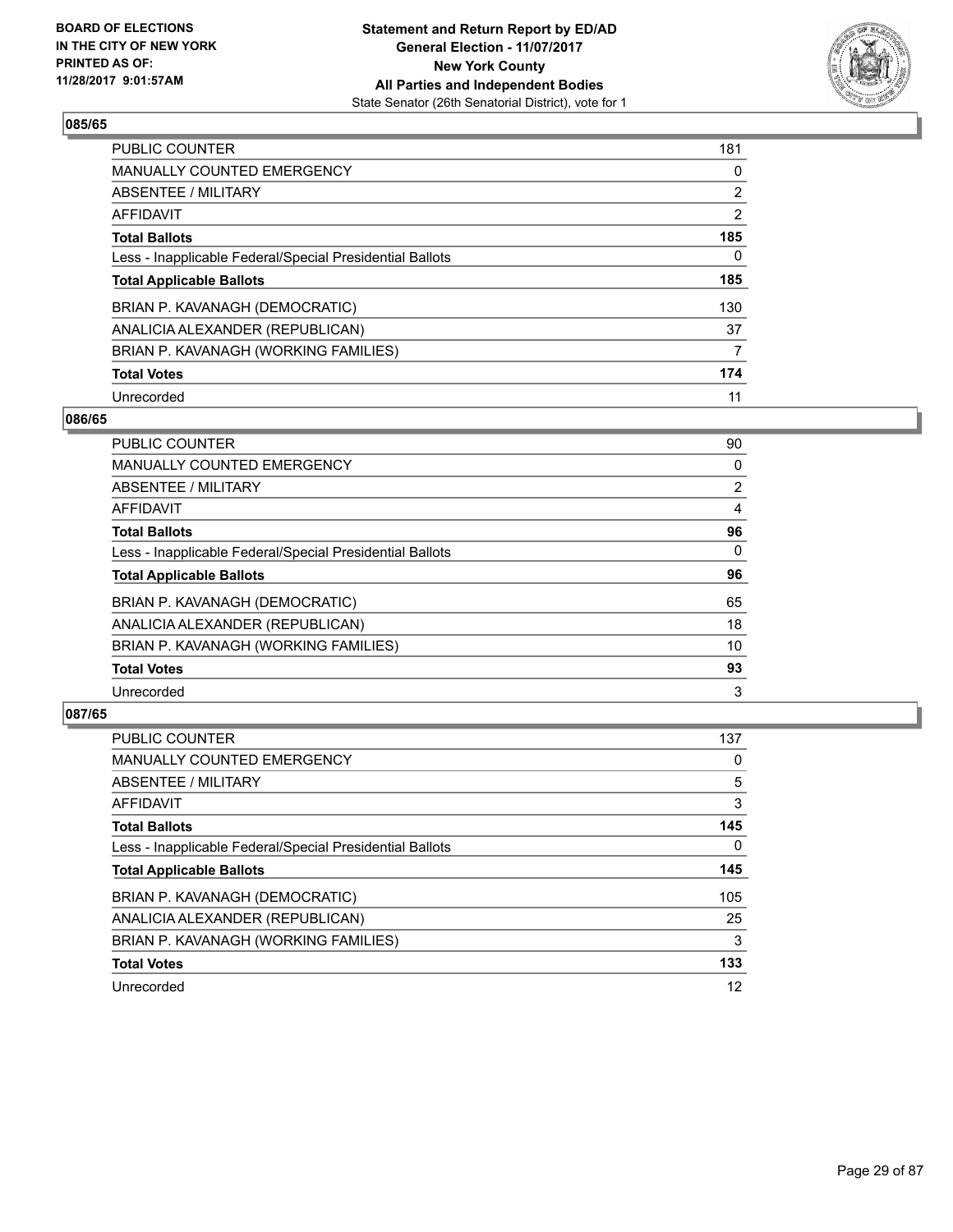BOARD OF ELECTIONS
IN THE CITY OF NEW YORK
PRINTED AS OF:
11/28/2017 9:01:57AM

**Statement and Return Report by ED/AD**
**General Election - 11/07/2017**
**New York County**
**All Parties and Independent Bodies**
State Senator (26th Senatorial District), vote for 1

### 085/65

| | |
|---|---|
| PUBLIC COUNTER | 181 |
| MANUALLY COUNTED EMERGENCY | 0 |
| ABSENTEE / MILITARY | 2 |
| AFFIDAVIT | 2 |
| **Total Ballots** | **185** |
| Less - Inapplicable Federal/Special Presidential Ballots | 0 |
| **Total Applicable Ballots** | **185** |
| BRIAN P. KAVANAGH (DEMOCRATIC) | 130 |
| ANALICIA ALEXANDER (REPUBLICAN) | 37 |
| BRIAN P. KAVANAGH (WORKING FAMILIES) | 7 |
| **Total Votes** | **174** |
| Unrecorded | 11 |

### 086/65

| | |
|---|---|
| PUBLIC COUNTER | 90 |
| MANUALLY COUNTED EMERGENCY | 0 |
| ABSENTEE / MILITARY | 2 |
| AFFIDAVIT | 4 |
| **Total Ballots** | **96** |
| Less - Inapplicable Federal/Special Presidential Ballots | 0 |
| **Total Applicable Ballots** | **96** |
| BRIAN P. KAVANAGH (DEMOCRATIC) | 65 |
| ANALICIA ALEXANDER (REPUBLICAN) | 18 |
| BRIAN P. KAVANAGH (WORKING FAMILIES) | 10 |
| **Total Votes** | **93** |
| Unrecorded | 3 |

### 087/65

| | |
|---|---|
| PUBLIC COUNTER | 137 |
| MANUALLY COUNTED EMERGENCY | 0 |
| ABSENTEE / MILITARY | 5 |
| AFFIDAVIT | 3 |
| **Total Ballots** | **145** |
| Less - Inapplicable Federal/Special Presidential Ballots | 0 |
| **Total Applicable Ballots** | **145** |
| BRIAN P. KAVANAGH (DEMOCRATIC) | 105 |
| ANALICIA ALEXANDER (REPUBLICAN) | 25 |
| BRIAN P. KAVANAGH (WORKING FAMILIES) | 3 |
| **Total Votes** | **133** |
| Unrecorded | 12 |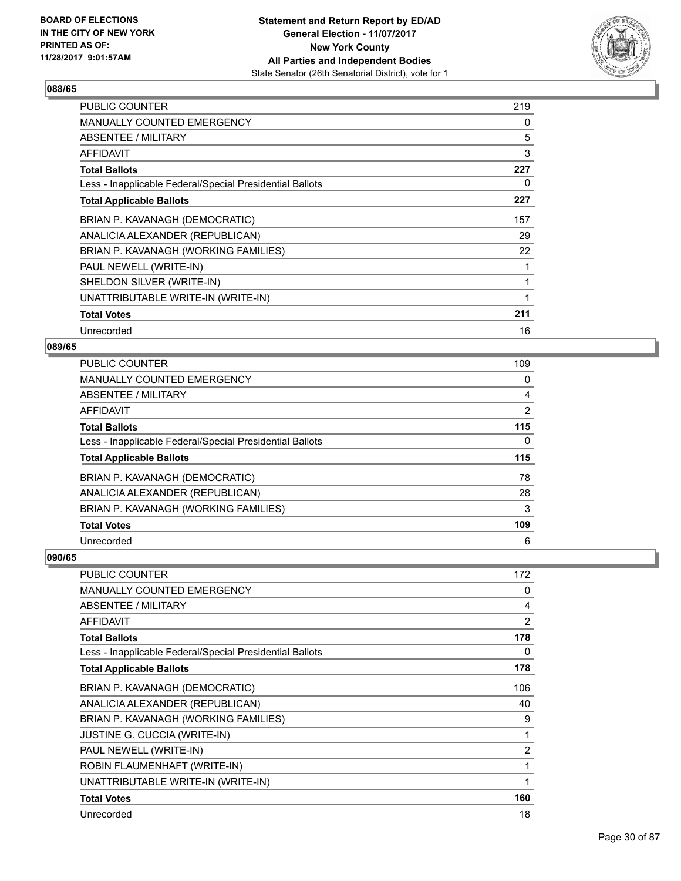## 088/65

| PUBLIC COUNTER | 219 |
|---|---|
| MANUALLY COUNTED EMERGENCY | 0 |
| ABSENTEE / MILITARY | 5 |
| AFFIDAVIT | 3 |
| **Total Ballots** | **227** |
| Less - Inapplicable Federal/Special Presidential Ballots | 0 |
| **Total Applicable Ballots** | **227** |
| BRIAN P. KAVANAGH (DEMOCRATIC) | 157 |
| ANALICIA ALEXANDER (REPUBLICAN) | 29 |
| BRIAN P. KAVANAGH (WORKING FAMILIES) | 22 |
| PAUL NEWELL (WRITE-IN) | 1 |
| SHELDON SILVER (WRITE-IN) | 1 |
| UNATTRIBUTABLE WRITE-IN (WRITE-IN) | 1 |
| **Total Votes** | **211** |
| Unrecorded | 16 |

## 089/65

| PUBLIC COUNTER | 109 |
|---|---|
| MANUALLY COUNTED EMERGENCY | 0 |
| ABSENTEE / MILITARY | 4 |
| AFFIDAVIT | 2 |
| **Total Ballots** | **115** |
| Less - Inapplicable Federal/Special Presidential Ballots | 0 |
| **Total Applicable Ballots** | **115** |
| BRIAN P. KAVANAGH (DEMOCRATIC) | 78 |
| ANALICIA ALEXANDER (REPUBLICAN) | 28 |
| BRIAN P. KAVANAGH (WORKING FAMILIES) | 3 |
| **Total Votes** | **109** |
| Unrecorded | 6 |

## 090/65

| PUBLIC COUNTER | 172 |
|---|---|
| MANUALLY COUNTED EMERGENCY | 0 |
| ABSENTEE / MILITARY | 4 |
| AFFIDAVIT | 2 |
| **Total Ballots** | **178** |
| Less - Inapplicable Federal/Special Presidential Ballots | 0 |
| **Total Applicable Ballots** | **178** |
| BRIAN P. KAVANAGH (DEMOCRATIC) | 106 |
| ANALICIA ALEXANDER (REPUBLICAN) | 40 |
| BRIAN P. KAVANAGH (WORKING FAMILIES) | 9 |
| JUSTINE G. CUCCIA (WRITE-IN) | 1 |
| PAUL NEWELL (WRITE-IN) | 2 |
| ROBIN FLAUMENHAFT (WRITE-IN) | 1 |
| UNATTRIBUTABLE WRITE-IN (WRITE-IN) | 1 |
| **Total Votes** | **160** |
| Unrecorded | 18 |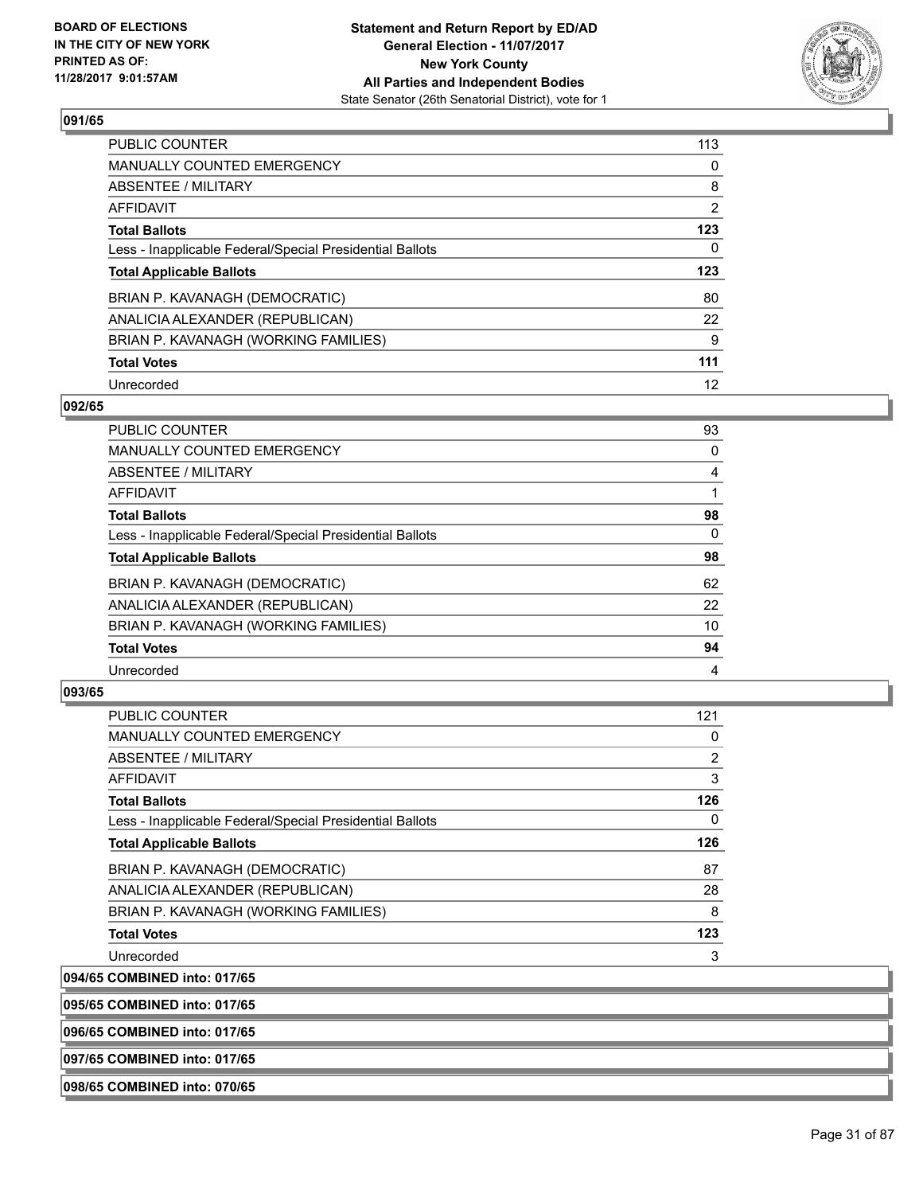## 091/65

| | |
|---|---|
| PUBLIC COUNTER | 113 |
| MANUALLY COUNTED EMERGENCY | 0 |
| ABSENTEE / MILITARY | 8 |
| AFFIDAVIT | 2 |
| **Total Ballots** | **123** |
| Less - Inapplicable Federal/Special Presidential Ballots | 0 |
| **Total Applicable Ballots** | **123** |
| BRIAN P. KAVANAGH (DEMOCRATIC) | 80 |
| ANALICIA ALEXANDER (REPUBLICAN) | 22 |
| BRIAN P. KAVANAGH (WORKING FAMILIES) | 9 |
| **Total Votes** | **111** |
| Unrecorded | 12 |

## 092/65

| | |
|---|---|
| PUBLIC COUNTER | 93 |
| MANUALLY COUNTED EMERGENCY | 0 |
| ABSENTEE / MILITARY | 4 |
| AFFIDAVIT | 1 |
| **Total Ballots** | **98** |
| Less - Inapplicable Federal/Special Presidential Ballots | 0 |
| **Total Applicable Ballots** | **98** |
| BRIAN P. KAVANAGH (DEMOCRATIC) | 62 |
| ANALICIA ALEXANDER (REPUBLICAN) | 22 |
| BRIAN P. KAVANAGH (WORKING FAMILIES) | 10 |
| **Total Votes** | **94** |
| Unrecorded | 4 |

## 093/65

| | |
|---|---|
| PUBLIC COUNTER | 121 |
| MANUALLY COUNTED EMERGENCY | 0 |
| ABSENTEE / MILITARY | 2 |
| AFFIDAVIT | 3 |
| **Total Ballots** | **126** |
| Less - Inapplicable Federal/Special Presidential Ballots | 0 |
| **Total Applicable Ballots** | **126** |
| BRIAN P. KAVANAGH (DEMOCRATIC) | 87 |
| ANALICIA ALEXANDER (REPUBLICAN) | 28 |
| BRIAN P. KAVANAGH (WORKING FAMILIES) | 8 |
| **Total Votes** | **123** |
| Unrecorded | 3 |

**094/65 COMBINED into: 017/65**

**095/65 COMBINED into: 017/65**

**096/65 COMBINED into: 017/65**

**097/65 COMBINED into: 017/65**

**098/65 COMBINED into: 070/65**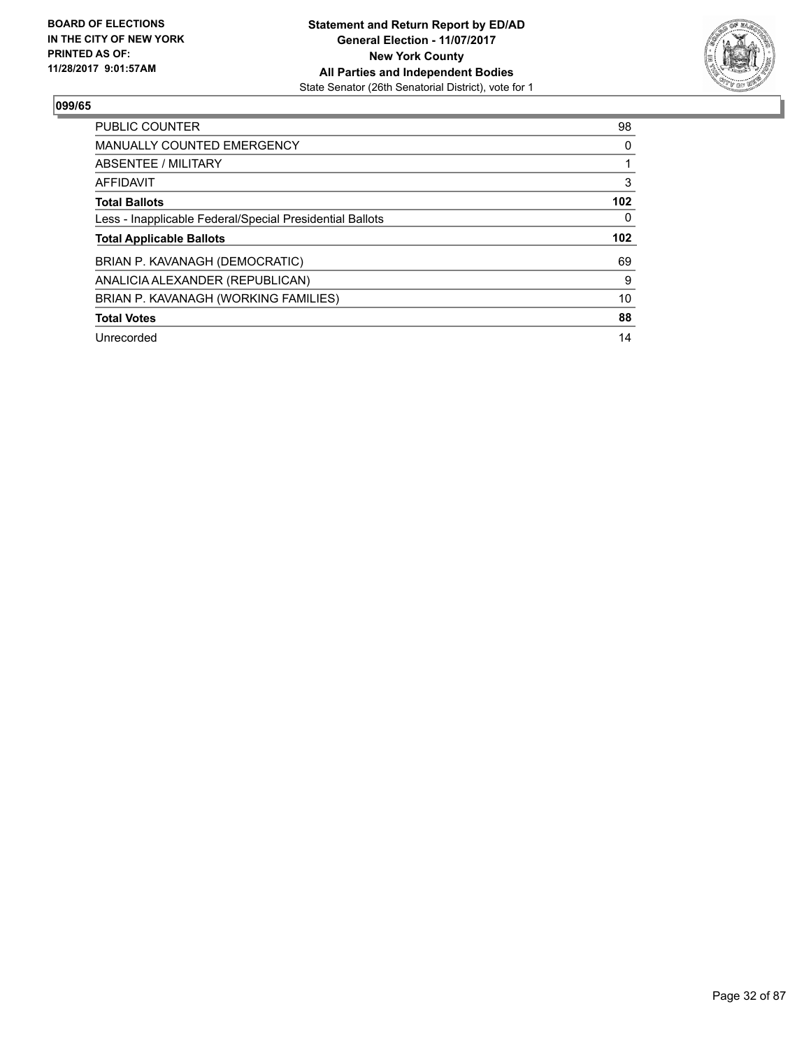**BOARD OF ELECTIONS IN THE CITY OF NEW YORK PRINTED AS OF: 11/28/2017 9:01:57AM**

**Statement and Return Report by ED/AD**
**General Election - 11/07/2017**
**New York County**
**All Parties and Independent Bodies**
State Senator (26th Senatorial District), vote for 1

## 099/65

| | |
|---|---|
| PUBLIC COUNTER | 98 |
| MANUALLY COUNTED EMERGENCY | 0 |
| ABSENTEE / MILITARY | 1 |
| AFFIDAVIT | 3 |
| **Total Ballots** | **102** |
| Less - Inapplicable Federal/Special Presidential Ballots | 0 |
| **Total Applicable Ballots** | **102** |
| BRIAN P. KAVANAGH (DEMOCRATIC) | 69 |
| ANALICIA ALEXANDER (REPUBLICAN) | 9 |
| BRIAN P. KAVANAGH (WORKING FAMILIES) | 10 |
| **Total Votes** | **88** |
| Unrecorded | 14 |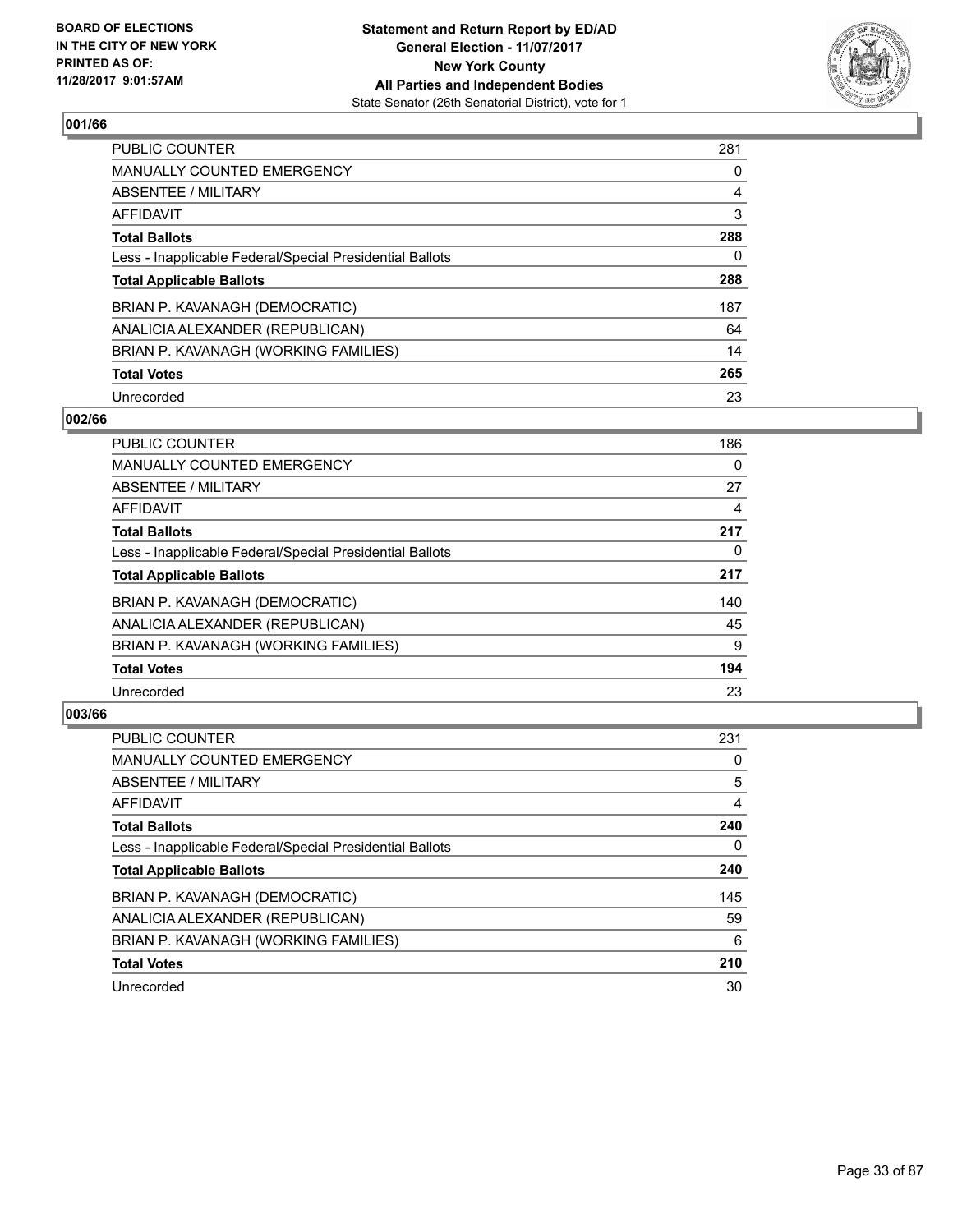BOARD OF ELECTIONS
IN THE CITY OF NEW YORK
PRINTED AS OF:
11/28/2017 9:01:57AM

**Statement and Return Report by ED/AD**
**General Election - 11/07/2017**
**New York County**
**All Parties and Independent Bodies**
State Senator (26th Senatorial District), vote for 1

### 001/66

| | |
|---|---|
| PUBLIC COUNTER | 281 |
| MANUALLY COUNTED EMERGENCY | 0 |
| ABSENTEE / MILITARY | 4 |
| AFFIDAVIT | 3 |
| **Total Ballots** | **288** |
| Less - Inapplicable Federal/Special Presidential Ballots | 0 |
| **Total Applicable Ballots** | **288** |
| BRIAN P. KAVANAGH (DEMOCRATIC) | 187 |
| ANALICIA ALEXANDER (REPUBLICAN) | 64 |
| BRIAN P. KAVANAGH (WORKING FAMILIES) | 14 |
| **Total Votes** | **265** |
| Unrecorded | 23 |

### 002/66

| | |
|---|---|
| PUBLIC COUNTER | 186 |
| MANUALLY COUNTED EMERGENCY | 0 |
| ABSENTEE / MILITARY | 27 |
| AFFIDAVIT | 4 |
| **Total Ballots** | **217** |
| Less - Inapplicable Federal/Special Presidential Ballots | 0 |
| **Total Applicable Ballots** | **217** |
| BRIAN P. KAVANAGH (DEMOCRATIC) | 140 |
| ANALICIA ALEXANDER (REPUBLICAN) | 45 |
| BRIAN P. KAVANAGH (WORKING FAMILIES) | 9 |
| **Total Votes** | **194** |
| Unrecorded | 23 |

### 003/66

| | |
|---|---|
| PUBLIC COUNTER | 231 |
| MANUALLY COUNTED EMERGENCY | 0 |
| ABSENTEE / MILITARY | 5 |
| AFFIDAVIT | 4 |
| **Total Ballots** | **240** |
| Less - Inapplicable Federal/Special Presidential Ballots | 0 |
| **Total Applicable Ballots** | **240** |
| BRIAN P. KAVANAGH (DEMOCRATIC) | 145 |
| ANALICIA ALEXANDER (REPUBLICAN) | 59 |
| BRIAN P. KAVANAGH (WORKING FAMILIES) | 6 |
| **Total Votes** | **210** |
| Unrecorded | 30 |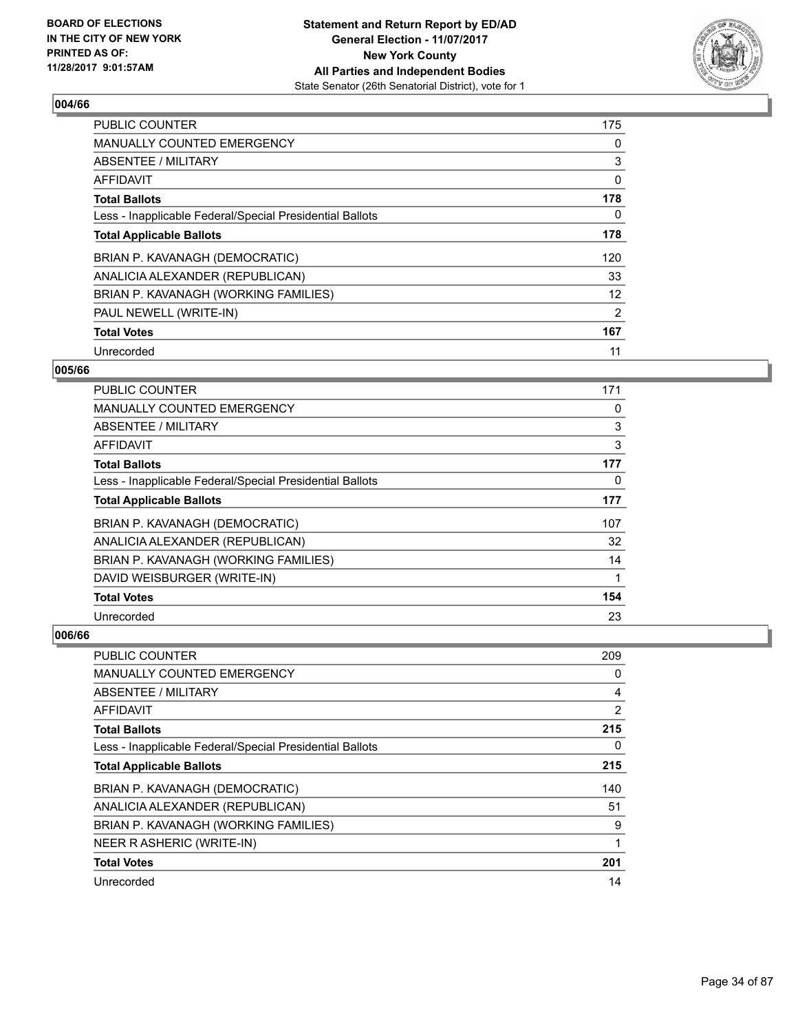## 004/66

| | |
|---|---|
| PUBLIC COUNTER | 175 |
| MANUALLY COUNTED EMERGENCY | 0 |
| ABSENTEE / MILITARY | 3 |
| AFFIDAVIT | 0 |
| **Total Ballots** | **178** |
| Less - Inapplicable Federal/Special Presidential Ballots | 0 |
| **Total Applicable Ballots** | **178** |
| BRIAN P. KAVANAGH (DEMOCRATIC) | 120 |
| ANALICIA ALEXANDER (REPUBLICAN) | 33 |
| BRIAN P. KAVANAGH (WORKING FAMILIES) | 12 |
| PAUL NEWELL (WRITE-IN) | 2 |
| **Total Votes** | **167** |
| Unrecorded | 11 |

## 005/66

| | |
|---|---|
| PUBLIC COUNTER | 171 |
| MANUALLY COUNTED EMERGENCY | 0 |
| ABSENTEE / MILITARY | 3 |
| AFFIDAVIT | 3 |
| **Total Ballots** | **177** |
| Less - Inapplicable Federal/Special Presidential Ballots | 0 |
| **Total Applicable Ballots** | **177** |
| BRIAN P. KAVANAGH (DEMOCRATIC) | 107 |
| ANALICIA ALEXANDER (REPUBLICAN) | 32 |
| BRIAN P. KAVANAGH (WORKING FAMILIES) | 14 |
| DAVID WEISBURGER (WRITE-IN) | 1 |
| **Total Votes** | **154** |
| Unrecorded | 23 |

## 006/66

| | |
|---|---|
| PUBLIC COUNTER | 209 |
| MANUALLY COUNTED EMERGENCY | 0 |
| ABSENTEE / MILITARY | 4 |
| AFFIDAVIT | 2 |
| **Total Ballots** | **215** |
| Less - Inapplicable Federal/Special Presidential Ballots | 0 |
| **Total Applicable Ballots** | **215** |
| BRIAN P. KAVANAGH (DEMOCRATIC) | 140 |
| ANALICIA ALEXANDER (REPUBLICAN) | 51 |
| BRIAN P. KAVANAGH (WORKING FAMILIES) | 9 |
| NEER R ASHERIC (WRITE-IN) | 1 |
| **Total Votes** | **201** |
| Unrecorded | 14 |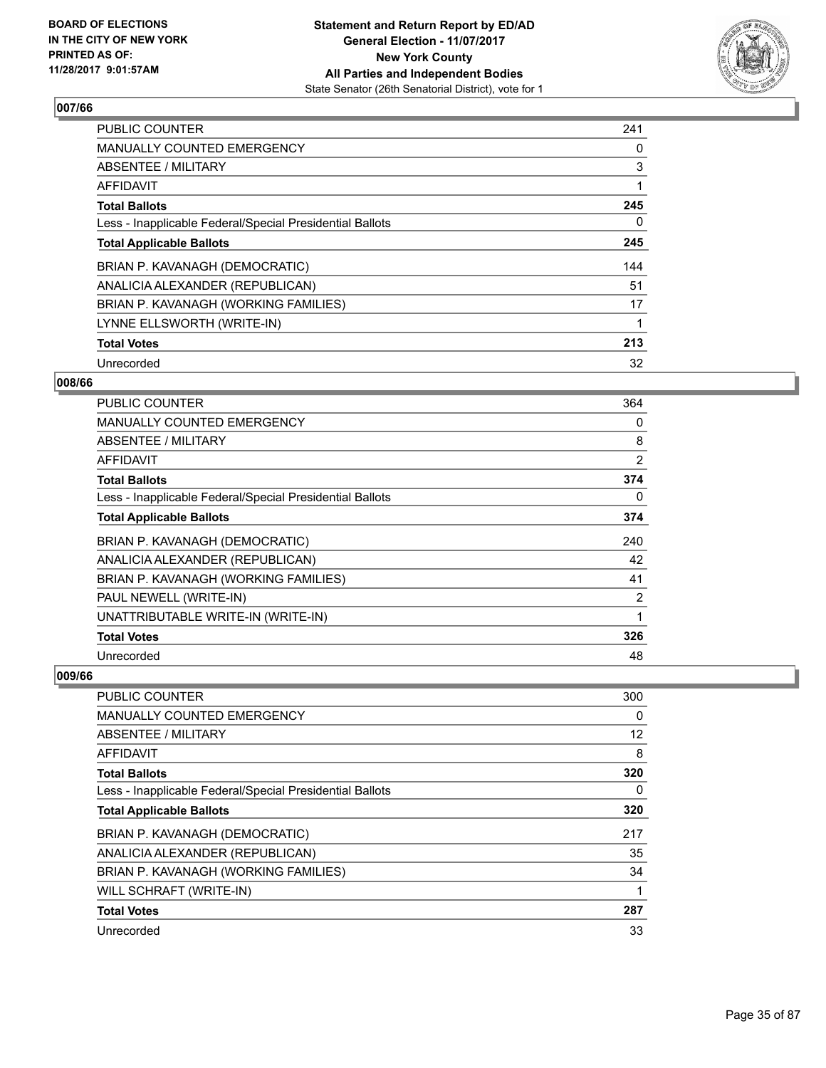BOARD OF ELECTIONS
IN THE CITY OF NEW YORK
PRINTED AS OF:
11/28/2017 9:01:57AM

**Statement and Return Report by ED/AD**
**General Election - 11/07/2017**
**New York County**
**All Parties and Independent Bodies**
State Senator (26th Senatorial District), vote for 1

### 007/66

| | |
|---|---|
| PUBLIC COUNTER | 241 |
| MANUALLY COUNTED EMERGENCY | 0 |
| ABSENTEE / MILITARY | 3 |
| AFFIDAVIT | 1 |
| **Total Ballots** | **245** |
| Less - Inapplicable Federal/Special Presidential Ballots | 0 |
| **Total Applicable Ballots** | **245** |
| BRIAN P. KAVANAGH (DEMOCRATIC) | 144 |
| ANALICIA ALEXANDER (REPUBLICAN) | 51 |
| BRIAN P. KAVANAGH (WORKING FAMILIES) | 17 |
| LYNNE ELLSWORTH (WRITE-IN) | 1 |
| **Total Votes** | **213** |
| Unrecorded | 32 |

### 008/66

| | |
|---|---|
| PUBLIC COUNTER | 364 |
| MANUALLY COUNTED EMERGENCY | 0 |
| ABSENTEE / MILITARY | 8 |
| AFFIDAVIT | 2 |
| **Total Ballots** | **374** |
| Less - Inapplicable Federal/Special Presidential Ballots | 0 |
| **Total Applicable Ballots** | **374** |
| BRIAN P. KAVANAGH (DEMOCRATIC) | 240 |
| ANALICIA ALEXANDER (REPUBLICAN) | 42 |
| BRIAN P. KAVANAGH (WORKING FAMILIES) | 41 |
| PAUL NEWELL (WRITE-IN) | 2 |
| UNATTRIBUTABLE WRITE-IN (WRITE-IN) | 1 |
| **Total Votes** | **326** |
| Unrecorded | 48 |

### 009/66

| | |
|---|---|
| PUBLIC COUNTER | 300 |
| MANUALLY COUNTED EMERGENCY | 0 |
| ABSENTEE / MILITARY | 12 |
| AFFIDAVIT | 8 |
| **Total Ballots** | **320** |
| Less - Inapplicable Federal/Special Presidential Ballots | 0 |
| **Total Applicable Ballots** | **320** |
| BRIAN P. KAVANAGH (DEMOCRATIC) | 217 |
| ANALICIA ALEXANDER (REPUBLICAN) | 35 |
| BRIAN P. KAVANAGH (WORKING FAMILIES) | 34 |
| WILL SCHRAFT (WRITE-IN) | 1 |
| **Total Votes** | **287** |
| Unrecorded | 33 |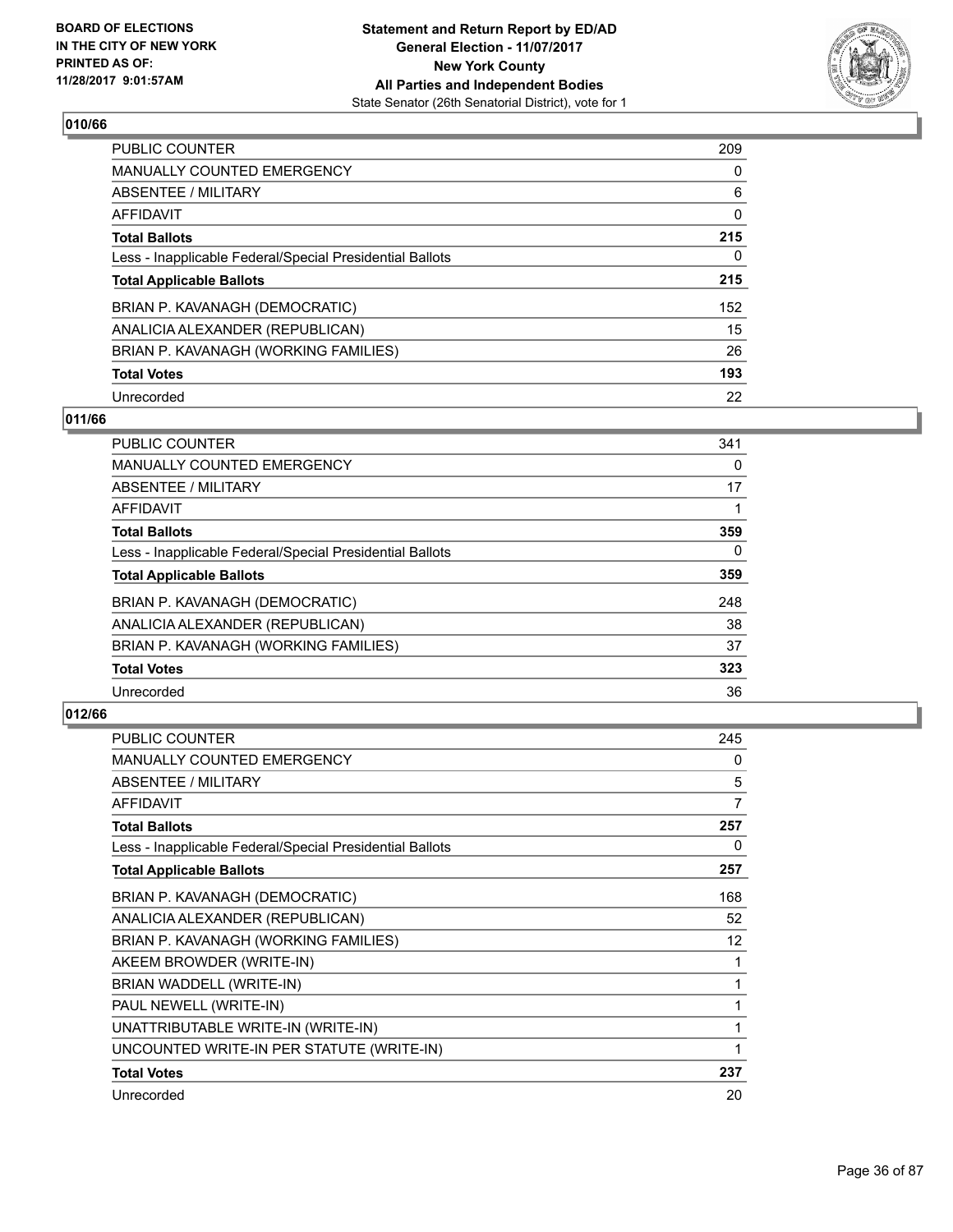## 010/66

| | |
|---|---|
| PUBLIC COUNTER | 209 |
| MANUALLY COUNTED EMERGENCY | 0 |
| ABSENTEE / MILITARY | 6 |
| AFFIDAVIT | 0 |
| **Total Ballots** | **215** |
| Less - Inapplicable Federal/Special Presidential Ballots | 0 |
| **Total Applicable Ballots** | **215** |
| BRIAN P. KAVANAGH (DEMOCRATIC) | 152 |
| ANALICIA ALEXANDER (REPUBLICAN) | 15 |
| BRIAN P. KAVANAGH (WORKING FAMILIES) | 26 |
| **Total Votes** | **193** |
| Unrecorded | 22 |

## 011/66

| | |
|---|---|
| PUBLIC COUNTER | 341 |
| MANUALLY COUNTED EMERGENCY | 0 |
| ABSENTEE / MILITARY | 17 |
| AFFIDAVIT | 1 |
| **Total Ballots** | **359** |
| Less - Inapplicable Federal/Special Presidential Ballots | 0 |
| **Total Applicable Ballots** | **359** |
| BRIAN P. KAVANAGH (DEMOCRATIC) | 248 |
| ANALICIA ALEXANDER (REPUBLICAN) | 38 |
| BRIAN P. KAVANAGH (WORKING FAMILIES) | 37 |
| **Total Votes** | **323** |
| Unrecorded | 36 |

## 012/66

| | |
|---|---|
| PUBLIC COUNTER | 245 |
| MANUALLY COUNTED EMERGENCY | 0 |
| ABSENTEE / MILITARY | 5 |
| AFFIDAVIT | 7 |
| **Total Ballots** | **257** |
| Less - Inapplicable Federal/Special Presidential Ballots | 0 |
| **Total Applicable Ballots** | **257** |
| BRIAN P. KAVANAGH (DEMOCRATIC) | 168 |
| ANALICIA ALEXANDER (REPUBLICAN) | 52 |
| BRIAN P. KAVANAGH (WORKING FAMILIES) | 12 |
| AKEEM BROWDER (WRITE-IN) | 1 |
| BRIAN WADDELL (WRITE-IN) | 1 |
| PAUL NEWELL (WRITE-IN) | 1 |
| UNATTRIBUTABLE WRITE-IN (WRITE-IN) | 1 |
| UNCOUNTED WRITE-IN PER STATUTE (WRITE-IN) | 1 |
| **Total Votes** | **237** |
| Unrecorded | 20 |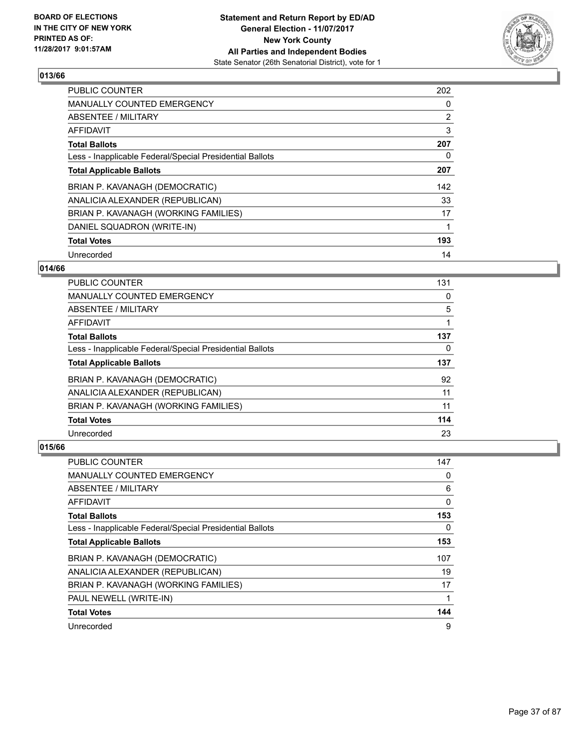**Statement and Return Report by ED/AD**
**General Election - 11/07/2017**
**New York County**
**All Parties and Independent Bodies**
State Senator (26th Senatorial District), vote for 1

BOARD OF ELECTIONS
IN THE CITY OF NEW YORK
PRINTED AS OF:
11/28/2017 9:01:57AM

## 013/66

| | |
|---|---|
| PUBLIC COUNTER | 202 |
| MANUALLY COUNTED EMERGENCY | 0 |
| ABSENTEE / MILITARY | 2 |
| AFFIDAVIT | 3 |
| **Total Ballots** | **207** |
| Less - Inapplicable Federal/Special Presidential Ballots | 0 |
| **Total Applicable Ballots** | **207** |
| BRIAN P. KAVANAGH (DEMOCRATIC) | 142 |
| ANALICIA ALEXANDER (REPUBLICAN) | 33 |
| BRIAN P. KAVANAGH (WORKING FAMILIES) | 17 |
| DANIEL SQUADRON (WRITE-IN) | 1 |
| **Total Votes** | **193** |
| Unrecorded | 14 |

## 014/66

| | |
|---|---|
| PUBLIC COUNTER | 131 |
| MANUALLY COUNTED EMERGENCY | 0 |
| ABSENTEE / MILITARY | 5 |
| AFFIDAVIT | 1 |
| **Total Ballots** | **137** |
| Less - Inapplicable Federal/Special Presidential Ballots | 0 |
| **Total Applicable Ballots** | **137** |
| BRIAN P. KAVANAGH (DEMOCRATIC) | 92 |
| ANALICIA ALEXANDER (REPUBLICAN) | 11 |
| BRIAN P. KAVANAGH (WORKING FAMILIES) | 11 |
| **Total Votes** | **114** |
| Unrecorded | 23 |

## 015/66

| | |
|---|---|
| PUBLIC COUNTER | 147 |
| MANUALLY COUNTED EMERGENCY | 0 |
| ABSENTEE / MILITARY | 6 |
| AFFIDAVIT | 0 |
| **Total Ballots** | **153** |
| Less - Inapplicable Federal/Special Presidential Ballots | 0 |
| **Total Applicable Ballots** | **153** |
| BRIAN P. KAVANAGH (DEMOCRATIC) | 107 |
| ANALICIA ALEXANDER (REPUBLICAN) | 19 |
| BRIAN P. KAVANAGH (WORKING FAMILIES) | 17 |
| PAUL NEWELL (WRITE-IN) | 1 |
| **Total Votes** | **144** |
| Unrecorded | 9 |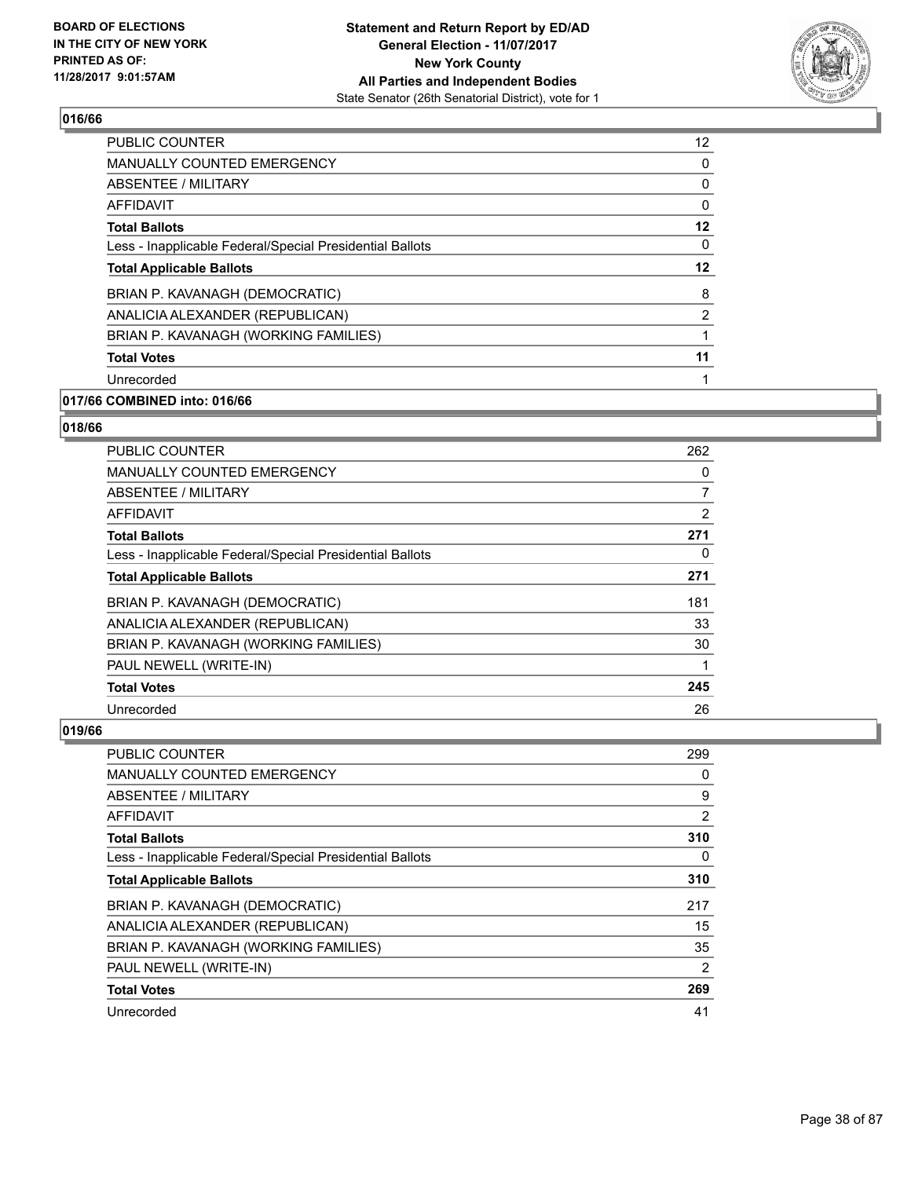## 016/66

| | |
|---|---|
| PUBLIC COUNTER | 12 |
| MANUALLY COUNTED EMERGENCY | 0 |
| ABSENTEE / MILITARY | 0 |
| AFFIDAVIT | 0 |
| **Total Ballots** | **12** |
| Less - Inapplicable Federal/Special Presidential Ballots | 0 |
| **Total Applicable Ballots** | **12** |
| BRIAN P. KAVANAGH (DEMOCRATIC) | 8 |
| ANALICIA ALEXANDER (REPUBLICAN) | 2 |
| BRIAN P. KAVANAGH (WORKING FAMILIES) | 1 |
| **Total Votes** | **11** |
| Unrecorded | 1 |

## 017/66 COMBINED into: 016/66

## 018/66

| | |
|---|---|
| PUBLIC COUNTER | 262 |
| MANUALLY COUNTED EMERGENCY | 0 |
| ABSENTEE / MILITARY | 7 |
| AFFIDAVIT | 2 |
| **Total Ballots** | **271** |
| Less - Inapplicable Federal/Special Presidential Ballots | 0 |
| **Total Applicable Ballots** | **271** |
| BRIAN P. KAVANAGH (DEMOCRATIC) | 181 |
| ANALICIA ALEXANDER (REPUBLICAN) | 33 |
| BRIAN P. KAVANAGH (WORKING FAMILIES) | 30 |
| PAUL NEWELL (WRITE-IN) | 1 |
| **Total Votes** | **245** |
| Unrecorded | 26 |

## 019/66

| | |
|---|---|
| PUBLIC COUNTER | 299 |
| MANUALLY COUNTED EMERGENCY | 0 |
| ABSENTEE / MILITARY | 9 |
| AFFIDAVIT | 2 |
| **Total Ballots** | **310** |
| Less - Inapplicable Federal/Special Presidential Ballots | 0 |
| **Total Applicable Ballots** | **310** |
| BRIAN P. KAVANAGH (DEMOCRATIC) | 217 |
| ANALICIA ALEXANDER (REPUBLICAN) | 15 |
| BRIAN P. KAVANAGH (WORKING FAMILIES) | 35 |
| PAUL NEWELL (WRITE-IN) | 2 |
| **Total Votes** | **269** |
| Unrecorded | 41 |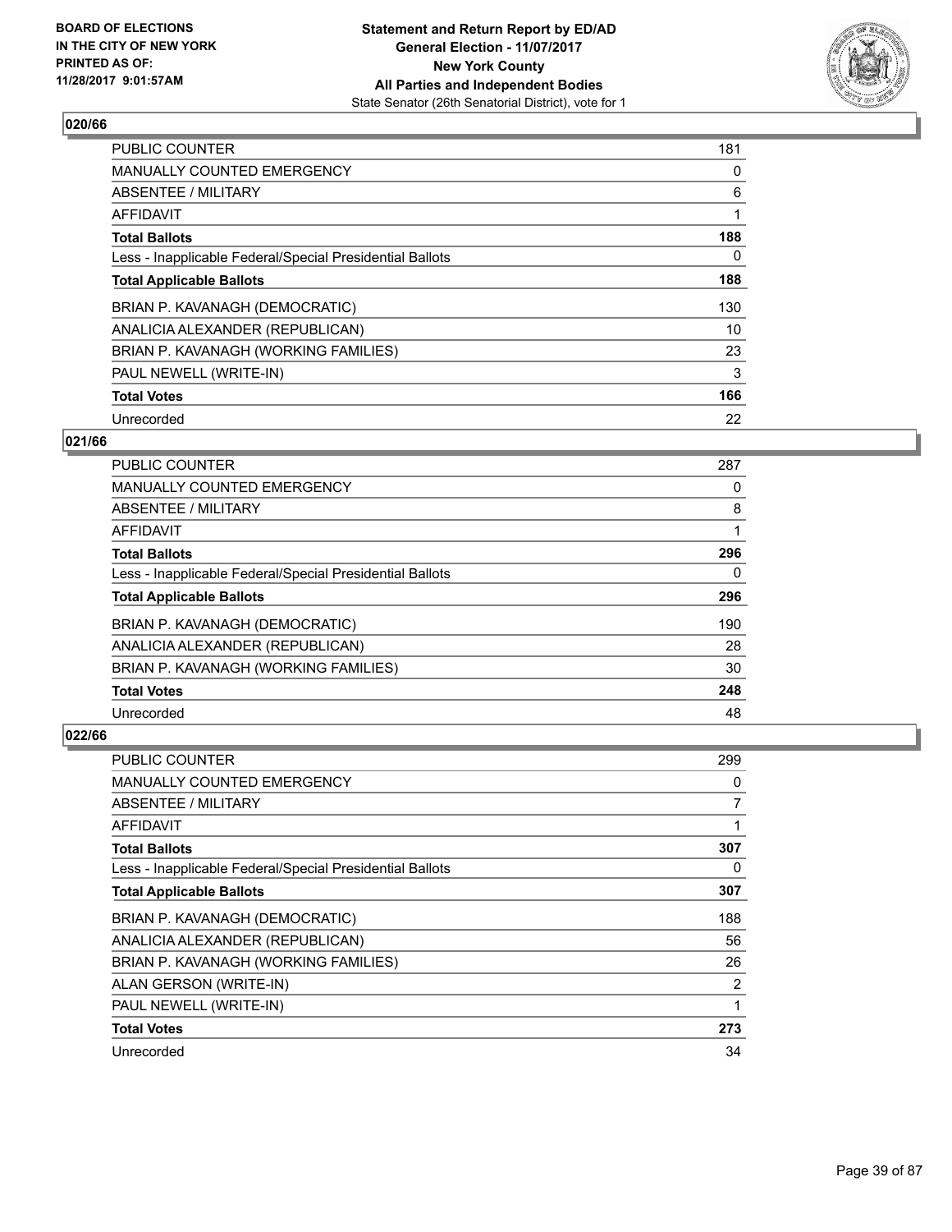BOARD OF ELECTIONS
IN THE CITY OF NEW YORK
PRINTED AS OF:
11/28/2017 9:01:57AM

**Statement and Return Report by ED/AD**
**General Election - 11/07/2017**
**New York County**
**All Parties and Independent Bodies**
State Senator (26th Senatorial District), vote for 1

### 020/66

| | |
|---|---|
| PUBLIC COUNTER | 181 |
| MANUALLY COUNTED EMERGENCY | 0 |
| ABSENTEE / MILITARY | 6 |
| AFFIDAVIT | 1 |
| **Total Ballots** | **188** |
| Less - Inapplicable Federal/Special Presidential Ballots | 0 |
| **Total Applicable Ballots** | **188** |
| BRIAN P. KAVANAGH (DEMOCRATIC) | 130 |
| ANALICIA ALEXANDER (REPUBLICAN) | 10 |
| BRIAN P. KAVANAGH (WORKING FAMILIES) | 23 |
| PAUL NEWELL (WRITE-IN) | 3 |
| **Total Votes** | **166** |
| Unrecorded | 22 |

### 021/66

| | |
|---|---|
| PUBLIC COUNTER | 287 |
| MANUALLY COUNTED EMERGENCY | 0 |
| ABSENTEE / MILITARY | 8 |
| AFFIDAVIT | 1 |
| **Total Ballots** | **296** |
| Less - Inapplicable Federal/Special Presidential Ballots | 0 |
| **Total Applicable Ballots** | **296** |
| BRIAN P. KAVANAGH (DEMOCRATIC) | 190 |
| ANALICIA ALEXANDER (REPUBLICAN) | 28 |
| BRIAN P. KAVANAGH (WORKING FAMILIES) | 30 |
| **Total Votes** | **248** |
| Unrecorded | 48 |

### 022/66

| | |
|---|---|
| PUBLIC COUNTER | 299 |
| MANUALLY COUNTED EMERGENCY | 0 |
| ABSENTEE / MILITARY | 7 |
| AFFIDAVIT | 1 |
| **Total Ballots** | **307** |
| Less - Inapplicable Federal/Special Presidential Ballots | 0 |
| **Total Applicable Ballots** | **307** |
| BRIAN P. KAVANAGH (DEMOCRATIC) | 188 |
| ANALICIA ALEXANDER (REPUBLICAN) | 56 |
| BRIAN P. KAVANAGH (WORKING FAMILIES) | 26 |
| ALAN GERSON (WRITE-IN) | 2 |
| PAUL NEWELL (WRITE-IN) | 1 |
| **Total Votes** | **273** |
| Unrecorded | 34 |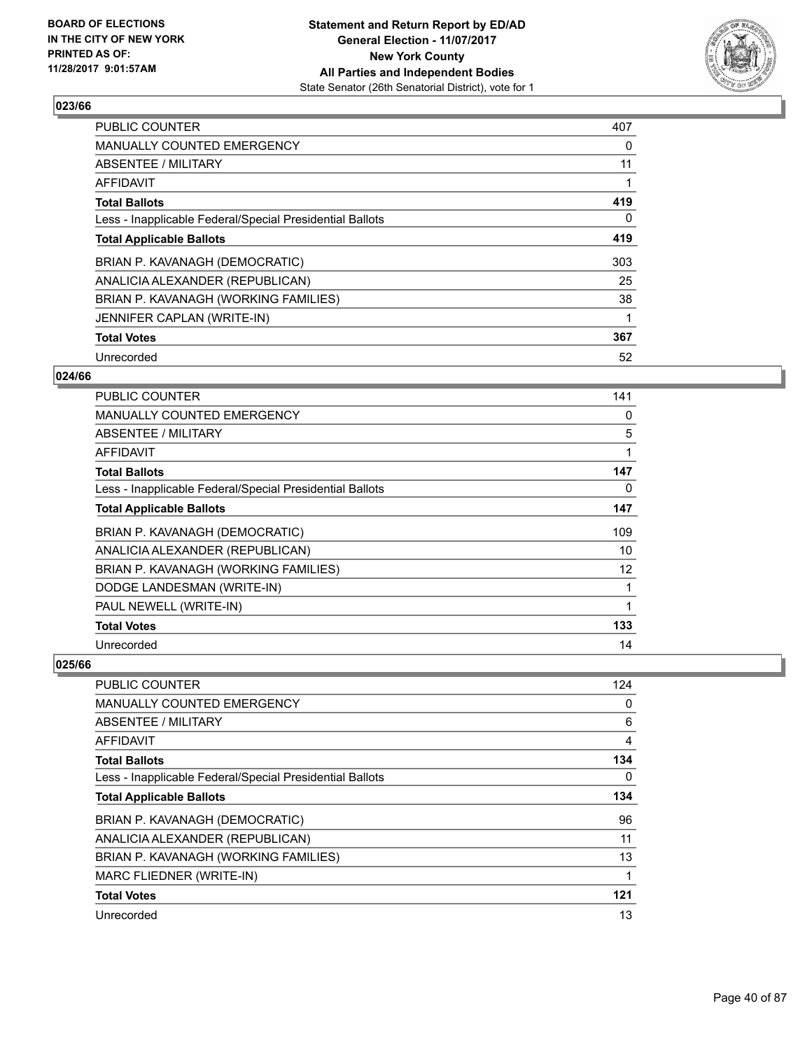**BOARD OF ELECTIONS IN THE CITY OF NEW YORK PRINTED AS OF: 11/28/2017 9:01:57AM**

**Statement and Return Report by ED/AD General Election - 11/07/2017 New York County All Parties and Independent Bodies**
State Senator (26th Senatorial District), vote for 1

### 023/66

| | |
|---|---|
| PUBLIC COUNTER | 407 |
| MANUALLY COUNTED EMERGENCY | 0 |
| ABSENTEE / MILITARY | 11 |
| AFFIDAVIT | 1 |
| **Total Ballots** | **419** |
| Less - Inapplicable Federal/Special Presidential Ballots | 0 |
| **Total Applicable Ballots** | **419** |
| BRIAN P. KAVANAGH (DEMOCRATIC) | 303 |
| ANALICIA ALEXANDER (REPUBLICAN) | 25 |
| BRIAN P. KAVANAGH (WORKING FAMILIES) | 38 |
| JENNIFER CAPLAN (WRITE-IN) | 1 |
| **Total Votes** | **367** |
| Unrecorded | 52 |

### 024/66

| | |
|---|---|
| PUBLIC COUNTER | 141 |
| MANUALLY COUNTED EMERGENCY | 0 |
| ABSENTEE / MILITARY | 5 |
| AFFIDAVIT | 1 |
| **Total Ballots** | **147** |
| Less - Inapplicable Federal/Special Presidential Ballots | 0 |
| **Total Applicable Ballots** | **147** |
| BRIAN P. KAVANAGH (DEMOCRATIC) | 109 |
| ANALICIA ALEXANDER (REPUBLICAN) | 10 |
| BRIAN P. KAVANAGH (WORKING FAMILIES) | 12 |
| DODGE LANDESMAN (WRITE-IN) | 1 |
| PAUL NEWELL (WRITE-IN) | 1 |
| **Total Votes** | **133** |
| Unrecorded | 14 |

### 025/66

| | |
|---|---|
| PUBLIC COUNTER | 124 |
| MANUALLY COUNTED EMERGENCY | 0 |
| ABSENTEE / MILITARY | 6 |
| AFFIDAVIT | 4 |
| **Total Ballots** | **134** |
| Less - Inapplicable Federal/Special Presidential Ballots | 0 |
| **Total Applicable Ballots** | **134** |
| BRIAN P. KAVANAGH (DEMOCRATIC) | 96 |
| ANALICIA ALEXANDER (REPUBLICAN) | 11 |
| BRIAN P. KAVANAGH (WORKING FAMILIES) | 13 |
| MARC FLIEDNER (WRITE-IN) | 1 |
| **Total Votes** | **121** |
| Unrecorded | 13 |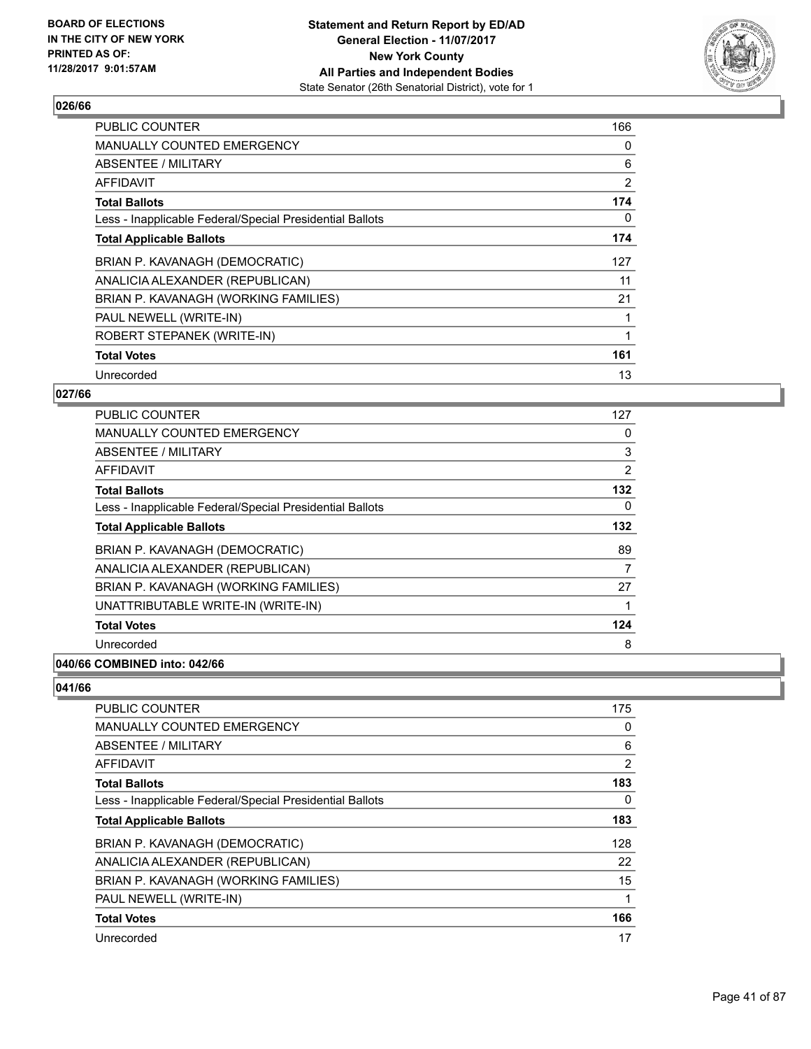BOARD OF ELECTIONS
IN THE CITY OF NEW YORK
PRINTED AS OF:
11/28/2017 9:01:57AM

**Statement and Return Report by ED/AD**
**General Election - 11/07/2017**
**New York County**
**All Parties and Independent Bodies**
State Senator (26th Senatorial District), vote for 1

### 026/66

| | |
|---|---|
| PUBLIC COUNTER | 166 |
| MANUALLY COUNTED EMERGENCY | 0 |
| ABSENTEE / MILITARY | 6 |
| AFFIDAVIT | 2 |
| **Total Ballots** | **174** |
| Less - Inapplicable Federal/Special Presidential Ballots | 0 |
| **Total Applicable Ballots** | **174** |
| BRIAN P. KAVANAGH (DEMOCRATIC) | 127 |
| ANALICIA ALEXANDER (REPUBLICAN) | 11 |
| BRIAN P. KAVANAGH (WORKING FAMILIES) | 21 |
| PAUL NEWELL (WRITE-IN) | 1 |
| ROBERT STEPANEK (WRITE-IN) | 1 |
| **Total Votes** | **161** |
| Unrecorded | 13 |

### 027/66

| | |
|---|---|
| PUBLIC COUNTER | 127 |
| MANUALLY COUNTED EMERGENCY | 0 |
| ABSENTEE / MILITARY | 3 |
| AFFIDAVIT | 2 |
| **Total Ballots** | **132** |
| Less - Inapplicable Federal/Special Presidential Ballots | 0 |
| **Total Applicable Ballots** | **132** |
| BRIAN P. KAVANAGH (DEMOCRATIC) | 89 |
| ANALICIA ALEXANDER (REPUBLICAN) | 7 |
| BRIAN P. KAVANAGH (WORKING FAMILIES) | 27 |
| UNATTRIBUTABLE WRITE-IN (WRITE-IN) | 1 |
| **Total Votes** | **124** |
| Unrecorded | 8 |

### 040/66 COMBINED into: 042/66

### 041/66

| | |
|---|---|
| PUBLIC COUNTER | 175 |
| MANUALLY COUNTED EMERGENCY | 0 |
| ABSENTEE / MILITARY | 6 |
| AFFIDAVIT | 2 |
| **Total Ballots** | **183** |
| Less - Inapplicable Federal/Special Presidential Ballots | 0 |
| **Total Applicable Ballots** | **183** |
| BRIAN P. KAVANAGH (DEMOCRATIC) | 128 |
| ANALICIA ALEXANDER (REPUBLICAN) | 22 |
| BRIAN P. KAVANAGH (WORKING FAMILIES) | 15 |
| PAUL NEWELL (WRITE-IN) | 1 |
| **Total Votes** | **166** |
| Unrecorded | 17 |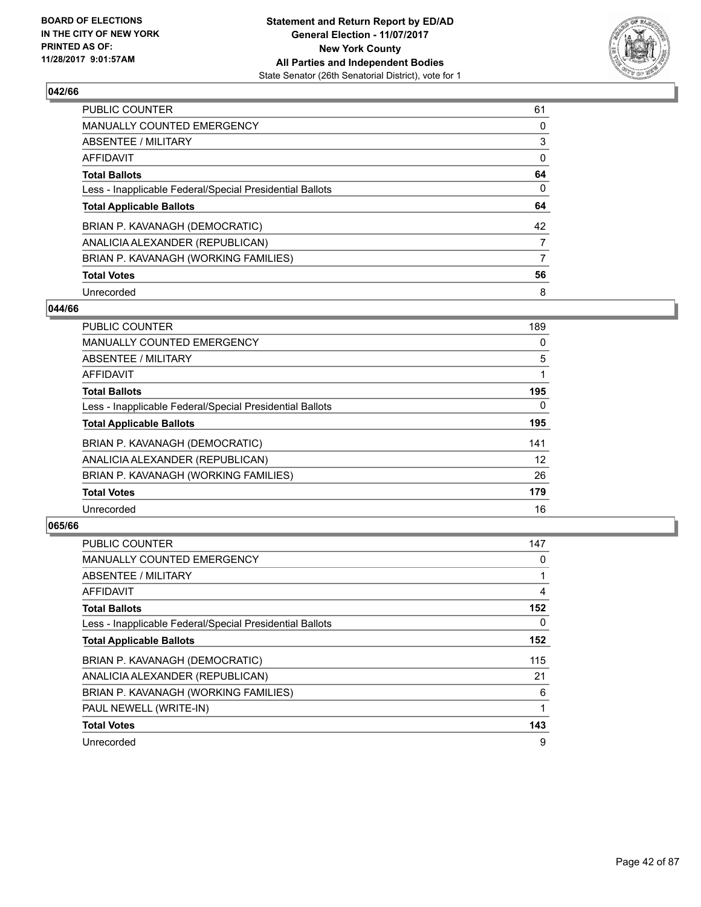### 042/66

| | |
|---|---|
| PUBLIC COUNTER | 61 |
| MANUALLY COUNTED EMERGENCY | 0 |
| ABSENTEE / MILITARY | 3 |
| AFFIDAVIT | 0 |
| **Total Ballots** | **64** |
| Less - Inapplicable Federal/Special Presidential Ballots | 0 |
| **Total Applicable Ballots** | **64** |
| BRIAN P. KAVANAGH (DEMOCRATIC) | 42 |
| ANALICIA ALEXANDER (REPUBLICAN) | 7 |
| BRIAN P. KAVANAGH (WORKING FAMILIES) | 7 |
| **Total Votes** | **56** |
| Unrecorded | 8 |

### 044/66

| | |
|---|---|
| PUBLIC COUNTER | 189 |
| MANUALLY COUNTED EMERGENCY | 0 |
| ABSENTEE / MILITARY | 5 |
| AFFIDAVIT | 1 |
| **Total Ballots** | **195** |
| Less - Inapplicable Federal/Special Presidential Ballots | 0 |
| **Total Applicable Ballots** | **195** |
| BRIAN P. KAVANAGH (DEMOCRATIC) | 141 |
| ANALICIA ALEXANDER (REPUBLICAN) | 12 |
| BRIAN P. KAVANAGH (WORKING FAMILIES) | 26 |
| **Total Votes** | **179** |
| Unrecorded | 16 |

### 065/66

| | |
|---|---|
| PUBLIC COUNTER | 147 |
| MANUALLY COUNTED EMERGENCY | 0 |
| ABSENTEE / MILITARY | 1 |
| AFFIDAVIT | 4 |
| **Total Ballots** | **152** |
| Less - Inapplicable Federal/Special Presidential Ballots | 0 |
| **Total Applicable Ballots** | **152** |
| BRIAN P. KAVANAGH (DEMOCRATIC) | 115 |
| ANALICIA ALEXANDER (REPUBLICAN) | 21 |
| BRIAN P. KAVANAGH (WORKING FAMILIES) | 6 |
| PAUL NEWELL (WRITE-IN) | 1 |
| **Total Votes** | **143** |
| Unrecorded | 9 |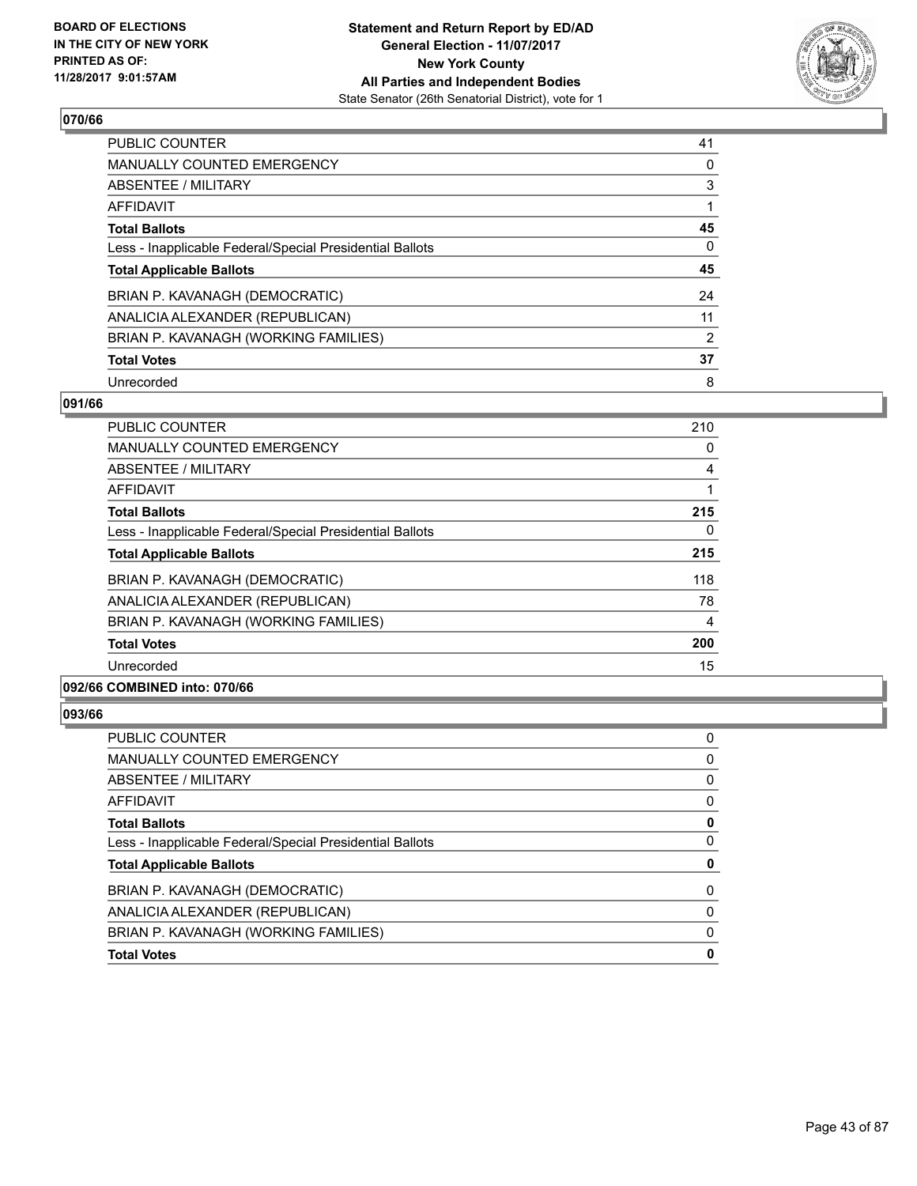## 070/66

| | |
|---|---|
| PUBLIC COUNTER | 41 |
| MANUALLY COUNTED EMERGENCY | 0 |
| ABSENTEE / MILITARY | 3 |
| AFFIDAVIT | 1 |
| **Total Ballots** | **45** |
| Less - Inapplicable Federal/Special Presidential Ballots | 0 |
| **Total Applicable Ballots** | **45** |
| BRIAN P. KAVANAGH (DEMOCRATIC) | 24 |
| ANALICIA ALEXANDER (REPUBLICAN) | 11 |
| BRIAN P. KAVANAGH (WORKING FAMILIES) | 2 |
| **Total Votes** | **37** |
| Unrecorded | 8 |

## 091/66

| | |
|---|---|
| PUBLIC COUNTER | 210 |
| MANUALLY COUNTED EMERGENCY | 0 |
| ABSENTEE / MILITARY | 4 |
| AFFIDAVIT | 1 |
| **Total Ballots** | **215** |
| Less - Inapplicable Federal/Special Presidential Ballots | 0 |
| **Total Applicable Ballots** | **215** |
| BRIAN P. KAVANAGH (DEMOCRATIC) | 118 |
| ANALICIA ALEXANDER (REPUBLICAN) | 78 |
| BRIAN P. KAVANAGH (WORKING FAMILIES) | 4 |
| **Total Votes** | **200** |
| Unrecorded | 15 |

## 092/66 COMBINED into: 070/66

## 093/66

| | |
|---|---|
| PUBLIC COUNTER | 0 |
| MANUALLY COUNTED EMERGENCY | 0 |
| ABSENTEE / MILITARY | 0 |
| AFFIDAVIT | 0 |
| **Total Ballots** | **0** |
| Less - Inapplicable Federal/Special Presidential Ballots | 0 |
| **Total Applicable Ballots** | **0** |
| BRIAN P. KAVANAGH (DEMOCRATIC) | 0 |
| ANALICIA ALEXANDER (REPUBLICAN) | 0 |
| BRIAN P. KAVANAGH (WORKING FAMILIES) | 0 |
| **Total Votes** | **0** |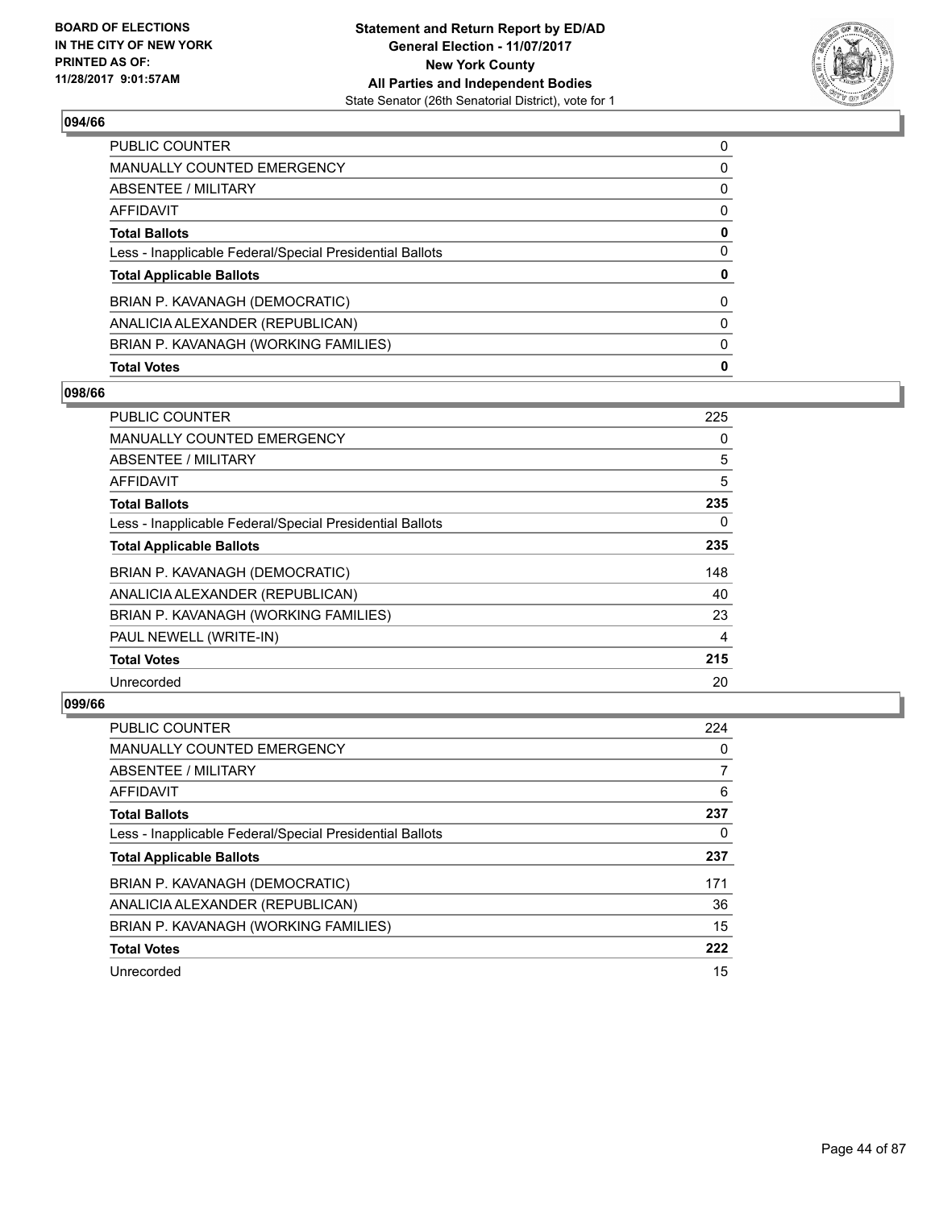# Statement and Return Report by ED/AD
## General Election - 11/07/2017
## New York County
## All Parties and Independent Bodies
State Senator (26th Senatorial District), vote for 1

BOARD OF ELECTIONS IN THE CITY OF NEW YORK PRINTED AS OF: 11/28/2017 9:01:57AM

### 094/66

| | |
|---|---|
| PUBLIC COUNTER | 0 |
| MANUALLY COUNTED EMERGENCY | 0 |
| ABSENTEE / MILITARY | 0 |
| AFFIDAVIT | 0 |
| **Total Ballots** | **0** |
| Less - Inapplicable Federal/Special Presidential Ballots | 0 |
| **Total Applicable Ballots** | **0** |
| BRIAN P. KAVANAGH (DEMOCRATIC) | 0 |
| ANALICIA ALEXANDER (REPUBLICAN) | 0 |
| BRIAN P. KAVANAGH (WORKING FAMILIES) | 0 |
| **Total Votes** | **0** |

### 098/66

| | |
|---|---|
| PUBLIC COUNTER | 225 |
| MANUALLY COUNTED EMERGENCY | 0 |
| ABSENTEE / MILITARY | 5 |
| AFFIDAVIT | 5 |
| **Total Ballots** | **235** |
| Less - Inapplicable Federal/Special Presidential Ballots | 0 |
| **Total Applicable Ballots** | **235** |
| BRIAN P. KAVANAGH (DEMOCRATIC) | 148 |
| ANALICIA ALEXANDER (REPUBLICAN) | 40 |
| BRIAN P. KAVANAGH (WORKING FAMILIES) | 23 |
| PAUL NEWELL (WRITE-IN) | 4 |
| **Total Votes** | **215** |
| Unrecorded | 20 |

### 099/66

| | |
|---|---|
| PUBLIC COUNTER | 224 |
| MANUALLY COUNTED EMERGENCY | 0 |
| ABSENTEE / MILITARY | 7 |
| AFFIDAVIT | 6 |
| **Total Ballots** | **237** |
| Less - Inapplicable Federal/Special Presidential Ballots | 0 |
| **Total Applicable Ballots** | **237** |
| BRIAN P. KAVANAGH (DEMOCRATIC) | 171 |
| ANALICIA ALEXANDER (REPUBLICAN) | 36 |
| BRIAN P. KAVANAGH (WORKING FAMILIES) | 15 |
| **Total Votes** | **222** |
| Unrecorded | 15 |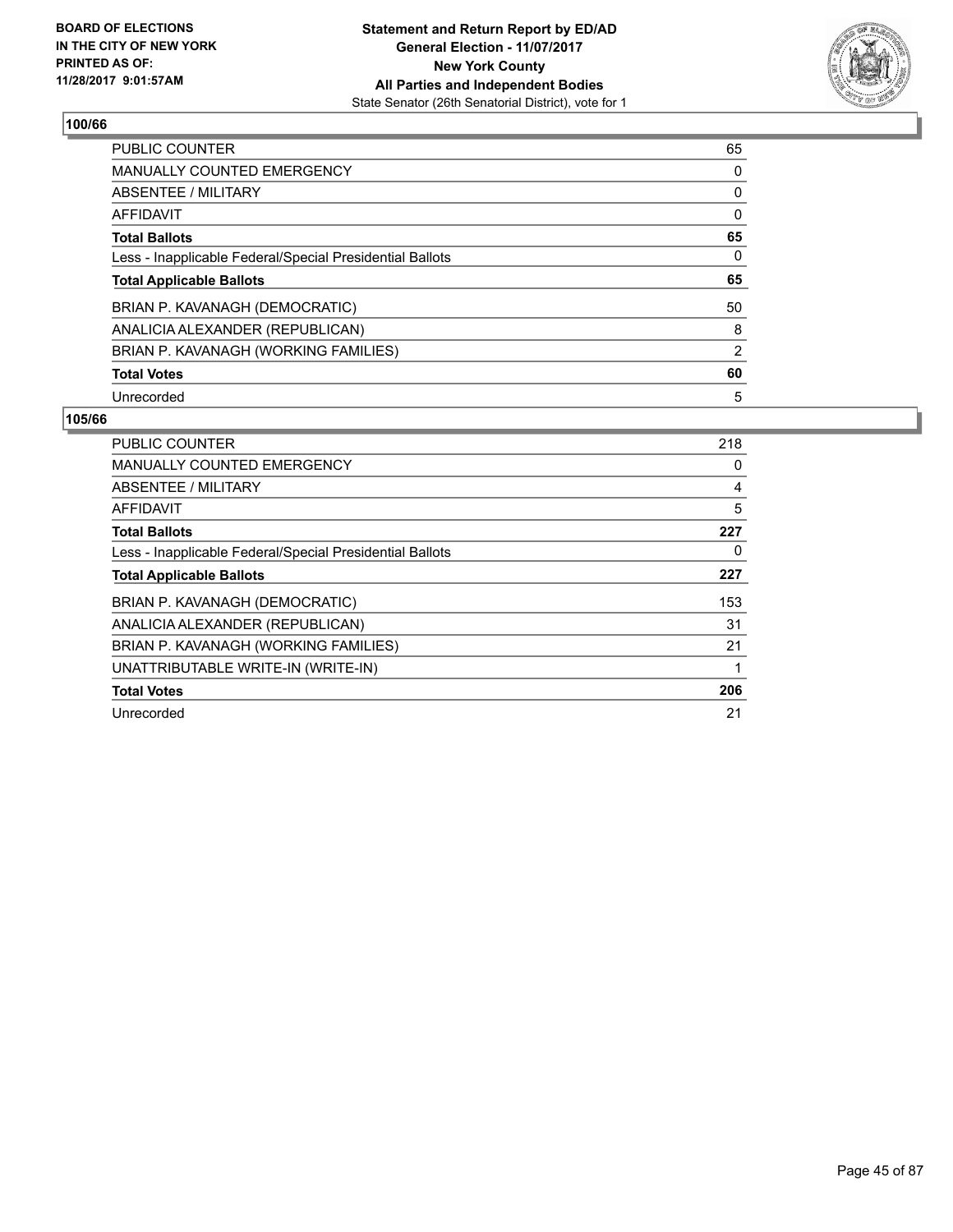**BOARD OF ELECTIONS IN THE CITY OF NEW YORK PRINTED AS OF: 11/28/2017 9:01:57AM**

**Statement and Return Report by ED/AD**
**General Election - 11/07/2017**
**New York County**
**All Parties and Independent Bodies**
State Senator (26th Senatorial District), vote for 1

### 100/66

| | |
|---|---|
| PUBLIC COUNTER | 65 |
| MANUALLY COUNTED EMERGENCY | 0 |
| ABSENTEE / MILITARY | 0 |
| AFFIDAVIT | 0 |
| **Total Ballots** | **65** |
| Less - Inapplicable Federal/Special Presidential Ballots | 0 |
| **Total Applicable Ballots** | **65** |
| BRIAN P. KAVANAGH (DEMOCRATIC) | 50 |
| ANALICIA ALEXANDER (REPUBLICAN) | 8 |
| BRIAN P. KAVANAGH (WORKING FAMILIES) | 2 |
| **Total Votes** | **60** |
| Unrecorded | 5 |

### 105/66

| | |
|---|---|
| PUBLIC COUNTER | 218 |
| MANUALLY COUNTED EMERGENCY | 0 |
| ABSENTEE / MILITARY | 4 |
| AFFIDAVIT | 5 |
| **Total Ballots** | **227** |
| Less - Inapplicable Federal/Special Presidential Ballots | 0 |
| **Total Applicable Ballots** | **227** |
| BRIAN P. KAVANAGH (DEMOCRATIC) | 153 |
| ANALICIA ALEXANDER (REPUBLICAN) | 31 |
| BRIAN P. KAVANAGH (WORKING FAMILIES) | 21 |
| UNATTRIBUTABLE WRITE-IN (WRITE-IN) | 1 |
| **Total Votes** | **206** |
| Unrecorded | 21 |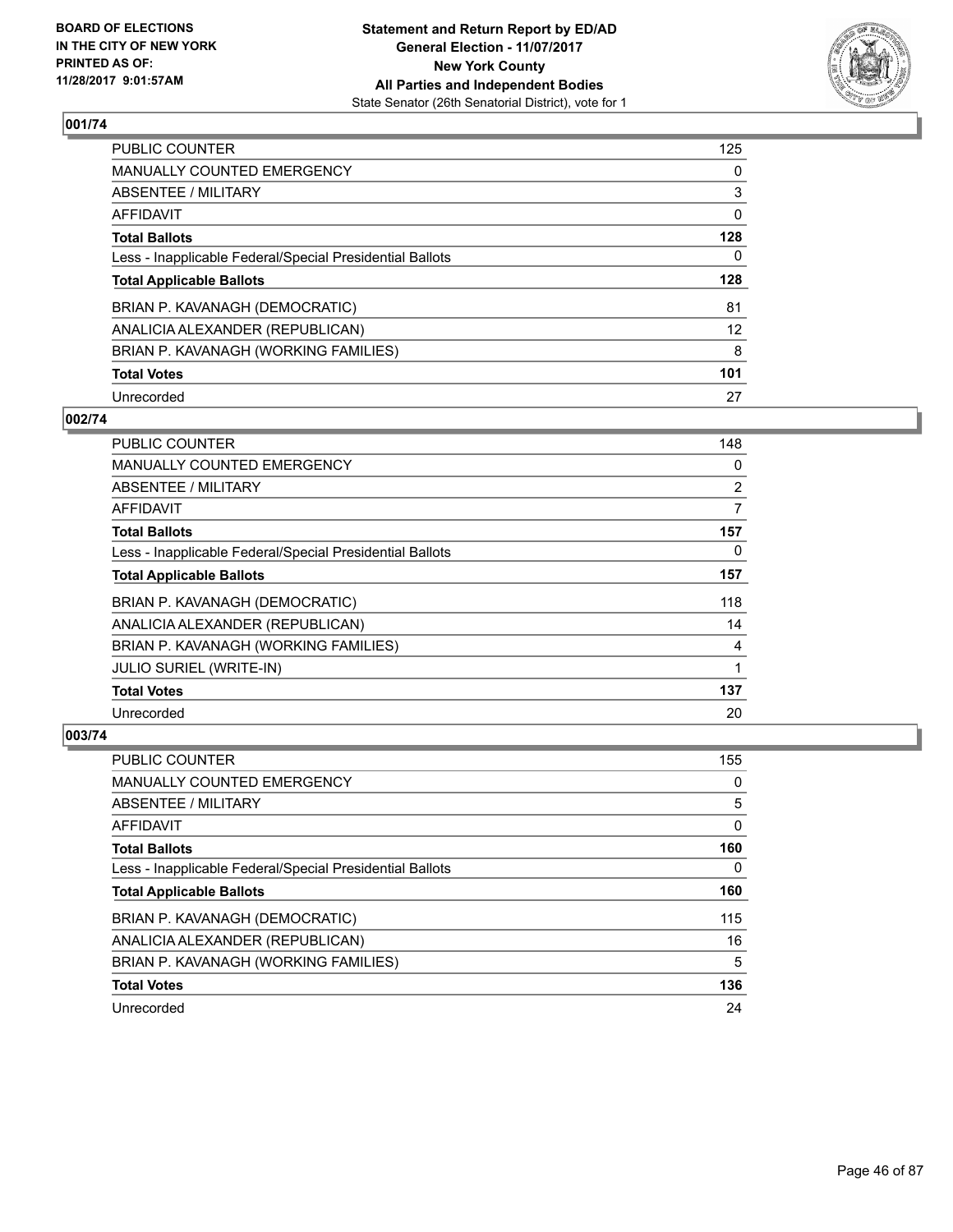BOARD OF ELECTIONS
IN THE CITY OF NEW YORK
PRINTED AS OF:
11/28/2017 9:01:57AM

**Statement and Return Report by ED/AD**
**General Election - 11/07/2017**
**New York County**
**All Parties and Independent Bodies**
State Senator (26th Senatorial District), vote for 1

## 001/74

| | |
|---|---|
| PUBLIC COUNTER | 125 |
| MANUALLY COUNTED EMERGENCY | 0 |
| ABSENTEE / MILITARY | 3 |
| AFFIDAVIT | 0 |
| **Total Ballots** | **128** |
| Less - Inapplicable Federal/Special Presidential Ballots | 0 |
| **Total Applicable Ballots** | **128** |
| BRIAN P. KAVANAGH (DEMOCRATIC) | 81 |
| ANALICIA ALEXANDER (REPUBLICAN) | 12 |
| BRIAN P. KAVANAGH (WORKING FAMILIES) | 8 |
| **Total Votes** | **101** |
| Unrecorded | 27 |

## 002/74

| | |
|---|---|
| PUBLIC COUNTER | 148 |
| MANUALLY COUNTED EMERGENCY | 0 |
| ABSENTEE / MILITARY | 2 |
| AFFIDAVIT | 7 |
| **Total Ballots** | **157** |
| Less - Inapplicable Federal/Special Presidential Ballots | 0 |
| **Total Applicable Ballots** | **157** |
| BRIAN P. KAVANAGH (DEMOCRATIC) | 118 |
| ANALICIA ALEXANDER (REPUBLICAN) | 14 |
| BRIAN P. KAVANAGH (WORKING FAMILIES) | 4 |
| JULIO SURIEL (WRITE-IN) | 1 |
| **Total Votes** | **137** |
| Unrecorded | 20 |

## 003/74

| | |
|---|---|
| PUBLIC COUNTER | 155 |
| MANUALLY COUNTED EMERGENCY | 0 |
| ABSENTEE / MILITARY | 5 |
| AFFIDAVIT | 0 |
| **Total Ballots** | **160** |
| Less - Inapplicable Federal/Special Presidential Ballots | 0 |
| **Total Applicable Ballots** | **160** |
| BRIAN P. KAVANAGH (DEMOCRATIC) | 115 |
| ANALICIA ALEXANDER (REPUBLICAN) | 16 |
| BRIAN P. KAVANAGH (WORKING FAMILIES) | 5 |
| **Total Votes** | **136** |
| Unrecorded | 24 |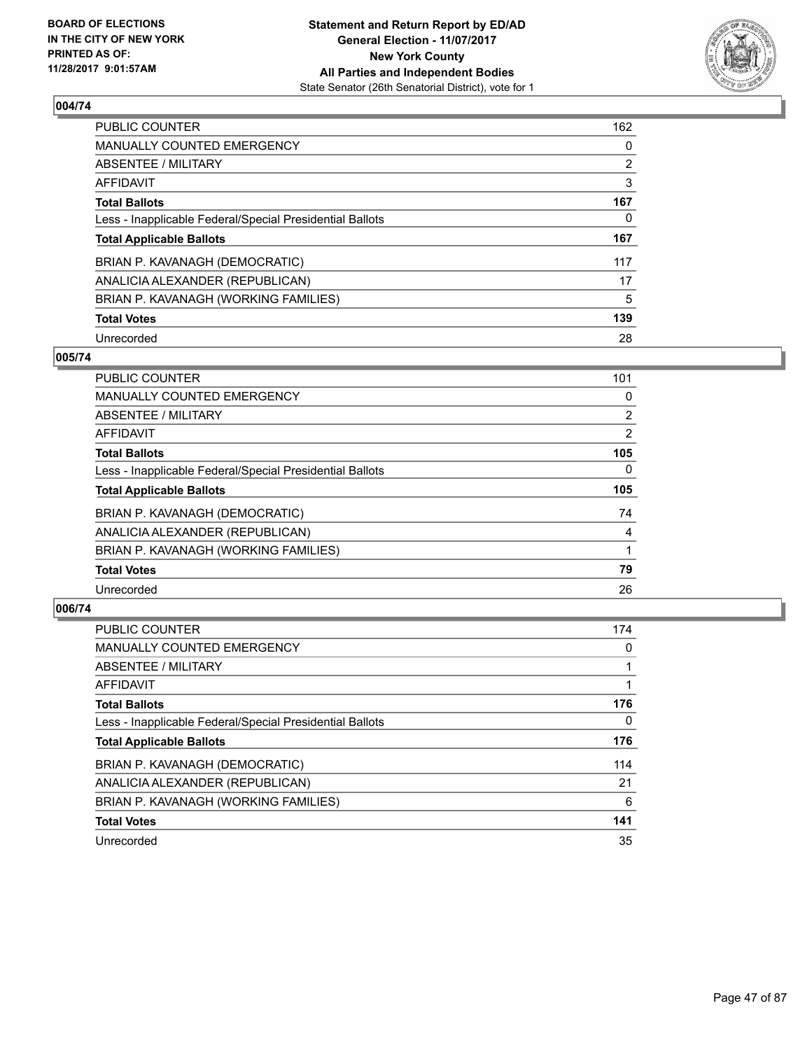**BOARD OF ELECTIONS IN THE CITY OF NEW YORK PRINTED AS OF: 11/28/2017 9:01:57AM**

**Statement and Return Report by ED/AD**
**General Election - 11/07/2017**
**New York County**
**All Parties and Independent Bodies**
State Senator (26th Senatorial District), vote for 1

### 004/74

| | |
|---|---|
| PUBLIC COUNTER | 162 |
| MANUALLY COUNTED EMERGENCY | 0 |
| ABSENTEE / MILITARY | 2 |
| AFFIDAVIT | 3 |
| **Total Ballots** | **167** |
| Less - Inapplicable Federal/Special Presidential Ballots | 0 |
| **Total Applicable Ballots** | **167** |
| BRIAN P. KAVANAGH (DEMOCRATIC) | 117 |
| ANALICIA ALEXANDER (REPUBLICAN) | 17 |
| BRIAN P. KAVANAGH (WORKING FAMILIES) | 5 |
| **Total Votes** | **139** |
| Unrecorded | 28 |

### 005/74

| | |
|---|---|
| PUBLIC COUNTER | 101 |
| MANUALLY COUNTED EMERGENCY | 0 |
| ABSENTEE / MILITARY | 2 |
| AFFIDAVIT | 2 |
| **Total Ballots** | **105** |
| Less - Inapplicable Federal/Special Presidential Ballots | 0 |
| **Total Applicable Ballots** | **105** |
| BRIAN P. KAVANAGH (DEMOCRATIC) | 74 |
| ANALICIA ALEXANDER (REPUBLICAN) | 4 |
| BRIAN P. KAVANAGH (WORKING FAMILIES) | 1 |
| **Total Votes** | **79** |
| Unrecorded | 26 |

### 006/74

| | |
|---|---|
| PUBLIC COUNTER | 174 |
| MANUALLY COUNTED EMERGENCY | 0 |
| ABSENTEE / MILITARY | 1 |
| AFFIDAVIT | 1 |
| **Total Ballots** | **176** |
| Less - Inapplicable Federal/Special Presidential Ballots | 0 |
| **Total Applicable Ballots** | **176** |
| BRIAN P. KAVANAGH (DEMOCRATIC) | 114 |
| ANALICIA ALEXANDER (REPUBLICAN) | 21 |
| BRIAN P. KAVANAGH (WORKING FAMILIES) | 6 |
| **Total Votes** | **141** |
| Unrecorded | 35 |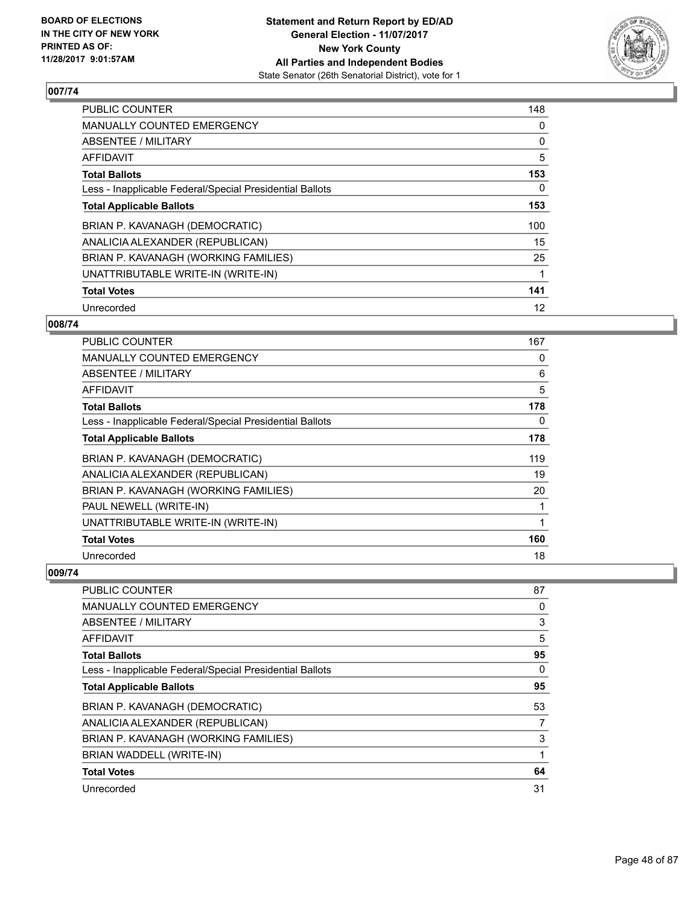**BOARD OF ELECTIONS IN THE CITY OF NEW YORK PRINTED AS OF: 11/28/2017 9:01:57AM**

**Statement and Return Report by ED/AD**
**General Election - 11/07/2017**
**New York County**
**All Parties and Independent Bodies**
State Senator (26th Senatorial District), vote for 1

## 007/74

| | |
|---|---|
| PUBLIC COUNTER | 148 |
| MANUALLY COUNTED EMERGENCY | 0 |
| ABSENTEE / MILITARY | 0 |
| AFFIDAVIT | 5 |
| **Total Ballots** | **153** |
| Less - Inapplicable Federal/Special Presidential Ballots | 0 |
| **Total Applicable Ballots** | **153** |
| BRIAN P. KAVANAGH (DEMOCRATIC) | 100 |
| ANALICIA ALEXANDER (REPUBLICAN) | 15 |
| BRIAN P. KAVANAGH (WORKING FAMILIES) | 25 |
| UNATTRIBUTABLE WRITE-IN (WRITE-IN) | 1 |
| **Total Votes** | **141** |
| Unrecorded | 12 |

## 008/74

| | |
|---|---|
| PUBLIC COUNTER | 167 |
| MANUALLY COUNTED EMERGENCY | 0 |
| ABSENTEE / MILITARY | 6 |
| AFFIDAVIT | 5 |
| **Total Ballots** | **178** |
| Less - Inapplicable Federal/Special Presidential Ballots | 0 |
| **Total Applicable Ballots** | **178** |
| BRIAN P. KAVANAGH (DEMOCRATIC) | 119 |
| ANALICIA ALEXANDER (REPUBLICAN) | 19 |
| BRIAN P. KAVANAGH (WORKING FAMILIES) | 20 |
| PAUL NEWELL (WRITE-IN) | 1 |
| UNATTRIBUTABLE WRITE-IN (WRITE-IN) | 1 |
| **Total Votes** | **160** |
| Unrecorded | 18 |

## 009/74

| | |
|---|---|
| PUBLIC COUNTER | 87 |
| MANUALLY COUNTED EMERGENCY | 0 |
| ABSENTEE / MILITARY | 3 |
| AFFIDAVIT | 5 |
| **Total Ballots** | **95** |
| Less - Inapplicable Federal/Special Presidential Ballots | 0 |
| **Total Applicable Ballots** | **95** |
| BRIAN P. KAVANAGH (DEMOCRATIC) | 53 |
| ANALICIA ALEXANDER (REPUBLICAN) | 7 |
| BRIAN P. KAVANAGH (WORKING FAMILIES) | 3 |
| BRIAN WADDELL (WRITE-IN) | 1 |
| **Total Votes** | **64** |
| Unrecorded | 31 |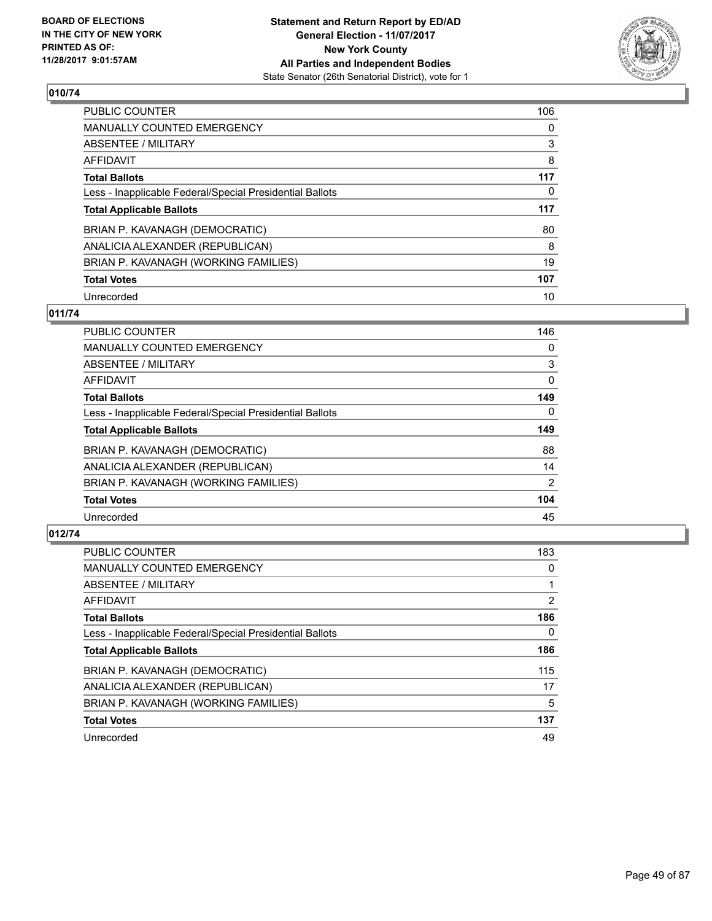BOARD OF ELECTIONS
IN THE CITY OF NEW YORK
PRINTED AS OF:
11/28/2017 9:01:57AM

**Statement and Return Report by ED/AD**
**General Election - 11/07/2017**
**New York County**
**All Parties and Independent Bodies**
State Senator (26th Senatorial District), vote for 1

## 010/74

| | |
|---|---|
| PUBLIC COUNTER | 106 |
| MANUALLY COUNTED EMERGENCY | 0 |
| ABSENTEE / MILITARY | 3 |
| AFFIDAVIT | 8 |
| **Total Ballots** | **117** |
| Less - Inapplicable Federal/Special Presidential Ballots | 0 |
| **Total Applicable Ballots** | **117** |
| BRIAN P. KAVANAGH (DEMOCRATIC) | 80 |
| ANALICIA ALEXANDER (REPUBLICAN) | 8 |
| BRIAN P. KAVANAGH (WORKING FAMILIES) | 19 |
| **Total Votes** | **107** |
| Unrecorded | 10 |

## 011/74

| | |
|---|---|
| PUBLIC COUNTER | 146 |
| MANUALLY COUNTED EMERGENCY | 0 |
| ABSENTEE / MILITARY | 3 |
| AFFIDAVIT | 0 |
| **Total Ballots** | **149** |
| Less - Inapplicable Federal/Special Presidential Ballots | 0 |
| **Total Applicable Ballots** | **149** |
| BRIAN P. KAVANAGH (DEMOCRATIC) | 88 |
| ANALICIA ALEXANDER (REPUBLICAN) | 14 |
| BRIAN P. KAVANAGH (WORKING FAMILIES) | 2 |
| **Total Votes** | **104** |
| Unrecorded | 45 |

## 012/74

| | |
|---|---|
| PUBLIC COUNTER | 183 |
| MANUALLY COUNTED EMERGENCY | 0 |
| ABSENTEE / MILITARY | 1 |
| AFFIDAVIT | 2 |
| **Total Ballots** | **186** |
| Less - Inapplicable Federal/Special Presidential Ballots | 0 |
| **Total Applicable Ballots** | **186** |
| BRIAN P. KAVANAGH (DEMOCRATIC) | 115 |
| ANALICIA ALEXANDER (REPUBLICAN) | 17 |
| BRIAN P. KAVANAGH (WORKING FAMILIES) | 5 |
| **Total Votes** | **137** |
| Unrecorded | 49 |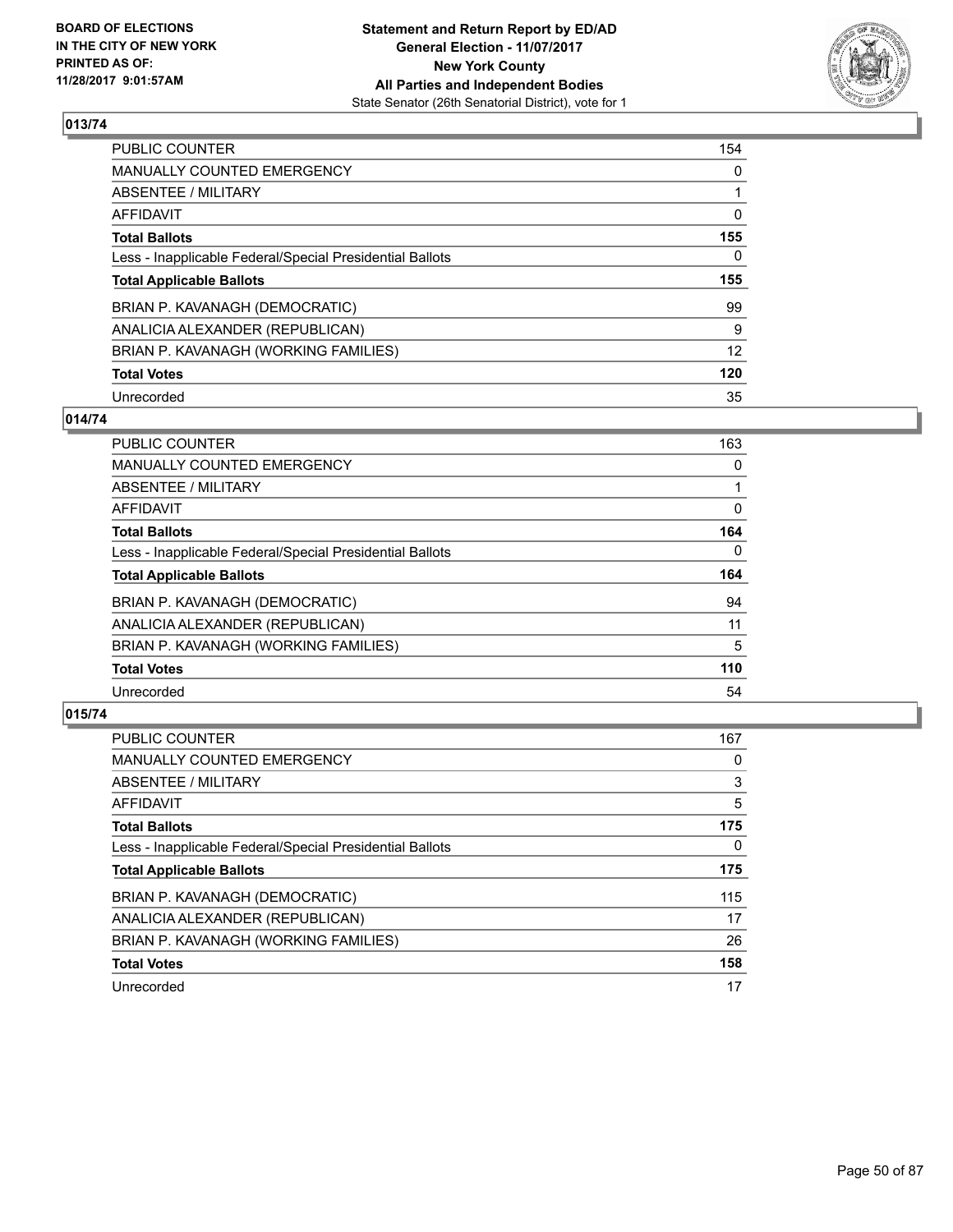**BOARD OF ELECTIONS IN THE CITY OF NEW YORK PRINTED AS OF: 11/28/2017 9:01:57AM**

**Statement and Return Report by ED/AD General Election - 11/07/2017 New York County All Parties and Independent Bodies**
State Senator (26th Senatorial District), vote for 1

## 013/74

| | |
|---|---|
| PUBLIC COUNTER | 154 |
| MANUALLY COUNTED EMERGENCY | 0 |
| ABSENTEE / MILITARY | 1 |
| AFFIDAVIT | 0 |
| **Total Ballots** | **155** |
| Less - Inapplicable Federal/Special Presidential Ballots | 0 |
| **Total Applicable Ballots** | **155** |
| BRIAN P. KAVANAGH (DEMOCRATIC) | 99 |
| ANALICIA ALEXANDER (REPUBLICAN) | 9 |
| BRIAN P. KAVANAGH (WORKING FAMILIES) | 12 |
| **Total Votes** | **120** |
| Unrecorded | 35 |

## 014/74

| | |
|---|---|
| PUBLIC COUNTER | 163 |
| MANUALLY COUNTED EMERGENCY | 0 |
| ABSENTEE / MILITARY | 1 |
| AFFIDAVIT | 0 |
| **Total Ballots** | **164** |
| Less - Inapplicable Federal/Special Presidential Ballots | 0 |
| **Total Applicable Ballots** | **164** |
| BRIAN P. KAVANAGH (DEMOCRATIC) | 94 |
| ANALICIA ALEXANDER (REPUBLICAN) | 11 |
| BRIAN P. KAVANAGH (WORKING FAMILIES) | 5 |
| **Total Votes** | **110** |
| Unrecorded | 54 |

## 015/74

| | |
|---|---|
| PUBLIC COUNTER | 167 |
| MANUALLY COUNTED EMERGENCY | 0 |
| ABSENTEE / MILITARY | 3 |
| AFFIDAVIT | 5 |
| **Total Ballots** | **175** |
| Less - Inapplicable Federal/Special Presidential Ballots | 0 |
| **Total Applicable Ballots** | **175** |
| BRIAN P. KAVANAGH (DEMOCRATIC) | 115 |
| ANALICIA ALEXANDER (REPUBLICAN) | 17 |
| BRIAN P. KAVANAGH (WORKING FAMILIES) | 26 |
| **Total Votes** | **158** |
| Unrecorded | 17 |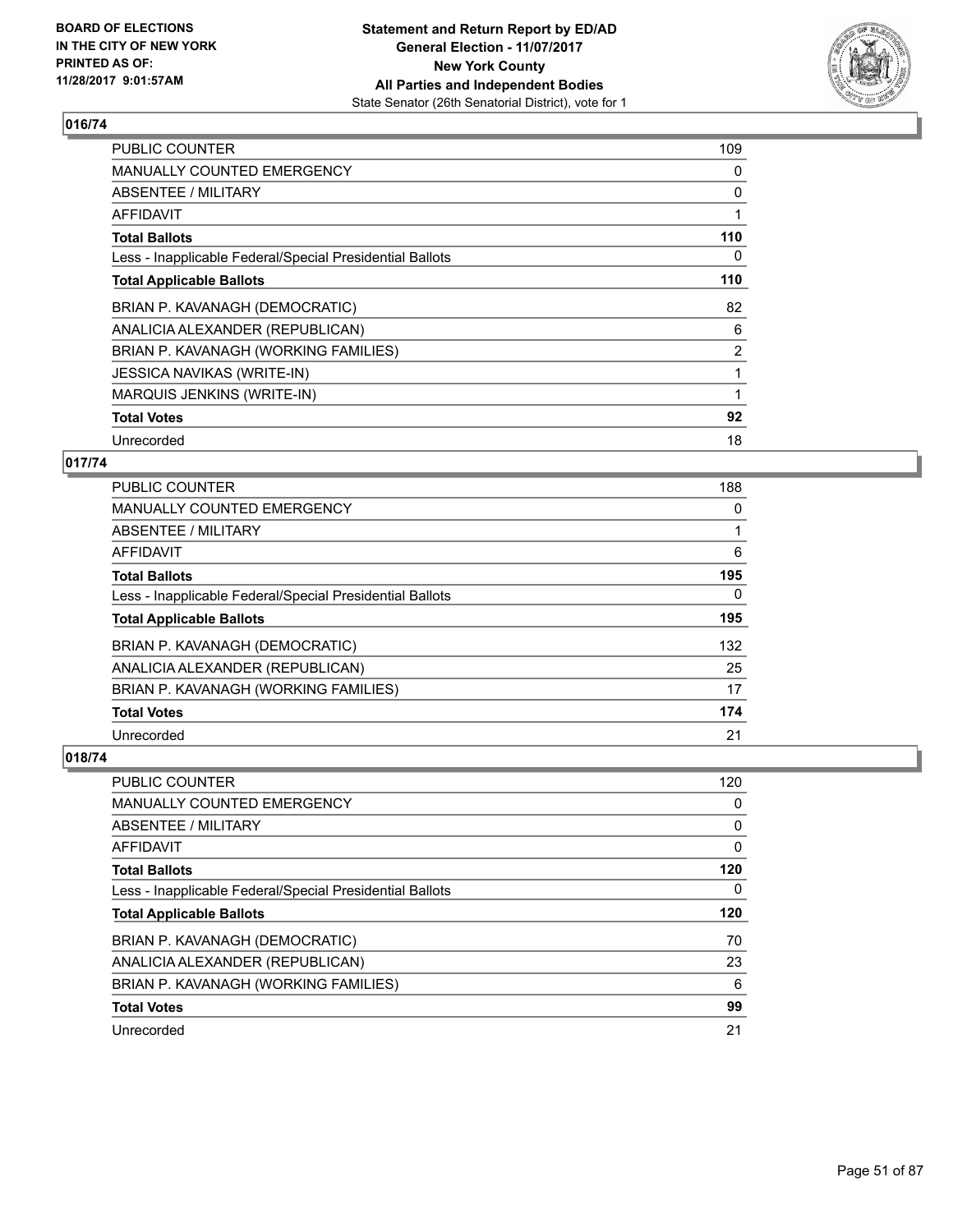**Statement and Return Report by ED/AD**
**General Election - 11/07/2017**
**New York County**
**All Parties and Independent Bodies**
State Senator (26th Senatorial District), vote for 1

BOARD OF ELECTIONS
IN THE CITY OF NEW YORK
PRINTED AS OF:
11/28/2017 9:01:57AM

## 016/74

| | |
|---|---|
| PUBLIC COUNTER | 109 |
| MANUALLY COUNTED EMERGENCY | 0 |
| ABSENTEE / MILITARY | 0 |
| AFFIDAVIT | 1 |
| **Total Ballots** | **110** |
| Less - Inapplicable Federal/Special Presidential Ballots | 0 |
| **Total Applicable Ballots** | **110** |
| BRIAN P. KAVANAGH (DEMOCRATIC) | 82 |
| ANALICIA ALEXANDER (REPUBLICAN) | 6 |
| BRIAN P. KAVANAGH (WORKING FAMILIES) | 2 |
| JESSICA NAVIKAS (WRITE-IN) | 1 |
| MARQUIS JENKINS (WRITE-IN) | 1 |
| **Total Votes** | **92** |
| Unrecorded | 18 |

## 017/74

| | |
|---|---|
| PUBLIC COUNTER | 188 |
| MANUALLY COUNTED EMERGENCY | 0 |
| ABSENTEE / MILITARY | 1 |
| AFFIDAVIT | 6 |
| **Total Ballots** | **195** |
| Less - Inapplicable Federal/Special Presidential Ballots | 0 |
| **Total Applicable Ballots** | **195** |
| BRIAN P. KAVANAGH (DEMOCRATIC) | 132 |
| ANALICIA ALEXANDER (REPUBLICAN) | 25 |
| BRIAN P. KAVANAGH (WORKING FAMILIES) | 17 |
| **Total Votes** | **174** |
| Unrecorded | 21 |

## 018/74

| | |
|---|---|
| PUBLIC COUNTER | 120 |
| MANUALLY COUNTED EMERGENCY | 0 |
| ABSENTEE / MILITARY | 0 |
| AFFIDAVIT | 0 |
| **Total Ballots** | **120** |
| Less - Inapplicable Federal/Special Presidential Ballots | 0 |
| **Total Applicable Ballots** | **120** |
| BRIAN P. KAVANAGH (DEMOCRATIC) | 70 |
| ANALICIA ALEXANDER (REPUBLICAN) | 23 |
| BRIAN P. KAVANAGH (WORKING FAMILIES) | 6 |
| **Total Votes** | **99** |
| Unrecorded | 21 |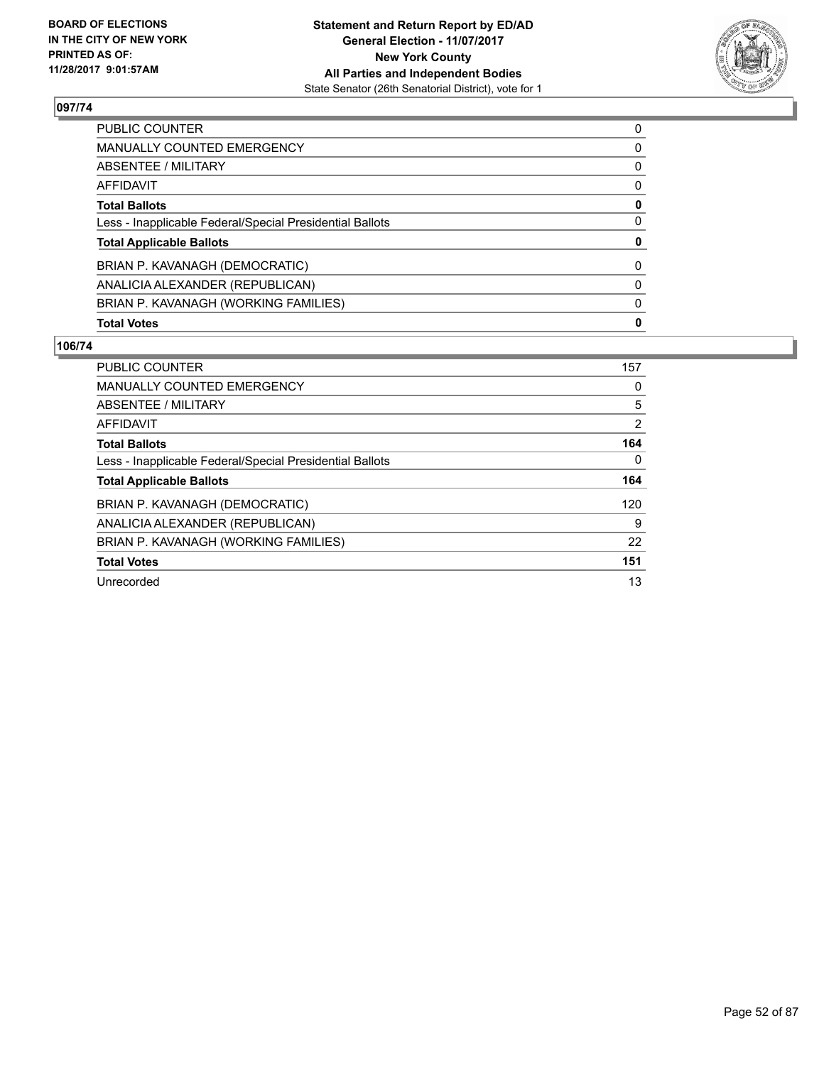**BOARD OF ELECTIONS IN THE CITY OF NEW YORK PRINTED AS OF: 11/28/2017 9:01:57AM**

**Statement and Return Report by ED/AD**
**General Election - 11/07/2017**
**New York County**
**All Parties and Independent Bodies**
State Senator (26th Senatorial District), vote for 1

## 097/74

| | |
|---|---|
| PUBLIC COUNTER | 0 |
| MANUALLY COUNTED EMERGENCY | 0 |
| ABSENTEE / MILITARY | 0 |
| AFFIDAVIT | 0 |
| **Total Ballots** | **0** |
| Less - Inapplicable Federal/Special Presidential Ballots | 0 |
| **Total Applicable Ballots** | **0** |
| BRIAN P. KAVANAGH (DEMOCRATIC) | 0 |
| ANALICIA ALEXANDER (REPUBLICAN) | 0 |
| BRIAN P. KAVANAGH (WORKING FAMILIES) | 0 |
| **Total Votes** | **0** |

## 106/74

| | |
|---|---|
| PUBLIC COUNTER | 157 |
| MANUALLY COUNTED EMERGENCY | 0 |
| ABSENTEE / MILITARY | 5 |
| AFFIDAVIT | 2 |
| **Total Ballots** | **164** |
| Less - Inapplicable Federal/Special Presidential Ballots | 0 |
| **Total Applicable Ballots** | **164** |
| BRIAN P. KAVANAGH (DEMOCRATIC) | 120 |
| ANALICIA ALEXANDER (REPUBLICAN) | 9 |
| BRIAN P. KAVANAGH (WORKING FAMILIES) | 22 |
| **Total Votes** | **151** |
| Unrecorded | 13 |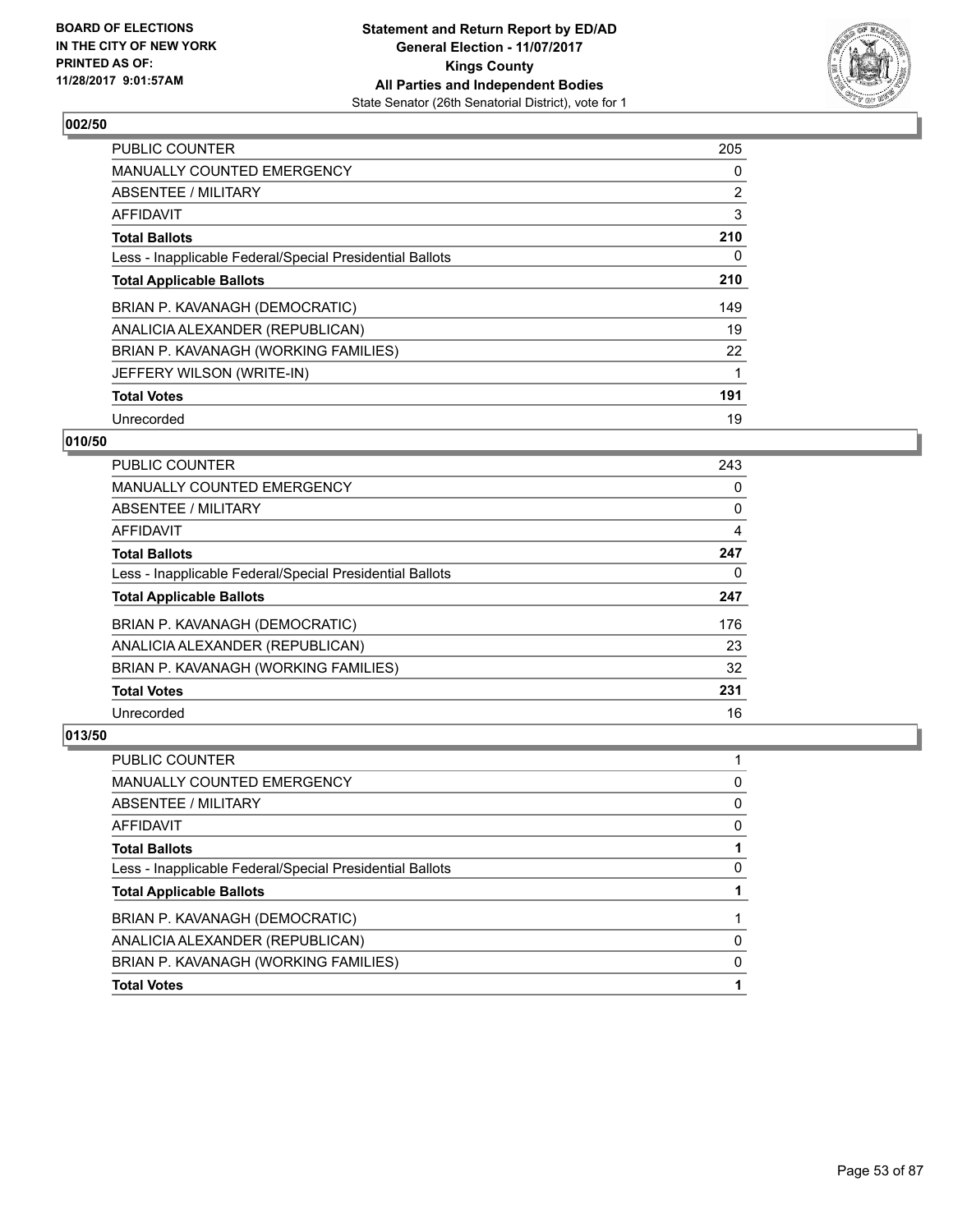BOARD OF ELECTIONS
IN THE CITY OF NEW YORK
PRINTED AS OF:
11/28/2017 9:01:57AM

**Statement and Return Report by ED/AD**
**General Election - 11/07/2017**
**Kings County**
**All Parties and Independent Bodies**
State Senator (26th Senatorial District), vote for 1

### 002/50

| | |
|---|---|
| PUBLIC COUNTER | 205 |
| MANUALLY COUNTED EMERGENCY | 0 |
| ABSENTEE / MILITARY | 2 |
| AFFIDAVIT | 3 |
| **Total Ballots** | **210** |
| Less - Inapplicable Federal/Special Presidential Ballots | 0 |
| **Total Applicable Ballots** | **210** |
| BRIAN P. KAVANAGH (DEMOCRATIC) | 149 |
| ANALICIA ALEXANDER (REPUBLICAN) | 19 |
| BRIAN P. KAVANAGH (WORKING FAMILIES) | 22 |
| JEFFERY WILSON (WRITE-IN) | 1 |
| **Total Votes** | **191** |
| Unrecorded | 19 |

### 010/50

| | |
|---|---|
| PUBLIC COUNTER | 243 |
| MANUALLY COUNTED EMERGENCY | 0 |
| ABSENTEE / MILITARY | 0 |
| AFFIDAVIT | 4 |
| **Total Ballots** | **247** |
| Less - Inapplicable Federal/Special Presidential Ballots | 0 |
| **Total Applicable Ballots** | **247** |
| BRIAN P. KAVANAGH (DEMOCRATIC) | 176 |
| ANALICIA ALEXANDER (REPUBLICAN) | 23 |
| BRIAN P. KAVANAGH (WORKING FAMILIES) | 32 |
| **Total Votes** | **231** |
| Unrecorded | 16 |

### 013/50

| | |
|---|---|
| PUBLIC COUNTER | 1 |
| MANUALLY COUNTED EMERGENCY | 0 |
| ABSENTEE / MILITARY | 0 |
| AFFIDAVIT | 0 |
| **Total Ballots** | **1** |
| Less - Inapplicable Federal/Special Presidential Ballots | 0 |
| **Total Applicable Ballots** | **1** |
| BRIAN P. KAVANAGH (DEMOCRATIC) | 1 |
| ANALICIA ALEXANDER (REPUBLICAN) | 0 |
| BRIAN P. KAVANAGH (WORKING FAMILIES) | 0 |
| **Total Votes** | **1** |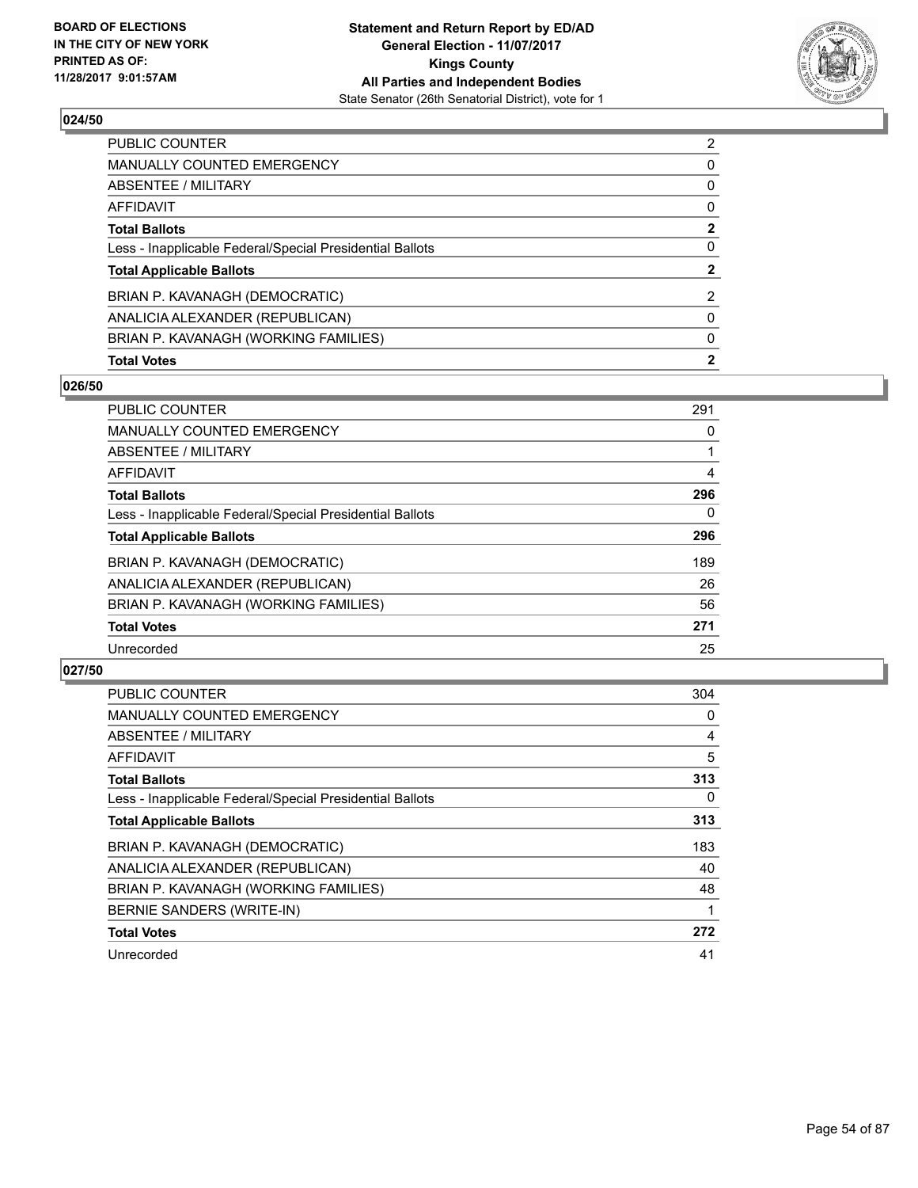## 024/50

| | |
|---|---|
| PUBLIC COUNTER | 2 |
| MANUALLY COUNTED EMERGENCY | 0 |
| ABSENTEE / MILITARY | 0 |
| AFFIDAVIT | 0 |
| **Total Ballots** | **2** |
| Less - Inapplicable Federal/Special Presidential Ballots | 0 |
| **Total Applicable Ballots** | **2** |
| BRIAN P. KAVANAGH (DEMOCRATIC) | 2 |
| ANALICIA ALEXANDER (REPUBLICAN) | 0 |
| BRIAN P. KAVANAGH (WORKING FAMILIES) | 0 |
| **Total Votes** | **2** |

## 026/50

| | |
|---|---|
| PUBLIC COUNTER | 291 |
| MANUALLY COUNTED EMERGENCY | 0 |
| ABSENTEE / MILITARY | 1 |
| AFFIDAVIT | 4 |
| **Total Ballots** | **296** |
| Less - Inapplicable Federal/Special Presidential Ballots | 0 |
| **Total Applicable Ballots** | **296** |
| BRIAN P. KAVANAGH (DEMOCRATIC) | 189 |
| ANALICIA ALEXANDER (REPUBLICAN) | 26 |
| BRIAN P. KAVANAGH (WORKING FAMILIES) | 56 |
| **Total Votes** | **271** |
| Unrecorded | 25 |

## 027/50

| | |
|---|---|
| PUBLIC COUNTER | 304 |
| MANUALLY COUNTED EMERGENCY | 0 |
| ABSENTEE / MILITARY | 4 |
| AFFIDAVIT | 5 |
| **Total Ballots** | **313** |
| Less - Inapplicable Federal/Special Presidential Ballots | 0 |
| **Total Applicable Ballots** | **313** |
| BRIAN P. KAVANAGH (DEMOCRATIC) | 183 |
| ANALICIA ALEXANDER (REPUBLICAN) | 40 |
| BRIAN P. KAVANAGH (WORKING FAMILIES) | 48 |
| BERNIE SANDERS (WRITE-IN) | 1 |
| **Total Votes** | **272** |
| Unrecorded | 41 |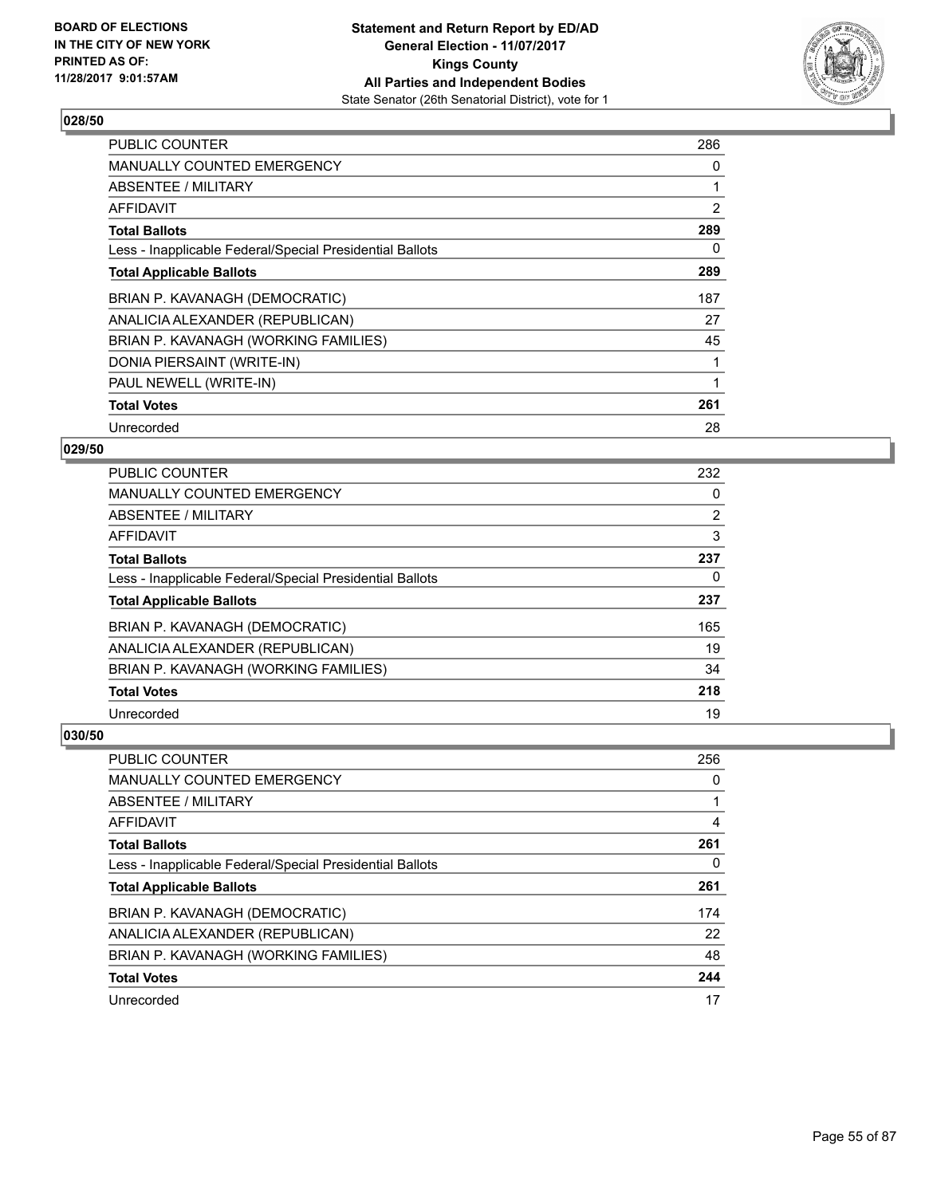BOARD OF ELECTIONS
IN THE CITY OF NEW YORK
PRINTED AS OF:
11/28/2017 9:01:57AM

**Statement and Return Report by ED/AD**
**General Election - 11/07/2017**
**Kings County**
**All Parties and Independent Bodies**
State Senator (26th Senatorial District), vote for 1

### 028/50

| | |
|---|---|
| PUBLIC COUNTER | 286 |
| MANUALLY COUNTED EMERGENCY | 0 |
| ABSENTEE / MILITARY | 1 |
| AFFIDAVIT | 2 |
| **Total Ballots** | **289** |
| Less - Inapplicable Federal/Special Presidential Ballots | 0 |
| **Total Applicable Ballots** | **289** |
| BRIAN P. KAVANAGH (DEMOCRATIC) | 187 |
| ANALICIA ALEXANDER (REPUBLICAN) | 27 |
| BRIAN P. KAVANAGH (WORKING FAMILIES) | 45 |
| DONIA PIERSAINT (WRITE-IN) | 1 |
| PAUL NEWELL (WRITE-IN) | 1 |
| **Total Votes** | **261** |
| Unrecorded | 28 |

### 029/50

| | |
|---|---|
| PUBLIC COUNTER | 232 |
| MANUALLY COUNTED EMERGENCY | 0 |
| ABSENTEE / MILITARY | 2 |
| AFFIDAVIT | 3 |
| **Total Ballots** | **237** |
| Less - Inapplicable Federal/Special Presidential Ballots | 0 |
| **Total Applicable Ballots** | **237** |
| BRIAN P. KAVANAGH (DEMOCRATIC) | 165 |
| ANALICIA ALEXANDER (REPUBLICAN) | 19 |
| BRIAN P. KAVANAGH (WORKING FAMILIES) | 34 |
| **Total Votes** | **218** |
| Unrecorded | 19 |

### 030/50

| | |
|---|---|
| PUBLIC COUNTER | 256 |
| MANUALLY COUNTED EMERGENCY | 0 |
| ABSENTEE / MILITARY | 1 |
| AFFIDAVIT | 4 |
| **Total Ballots** | **261** |
| Less - Inapplicable Federal/Special Presidential Ballots | 0 |
| **Total Applicable Ballots** | **261** |
| BRIAN P. KAVANAGH (DEMOCRATIC) | 174 |
| ANALICIA ALEXANDER (REPUBLICAN) | 22 |
| BRIAN P. KAVANAGH (WORKING FAMILIES) | 48 |
| **Total Votes** | **244** |
| Unrecorded | 17 |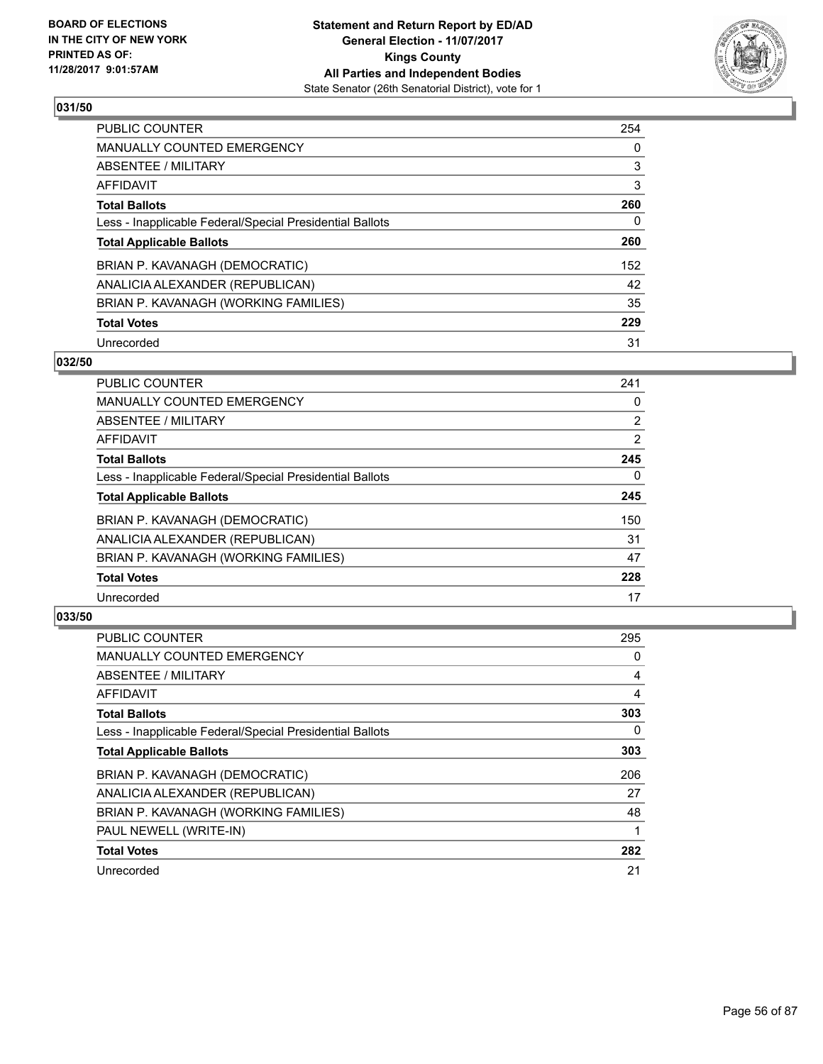**BOARD OF ELECTIONS IN THE CITY OF NEW YORK PRINTED AS OF: 11/28/2017 9:01:57AM**

**Statement and Return Report by ED/AD**
**General Election - 11/07/2017**
**Kings County**
**All Parties and Independent Bodies**
State Senator (26th Senatorial District), vote for 1

## 031/50

| | |
|---|---|
| PUBLIC COUNTER | 254 |
| MANUALLY COUNTED EMERGENCY | 0 |
| ABSENTEE / MILITARY | 3 |
| AFFIDAVIT | 3 |
| **Total Ballots** | **260** |
| Less - Inapplicable Federal/Special Presidential Ballots | 0 |
| **Total Applicable Ballots** | **260** |
| BRIAN P. KAVANAGH (DEMOCRATIC) | 152 |
| ANALICIA ALEXANDER (REPUBLICAN) | 42 |
| BRIAN P. KAVANAGH (WORKING FAMILIES) | 35 |
| **Total Votes** | **229** |
| Unrecorded | 31 |

## 032/50

| | |
|---|---|
| PUBLIC COUNTER | 241 |
| MANUALLY COUNTED EMERGENCY | 0 |
| ABSENTEE / MILITARY | 2 |
| AFFIDAVIT | 2 |
| **Total Ballots** | **245** |
| Less - Inapplicable Federal/Special Presidential Ballots | 0 |
| **Total Applicable Ballots** | **245** |
| BRIAN P. KAVANAGH (DEMOCRATIC) | 150 |
| ANALICIA ALEXANDER (REPUBLICAN) | 31 |
| BRIAN P. KAVANAGH (WORKING FAMILIES) | 47 |
| **Total Votes** | **228** |
| Unrecorded | 17 |

## 033/50

| | |
|---|---|
| PUBLIC COUNTER | 295 |
| MANUALLY COUNTED EMERGENCY | 0 |
| ABSENTEE / MILITARY | 4 |
| AFFIDAVIT | 4 |
| **Total Ballots** | **303** |
| Less - Inapplicable Federal/Special Presidential Ballots | 0 |
| **Total Applicable Ballots** | **303** |
| BRIAN P. KAVANAGH (DEMOCRATIC) | 206 |
| ANALICIA ALEXANDER (REPUBLICAN) | 27 |
| BRIAN P. KAVANAGH (WORKING FAMILIES) | 48 |
| PAUL NEWELL (WRITE-IN) | 1 |
| **Total Votes** | **282** |
| Unrecorded | 21 |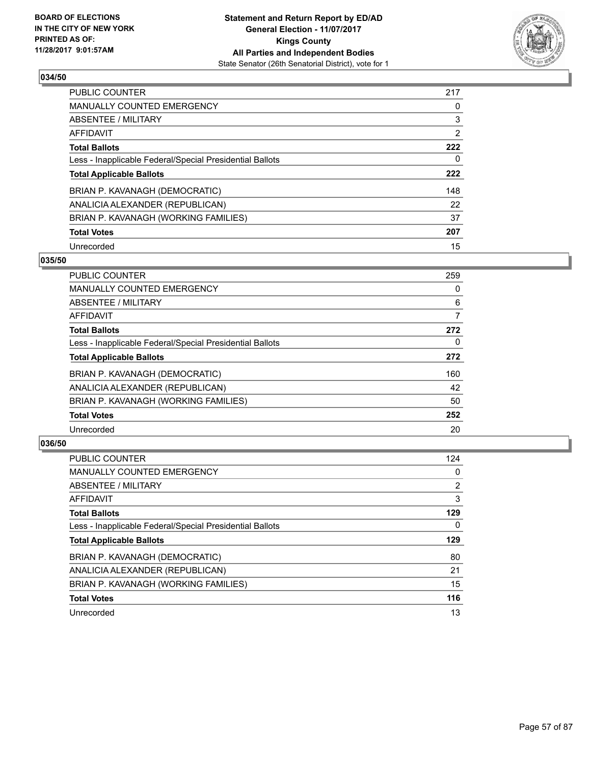**BOARD OF ELECTIONS IN THE CITY OF NEW YORK PRINTED AS OF: 11/28/2017 9:01:57AM**

**Statement and Return Report by ED/AD**
**General Election - 11/07/2017**
**Kings County**
**All Parties and Independent Bodies**
State Senator (26th Senatorial District), vote for 1

### 034/50

| | |
|---|---|
| PUBLIC COUNTER | 217 |
| MANUALLY COUNTED EMERGENCY | 0 |
| ABSENTEE / MILITARY | 3 |
| AFFIDAVIT | 2 |
| **Total Ballots** | **222** |
| Less - Inapplicable Federal/Special Presidential Ballots | 0 |
| **Total Applicable Ballots** | **222** |
| BRIAN P. KAVANAGH (DEMOCRATIC) | 148 |
| ANALICIA ALEXANDER (REPUBLICAN) | 22 |
| BRIAN P. KAVANAGH (WORKING FAMILIES) | 37 |
| **Total Votes** | **207** |
| Unrecorded | 15 |

### 035/50

| | |
|---|---|
| PUBLIC COUNTER | 259 |
| MANUALLY COUNTED EMERGENCY | 0 |
| ABSENTEE / MILITARY | 6 |
| AFFIDAVIT | 7 |
| **Total Ballots** | **272** |
| Less - Inapplicable Federal/Special Presidential Ballots | 0 |
| **Total Applicable Ballots** | **272** |
| BRIAN P. KAVANAGH (DEMOCRATIC) | 160 |
| ANALICIA ALEXANDER (REPUBLICAN) | 42 |
| BRIAN P. KAVANAGH (WORKING FAMILIES) | 50 |
| **Total Votes** | **252** |
| Unrecorded | 20 |

### 036/50

| | |
|---|---|
| PUBLIC COUNTER | 124 |
| MANUALLY COUNTED EMERGENCY | 0 |
| ABSENTEE / MILITARY | 2 |
| AFFIDAVIT | 3 |
| **Total Ballots** | **129** |
| Less - Inapplicable Federal/Special Presidential Ballots | 0 |
| **Total Applicable Ballots** | **129** |
| BRIAN P. KAVANAGH (DEMOCRATIC) | 80 |
| ANALICIA ALEXANDER (REPUBLICAN) | 21 |
| BRIAN P. KAVANAGH (WORKING FAMILIES) | 15 |
| **Total Votes** | **116** |
| Unrecorded | 13 |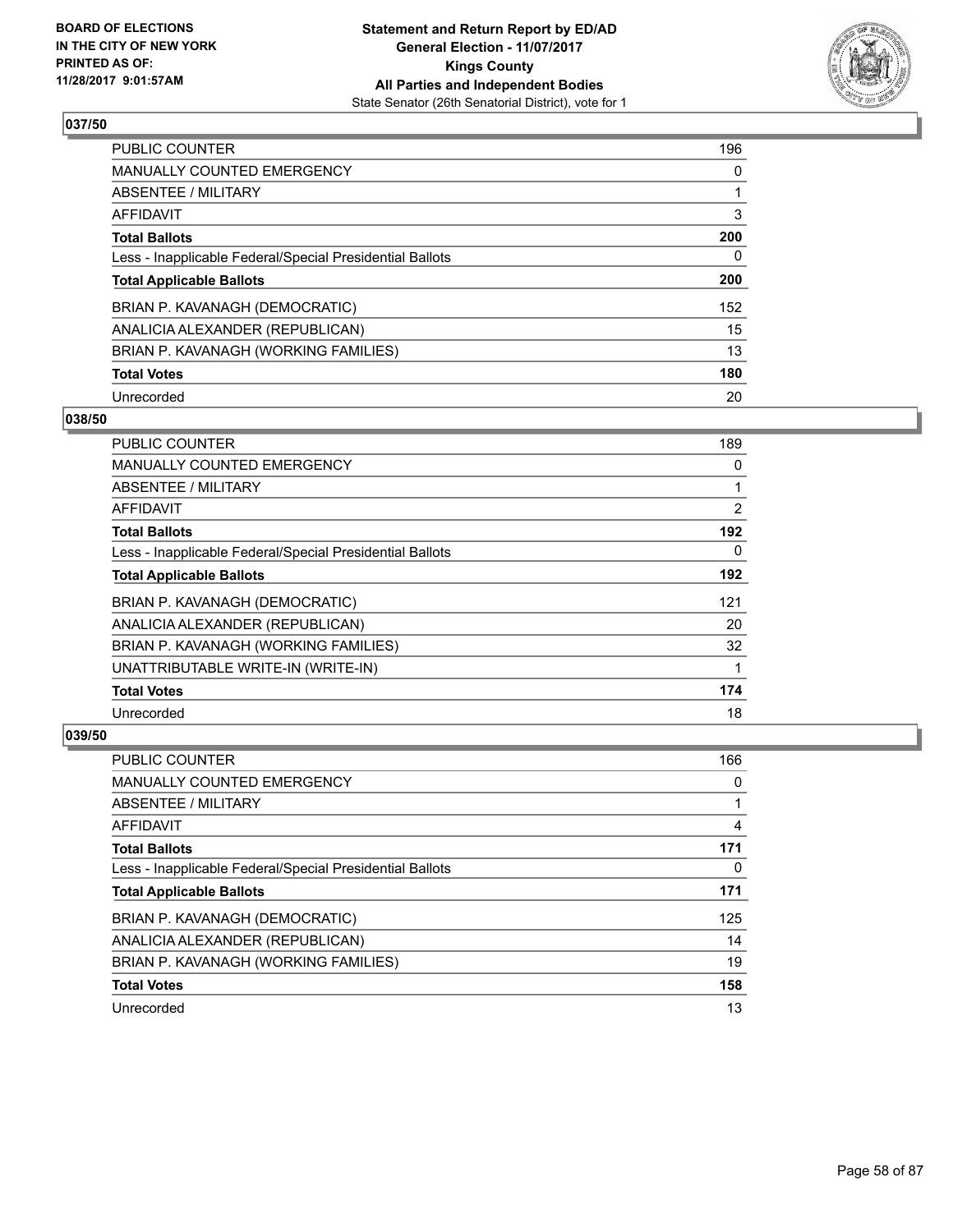## 037/50

| | |
|---|---|
| PUBLIC COUNTER | 196 |
| MANUALLY COUNTED EMERGENCY | 0 |
| ABSENTEE / MILITARY | 1 |
| AFFIDAVIT | 3 |
| **Total Ballots** | **200** |
| Less - Inapplicable Federal/Special Presidential Ballots | 0 |
| **Total Applicable Ballots** | **200** |
| BRIAN P. KAVANAGH (DEMOCRATIC) | 152 |
| ANALICIA ALEXANDER (REPUBLICAN) | 15 |
| BRIAN P. KAVANAGH (WORKING FAMILIES) | 13 |
| **Total Votes** | **180** |
| Unrecorded | 20 |

## 038/50

| | |
|---|---|
| PUBLIC COUNTER | 189 |
| MANUALLY COUNTED EMERGENCY | 0 |
| ABSENTEE / MILITARY | 1 |
| AFFIDAVIT | 2 |
| **Total Ballots** | **192** |
| Less - Inapplicable Federal/Special Presidential Ballots | 0 |
| **Total Applicable Ballots** | **192** |
| BRIAN P. KAVANAGH (DEMOCRATIC) | 121 |
| ANALICIA ALEXANDER (REPUBLICAN) | 20 |
| BRIAN P. KAVANAGH (WORKING FAMILIES) | 32 |
| UNATTRIBUTABLE WRITE-IN (WRITE-IN) | 1 |
| **Total Votes** | **174** |
| Unrecorded | 18 |

## 039/50

| | |
|---|---|
| PUBLIC COUNTER | 166 |
| MANUALLY COUNTED EMERGENCY | 0 |
| ABSENTEE / MILITARY | 1 |
| AFFIDAVIT | 4 |
| **Total Ballots** | **171** |
| Less - Inapplicable Federal/Special Presidential Ballots | 0 |
| **Total Applicable Ballots** | **171** |
| BRIAN P. KAVANAGH (DEMOCRATIC) | 125 |
| ANALICIA ALEXANDER (REPUBLICAN) | 14 |
| BRIAN P. KAVANAGH (WORKING FAMILIES) | 19 |
| **Total Votes** | **158** |
| Unrecorded | 13 |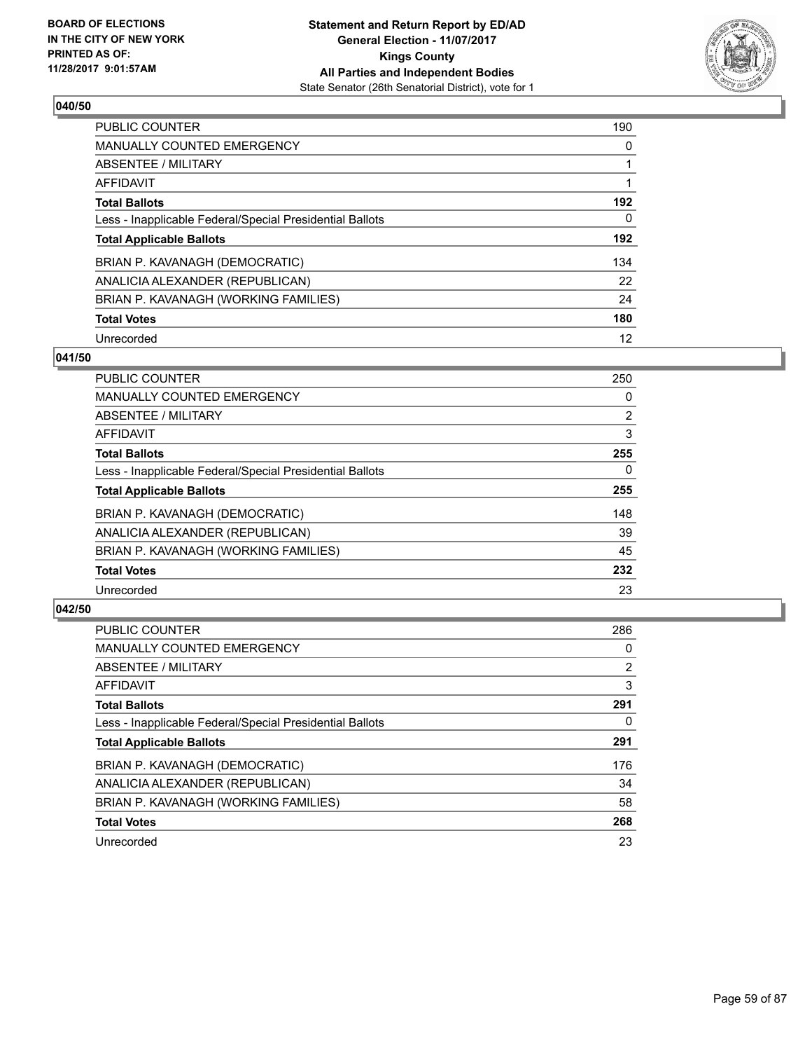BOARD OF ELECTIONS
IN THE CITY OF NEW YORK
PRINTED AS OF:
11/28/2017 9:01:57AM

**Statement and Return Report by ED/AD**
**General Election - 11/07/2017**
**Kings County**
**All Parties and Independent Bodies**
State Senator (26th Senatorial District), vote for 1

### 040/50

| | |
|---|---|
| PUBLIC COUNTER | 190 |
| MANUALLY COUNTED EMERGENCY | 0 |
| ABSENTEE / MILITARY | 1 |
| AFFIDAVIT | 1 |
| **Total Ballots** | **192** |
| Less - Inapplicable Federal/Special Presidential Ballots | 0 |
| **Total Applicable Ballots** | **192** |
| BRIAN P. KAVANAGH (DEMOCRATIC) | 134 |
| ANALICIA ALEXANDER (REPUBLICAN) | 22 |
| BRIAN P. KAVANAGH (WORKING FAMILIES) | 24 |
| **Total Votes** | **180** |
| Unrecorded | 12 |

### 041/50

| | |
|---|---|
| PUBLIC COUNTER | 250 |
| MANUALLY COUNTED EMERGENCY | 0 |
| ABSENTEE / MILITARY | 2 |
| AFFIDAVIT | 3 |
| **Total Ballots** | **255** |
| Less - Inapplicable Federal/Special Presidential Ballots | 0 |
| **Total Applicable Ballots** | **255** |
| BRIAN P. KAVANAGH (DEMOCRATIC) | 148 |
| ANALICIA ALEXANDER (REPUBLICAN) | 39 |
| BRIAN P. KAVANAGH (WORKING FAMILIES) | 45 |
| **Total Votes** | **232** |
| Unrecorded | 23 |

### 042/50

| | |
|---|---|
| PUBLIC COUNTER | 286 |
| MANUALLY COUNTED EMERGENCY | 0 |
| ABSENTEE / MILITARY | 2 |
| AFFIDAVIT | 3 |
| **Total Ballots** | **291** |
| Less - Inapplicable Federal/Special Presidential Ballots | 0 |
| **Total Applicable Ballots** | **291** |
| BRIAN P. KAVANAGH (DEMOCRATIC) | 176 |
| ANALICIA ALEXANDER (REPUBLICAN) | 34 |
| BRIAN P. KAVANAGH (WORKING FAMILIES) | 58 |
| **Total Votes** | **268** |
| Unrecorded | 23 |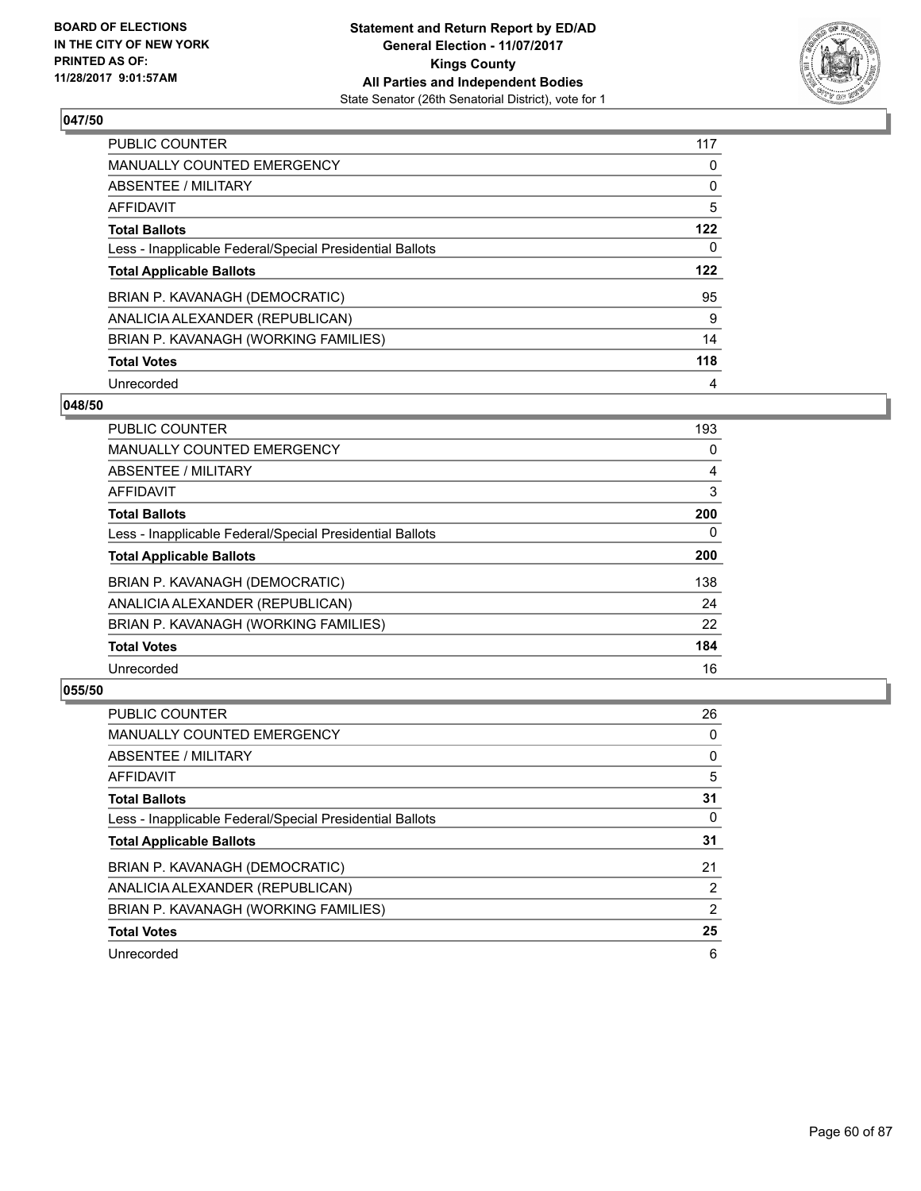BOARD OF ELECTIONS
IN THE CITY OF NEW YORK
PRINTED AS OF:
11/28/2017 9:01:57AM

**Statement and Return Report by ED/AD**
**General Election - 11/07/2017**
**Kings County**
**All Parties and Independent Bodies**
State Senator (26th Senatorial District), vote for 1

### 047/50

| | |
|---|---|
| PUBLIC COUNTER | 117 |
| MANUALLY COUNTED EMERGENCY | 0 |
| ABSENTEE / MILITARY | 0 |
| AFFIDAVIT | 5 |
| **Total Ballots** | **122** |
| Less - Inapplicable Federal/Special Presidential Ballots | 0 |
| **Total Applicable Ballots** | **122** |
| BRIAN P. KAVANAGH (DEMOCRATIC) | 95 |
| ANALICIA ALEXANDER (REPUBLICAN) | 9 |
| BRIAN P. KAVANAGH (WORKING FAMILIES) | 14 |
| **Total Votes** | **118** |
| Unrecorded | 4 |

### 048/50

| | |
|---|---|
| PUBLIC COUNTER | 193 |
| MANUALLY COUNTED EMERGENCY | 0 |
| ABSENTEE / MILITARY | 4 |
| AFFIDAVIT | 3 |
| **Total Ballots** | **200** |
| Less - Inapplicable Federal/Special Presidential Ballots | 0 |
| **Total Applicable Ballots** | **200** |
| BRIAN P. KAVANAGH (DEMOCRATIC) | 138 |
| ANALICIA ALEXANDER (REPUBLICAN) | 24 |
| BRIAN P. KAVANAGH (WORKING FAMILIES) | 22 |
| **Total Votes** | **184** |
| Unrecorded | 16 |

### 055/50

| | |
|---|---|
| PUBLIC COUNTER | 26 |
| MANUALLY COUNTED EMERGENCY | 0 |
| ABSENTEE / MILITARY | 0 |
| AFFIDAVIT | 5 |
| **Total Ballots** | **31** |
| Less - Inapplicable Federal/Special Presidential Ballots | 0 |
| **Total Applicable Ballots** | **31** |
| BRIAN P. KAVANAGH (DEMOCRATIC) | 21 |
| ANALICIA ALEXANDER (REPUBLICAN) | 2 |
| BRIAN P. KAVANAGH (WORKING FAMILIES) | 2 |
| **Total Votes** | **25** |
| Unrecorded | 6 |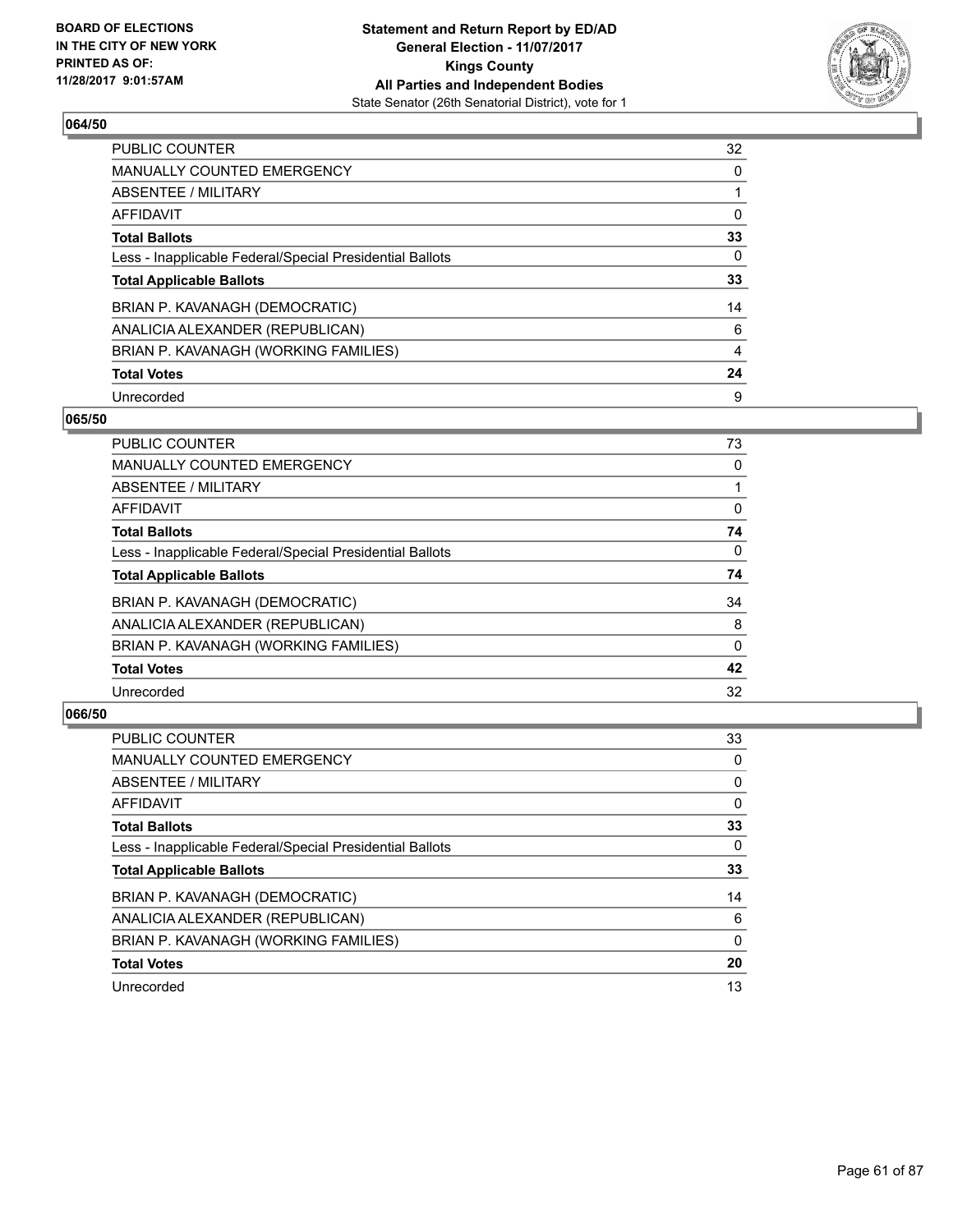BOARD OF ELECTIONS
IN THE CITY OF NEW YORK
PRINTED AS OF:
11/28/2017 9:01:57AM

**Statement and Return Report by ED/AD**
**General Election - 11/07/2017**
**Kings County**
**All Parties and Independent Bodies**
State Senator (26th Senatorial District), vote for 1

### 064/50

| | |
|---|---|
| PUBLIC COUNTER | 32 |
| MANUALLY COUNTED EMERGENCY | 0 |
| ABSENTEE / MILITARY | 1 |
| AFFIDAVIT | 0 |
| **Total Ballots** | **33** |
| Less - Inapplicable Federal/Special Presidential Ballots | 0 |
| **Total Applicable Ballots** | **33** |
| BRIAN P. KAVANAGH (DEMOCRATIC) | 14 |
| ANALICIA ALEXANDER (REPUBLICAN) | 6 |
| BRIAN P. KAVANAGH (WORKING FAMILIES) | 4 |
| **Total Votes** | **24** |
| Unrecorded | 9 |

### 065/50

| | |
|---|---|
| PUBLIC COUNTER | 73 |
| MANUALLY COUNTED EMERGENCY | 0 |
| ABSENTEE / MILITARY | 1 |
| AFFIDAVIT | 0 |
| **Total Ballots** | **74** |
| Less - Inapplicable Federal/Special Presidential Ballots | 0 |
| **Total Applicable Ballots** | **74** |
| BRIAN P. KAVANAGH (DEMOCRATIC) | 34 |
| ANALICIA ALEXANDER (REPUBLICAN) | 8 |
| BRIAN P. KAVANAGH (WORKING FAMILIES) | 0 |
| **Total Votes** | **42** |
| Unrecorded | 32 |

### 066/50

| | |
|---|---|
| PUBLIC COUNTER | 33 |
| MANUALLY COUNTED EMERGENCY | 0 |
| ABSENTEE / MILITARY | 0 |
| AFFIDAVIT | 0 |
| **Total Ballots** | **33** |
| Less - Inapplicable Federal/Special Presidential Ballots | 0 |
| **Total Applicable Ballots** | **33** |
| BRIAN P. KAVANAGH (DEMOCRATIC) | 14 |
| ANALICIA ALEXANDER (REPUBLICAN) | 6 |
| BRIAN P. KAVANAGH (WORKING FAMILIES) | 0 |
| **Total Votes** | **20** |
| Unrecorded | 13 |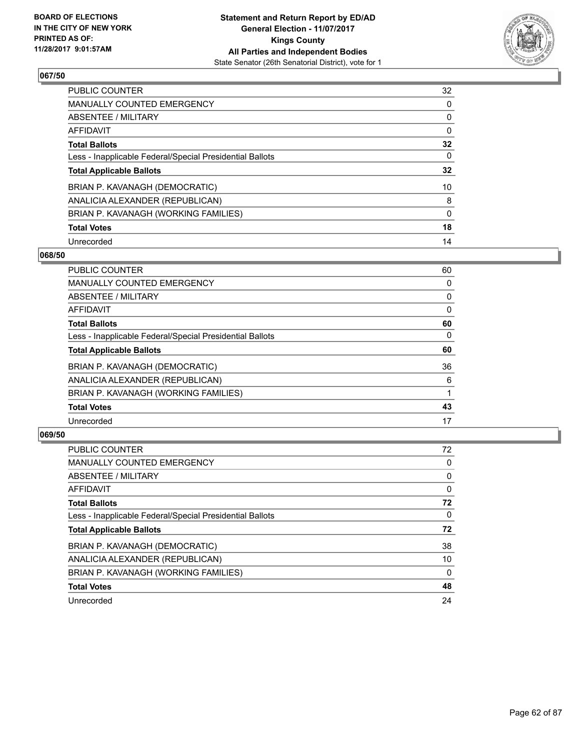**BOARD OF ELECTIONS IN THE CITY OF NEW YORK PRINTED AS OF: 11/28/2017 9:01:57AM**

**Statement and Return Report by ED/AD General Election - 11/07/2017 Kings County All Parties and Independent Bodies**
State Senator (26th Senatorial District), vote for 1

## 067/50

| | |
|---|---|
| PUBLIC COUNTER | 32 |
| MANUALLY COUNTED EMERGENCY | 0 |
| ABSENTEE / MILITARY | 0 |
| AFFIDAVIT | 0 |
| **Total Ballots** | **32** |
| Less - Inapplicable Federal/Special Presidential Ballots | 0 |
| **Total Applicable Ballots** | **32** |
| BRIAN P. KAVANAGH (DEMOCRATIC) | 10 |
| ANALICIA ALEXANDER (REPUBLICAN) | 8 |
| BRIAN P. KAVANAGH (WORKING FAMILIES) | 0 |
| **Total Votes** | **18** |
| Unrecorded | 14 |

## 068/50

| | |
|---|---|
| PUBLIC COUNTER | 60 |
| MANUALLY COUNTED EMERGENCY | 0 |
| ABSENTEE / MILITARY | 0 |
| AFFIDAVIT | 0 |
| **Total Ballots** | **60** |
| Less - Inapplicable Federal/Special Presidential Ballots | 0 |
| **Total Applicable Ballots** | **60** |
| BRIAN P. KAVANAGH (DEMOCRATIC) | 36 |
| ANALICIA ALEXANDER (REPUBLICAN) | 6 |
| BRIAN P. KAVANAGH (WORKING FAMILIES) | 1 |
| **Total Votes** | **43** |
| Unrecorded | 17 |

## 069/50

| | |
|---|---|
| PUBLIC COUNTER | 72 |
| MANUALLY COUNTED EMERGENCY | 0 |
| ABSENTEE / MILITARY | 0 |
| AFFIDAVIT | 0 |
| **Total Ballots** | **72** |
| Less - Inapplicable Federal/Special Presidential Ballots | 0 |
| **Total Applicable Ballots** | **72** |
| BRIAN P. KAVANAGH (DEMOCRATIC) | 38 |
| ANALICIA ALEXANDER (REPUBLICAN) | 10 |
| BRIAN P. KAVANAGH (WORKING FAMILIES) | 0 |
| **Total Votes** | **48** |
| Unrecorded | 24 |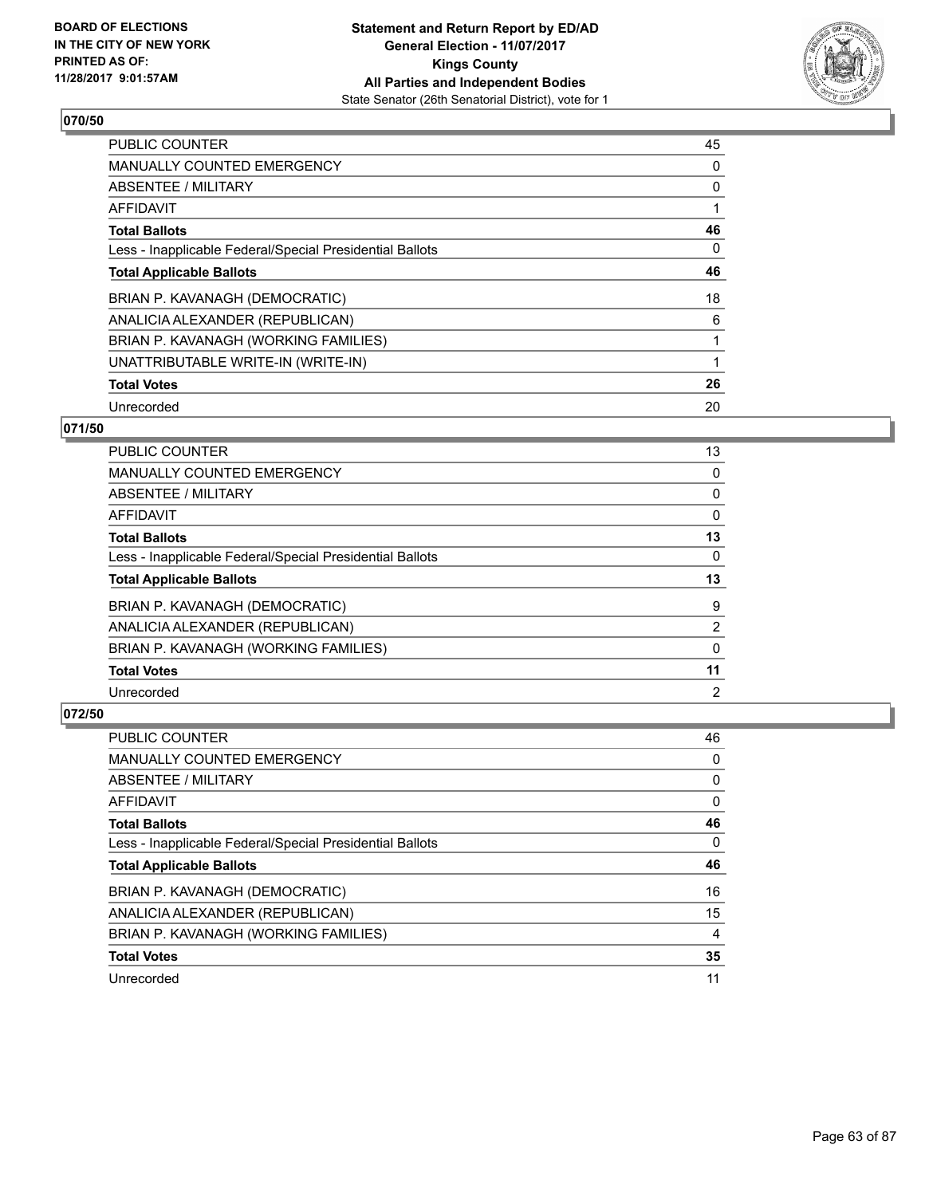BOARD OF ELECTIONS
IN THE CITY OF NEW YORK
PRINTED AS OF:
11/28/2017 9:01:57AM

**Statement and Return Report by ED/AD**
**General Election - 11/07/2017**
**Kings County**
**All Parties and Independent Bodies**
State Senator (26th Senatorial District), vote for 1

## 070/50

| | |
|---|---|
| PUBLIC COUNTER | 45 |
| MANUALLY COUNTED EMERGENCY | 0 |
| ABSENTEE / MILITARY | 0 |
| AFFIDAVIT | 1 |
| **Total Ballots** | **46** |
| Less - Inapplicable Federal/Special Presidential Ballots | 0 |
| **Total Applicable Ballots** | **46** |
| BRIAN P. KAVANAGH (DEMOCRATIC) | 18 |
| ANALICIA ALEXANDER (REPUBLICAN) | 6 |
| BRIAN P. KAVANAGH (WORKING FAMILIES) | 1 |
| UNATTRIBUTABLE WRITE-IN (WRITE-IN) | 1 |
| **Total Votes** | **26** |
| Unrecorded | 20 |

## 071/50

| | |
|---|---|
| PUBLIC COUNTER | 13 |
| MANUALLY COUNTED EMERGENCY | 0 |
| ABSENTEE / MILITARY | 0 |
| AFFIDAVIT | 0 |
| **Total Ballots** | **13** |
| Less - Inapplicable Federal/Special Presidential Ballots | 0 |
| **Total Applicable Ballots** | **13** |
| BRIAN P. KAVANAGH (DEMOCRATIC) | 9 |
| ANALICIA ALEXANDER (REPUBLICAN) | 2 |
| BRIAN P. KAVANAGH (WORKING FAMILIES) | 0 |
| **Total Votes** | **11** |
| Unrecorded | 2 |

## 072/50

| | |
|---|---|
| PUBLIC COUNTER | 46 |
| MANUALLY COUNTED EMERGENCY | 0 |
| ABSENTEE / MILITARY | 0 |
| AFFIDAVIT | 0 |
| **Total Ballots** | **46** |
| Less - Inapplicable Federal/Special Presidential Ballots | 0 |
| **Total Applicable Ballots** | **46** |
| BRIAN P. KAVANAGH (DEMOCRATIC) | 16 |
| ANALICIA ALEXANDER (REPUBLICAN) | 15 |
| BRIAN P. KAVANAGH (WORKING FAMILIES) | 4 |
| **Total Votes** | **35** |
| Unrecorded | 11 |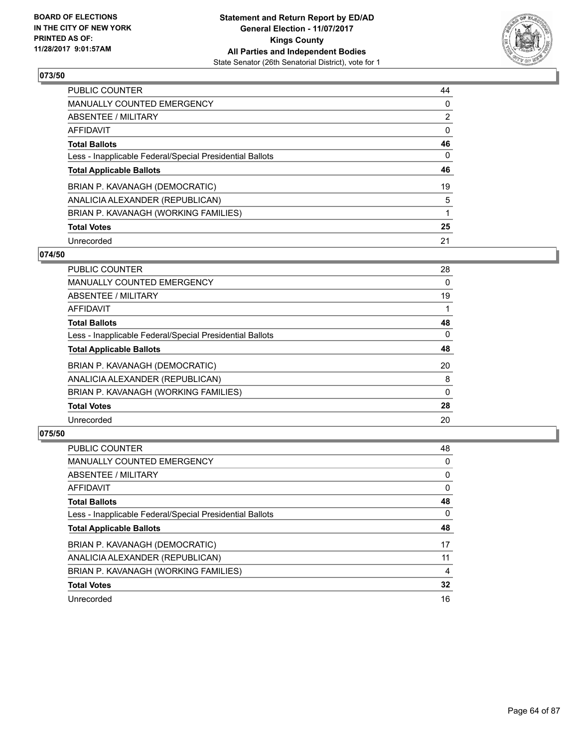BOARD OF ELECTIONS
IN THE CITY OF NEW YORK
PRINTED AS OF:
11/28/2017 9:01:57AM

**Statement and Return Report by ED/AD**
**General Election - 11/07/2017**
**Kings County**
**All Parties and Independent Bodies**
State Senator (26th Senatorial District), vote for 1

## 073/50

| | |
|---|---|
| PUBLIC COUNTER | 44 |
| MANUALLY COUNTED EMERGENCY | 0 |
| ABSENTEE / MILITARY | 2 |
| AFFIDAVIT | 0 |
| **Total Ballots** | **46** |
| Less - Inapplicable Federal/Special Presidential Ballots | 0 |
| **Total Applicable Ballots** | **46** |
| BRIAN P. KAVANAGH (DEMOCRATIC) | 19 |
| ANALICIA ALEXANDER (REPUBLICAN) | 5 |
| BRIAN P. KAVANAGH (WORKING FAMILIES) | 1 |
| **Total Votes** | **25** |
| Unrecorded | 21 |

## 074/50

| | |
|---|---|
| PUBLIC COUNTER | 28 |
| MANUALLY COUNTED EMERGENCY | 0 |
| ABSENTEE / MILITARY | 19 |
| AFFIDAVIT | 1 |
| **Total Ballots** | **48** |
| Less - Inapplicable Federal/Special Presidential Ballots | 0 |
| **Total Applicable Ballots** | **48** |
| BRIAN P. KAVANAGH (DEMOCRATIC) | 20 |
| ANALICIA ALEXANDER (REPUBLICAN) | 8 |
| BRIAN P. KAVANAGH (WORKING FAMILIES) | 0 |
| **Total Votes** | **28** |
| Unrecorded | 20 |

## 075/50

| | |
|---|---|
| PUBLIC COUNTER | 48 |
| MANUALLY COUNTED EMERGENCY | 0 |
| ABSENTEE / MILITARY | 0 |
| AFFIDAVIT | 0 |
| **Total Ballots** | **48** |
| Less - Inapplicable Federal/Special Presidential Ballots | 0 |
| **Total Applicable Ballots** | **48** |
| BRIAN P. KAVANAGH (DEMOCRATIC) | 17 |
| ANALICIA ALEXANDER (REPUBLICAN) | 11 |
| BRIAN P. KAVANAGH (WORKING FAMILIES) | 4 |
| **Total Votes** | **32** |
| Unrecorded | 16 |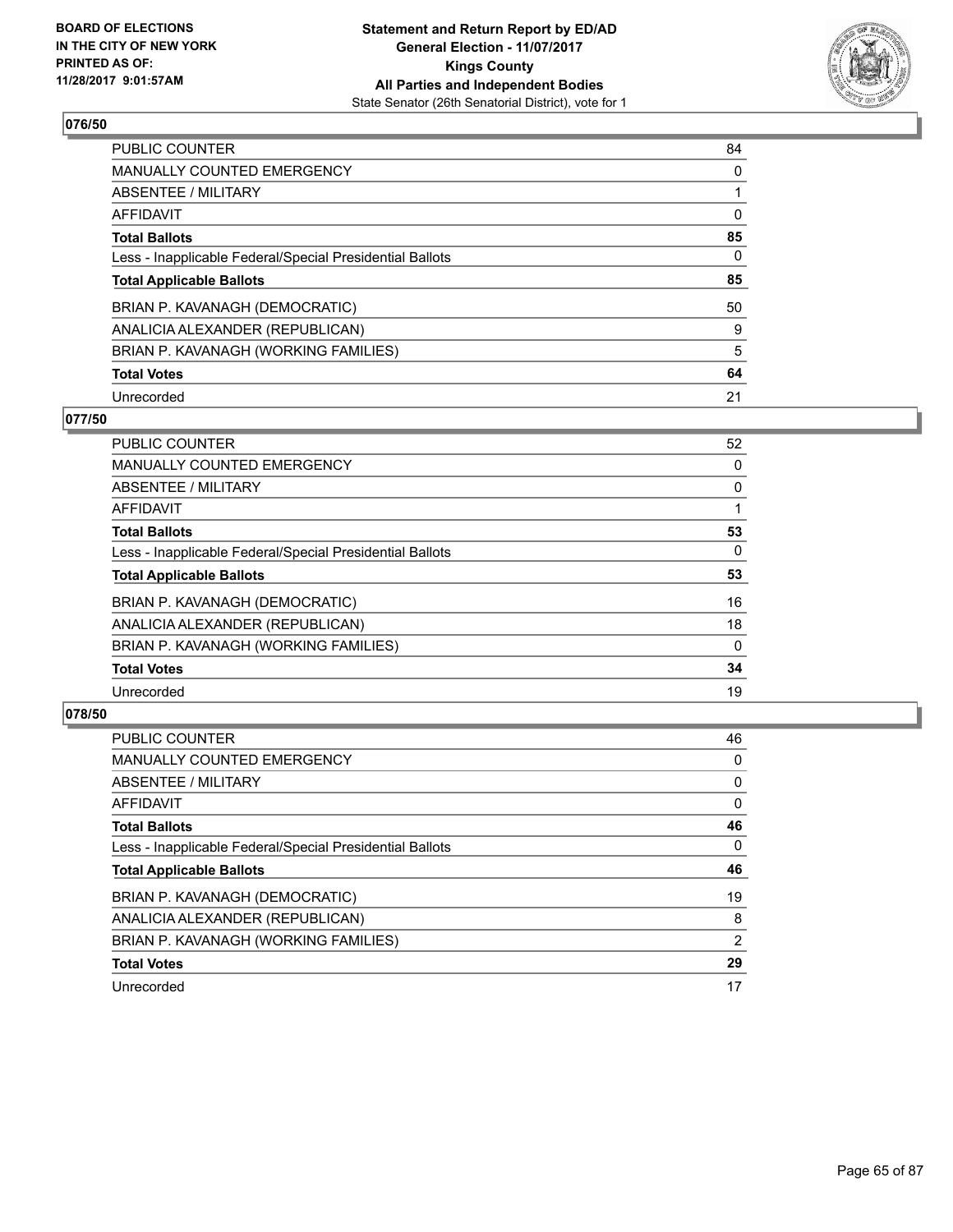**BOARD OF ELECTIONS IN THE CITY OF NEW YORK PRINTED AS OF: 11/28/2017 9:01:57AM**

**Statement and Return Report by ED/AD**
**General Election - 11/07/2017**
**Kings County**
**All Parties and Independent Bodies**
State Senator (26th Senatorial District), vote for 1

### 076/50

| | |
|---|---|
| PUBLIC COUNTER | 84 |
| MANUALLY COUNTED EMERGENCY | 0 |
| ABSENTEE / MILITARY | 1 |
| AFFIDAVIT | 0 |
| **Total Ballots** | **85** |
| Less - Inapplicable Federal/Special Presidential Ballots | 0 |
| **Total Applicable Ballots** | **85** |
| BRIAN P. KAVANAGH (DEMOCRATIC) | 50 |
| ANALICIA ALEXANDER (REPUBLICAN) | 9 |
| BRIAN P. KAVANAGH (WORKING FAMILIES) | 5 |
| **Total Votes** | **64** |
| Unrecorded | 21 |

### 077/50

| | |
|---|---|
| PUBLIC COUNTER | 52 |
| MANUALLY COUNTED EMERGENCY | 0 |
| ABSENTEE / MILITARY | 0 |
| AFFIDAVIT | 1 |
| **Total Ballots** | **53** |
| Less - Inapplicable Federal/Special Presidential Ballots | 0 |
| **Total Applicable Ballots** | **53** |
| BRIAN P. KAVANAGH (DEMOCRATIC) | 16 |
| ANALICIA ALEXANDER (REPUBLICAN) | 18 |
| BRIAN P. KAVANAGH (WORKING FAMILIES) | 0 |
| **Total Votes** | **34** |
| Unrecorded | 19 |

### 078/50

| | |
|---|---|
| PUBLIC COUNTER | 46 |
| MANUALLY COUNTED EMERGENCY | 0 |
| ABSENTEE / MILITARY | 0 |
| AFFIDAVIT | 0 |
| **Total Ballots** | **46** |
| Less - Inapplicable Federal/Special Presidential Ballots | 0 |
| **Total Applicable Ballots** | **46** |
| BRIAN P. KAVANAGH (DEMOCRATIC) | 19 |
| ANALICIA ALEXANDER (REPUBLICAN) | 8 |
| BRIAN P. KAVANAGH (WORKING FAMILIES) | 2 |
| **Total Votes** | **29** |
| Unrecorded | 17 |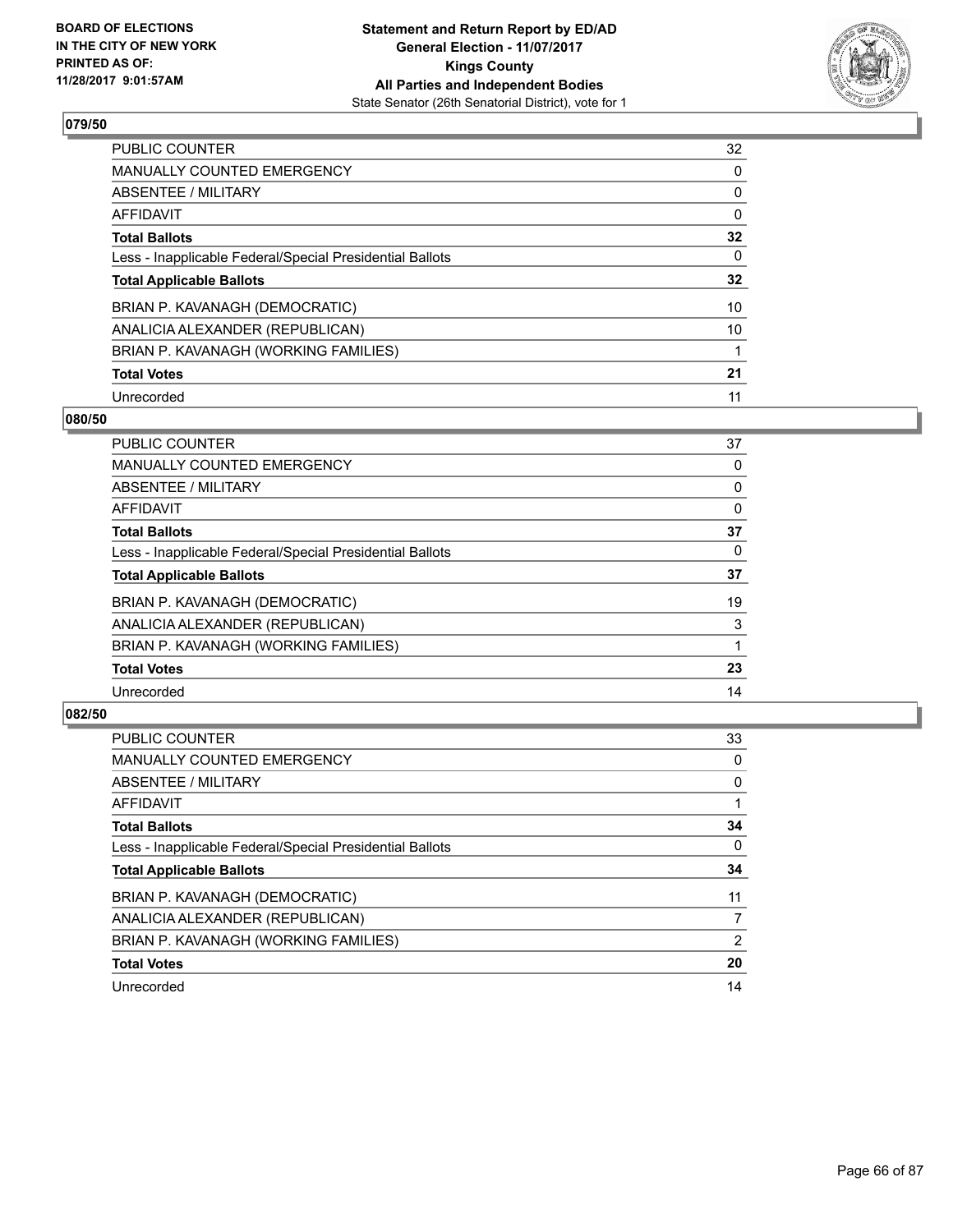BOARD OF ELECTIONS
IN THE CITY OF NEW YORK
PRINTED AS OF:
11/28/2017 9:01:57AM

**Statement and Return Report by ED/AD**
**General Election - 11/07/2017**
**Kings County**
**All Parties and Independent Bodies**
State Senator (26th Senatorial District), vote for 1

### 079/50

| | |
|---|---|
| PUBLIC COUNTER | 32 |
| MANUALLY COUNTED EMERGENCY | 0 |
| ABSENTEE / MILITARY | 0 |
| AFFIDAVIT | 0 |
| **Total Ballots** | **32** |
| Less - Inapplicable Federal/Special Presidential Ballots | 0 |
| **Total Applicable Ballots** | **32** |
| BRIAN P. KAVANAGH (DEMOCRATIC) | 10 |
| ANALICIA ALEXANDER (REPUBLICAN) | 10 |
| BRIAN P. KAVANAGH (WORKING FAMILIES) | 1 |
| **Total Votes** | **21** |
| Unrecorded | 11 |

### 080/50

| | |
|---|---|
| PUBLIC COUNTER | 37 |
| MANUALLY COUNTED EMERGENCY | 0 |
| ABSENTEE / MILITARY | 0 |
| AFFIDAVIT | 0 |
| **Total Ballots** | **37** |
| Less - Inapplicable Federal/Special Presidential Ballots | 0 |
| **Total Applicable Ballots** | **37** |
| BRIAN P. KAVANAGH (DEMOCRATIC) | 19 |
| ANALICIA ALEXANDER (REPUBLICAN) | 3 |
| BRIAN P. KAVANAGH (WORKING FAMILIES) | 1 |
| **Total Votes** | **23** |
| Unrecorded | 14 |

### 082/50

| | |
|---|---|
| PUBLIC COUNTER | 33 |
| MANUALLY COUNTED EMERGENCY | 0 |
| ABSENTEE / MILITARY | 0 |
| AFFIDAVIT | 1 |
| **Total Ballots** | **34** |
| Less - Inapplicable Federal/Special Presidential Ballots | 0 |
| **Total Applicable Ballots** | **34** |
| BRIAN P. KAVANAGH (DEMOCRATIC) | 11 |
| ANALICIA ALEXANDER (REPUBLICAN) | 7 |
| BRIAN P. KAVANAGH (WORKING FAMILIES) | 2 |
| **Total Votes** | **20** |
| Unrecorded | 14 |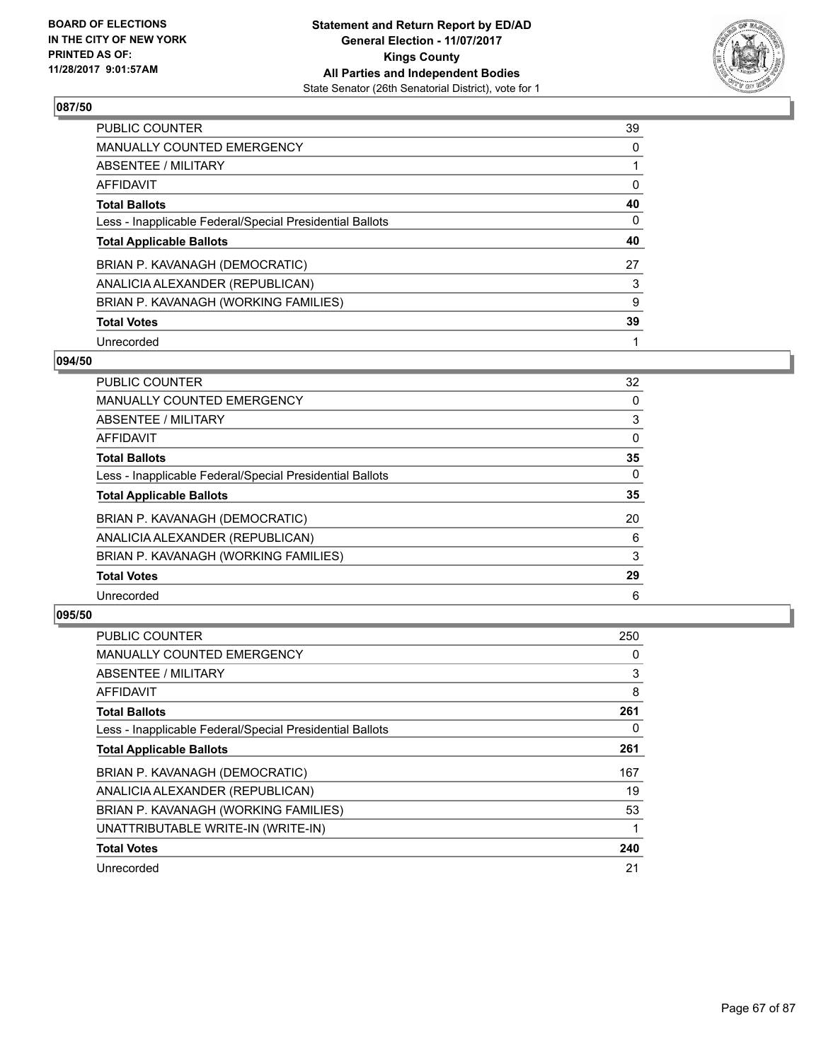BOARD OF ELECTIONS
IN THE CITY OF NEW YORK
PRINTED AS OF:
11/28/2017 9:01:57AM

**Statement and Return Report by ED/AD**
**General Election - 11/07/2017**
**Kings County**
**All Parties and Independent Bodies**
State Senator (26th Senatorial District), vote for 1

## 087/50

| | |
|---|---|
| PUBLIC COUNTER | 39 |
| MANUALLY COUNTED EMERGENCY | 0 |
| ABSENTEE / MILITARY | 1 |
| AFFIDAVIT | 0 |
| **Total Ballots** | **40** |
| Less - Inapplicable Federal/Special Presidential Ballots | 0 |
| **Total Applicable Ballots** | **40** |
| BRIAN P. KAVANAGH (DEMOCRATIC) | 27 |
| ANALICIA ALEXANDER (REPUBLICAN) | 3 |
| BRIAN P. KAVANAGH (WORKING FAMILIES) | 9 |
| **Total Votes** | **39** |
| Unrecorded | 1 |

## 094/50

| | |
|---|---|
| PUBLIC COUNTER | 32 |
| MANUALLY COUNTED EMERGENCY | 0 |
| ABSENTEE / MILITARY | 3 |
| AFFIDAVIT | 0 |
| **Total Ballots** | **35** |
| Less - Inapplicable Federal/Special Presidential Ballots | 0 |
| **Total Applicable Ballots** | **35** |
| BRIAN P. KAVANAGH (DEMOCRATIC) | 20 |
| ANALICIA ALEXANDER (REPUBLICAN) | 6 |
| BRIAN P. KAVANAGH (WORKING FAMILIES) | 3 |
| **Total Votes** | **29** |
| Unrecorded | 6 |

## 095/50

| | |
|---|---|
| PUBLIC COUNTER | 250 |
| MANUALLY COUNTED EMERGENCY | 0 |
| ABSENTEE / MILITARY | 3 |
| AFFIDAVIT | 8 |
| **Total Ballots** | **261** |
| Less - Inapplicable Federal/Special Presidential Ballots | 0 |
| **Total Applicable Ballots** | **261** |
| BRIAN P. KAVANAGH (DEMOCRATIC) | 167 |
| ANALICIA ALEXANDER (REPUBLICAN) | 19 |
| BRIAN P. KAVANAGH (WORKING FAMILIES) | 53 |
| UNATTRIBUTABLE WRITE-IN (WRITE-IN) | 1 |
| **Total Votes** | **240** |
| Unrecorded | 21 |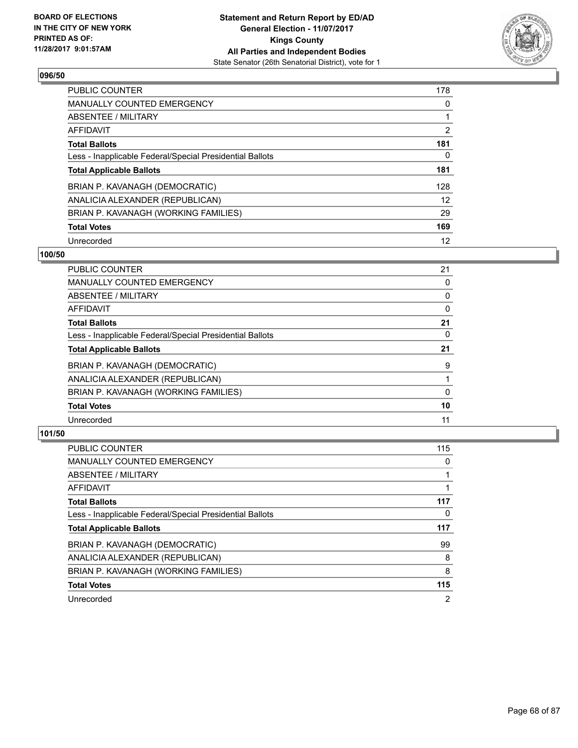BOARD OF ELECTIONS
IN THE CITY OF NEW YORK
PRINTED AS OF:
11/28/2017 9:01:57AM

**Statement and Return Report by ED/AD**
**General Election - 11/07/2017**
**Kings County**
**All Parties and Independent Bodies**
State Senator (26th Senatorial District), vote for 1

### 096/50

| | |
|---|---|
| PUBLIC COUNTER | 178 |
| MANUALLY COUNTED EMERGENCY | 0 |
| ABSENTEE / MILITARY | 1 |
| AFFIDAVIT | 2 |
| **Total Ballots** | **181** |
| Less - Inapplicable Federal/Special Presidential Ballots | 0 |
| **Total Applicable Ballots** | **181** |
| BRIAN P. KAVANAGH (DEMOCRATIC) | 128 |
| ANALICIA ALEXANDER (REPUBLICAN) | 12 |
| BRIAN P. KAVANAGH (WORKING FAMILIES) | 29 |
| **Total Votes** | **169** |
| Unrecorded | 12 |

### 100/50

| | |
|---|---|
| PUBLIC COUNTER | 21 |
| MANUALLY COUNTED EMERGENCY | 0 |
| ABSENTEE / MILITARY | 0 |
| AFFIDAVIT | 0 |
| **Total Ballots** | **21** |
| Less - Inapplicable Federal/Special Presidential Ballots | 0 |
| **Total Applicable Ballots** | **21** |
| BRIAN P. KAVANAGH (DEMOCRATIC) | 9 |
| ANALICIA ALEXANDER (REPUBLICAN) | 1 |
| BRIAN P. KAVANAGH (WORKING FAMILIES) | 0 |
| **Total Votes** | **10** |
| Unrecorded | 11 |

### 101/50

| | |
|---|---|
| PUBLIC COUNTER | 115 |
| MANUALLY COUNTED EMERGENCY | 0 |
| ABSENTEE / MILITARY | 1 |
| AFFIDAVIT | 1 |
| **Total Ballots** | **117** |
| Less - Inapplicable Federal/Special Presidential Ballots | 0 |
| **Total Applicable Ballots** | **117** |
| BRIAN P. KAVANAGH (DEMOCRATIC) | 99 |
| ANALICIA ALEXANDER (REPUBLICAN) | 8 |
| BRIAN P. KAVANAGH (WORKING FAMILIES) | 8 |
| **Total Votes** | **115** |
| Unrecorded | 2 |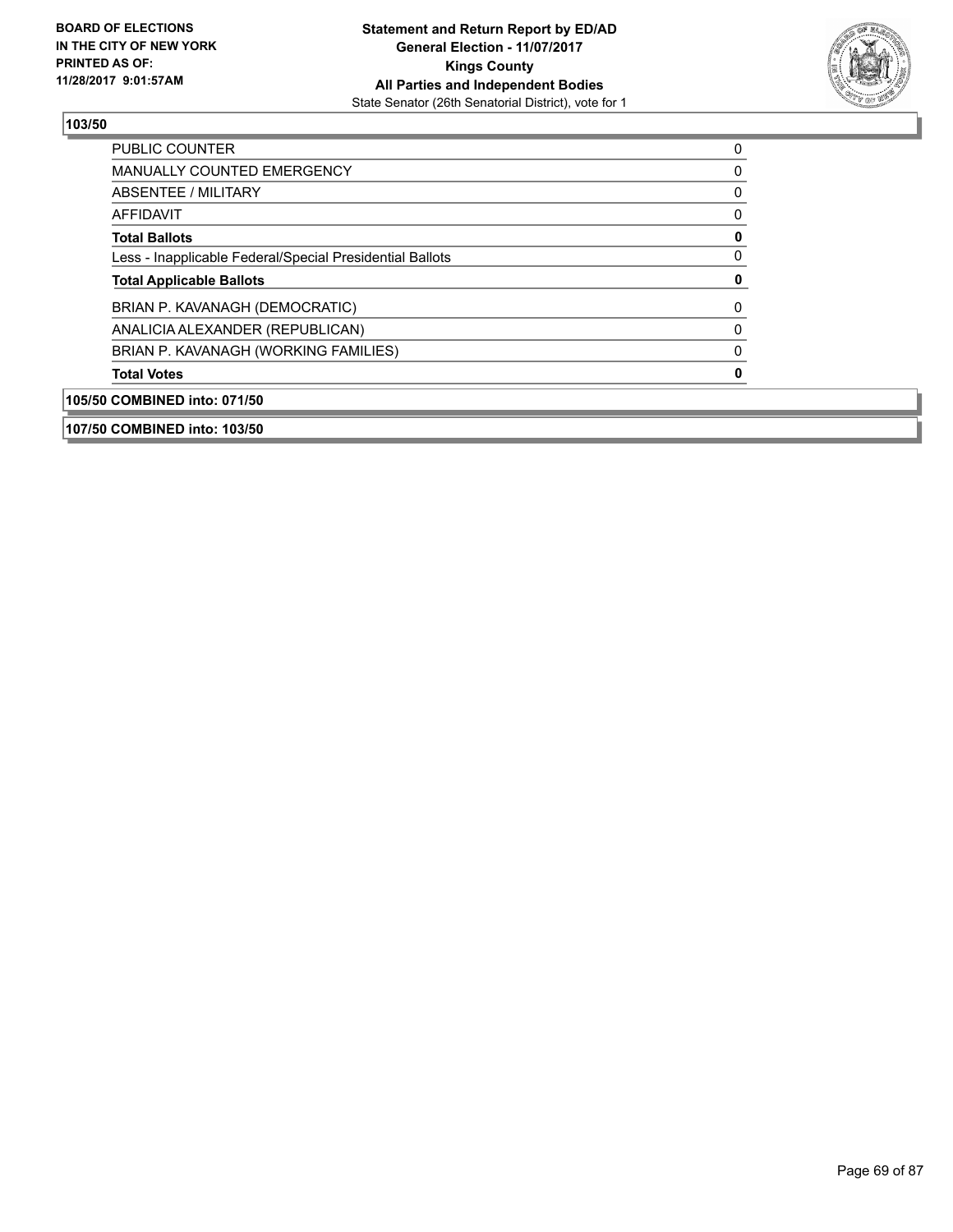**103/50**

| | |
|---|---|
| PUBLIC COUNTER | 0 |
| MANUALLY COUNTED EMERGENCY | 0 |
| ABSENTEE / MILITARY | 0 |
| AFFIDAVIT | 0 |
| **Total Ballots** | **0** |
| Less - Inapplicable Federal/Special Presidential Ballots | 0 |
| **Total Applicable Ballots** | **0** |
| BRIAN P. KAVANAGH (DEMOCRATIC) | 0 |
| ANALICIA ALEXANDER (REPUBLICAN) | 0 |
| BRIAN P. KAVANAGH (WORKING FAMILIES) | 0 |
| **Total Votes** | **0** |

**105/50 COMBINED into: 071/50**

**107/50 COMBINED into: 103/50**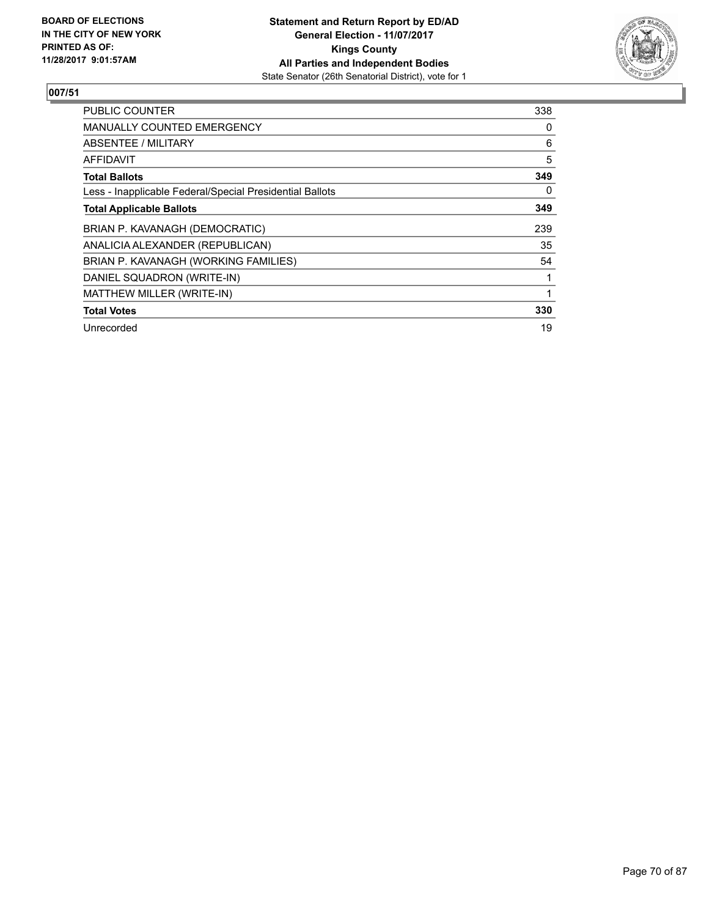**BOARD OF ELECTIONS IN THE CITY OF NEW YORK PRINTED AS OF: 11/28/2017 9:01:57AM**

**Statement and Return Report by ED/AD**
**General Election - 11/07/2017**
**Kings County**
**All Parties and Independent Bodies**
State Senator (26th Senatorial District), vote for 1

## 007/51

| | |
|---|---|
| PUBLIC COUNTER | 338 |
| MANUALLY COUNTED EMERGENCY | 0 |
| ABSENTEE / MILITARY | 6 |
| AFFIDAVIT | 5 |
| **Total Ballots** | **349** |
| Less - Inapplicable Federal/Special Presidential Ballots | 0 |
| **Total Applicable Ballots** | **349** |
| BRIAN P. KAVANAGH (DEMOCRATIC) | 239 |
| ANALICIA ALEXANDER (REPUBLICAN) | 35 |
| BRIAN P. KAVANAGH (WORKING FAMILIES) | 54 |
| DANIEL SQUADRON (WRITE-IN) | 1 |
| MATTHEW MILLER (WRITE-IN) | 1 |
| **Total Votes** | **330** |
| Unrecorded | 19 |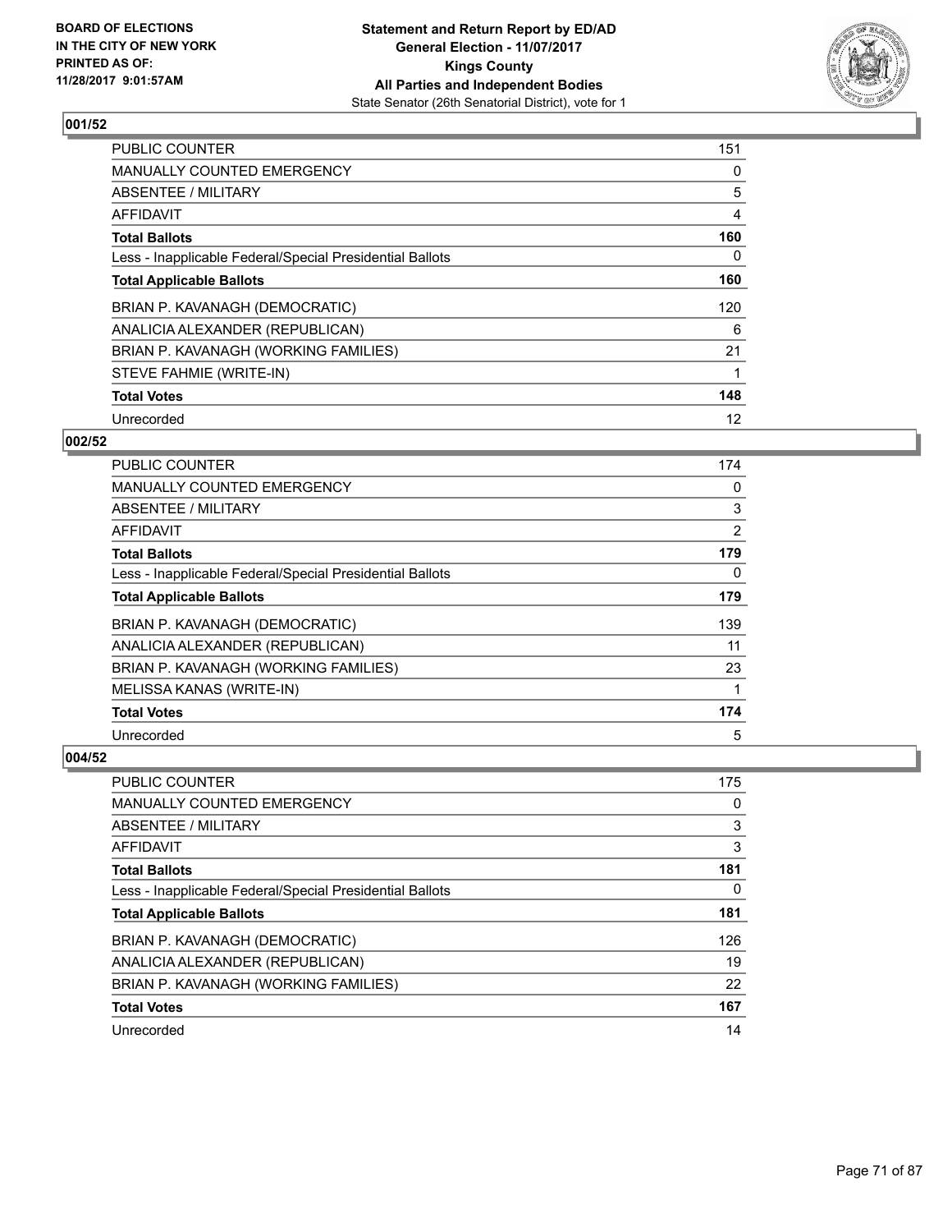BOARD OF ELECTIONS
IN THE CITY OF NEW YORK
PRINTED AS OF:
11/28/2017 9:01:57AM

**Statement and Return Report by ED/AD**
**General Election - 11/07/2017**
**Kings County**
**All Parties and Independent Bodies**
State Senator (26th Senatorial District), vote for 1

### 001/52

| | |
|---|---|
| PUBLIC COUNTER | 151 |
| MANUALLY COUNTED EMERGENCY | 0 |
| ABSENTEE / MILITARY | 5 |
| AFFIDAVIT | 4 |
| **Total Ballots** | **160** |
| Less - Inapplicable Federal/Special Presidential Ballots | 0 |
| **Total Applicable Ballots** | **160** |
| BRIAN P. KAVANAGH (DEMOCRATIC) | 120 |
| ANALICIA ALEXANDER (REPUBLICAN) | 6 |
| BRIAN P. KAVANAGH (WORKING FAMILIES) | 21 |
| STEVE FAHMIE (WRITE-IN) | 1 |
| **Total Votes** | **148** |
| Unrecorded | 12 |

### 002/52

| | |
|---|---|
| PUBLIC COUNTER | 174 |
| MANUALLY COUNTED EMERGENCY | 0 |
| ABSENTEE / MILITARY | 3 |
| AFFIDAVIT | 2 |
| **Total Ballots** | **179** |
| Less - Inapplicable Federal/Special Presidential Ballots | 0 |
| **Total Applicable Ballots** | **179** |
| BRIAN P. KAVANAGH (DEMOCRATIC) | 139 |
| ANALICIA ALEXANDER (REPUBLICAN) | 11 |
| BRIAN P. KAVANAGH (WORKING FAMILIES) | 23 |
| MELISSA KANAS (WRITE-IN) | 1 |
| **Total Votes** | **174** |
| Unrecorded | 5 |

### 004/52

| | |
|---|---|
| PUBLIC COUNTER | 175 |
| MANUALLY COUNTED EMERGENCY | 0 |
| ABSENTEE / MILITARY | 3 |
| AFFIDAVIT | 3 |
| **Total Ballots** | **181** |
| Less - Inapplicable Federal/Special Presidential Ballots | 0 |
| **Total Applicable Ballots** | **181** |
| BRIAN P. KAVANAGH (DEMOCRATIC) | 126 |
| ANALICIA ALEXANDER (REPUBLICAN) | 19 |
| BRIAN P. KAVANAGH (WORKING FAMILIES) | 22 |
| **Total Votes** | **167** |
| Unrecorded | 14 |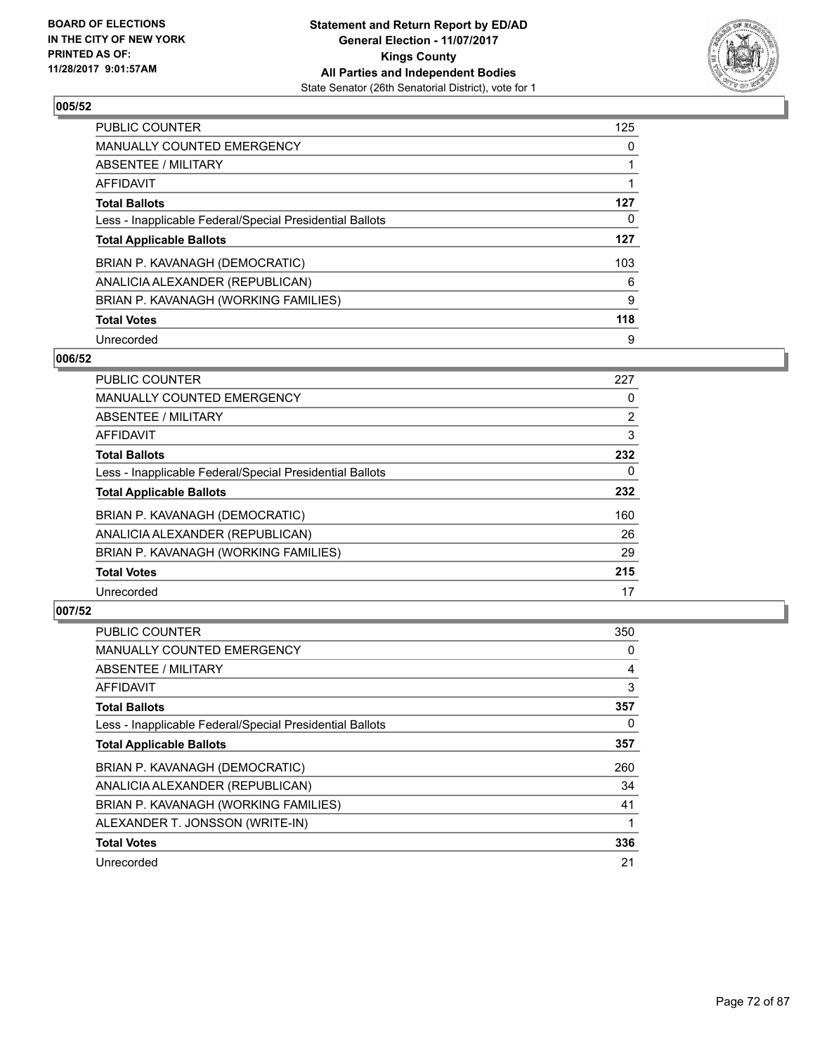## 005/52

| | |
|---|---|
| PUBLIC COUNTER | 125 |
| MANUALLY COUNTED EMERGENCY | 0 |
| ABSENTEE / MILITARY | 1 |
| AFFIDAVIT | 1 |
| **Total Ballots** | **127** |
| Less - Inapplicable Federal/Special Presidential Ballots | 0 |
| **Total Applicable Ballots** | **127** |
| BRIAN P. KAVANAGH (DEMOCRATIC) | 103 |
| ANALICIA ALEXANDER (REPUBLICAN) | 6 |
| BRIAN P. KAVANAGH (WORKING FAMILIES) | 9 |
| **Total Votes** | **118** |
| Unrecorded | 9 |

## 006/52

| | |
|---|---|
| PUBLIC COUNTER | 227 |
| MANUALLY COUNTED EMERGENCY | 0 |
| ABSENTEE / MILITARY | 2 |
| AFFIDAVIT | 3 |
| **Total Ballots** | **232** |
| Less - Inapplicable Federal/Special Presidential Ballots | 0 |
| **Total Applicable Ballots** | **232** |
| BRIAN P. KAVANAGH (DEMOCRATIC) | 160 |
| ANALICIA ALEXANDER (REPUBLICAN) | 26 |
| BRIAN P. KAVANAGH (WORKING FAMILIES) | 29 |
| **Total Votes** | **215** |
| Unrecorded | 17 |

## 007/52

| | |
|---|---|
| PUBLIC COUNTER | 350 |
| MANUALLY COUNTED EMERGENCY | 0 |
| ABSENTEE / MILITARY | 4 |
| AFFIDAVIT | 3 |
| **Total Ballots** | **357** |
| Less - Inapplicable Federal/Special Presidential Ballots | 0 |
| **Total Applicable Ballots** | **357** |
| BRIAN P. KAVANAGH (DEMOCRATIC) | 260 |
| ANALICIA ALEXANDER (REPUBLICAN) | 34 |
| BRIAN P. KAVANAGH (WORKING FAMILIES) | 41 |
| ALEXANDER T. JONSSON (WRITE-IN) | 1 |
| **Total Votes** | **336** |
| Unrecorded | 21 |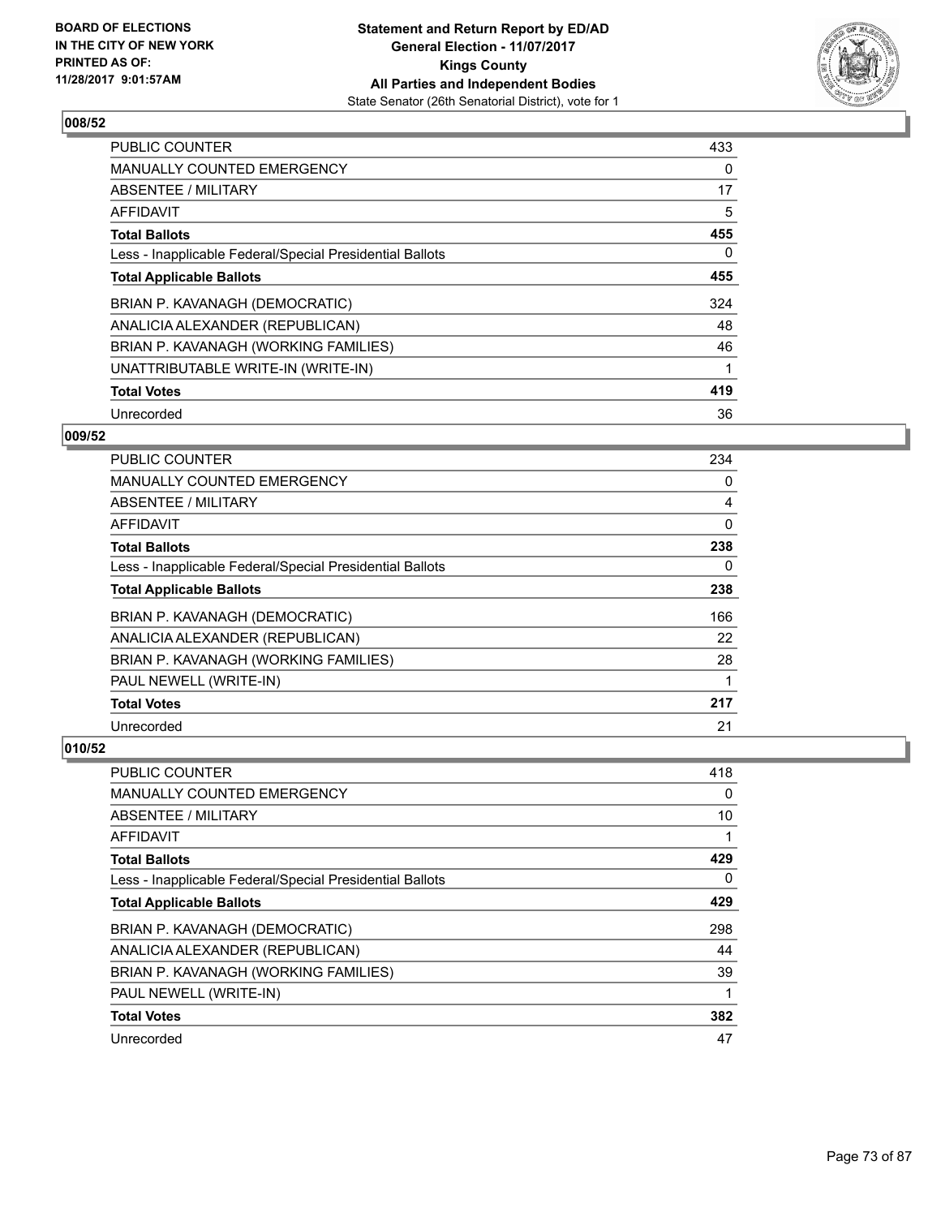**BOARD OF ELECTIONS IN THE CITY OF NEW YORK PRINTED AS OF: 11/28/2017 9:01:57AM**

**Statement and Return Report by ED/AD**
**General Election - 11/07/2017**
**Kings County**
**All Parties and Independent Bodies**
State Senator (26th Senatorial District), vote for 1

### 008/52

| | |
|---|---|
| PUBLIC COUNTER | 433 |
| MANUALLY COUNTED EMERGENCY | 0 |
| ABSENTEE / MILITARY | 17 |
| AFFIDAVIT | 5 |
| **Total Ballots** | **455** |
| Less - Inapplicable Federal/Special Presidential Ballots | 0 |
| **Total Applicable Ballots** | **455** |
| BRIAN P. KAVANAGH (DEMOCRATIC) | 324 |
| ANALICIA ALEXANDER (REPUBLICAN) | 48 |
| BRIAN P. KAVANAGH (WORKING FAMILIES) | 46 |
| UNATTRIBUTABLE WRITE-IN (WRITE-IN) | 1 |
| **Total Votes** | **419** |
| Unrecorded | 36 |

### 009/52

| | |
|---|---|
| PUBLIC COUNTER | 234 |
| MANUALLY COUNTED EMERGENCY | 0 |
| ABSENTEE / MILITARY | 4 |
| AFFIDAVIT | 0 |
| **Total Ballots** | **238** |
| Less - Inapplicable Federal/Special Presidential Ballots | 0 |
| **Total Applicable Ballots** | **238** |
| BRIAN P. KAVANAGH (DEMOCRATIC) | 166 |
| ANALICIA ALEXANDER (REPUBLICAN) | 22 |
| BRIAN P. KAVANAGH (WORKING FAMILIES) | 28 |
| PAUL NEWELL (WRITE-IN) | 1 |
| **Total Votes** | **217** |
| Unrecorded | 21 |

### 010/52

| | |
|---|---|
| PUBLIC COUNTER | 418 |
| MANUALLY COUNTED EMERGENCY | 0 |
| ABSENTEE / MILITARY | 10 |
| AFFIDAVIT | 1 |
| **Total Ballots** | **429** |
| Less - Inapplicable Federal/Special Presidential Ballots | 0 |
| **Total Applicable Ballots** | **429** |
| BRIAN P. KAVANAGH (DEMOCRATIC) | 298 |
| ANALICIA ALEXANDER (REPUBLICAN) | 44 |
| BRIAN P. KAVANAGH (WORKING FAMILIES) | 39 |
| PAUL NEWELL (WRITE-IN) | 1 |
| **Total Votes** | **382** |
| Unrecorded | 47 |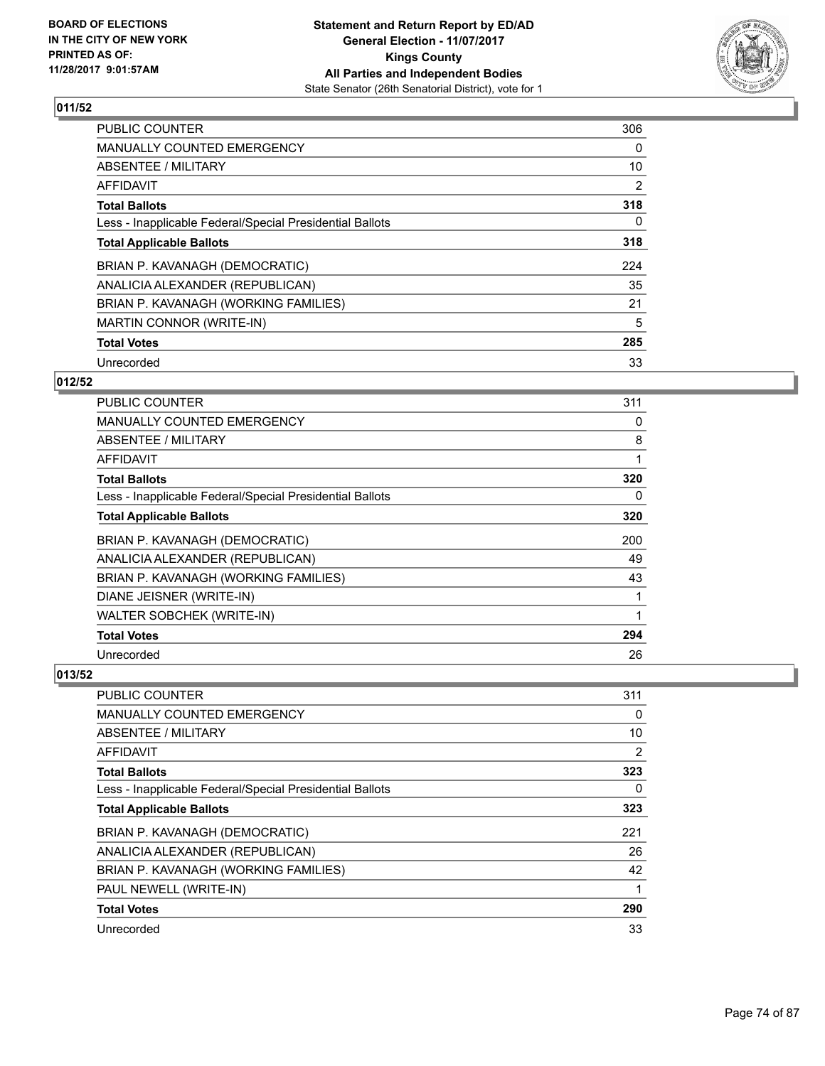BOARD OF ELECTIONS
IN THE CITY OF NEW YORK
PRINTED AS OF:
11/28/2017 9:01:57AM

**Statement and Return Report by ED/AD**
**General Election - 11/07/2017**
**Kings County**
**All Parties and Independent Bodies**
State Senator (26th Senatorial District), vote for 1

### 011/52

| | |
|---|---|
| PUBLIC COUNTER | 306 |
| MANUALLY COUNTED EMERGENCY | 0 |
| ABSENTEE / MILITARY | 10 |
| AFFIDAVIT | 2 |
| **Total Ballots** | **318** |
| Less - Inapplicable Federal/Special Presidential Ballots | 0 |
| **Total Applicable Ballots** | **318** |
| BRIAN P. KAVANAGH (DEMOCRATIC) | 224 |
| ANALICIA ALEXANDER (REPUBLICAN) | 35 |
| BRIAN P. KAVANAGH (WORKING FAMILIES) | 21 |
| MARTIN CONNOR (WRITE-IN) | 5 |
| **Total Votes** | **285** |
| Unrecorded | 33 |

### 012/52

| | |
|---|---|
| PUBLIC COUNTER | 311 |
| MANUALLY COUNTED EMERGENCY | 0 |
| ABSENTEE / MILITARY | 8 |
| AFFIDAVIT | 1 |
| **Total Ballots** | **320** |
| Less - Inapplicable Federal/Special Presidential Ballots | 0 |
| **Total Applicable Ballots** | **320** |
| BRIAN P. KAVANAGH (DEMOCRATIC) | 200 |
| ANALICIA ALEXANDER (REPUBLICAN) | 49 |
| BRIAN P. KAVANAGH (WORKING FAMILIES) | 43 |
| DIANE JEISNER (WRITE-IN) | 1 |
| WALTER SOBCHEK (WRITE-IN) | 1 |
| **Total Votes** | **294** |
| Unrecorded | 26 |

### 013/52

| | |
|---|---|
| PUBLIC COUNTER | 311 |
| MANUALLY COUNTED EMERGENCY | 0 |
| ABSENTEE / MILITARY | 10 |
| AFFIDAVIT | 2 |
| **Total Ballots** | **323** |
| Less - Inapplicable Federal/Special Presidential Ballots | 0 |
| **Total Applicable Ballots** | **323** |
| BRIAN P. KAVANAGH (DEMOCRATIC) | 221 |
| ANALICIA ALEXANDER (REPUBLICAN) | 26 |
| BRIAN P. KAVANAGH (WORKING FAMILIES) | 42 |
| PAUL NEWELL (WRITE-IN) | 1 |
| **Total Votes** | **290** |
| Unrecorded | 33 |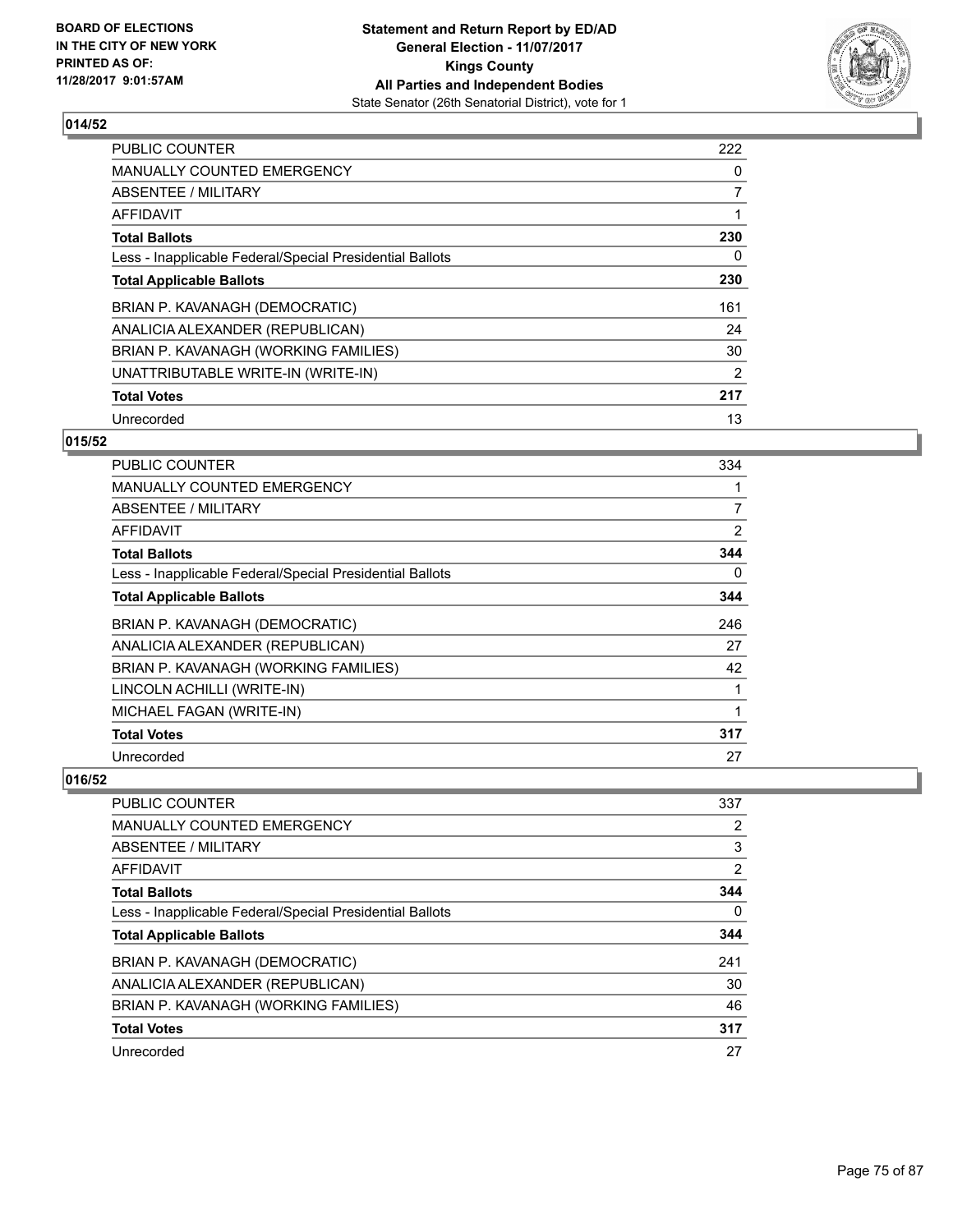BOARD OF ELECTIONS
IN THE CITY OF NEW YORK
PRINTED AS OF:
11/28/2017 9:01:57AM

**Statement and Return Report by ED/AD**
**General Election - 11/07/2017**
**Kings County**
**All Parties and Independent Bodies**
State Senator (26th Senatorial District), vote for 1

### 014/52

| | |
|---|---|
| PUBLIC COUNTER | 222 |
| MANUALLY COUNTED EMERGENCY | 0 |
| ABSENTEE / MILITARY | 7 |
| AFFIDAVIT | 1 |
| **Total Ballots** | **230** |
| Less - Inapplicable Federal/Special Presidential Ballots | 0 |
| **Total Applicable Ballots** | **230** |
| BRIAN P. KAVANAGH (DEMOCRATIC) | 161 |
| ANALICIA ALEXANDER (REPUBLICAN) | 24 |
| BRIAN P. KAVANAGH (WORKING FAMILIES) | 30 |
| UNATTRIBUTABLE WRITE-IN (WRITE-IN) | 2 |
| **Total Votes** | **217** |
| Unrecorded | 13 |

### 015/52

| | |
|---|---|
| PUBLIC COUNTER | 334 |
| MANUALLY COUNTED EMERGENCY | 1 |
| ABSENTEE / MILITARY | 7 |
| AFFIDAVIT | 2 |
| **Total Ballots** | **344** |
| Less - Inapplicable Federal/Special Presidential Ballots | 0 |
| **Total Applicable Ballots** | **344** |
| BRIAN P. KAVANAGH (DEMOCRATIC) | 246 |
| ANALICIA ALEXANDER (REPUBLICAN) | 27 |
| BRIAN P. KAVANAGH (WORKING FAMILIES) | 42 |
| LINCOLN ACHILLI (WRITE-IN) | 1 |
| MICHAEL FAGAN (WRITE-IN) | 1 |
| **Total Votes** | **317** |
| Unrecorded | 27 |

### 016/52

| | |
|---|---|
| PUBLIC COUNTER | 337 |
| MANUALLY COUNTED EMERGENCY | 2 |
| ABSENTEE / MILITARY | 3 |
| AFFIDAVIT | 2 |
| **Total Ballots** | **344** |
| Less - Inapplicable Federal/Special Presidential Ballots | 0 |
| **Total Applicable Ballots** | **344** |
| BRIAN P. KAVANAGH (DEMOCRATIC) | 241 |
| ANALICIA ALEXANDER (REPUBLICAN) | 30 |
| BRIAN P. KAVANAGH (WORKING FAMILIES) | 46 |
| **Total Votes** | **317** |
| Unrecorded | 27 |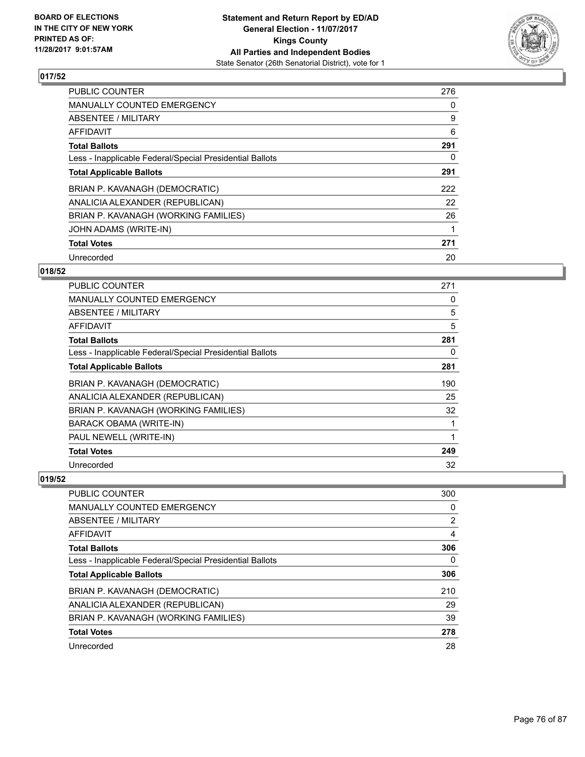**Statement and Return Report by ED/AD**
**General Election - 11/07/2017**
**Kings County**
**All Parties and Independent Bodies**
State Senator (26th Senatorial District), vote for 1

BOARD OF ELECTIONS IN THE CITY OF NEW YORK PRINTED AS OF: 11/28/2017 9:01:57AM

## 017/52

| | |
|---|---|
| PUBLIC COUNTER | 276 |
| MANUALLY COUNTED EMERGENCY | 0 |
| ABSENTEE / MILITARY | 9 |
| AFFIDAVIT | 6 |
| **Total Ballots** | **291** |
| Less - Inapplicable Federal/Special Presidential Ballots | 0 |
| **Total Applicable Ballots** | **291** |
| BRIAN P. KAVANAGH (DEMOCRATIC) | 222 |
| ANALICIA ALEXANDER (REPUBLICAN) | 22 |
| BRIAN P. KAVANAGH (WORKING FAMILIES) | 26 |
| JOHN ADAMS (WRITE-IN) | 1 |
| **Total Votes** | **271** |
| Unrecorded | 20 |

## 018/52

| | |
|---|---|
| PUBLIC COUNTER | 271 |
| MANUALLY COUNTED EMERGENCY | 0 |
| ABSENTEE / MILITARY | 5 |
| AFFIDAVIT | 5 |
| **Total Ballots** | **281** |
| Less - Inapplicable Federal/Special Presidential Ballots | 0 |
| **Total Applicable Ballots** | **281** |
| BRIAN P. KAVANAGH (DEMOCRATIC) | 190 |
| ANALICIA ALEXANDER (REPUBLICAN) | 25 |
| BRIAN P. KAVANAGH (WORKING FAMILIES) | 32 |
| BARACK OBAMA (WRITE-IN) | 1 |
| PAUL NEWELL (WRITE-IN) | 1 |
| **Total Votes** | **249** |
| Unrecorded | 32 |

## 019/52

| | |
|---|---|
| PUBLIC COUNTER | 300 |
| MANUALLY COUNTED EMERGENCY | 0 |
| ABSENTEE / MILITARY | 2 |
| AFFIDAVIT | 4 |
| **Total Ballots** | **306** |
| Less - Inapplicable Federal/Special Presidential Ballots | 0 |
| **Total Applicable Ballots** | **306** |
| BRIAN P. KAVANAGH (DEMOCRATIC) | 210 |
| ANALICIA ALEXANDER (REPUBLICAN) | 29 |
| BRIAN P. KAVANAGH (WORKING FAMILIES) | 39 |
| **Total Votes** | **278** |
| Unrecorded | 28 |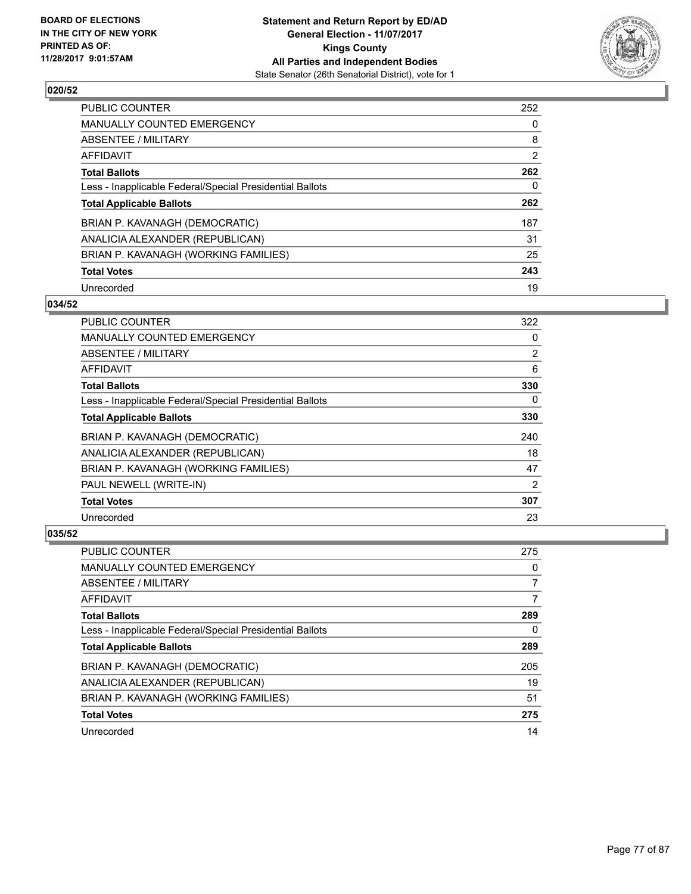BOARD OF ELECTIONS
IN THE CITY OF NEW YORK
PRINTED AS OF:
11/28/2017 9:01:57AM

**Statement and Return Report by ED/AD**
**General Election - 11/07/2017**
**Kings County**
**All Parties and Independent Bodies**
State Senator (26th Senatorial District), vote for 1

### 020/52

| | |
|---|---|
| PUBLIC COUNTER | 252 |
| MANUALLY COUNTED EMERGENCY | 0 |
| ABSENTEE / MILITARY | 8 |
| AFFIDAVIT | 2 |
| **Total Ballots** | **262** |
| Less - Inapplicable Federal/Special Presidential Ballots | 0 |
| **Total Applicable Ballots** | **262** |
| BRIAN P. KAVANAGH (DEMOCRATIC) | 187 |
| ANALICIA ALEXANDER (REPUBLICAN) | 31 |
| BRIAN P. KAVANAGH (WORKING FAMILIES) | 25 |
| **Total Votes** | **243** |
| Unrecorded | 19 |

### 034/52

| | |
|---|---|
| PUBLIC COUNTER | 322 |
| MANUALLY COUNTED EMERGENCY | 0 |
| ABSENTEE / MILITARY | 2 |
| AFFIDAVIT | 6 |
| **Total Ballots** | **330** |
| Less - Inapplicable Federal/Special Presidential Ballots | 0 |
| **Total Applicable Ballots** | **330** |
| BRIAN P. KAVANAGH (DEMOCRATIC) | 240 |
| ANALICIA ALEXANDER (REPUBLICAN) | 18 |
| BRIAN P. KAVANAGH (WORKING FAMILIES) | 47 |
| PAUL NEWELL (WRITE-IN) | 2 |
| **Total Votes** | **307** |
| Unrecorded | 23 |

### 035/52

| | |
|---|---|
| PUBLIC COUNTER | 275 |
| MANUALLY COUNTED EMERGENCY | 0 |
| ABSENTEE / MILITARY | 7 |
| AFFIDAVIT | 7 |
| **Total Ballots** | **289** |
| Less - Inapplicable Federal/Special Presidential Ballots | 0 |
| **Total Applicable Ballots** | **289** |
| BRIAN P. KAVANAGH (DEMOCRATIC) | 205 |
| ANALICIA ALEXANDER (REPUBLICAN) | 19 |
| BRIAN P. KAVANAGH (WORKING FAMILIES) | 51 |
| **Total Votes** | **275** |
| Unrecorded | 14 |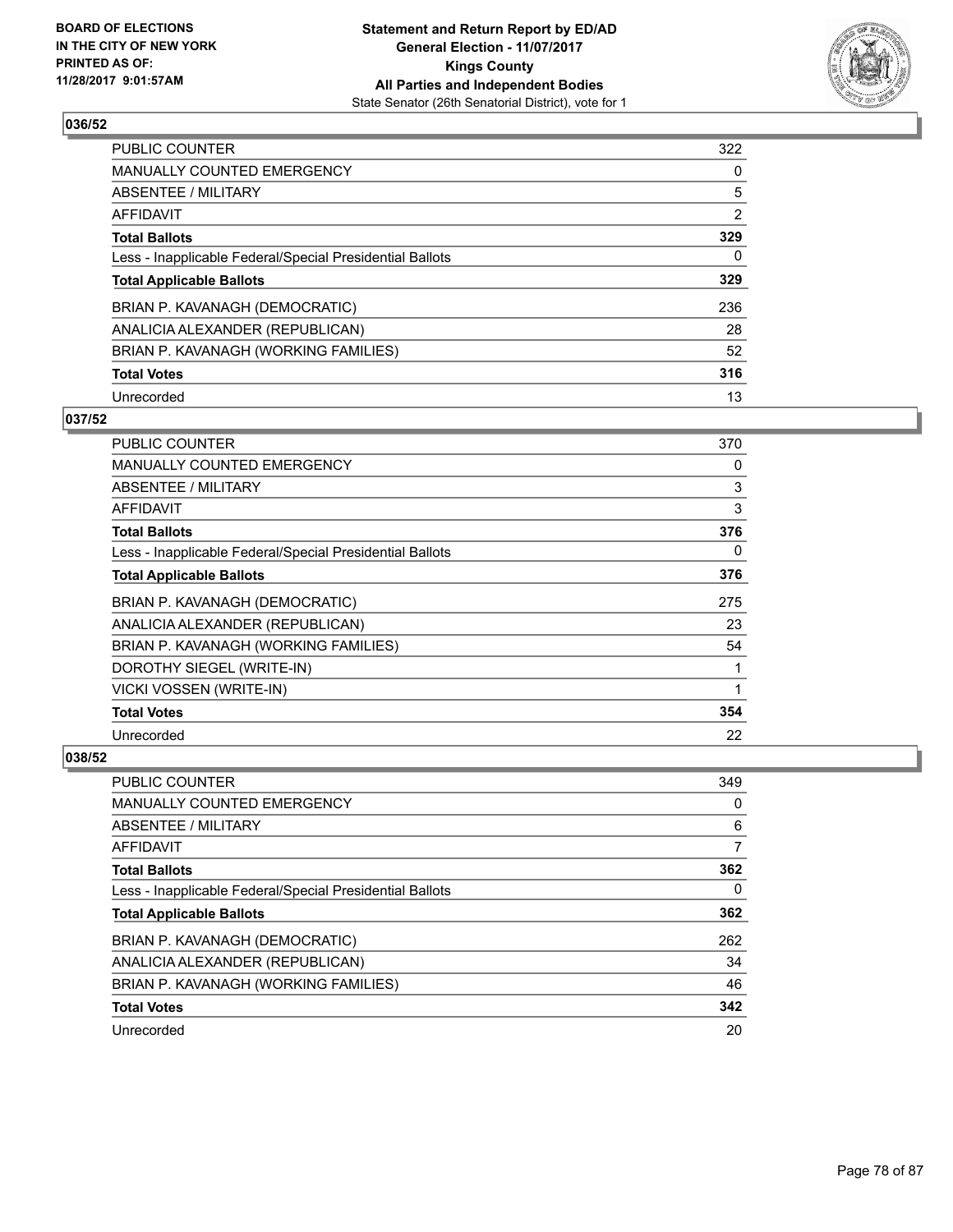**BOARD OF ELECTIONS IN THE CITY OF NEW YORK PRINTED AS OF: 11/28/2017 9:01:57AM**

**Statement and Return Report by ED/AD**
**General Election - 11/07/2017**
**Kings County**
**All Parties and Independent Bodies**
State Senator (26th Senatorial District), vote for 1

### 036/52

| | |
|---|---|
| PUBLIC COUNTER | 322 |
| MANUALLY COUNTED EMERGENCY | 0 |
| ABSENTEE / MILITARY | 5 |
| AFFIDAVIT | 2 |
| **Total Ballots** | **329** |
| Less - Inapplicable Federal/Special Presidential Ballots | 0 |
| **Total Applicable Ballots** | **329** |
| BRIAN P. KAVANAGH (DEMOCRATIC) | 236 |
| ANALICIA ALEXANDER (REPUBLICAN) | 28 |
| BRIAN P. KAVANAGH (WORKING FAMILIES) | 52 |
| **Total Votes** | **316** |
| Unrecorded | 13 |

### 037/52

| | |
|---|---|
| PUBLIC COUNTER | 370 |
| MANUALLY COUNTED EMERGENCY | 0 |
| ABSENTEE / MILITARY | 3 |
| AFFIDAVIT | 3 |
| **Total Ballots** | **376** |
| Less - Inapplicable Federal/Special Presidential Ballots | 0 |
| **Total Applicable Ballots** | **376** |
| BRIAN P. KAVANAGH (DEMOCRATIC) | 275 |
| ANALICIA ALEXANDER (REPUBLICAN) | 23 |
| BRIAN P. KAVANAGH (WORKING FAMILIES) | 54 |
| DOROTHY SIEGEL (WRITE-IN) | 1 |
| VICKI VOSSEN (WRITE-IN) | 1 |
| **Total Votes** | **354** |
| Unrecorded | 22 |

### 038/52

| | |
|---|---|
| PUBLIC COUNTER | 349 |
| MANUALLY COUNTED EMERGENCY | 0 |
| ABSENTEE / MILITARY | 6 |
| AFFIDAVIT | 7 |
| **Total Ballots** | **362** |
| Less - Inapplicable Federal/Special Presidential Ballots | 0 |
| **Total Applicable Ballots** | **362** |
| BRIAN P. KAVANAGH (DEMOCRATIC) | 262 |
| ANALICIA ALEXANDER (REPUBLICAN) | 34 |
| BRIAN P. KAVANAGH (WORKING FAMILIES) | 46 |
| **Total Votes** | **342** |
| Unrecorded | 20 |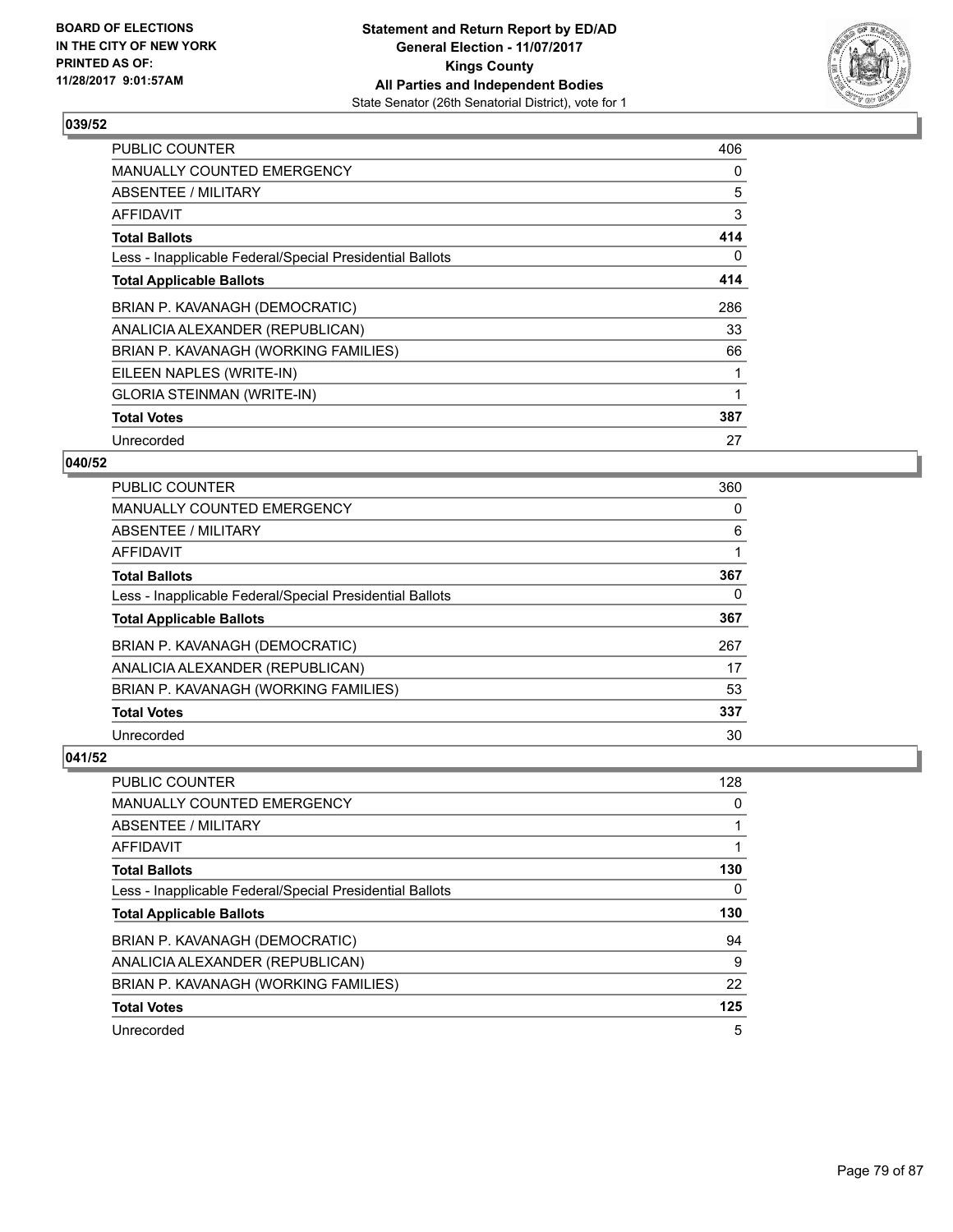**BOARD OF ELECTIONS IN THE CITY OF NEW YORK PRINTED AS OF: 11/28/2017 9:01:57AM**

**Statement and Return Report by ED/AD General Election - 11/07/2017 Kings County All Parties and Independent Bodies**
State Senator (26th Senatorial District), vote for 1

### 039/52

| | |
|---|---|
| PUBLIC COUNTER | 406 |
| MANUALLY COUNTED EMERGENCY | 0 |
| ABSENTEE / MILITARY | 5 |
| AFFIDAVIT | 3 |
| **Total Ballots** | **414** |
| Less - Inapplicable Federal/Special Presidential Ballots | 0 |
| **Total Applicable Ballots** | **414** |
| BRIAN P. KAVANAGH (DEMOCRATIC) | 286 |
| ANALICIA ALEXANDER (REPUBLICAN) | 33 |
| BRIAN P. KAVANAGH (WORKING FAMILIES) | 66 |
| EILEEN NAPLES (WRITE-IN) | 1 |
| GLORIA STEINMAN (WRITE-IN) | 1 |
| **Total Votes** | **387** |
| Unrecorded | 27 |

### 040/52

| | |
|---|---|
| PUBLIC COUNTER | 360 |
| MANUALLY COUNTED EMERGENCY | 0 |
| ABSENTEE / MILITARY | 6 |
| AFFIDAVIT | 1 |
| **Total Ballots** | **367** |
| Less - Inapplicable Federal/Special Presidential Ballots | 0 |
| **Total Applicable Ballots** | **367** |
| BRIAN P. KAVANAGH (DEMOCRATIC) | 267 |
| ANALICIA ALEXANDER (REPUBLICAN) | 17 |
| BRIAN P. KAVANAGH (WORKING FAMILIES) | 53 |
| **Total Votes** | **337** |
| Unrecorded | 30 |

### 041/52

| | |
|---|---|
| PUBLIC COUNTER | 128 |
| MANUALLY COUNTED EMERGENCY | 0 |
| ABSENTEE / MILITARY | 1 |
| AFFIDAVIT | 1 |
| **Total Ballots** | **130** |
| Less - Inapplicable Federal/Special Presidential Ballots | 0 |
| **Total Applicable Ballots** | **130** |
| BRIAN P. KAVANAGH (DEMOCRATIC) | 94 |
| ANALICIA ALEXANDER (REPUBLICAN) | 9 |
| BRIAN P. KAVANAGH (WORKING FAMILIES) | 22 |
| **Total Votes** | **125** |
| Unrecorded | 5 |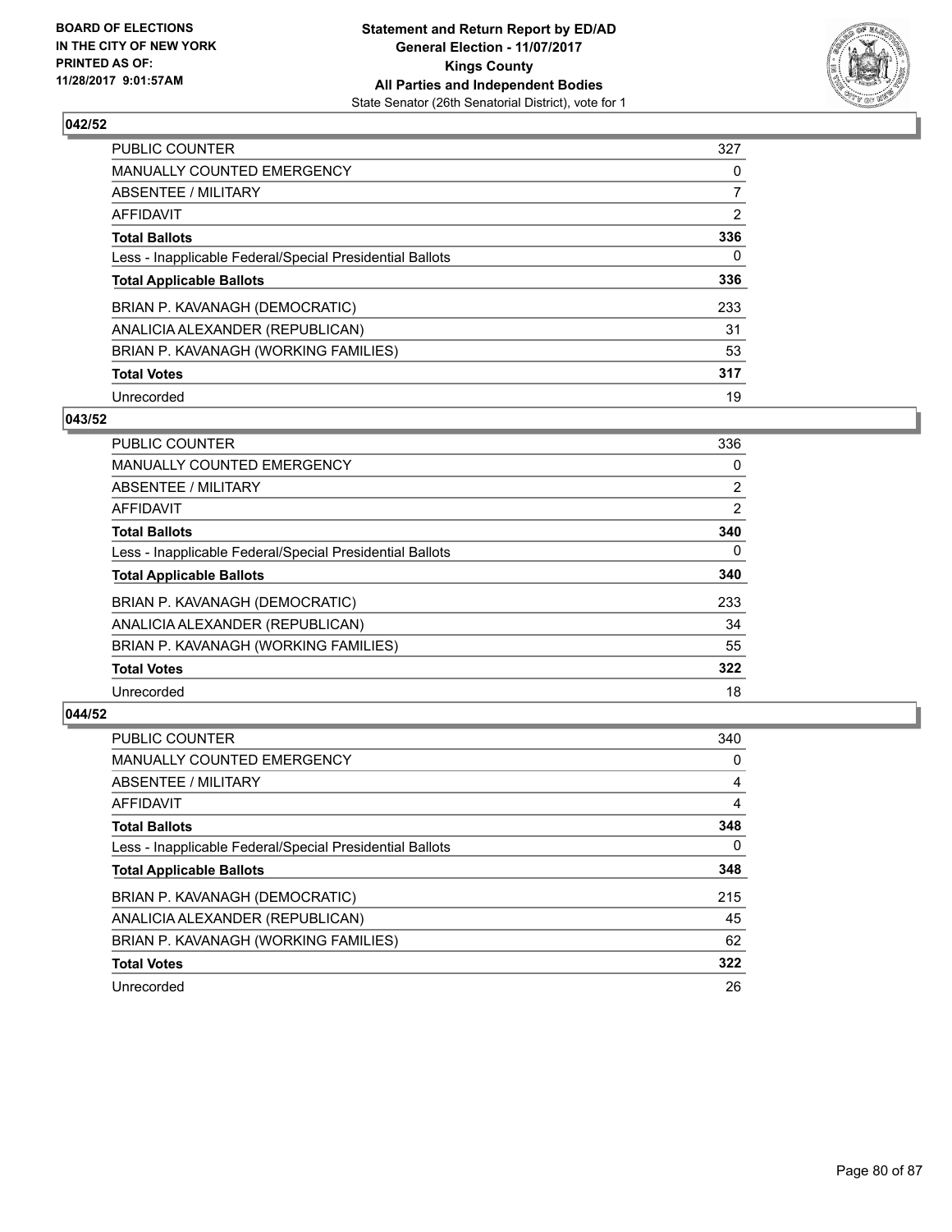**BOARD OF ELECTIONS IN THE CITY OF NEW YORK PRINTED AS OF: 11/28/2017 9:01:57AM**

**Statement and Return Report by ED/AD General Election - 11/07/2017 Kings County All Parties and Independent Bodies**
State Senator (26th Senatorial District), vote for 1

### 042/52

| | |
|---|---|
| PUBLIC COUNTER | 327 |
| MANUALLY COUNTED EMERGENCY | 0 |
| ABSENTEE / MILITARY | 7 |
| AFFIDAVIT | 2 |
| **Total Ballots** | **336** |
| Less - Inapplicable Federal/Special Presidential Ballots | 0 |
| **Total Applicable Ballots** | **336** |
| BRIAN P. KAVANAGH (DEMOCRATIC) | 233 |
| ANALICIA ALEXANDER (REPUBLICAN) | 31 |
| BRIAN P. KAVANAGH (WORKING FAMILIES) | 53 |
| **Total Votes** | **317** |
| Unrecorded | 19 |

### 043/52

| | |
|---|---|
| PUBLIC COUNTER | 336 |
| MANUALLY COUNTED EMERGENCY | 0 |
| ABSENTEE / MILITARY | 2 |
| AFFIDAVIT | 2 |
| **Total Ballots** | **340** |
| Less - Inapplicable Federal/Special Presidential Ballots | 0 |
| **Total Applicable Ballots** | **340** |
| BRIAN P. KAVANAGH (DEMOCRATIC) | 233 |
| ANALICIA ALEXANDER (REPUBLICAN) | 34 |
| BRIAN P. KAVANAGH (WORKING FAMILIES) | 55 |
| **Total Votes** | **322** |
| Unrecorded | 18 |

### 044/52

| | |
|---|---|
| PUBLIC COUNTER | 340 |
| MANUALLY COUNTED EMERGENCY | 0 |
| ABSENTEE / MILITARY | 4 |
| AFFIDAVIT | 4 |
| **Total Ballots** | **348** |
| Less - Inapplicable Federal/Special Presidential Ballots | 0 |
| **Total Applicable Ballots** | **348** |
| BRIAN P. KAVANAGH (DEMOCRATIC) | 215 |
| ANALICIA ALEXANDER (REPUBLICAN) | 45 |
| BRIAN P. KAVANAGH (WORKING FAMILIES) | 62 |
| **Total Votes** | **322** |
| Unrecorded | 26 |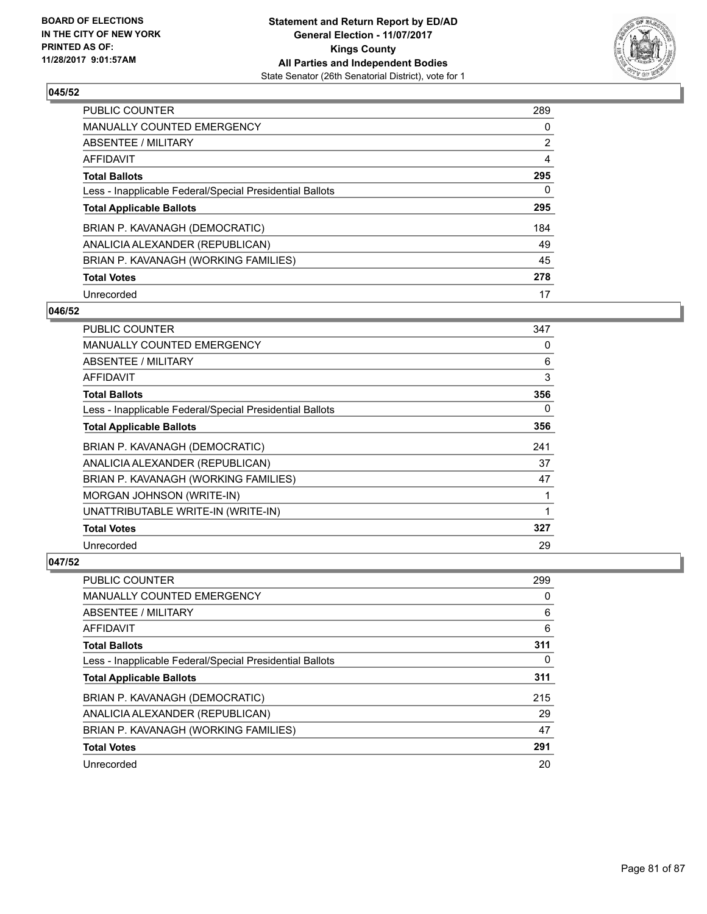**BOARD OF ELECTIONS IN THE CITY OF NEW YORK PRINTED AS OF: 11/28/2017 9:01:57AM**

**Statement and Return Report by ED/AD**
**General Election - 11/07/2017**
**Kings County**
**All Parties and Independent Bodies**
State Senator (26th Senatorial District), vote for 1

### 045/52

| | |
|---|---|
| PUBLIC COUNTER | 289 |
| MANUALLY COUNTED EMERGENCY | 0 |
| ABSENTEE / MILITARY | 2 |
| AFFIDAVIT | 4 |
| **Total Ballots** | **295** |
| Less - Inapplicable Federal/Special Presidential Ballots | 0 |
| **Total Applicable Ballots** | **295** |
| BRIAN P. KAVANAGH (DEMOCRATIC) | 184 |
| ANALICIA ALEXANDER (REPUBLICAN) | 49 |
| BRIAN P. KAVANAGH (WORKING FAMILIES) | 45 |
| **Total Votes** | **278** |
| Unrecorded | 17 |

### 046/52

| | |
|---|---|
| PUBLIC COUNTER | 347 |
| MANUALLY COUNTED EMERGENCY | 0 |
| ABSENTEE / MILITARY | 6 |
| AFFIDAVIT | 3 |
| **Total Ballots** | **356** |
| Less - Inapplicable Federal/Special Presidential Ballots | 0 |
| **Total Applicable Ballots** | **356** |
| BRIAN P. KAVANAGH (DEMOCRATIC) | 241 |
| ANALICIA ALEXANDER (REPUBLICAN) | 37 |
| BRIAN P. KAVANAGH (WORKING FAMILIES) | 47 |
| MORGAN JOHNSON (WRITE-IN) | 1 |
| UNATTRIBUTABLE WRITE-IN (WRITE-IN) | 1 |
| **Total Votes** | **327** |
| Unrecorded | 29 |

### 047/52

| | |
|---|---|
| PUBLIC COUNTER | 299 |
| MANUALLY COUNTED EMERGENCY | 0 |
| ABSENTEE / MILITARY | 6 |
| AFFIDAVIT | 6 |
| **Total Ballots** | **311** |
| Less - Inapplicable Federal/Special Presidential Ballots | 0 |
| **Total Applicable Ballots** | **311** |
| BRIAN P. KAVANAGH (DEMOCRATIC) | 215 |
| ANALICIA ALEXANDER (REPUBLICAN) | 29 |
| BRIAN P. KAVANAGH (WORKING FAMILIES) | 47 |
| **Total Votes** | **291** |
| Unrecorded | 20 |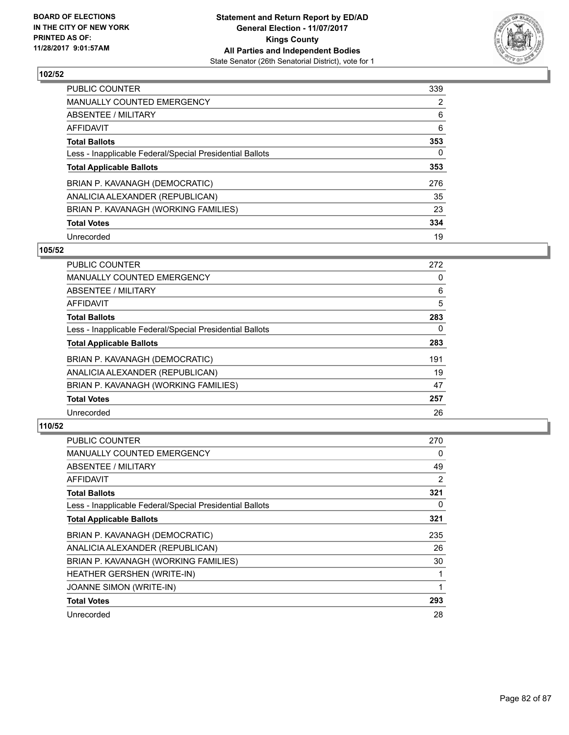## 102/52

| | |
|---|---|
| PUBLIC COUNTER | 339 |
| MANUALLY COUNTED EMERGENCY | 2 |
| ABSENTEE / MILITARY | 6 |
| AFFIDAVIT | 6 |
| **Total Ballots** | **353** |
| Less - Inapplicable Federal/Special Presidential Ballots | 0 |
| **Total Applicable Ballots** | **353** |
| BRIAN P. KAVANAGH (DEMOCRATIC) | 276 |
| ANALICIA ALEXANDER (REPUBLICAN) | 35 |
| BRIAN P. KAVANAGH (WORKING FAMILIES) | 23 |
| **Total Votes** | **334** |
| Unrecorded | 19 |

## 105/52

| | |
|---|---|
| PUBLIC COUNTER | 272 |
| MANUALLY COUNTED EMERGENCY | 0 |
| ABSENTEE / MILITARY | 6 |
| AFFIDAVIT | 5 |
| **Total Ballots** | **283** |
| Less - Inapplicable Federal/Special Presidential Ballots | 0 |
| **Total Applicable Ballots** | **283** |
| BRIAN P. KAVANAGH (DEMOCRATIC) | 191 |
| ANALICIA ALEXANDER (REPUBLICAN) | 19 |
| BRIAN P. KAVANAGH (WORKING FAMILIES) | 47 |
| **Total Votes** | **257** |
| Unrecorded | 26 |

## 110/52

| | |
|---|---|
| PUBLIC COUNTER | 270 |
| MANUALLY COUNTED EMERGENCY | 0 |
| ABSENTEE / MILITARY | 49 |
| AFFIDAVIT | 2 |
| **Total Ballots** | **321** |
| Less - Inapplicable Federal/Special Presidential Ballots | 0 |
| **Total Applicable Ballots** | **321** |
| BRIAN P. KAVANAGH (DEMOCRATIC) | 235 |
| ANALICIA ALEXANDER (REPUBLICAN) | 26 |
| BRIAN P. KAVANAGH (WORKING FAMILIES) | 30 |
| HEATHER GERSHEN (WRITE-IN) | 1 |
| JOANNE SIMON (WRITE-IN) | 1 |
| **Total Votes** | **293** |
| Unrecorded | 28 |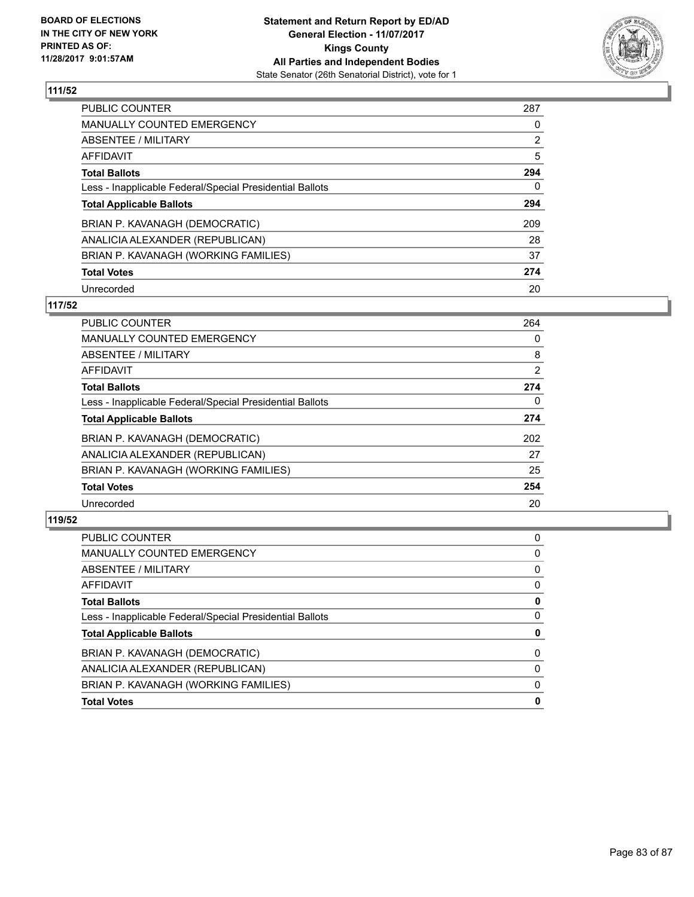BOARD OF ELECTIONS
IN THE CITY OF NEW YORK
PRINTED AS OF:
11/28/2017 9:01:57AM

**Statement and Return Report by ED/AD**
**General Election - 11/07/2017**
**Kings County**
**All Parties and Independent Bodies**
State Senator (26th Senatorial District), vote for 1

### 111/52

| | |
|---|---|
| PUBLIC COUNTER | 287 |
| MANUALLY COUNTED EMERGENCY | 0 |
| ABSENTEE / MILITARY | 2 |
| AFFIDAVIT | 5 |
| **Total Ballots** | **294** |
| Less - Inapplicable Federal/Special Presidential Ballots | 0 |
| **Total Applicable Ballots** | **294** |
| BRIAN P. KAVANAGH (DEMOCRATIC) | 209 |
| ANALICIA ALEXANDER (REPUBLICAN) | 28 |
| BRIAN P. KAVANAGH (WORKING FAMILIES) | 37 |
| **Total Votes** | **274** |
| Unrecorded | 20 |

### 117/52

| | |
|---|---|
| PUBLIC COUNTER | 264 |
| MANUALLY COUNTED EMERGENCY | 0 |
| ABSENTEE / MILITARY | 8 |
| AFFIDAVIT | 2 |
| **Total Ballots** | **274** |
| Less - Inapplicable Federal/Special Presidential Ballots | 0 |
| **Total Applicable Ballots** | **274** |
| BRIAN P. KAVANAGH (DEMOCRATIC) | 202 |
| ANALICIA ALEXANDER (REPUBLICAN) | 27 |
| BRIAN P. KAVANAGH (WORKING FAMILIES) | 25 |
| **Total Votes** | **254** |
| Unrecorded | 20 |

### 119/52

| | |
|---|---|
| PUBLIC COUNTER | 0 |
| MANUALLY COUNTED EMERGENCY | 0 |
| ABSENTEE / MILITARY | 0 |
| AFFIDAVIT | 0 |
| **Total Ballots** | **0** |
| Less - Inapplicable Federal/Special Presidential Ballots | 0 |
| **Total Applicable Ballots** | **0** |
| BRIAN P. KAVANAGH (DEMOCRATIC) | 0 |
| ANALICIA ALEXANDER (REPUBLICAN) | 0 |
| BRIAN P. KAVANAGH (WORKING FAMILIES) | 0 |
| **Total Votes** | **0** |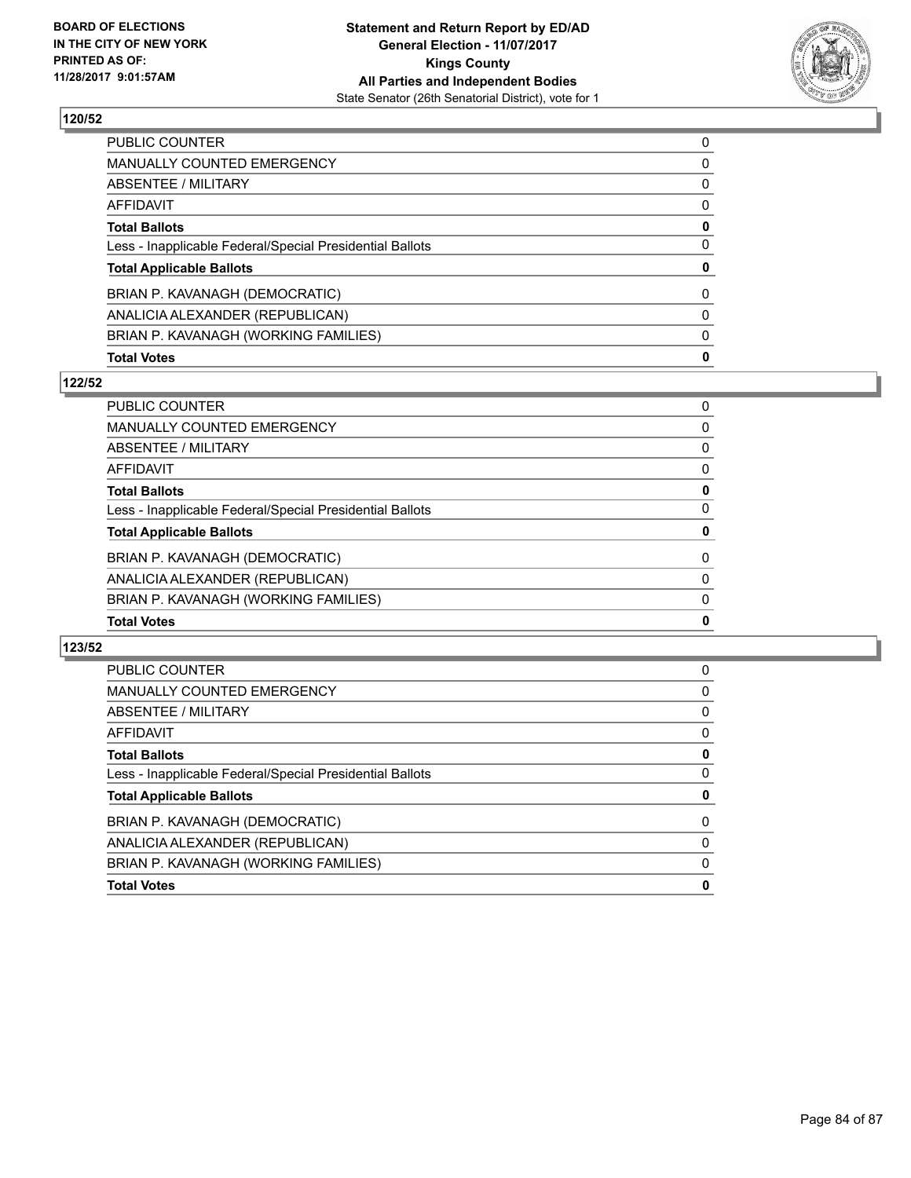## 120/52

| | |
|---|---|
| PUBLIC COUNTER | 0 |
| MANUALLY COUNTED EMERGENCY | 0 |
| ABSENTEE / MILITARY | 0 |
| AFFIDAVIT | 0 |
| **Total Ballots** | **0** |
| Less - Inapplicable Federal/Special Presidential Ballots | 0 |
| **Total Applicable Ballots** | **0** |
| BRIAN P. KAVANAGH (DEMOCRATIC) | 0 |
| ANALICIA ALEXANDER (REPUBLICAN) | 0 |
| BRIAN P. KAVANAGH (WORKING FAMILIES) | 0 |
| **Total Votes** | **0** |

## 122/52

| | |
|---|---|
| PUBLIC COUNTER | 0 |
| MANUALLY COUNTED EMERGENCY | 0 |
| ABSENTEE / MILITARY | 0 |
| AFFIDAVIT | 0 |
| **Total Ballots** | **0** |
| Less - Inapplicable Federal/Special Presidential Ballots | 0 |
| **Total Applicable Ballots** | **0** |
| BRIAN P. KAVANAGH (DEMOCRATIC) | 0 |
| ANALICIA ALEXANDER (REPUBLICAN) | 0 |
| BRIAN P. KAVANAGH (WORKING FAMILIES) | 0 |
| **Total Votes** | **0** |

## 123/52

| | |
|---|---|
| PUBLIC COUNTER | 0 |
| MANUALLY COUNTED EMERGENCY | 0 |
| ABSENTEE / MILITARY | 0 |
| AFFIDAVIT | 0 |
| **Total Ballots** | **0** |
| Less - Inapplicable Federal/Special Presidential Ballots | 0 |
| **Total Applicable Ballots** | **0** |
| BRIAN P. KAVANAGH (DEMOCRATIC) | 0 |
| ANALICIA ALEXANDER (REPUBLICAN) | 0 |
| BRIAN P. KAVANAGH (WORKING FAMILIES) | 0 |
| **Total Votes** | **0** |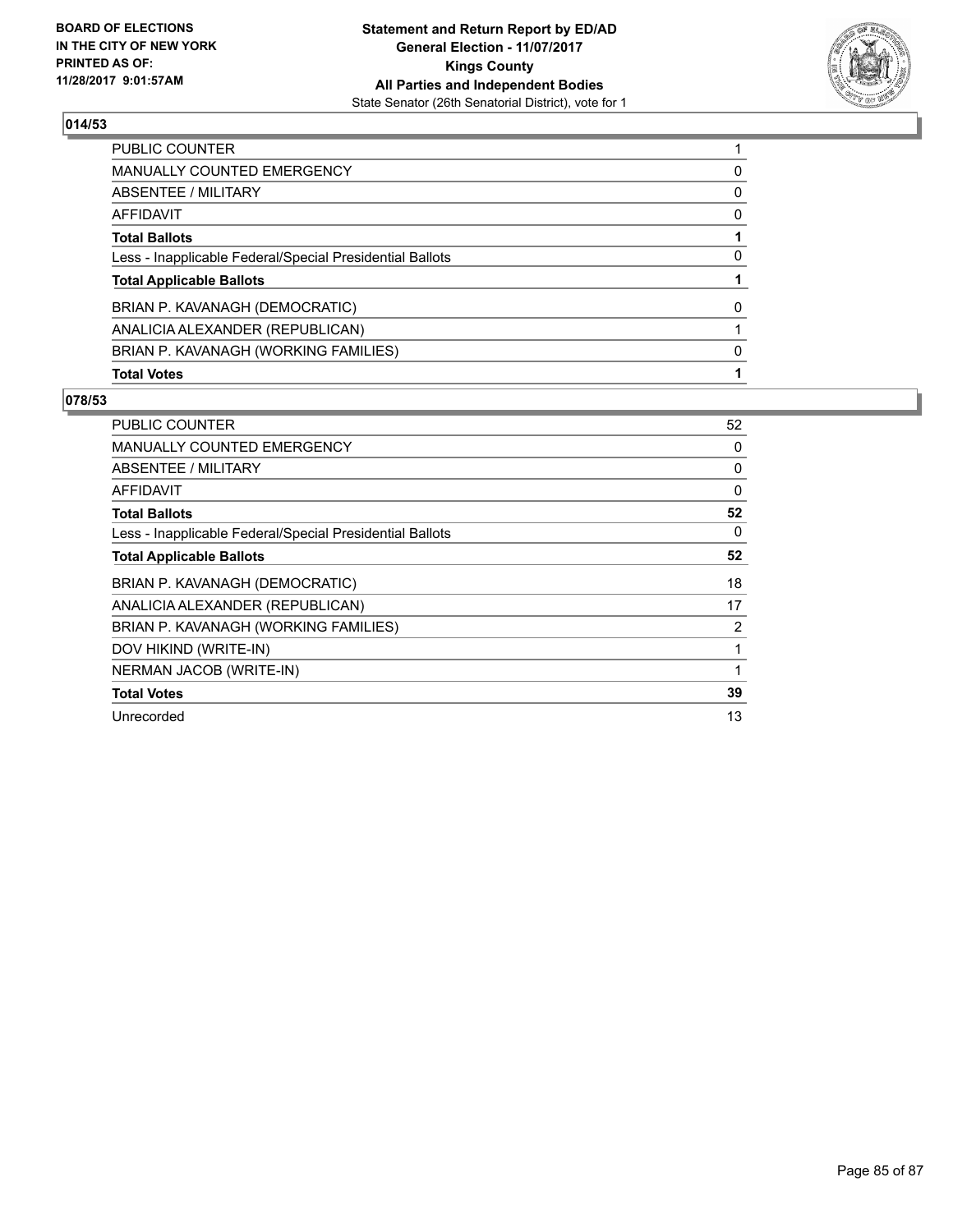BOARD OF ELECTIONS
IN THE CITY OF NEW YORK
PRINTED AS OF:
11/28/2017 9:01:57AM

**Statement and Return Report by ED/AD**
**General Election - 11/07/2017**
**Kings County**
**All Parties and Independent Bodies**
State Senator (26th Senatorial District), vote for 1

## 014/53

| | |
|---|---|
| PUBLIC COUNTER | 1 |
| MANUALLY COUNTED EMERGENCY | 0 |
| ABSENTEE / MILITARY | 0 |
| AFFIDAVIT | 0 |
| **Total Ballots** | **1** |
| Less - Inapplicable Federal/Special Presidential Ballots | 0 |
| **Total Applicable Ballots** | **1** |
| BRIAN P. KAVANAGH (DEMOCRATIC) | 0 |
| ANALICIA ALEXANDER (REPUBLICAN) | 1 |
| BRIAN P. KAVANAGH (WORKING FAMILIES) | 0 |
| **Total Votes** | **1** |

## 078/53

| | |
|---|---|
| PUBLIC COUNTER | 52 |
| MANUALLY COUNTED EMERGENCY | 0 |
| ABSENTEE / MILITARY | 0 |
| AFFIDAVIT | 0 |
| **Total Ballots** | **52** |
| Less - Inapplicable Federal/Special Presidential Ballots | 0 |
| **Total Applicable Ballots** | **52** |
| BRIAN P. KAVANAGH (DEMOCRATIC) | 18 |
| ANALICIA ALEXANDER (REPUBLICAN) | 17 |
| BRIAN P. KAVANAGH (WORKING FAMILIES) | 2 |
| DOV HIKIND (WRITE-IN) | 1 |
| NERMAN JACOB (WRITE-IN) | 1 |
| **Total Votes** | **39** |
| Unrecorded | 13 |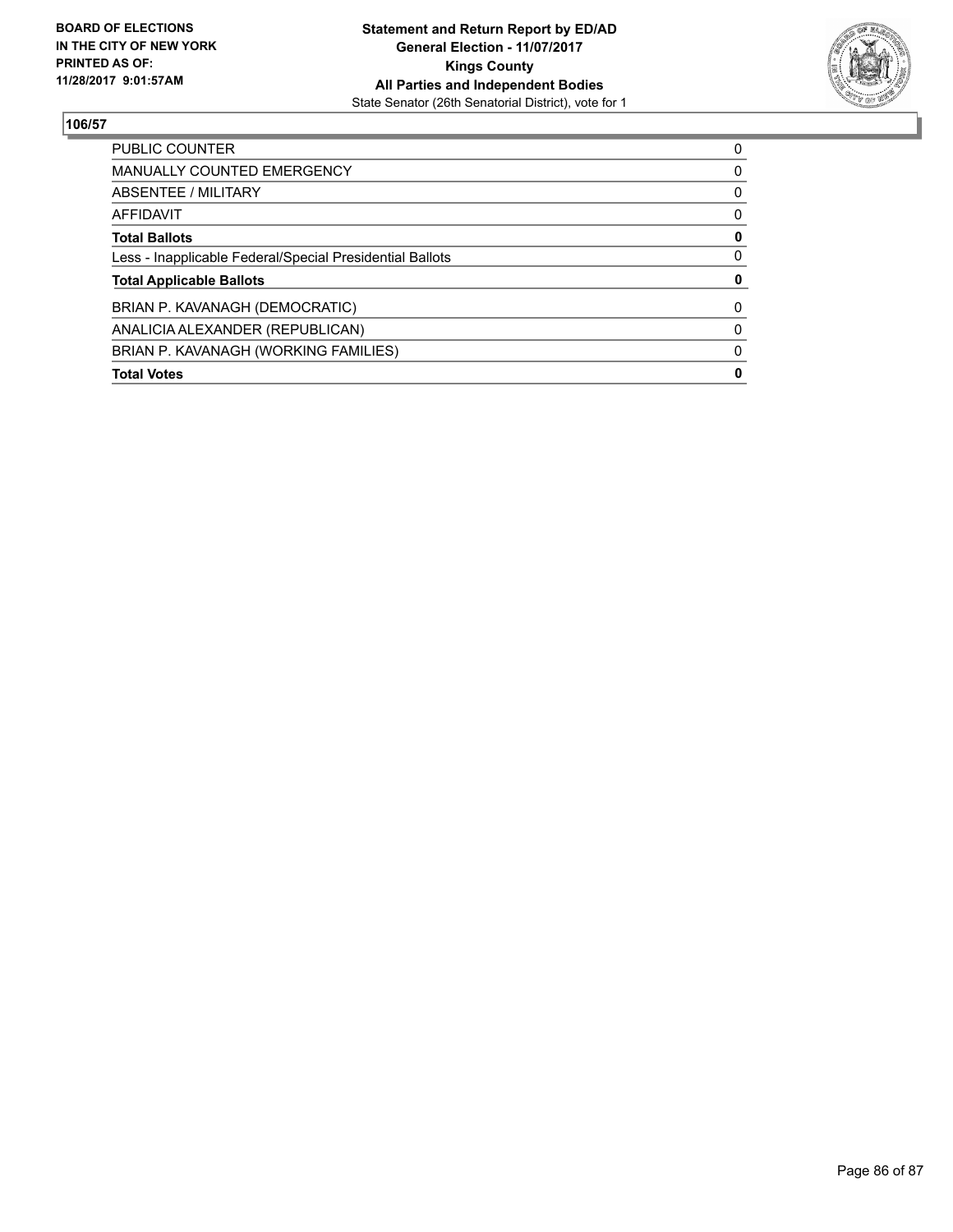**BOARD OF ELECTIONS IN THE CITY OF NEW YORK PRINTED AS OF: 11/28/2017 9:01:57AM**

**Statement and Return Report by ED/AD**
**General Election - 11/07/2017**
**Kings County**
**All Parties and Independent Bodies**
State Senator (26th Senatorial District), vote for 1

**106/57**

| | |
|---|---|
| PUBLIC COUNTER | 0 |
| MANUALLY COUNTED EMERGENCY | 0 |
| ABSENTEE / MILITARY | 0 |
| AFFIDAVIT | 0 |
| **Total Ballots** | **0** |
| Less - Inapplicable Federal/Special Presidential Ballots | 0 |
| **Total Applicable Ballots** | **0** |
| BRIAN P. KAVANAGH (DEMOCRATIC) | 0 |
| ANALICIA ALEXANDER (REPUBLICAN) | 0 |
| BRIAN P. KAVANAGH (WORKING FAMILIES) | 0 |
| **Total Votes** | **0** |